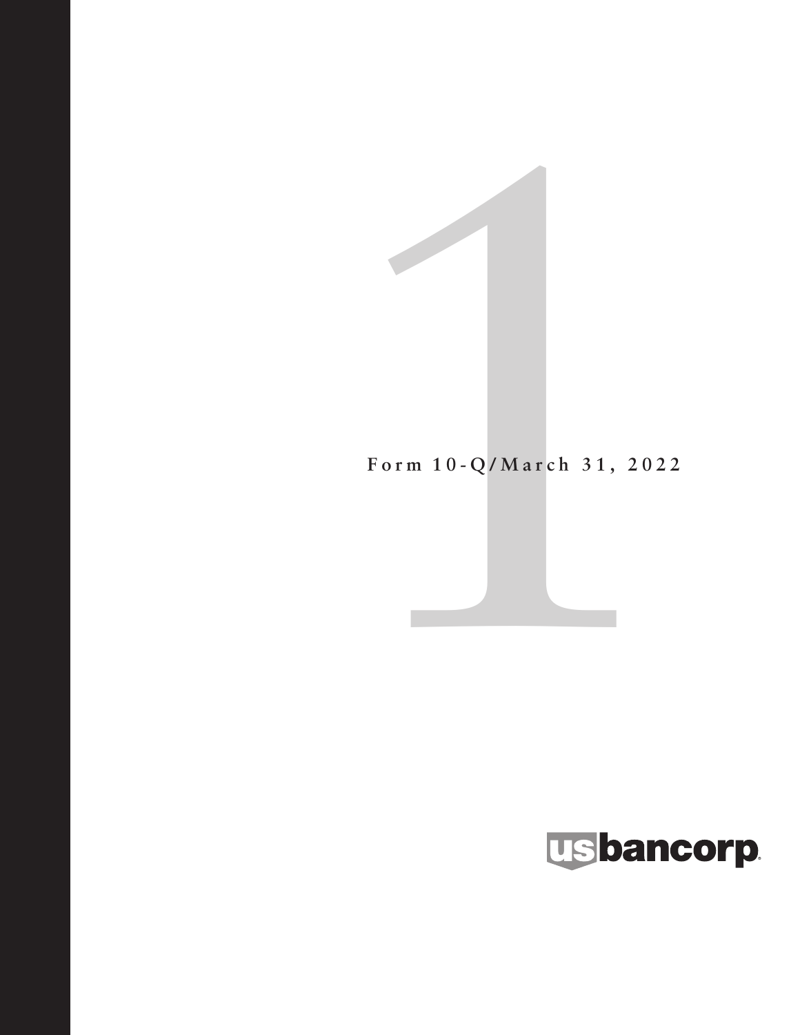Form 10-Q/March 31, 2022

usbancorp.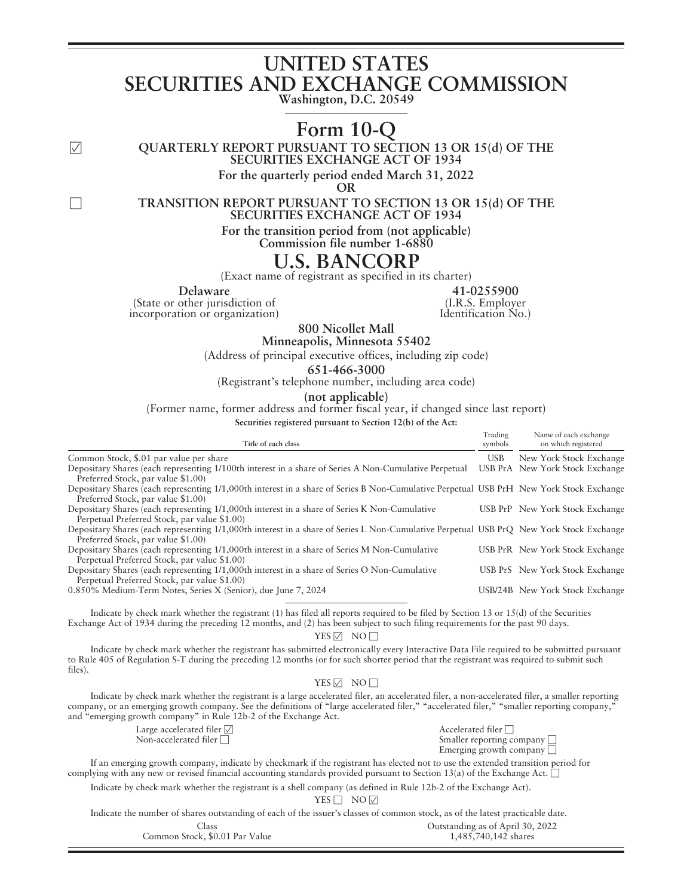# UNITED STATES SECURITIES AND EXCHANGE COMMISSION

**Washington, D.C. 20549**

# Form 10-Q

☑ **QUARTERLY REPORT PURSUANT TO SECTION 13 OR 15(d) OF THE SECURITIES EXCHANGE ACT OF 1934**

**For the quarterly period ended March 31, 2022**

**OR**

☐ **TRANSITION REPORT PURSUANT TO SECTION 13 OR 15(d) OF THE SECURITIES EXCHANGE ACT OF 1934**

**For the transition period from (not applicable)**

**Commission file number 1-6880**

# U.S. BANCORP

(Exact name of registrant as specified in its charter)

| **Delaware** | **41-0255900** |
|---|---|
| (State or other jurisdiction of incorporation or organization) | (I.R.S. Employer Identification No.) |

**800 Nicollet Mall**
**Minneapolis, Minnesota 55402**

(Address of principal executive offices, including zip code)

**651-466-3000**

(Registrant's telephone number, including area code)

**(not applicable)**

(Former name, former address and former fiscal year, if changed since last report)

**Securities registered pursuant to Section 12(b) of the Act:**

| Title of each class | Trading symbols | Name of each exchange on which registered |
|---|---|---|
| Common Stock, $.01 par value per share | USB | New York Stock Exchange |
| Depositary Shares (each representing 1/100th interest in a share of Series A Non-Cumulative Perpetual Preferred Stock, par value $1.00) | USB PrA | New York Stock Exchange |
| Depositary Shares (each representing 1/1,000th interest in a share of Series B Non-Cumulative Perpetual Preferred Stock, par value $1.00) | USB PrH | New York Stock Exchange |
| Depositary Shares (each representing 1/1,000th interest in a share of Series K Non-Cumulative Perpetual Preferred Stock, par value $1.00) | USB PrP | New York Stock Exchange |
| Depositary Shares (each representing 1/1,000th interest in a share of Series L Non-Cumulative Perpetual Preferred Stock, par value $1.00) | USB PrQ | New York Stock Exchange |
| Depositary Shares (each representing 1/1,000th interest in a share of Series M Non-Cumulative Perpetual Preferred Stock, par value $1.00) | USB PrR | New York Stock Exchange |
| Depositary Shares (each representing 1/1,000th interest in a share of Series O Non-Cumulative Perpetual Preferred Stock, par value $1.00) | USB PrS | New York Stock Exchange |
| 0.850% Medium-Term Notes, Series X (Senior), due June 7, 2024 | USB/24B | New York Stock Exchange |

Indicate by check mark whether the registrant (1) has filed all reports required to be filed by Section 13 or 15(d) of the Securities Exchange Act of 1934 during the preceding 12 months, and (2) has been subject to such filing requirements for the past 90 days.

YES ☑ NO ☐

Indicate by check mark whether the registrant has submitted electronically every Interactive Data File required to be submitted pursuant to Rule 405 of Regulation S-T during the preceding 12 months (or for such shorter period that the registrant was required to submit such files).

YES ☑ NO ☐

Indicate by check mark whether the registrant is a large accelerated filer, an accelerated filer, a non-accelerated filer, a smaller reporting company, or an emerging growth company. See the definitions of "large accelerated filer," "accelerated filer," "smaller reporting company," and "emerging growth company" in Rule 12b-2 of the Exchange Act.

| | |
|---|---|
| Large accelerated filer ☑ | Accelerated filer ☐ |
| Non-accelerated filer ☐ | Smaller reporting company ☐ |
| | Emerging growth company ☐ |

If an emerging growth company, indicate by checkmark if the registrant has elected not to use the extended transition period for complying with any new or revised financial accounting standards provided pursuant to Section 13(a) of the Exchange Act. ☐

Indicate by check mark whether the registrant is a shell company (as defined in Rule 12b-2 of the Exchange Act).

YES ☐ NO ☑

Indicate the number of shares outstanding of each of the issuer's classes of common stock, as of the latest practicable date.

| Class | Outstanding as of April 30, 2022 |
|---|---|
| Common Stock, $0.01 Par Value | 1,485,740,142 shares |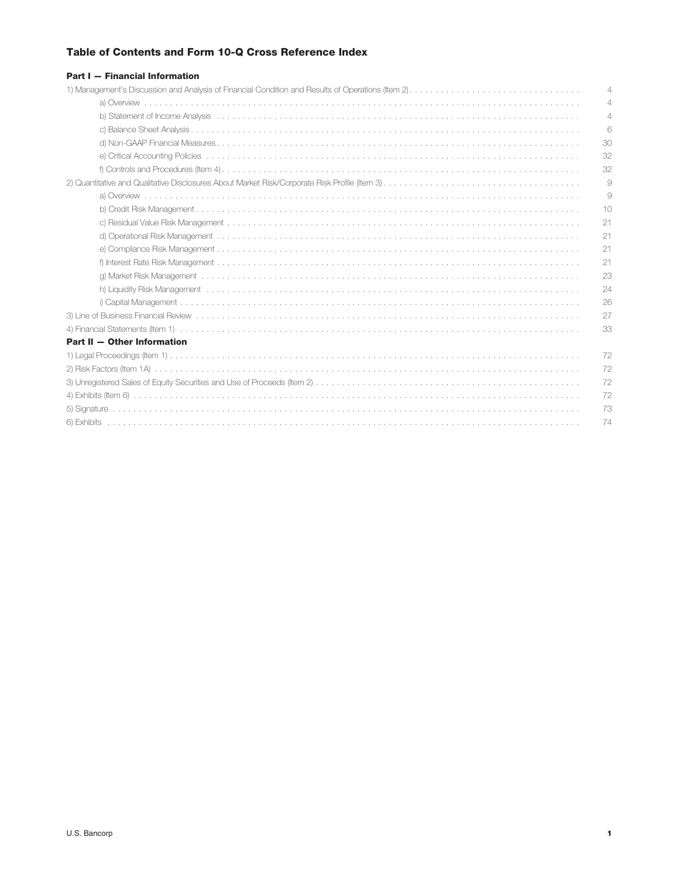## Table of Contents and Form 10-Q Cross Reference Index

### Part I — Financial Information

| | |
|---|---|
| 1) Management's Discussion and Analysis of Financial Condition and Results of Operations (Item 2) | 4 |
| a) Overview | 4 |
| b) Statement of Income Analysis | 4 |
| c) Balance Sheet Analysis | 6 |
| d) Non-GAAP Financial Measures | 30 |
| e) Critical Accounting Policies | 32 |
| f) Controls and Procedures (Item 4) | 32 |
| 2) Quantitative and Qualitative Disclosures About Market Risk/Corporate Risk Profile (Item 3) | 9 |
| a) Overview | 9 |
| b) Credit Risk Management | 10 |
| c) Residual Value Risk Management | 21 |
| d) Operational Risk Management | 21 |
| e) Compliance Risk Management | 21 |
| f) Interest Rate Risk Management | 21 |
| g) Market Risk Management | 23 |
| h) Liquidity Risk Management | 24 |
| i) Capital Management | 26 |
| 3) Line of Business Financial Review | 27 |
| 4) Financial Statements (Item 1) | 33 |

### Part II — Other Information

| | |
|---|---|
| 1) Legal Proceedings (Item 1) | 72 |
| 2) Risk Factors (Item 1A) | 72 |
| 3) Unregistered Sales of Equity Securities and Use of Proceeds (Item 2) | 72 |
| 4) Exhibits (Item 6) | 72 |
| 5) Signature | 73 |
| 6) Exhibits | 74 |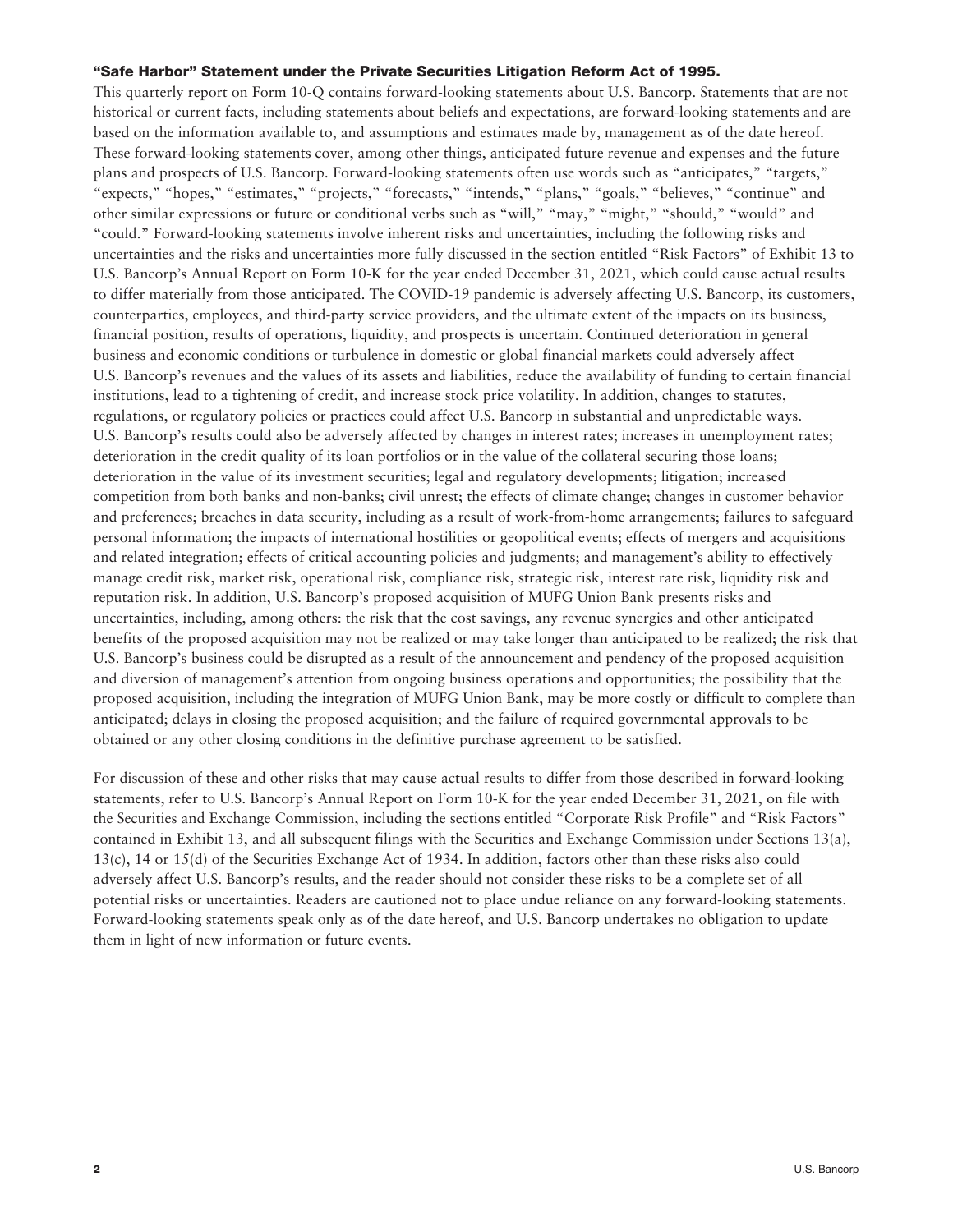### "Safe Harbor" Statement under the Private Securities Litigation Reform Act of 1995.

This quarterly report on Form 10-Q contains forward-looking statements about U.S. Bancorp. Statements that are not historical or current facts, including statements about beliefs and expectations, are forward-looking statements and are based on the information available to, and assumptions and estimates made by, management as of the date hereof. These forward-looking statements cover, among other things, anticipated future revenue and expenses and the future plans and prospects of U.S. Bancorp. Forward-looking statements often use words such as "anticipates," "targets," "expects," "hopes," "estimates," "projects," "forecasts," "intends," "plans," "goals," "believes," "continue" and other similar expressions or future or conditional verbs such as "will," "may," "might," "should," "would" and "could." Forward-looking statements involve inherent risks and uncertainties, including the following risks and uncertainties and the risks and uncertainties more fully discussed in the section entitled "Risk Factors" of Exhibit 13 to U.S. Bancorp's Annual Report on Form 10-K for the year ended December 31, 2021, which could cause actual results to differ materially from those anticipated. The COVID-19 pandemic is adversely affecting U.S. Bancorp, its customers, counterparties, employees, and third-party service providers, and the ultimate extent of the impacts on its business, financial position, results of operations, liquidity, and prospects is uncertain. Continued deterioration in general business and economic conditions or turbulence in domestic or global financial markets could adversely affect U.S. Bancorp's revenues and the values of its assets and liabilities, reduce the availability of funding to certain financial institutions, lead to a tightening of credit, and increase stock price volatility. In addition, changes to statutes, regulations, or regulatory policies or practices could affect U.S. Bancorp in substantial and unpredictable ways. U.S. Bancorp's results could also be adversely affected by changes in interest rates; increases in unemployment rates; deterioration in the credit quality of its loan portfolios or in the value of the collateral securing those loans; deterioration in the value of its investment securities; legal and regulatory developments; litigation; increased competition from both banks and non-banks; civil unrest; the effects of climate change; changes in customer behavior and preferences; breaches in data security, including as a result of work-from-home arrangements; failures to safeguard personal information; the impacts of international hostilities or geopolitical events; effects of mergers and acquisitions and related integration; effects of critical accounting policies and judgments; and management's ability to effectively manage credit risk, market risk, operational risk, compliance risk, strategic risk, interest rate risk, liquidity risk and reputation risk. In addition, U.S. Bancorp's proposed acquisition of MUFG Union Bank presents risks and uncertainties, including, among others: the risk that the cost savings, any revenue synergies and other anticipated benefits of the proposed acquisition may not be realized or may take longer than anticipated to be realized; the risk that U.S. Bancorp's business could be disrupted as a result of the announcement and pendency of the proposed acquisition and diversion of management's attention from ongoing business operations and opportunities; the possibility that the proposed acquisition, including the integration of MUFG Union Bank, may be more costly or difficult to complete than anticipated; delays in closing the proposed acquisition; and the failure of required governmental approvals to be obtained or any other closing conditions in the definitive purchase agreement to be satisfied.

For discussion of these and other risks that may cause actual results to differ from those described in forward-looking statements, refer to U.S. Bancorp's Annual Report on Form 10-K for the year ended December 31, 2021, on file with the Securities and Exchange Commission, including the sections entitled "Corporate Risk Profile" and "Risk Factors" contained in Exhibit 13, and all subsequent filings with the Securities and Exchange Commission under Sections 13(a), 13(c), 14 or 15(d) of the Securities Exchange Act of 1934. In addition, factors other than these risks also could adversely affect U.S. Bancorp's results, and the reader should not consider these risks to be a complete set of all potential risks or uncertainties. Readers are cautioned not to place undue reliance on any forward-looking statements. Forward-looking statements speak only as of the date hereof, and U.S. Bancorp undertakes no obligation to update them in light of new information or future events.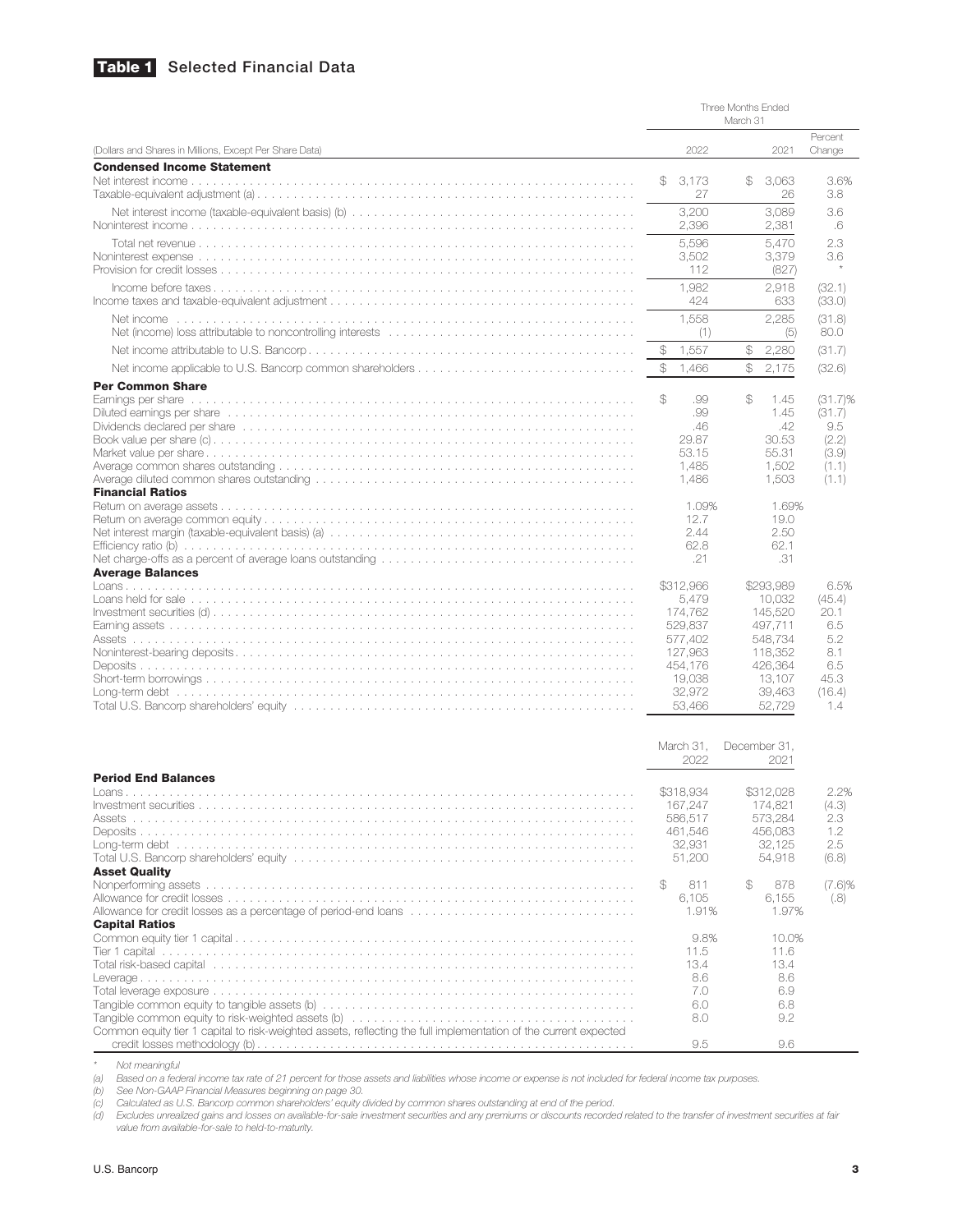## Table 1 Selected Financial Data

| (Dollars and Shares in Millions, Except Per Share Data) | Three Months Ended March 31 2022 | 2021 | Percent Change |
|---|---|---|---|
| **Condensed Income Statement** | | | |
| Net interest income | $ 3,173 | $ 3,063 | 3.6% |
| Taxable-equivalent adjustment (a) | 27 | 26 | 3.8 |
| Net interest income (taxable-equivalent basis) (b) | 3,200 | 3,089 | 3.6 |
| Noninterest income | 2,396 | 2,381 | .6 |
| Total net revenue | 5,596 | 5,470 | 2.3 |
| Noninterest expense | 3,502 | 3,379 | 3.6 |
| Provision for credit losses | 112 | (827) | * |
| Income before taxes | 1,982 | 2,918 | (32.1) |
| Income taxes and taxable-equivalent adjustment | 424 | 633 | (33.0) |
| Net income | 1,558 | 2,285 | (31.8) |
| Net (income) loss attributable to noncontrolling interests | (1) | (5) | 80.0 |
| Net income attributable to U.S. Bancorp | $ 1,557 | $ 2,280 | (31.7) |
| Net income applicable to U.S. Bancorp common shareholders | $ 1,466 | $ 2,175 | (32.6) |
| **Per Common Share** | | | |
| Earnings per share | $ .99 | $ 1.45 | (31.7)% |
| Diluted earnings per share | .99 | 1.45 | (31.7) |
| Dividends declared per share | .46 | .42 | 9.5 |
| Book value per share (c) | 29.87 | 30.53 | (2.2) |
| Market value per share | 53.15 | 55.31 | (3.9) |
| Average common shares outstanding | 1,485 | 1,502 | (1.1) |
| Average diluted common shares outstanding | 1,486 | 1,503 | (1.1) |
| **Financial Ratios** | | | |
| Return on average assets | 1.09% | 1.69% | |
| Return on average common equity | 12.7 | 19.0 | |
| Net interest margin (taxable-equivalent basis) (a) | 2.44 | 2.50 | |
| Efficiency ratio (b) | 62.8 | 62.1 | |
| Net charge-offs as a percent of average loans outstanding | .21 | .31 | |
| **Average Balances** | | | |
| Loans | $312,966 | $293,989 | 6.5% |
| Loans held for sale | 5,479 | 10,032 | (45.4) |
| Investment securities (d) | 174,762 | 145,520 | 20.1 |
| Earning assets | 529,837 | 497,711 | 6.5 |
| Assets | 577,402 | 548,734 | 5.2 |
| Noninterest-bearing deposits | 127,963 | 118,352 | 8.1 |
| Deposits | 454,176 | 426,364 | 6.5 |
| Short-term borrowings | 19,038 | 13,107 | 45.3 |
| Long-term debt | 32,972 | 39,463 | (16.4) |
| Total U.S. Bancorp shareholders' equity | 53,466 | 52,729 | 1.4 |

| | March 31, 2022 | December 31, 2021 | |
|---|---|---|---|
| **Period End Balances** | | | |
| Loans | $318,934 | $312,028 | 2.2% |
| Investment securities | 167,247 | 174,821 | (4.3) |
| Assets | 586,517 | 573,284 | 2.3 |
| Deposits | 461,546 | 456,083 | 1.2 |
| Long-term debt | 32,931 | 32,125 | 2.5 |
| Total U.S. Bancorp shareholders' equity | 51,200 | 54,918 | (6.8) |
| **Asset Quality** | | | |
| Nonperforming assets | $ 811 | $ 878 | (7.6)% |
| Allowance for credit losses | 6,105 | 6,155 | (.8) |
| Allowance for credit losses as a percentage of period-end loans | 1.91% | 1.97% | |
| **Capital Ratios** | | | |
| Common equity tier 1 capital | 9.8% | 10.0% | |
| Tier 1 capital | 11.5 | 11.6 | |
| Total risk-based capital | 13.4 | 13.4 | |
| Leverage | 8.6 | 8.6 | |
| Total leverage exposure | 7.0 | 6.9 | |
| Tangible common equity to tangible assets (b) | 6.0 | 6.8 | |
| Tangible common equity to risk-weighted assets (b) | 8.0 | 9.2 | |
| Common equity tier 1 capital to risk-weighted assets, reflecting the full implementation of the current expected credit losses methodology (b) | 9.5 | 9.6 | |

\* Not meaningful

(a) Based on a federal income tax rate of 21 percent for those assets and liabilities whose income or expense is not included for federal income tax purposes.

(b) See Non-GAAP Financial Measures beginning on page 30.

(c) Calculated as U.S. Bancorp common shareholders' equity divided by common shares outstanding at end of the period.

(d) Excludes unrealized gains and losses on available-for-sale investment securities and any premiums or discounts recorded related to the transfer of investment securities at fair value from available-for-sale to held-to-maturity.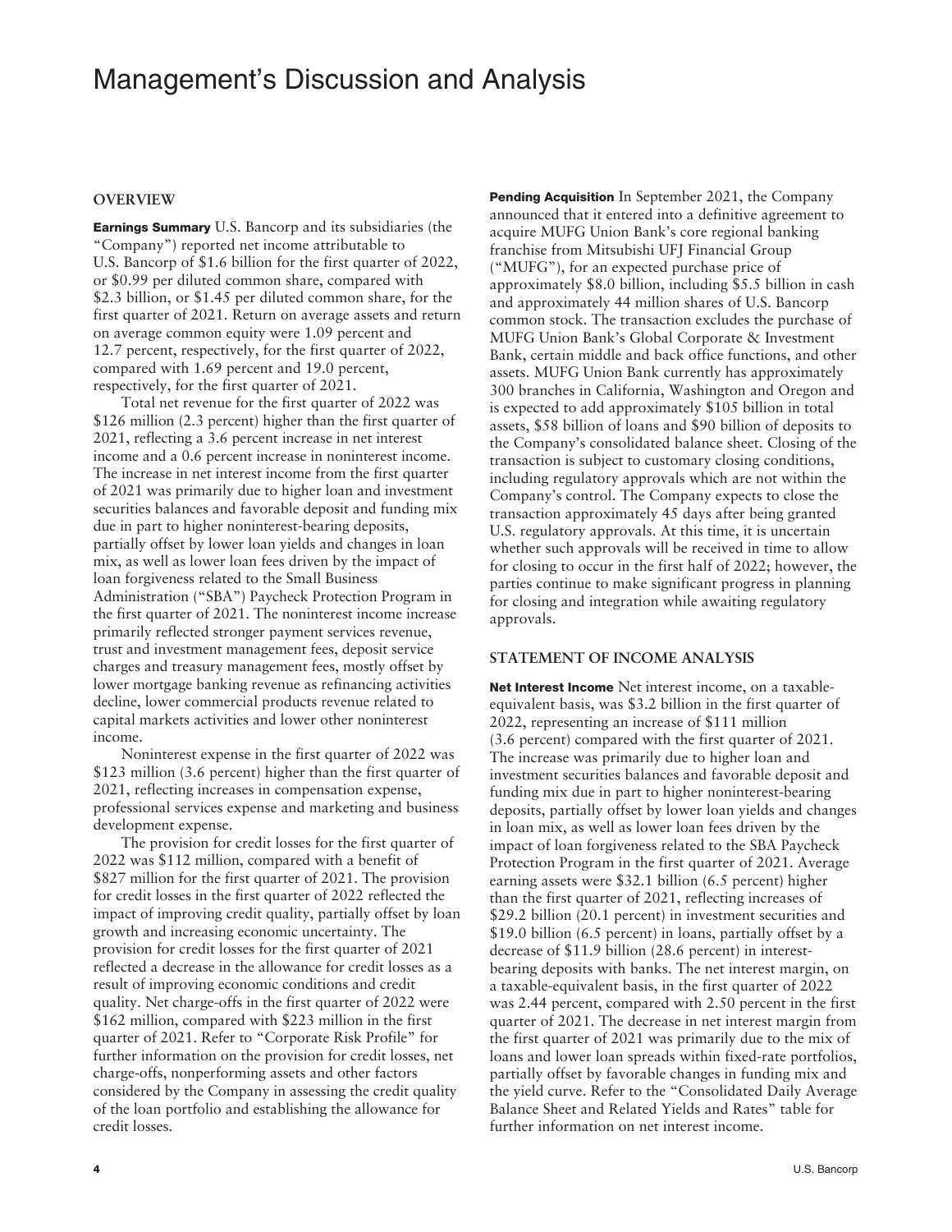# Management's Discussion and Analysis

## OVERVIEW

**Earnings Summary** U.S. Bancorp and its subsidiaries (the "Company") reported net income attributable to U.S. Bancorp of $1.6 billion for the first quarter of 2022, or $0.99 per diluted common share, compared with $2.3 billion, or $1.45 per diluted common share, for the first quarter of 2021. Return on average assets and return on average common equity were 1.09 percent and 12.7 percent, respectively, for the first quarter of 2022, compared with 1.69 percent and 19.0 percent, respectively, for the first quarter of 2021.

Total net revenue for the first quarter of 2022 was $126 million (2.3 percent) higher than the first quarter of 2021, reflecting a 3.6 percent increase in net interest income and a 0.6 percent increase in noninterest income. The increase in net interest income from the first quarter of 2021 was primarily due to higher loan and investment securities balances and favorable deposit and funding mix due in part to higher noninterest-bearing deposits, partially offset by lower loan yields and changes in loan mix, as well as lower loan fees driven by the impact of loan forgiveness related to the Small Business Administration ("SBA") Paycheck Protection Program in the first quarter of 2021. The noninterest income increase primarily reflected stronger payment services revenue, trust and investment management fees, deposit service charges and treasury management fees, mostly offset by lower mortgage banking revenue as refinancing activities decline, lower commercial products revenue related to capital markets activities and lower other noninterest income.

Noninterest expense in the first quarter of 2022 was $123 million (3.6 percent) higher than the first quarter of 2021, reflecting increases in compensation expense, professional services expense and marketing and business development expense.

The provision for credit losses for the first quarter of 2022 was $112 million, compared with a benefit of $827 million for the first quarter of 2021. The provision for credit losses in the first quarter of 2022 reflected the impact of improving credit quality, partially offset by loan growth and increasing economic uncertainty. The provision for credit losses for the first quarter of 2021 reflected a decrease in the allowance for credit losses as a result of improving economic conditions and credit quality. Net charge-offs in the first quarter of 2022 were $162 million, compared with $223 million in the first quarter of 2021. Refer to "Corporate Risk Profile" for further information on the provision for credit losses, net charge-offs, nonperforming assets and other factors considered by the Company in assessing the credit quality of the loan portfolio and establishing the allowance for credit losses.

**Pending Acquisition** In September 2021, the Company announced that it entered into a definitive agreement to acquire MUFG Union Bank's core regional banking franchise from Mitsubishi UFJ Financial Group ("MUFG"), for an expected purchase price of approximately $8.0 billion, including $5.5 billion in cash and approximately 44 million shares of U.S. Bancorp common stock. The transaction excludes the purchase of MUFG Union Bank's Global Corporate & Investment Bank, certain middle and back office functions, and other assets. MUFG Union Bank currently has approximately 300 branches in California, Washington and Oregon and is expected to add approximately $105 billion in total assets, $58 billion of loans and $90 billion of deposits to the Company's consolidated balance sheet. Closing of the transaction is subject to customary closing conditions, including regulatory approvals which are not within the Company's control. The Company expects to close the transaction approximately 45 days after being granted U.S. regulatory approvals. At this time, it is uncertain whether such approvals will be received in time to allow for closing to occur in the first half of 2022; however, the parties continue to make significant progress in planning for closing and integration while awaiting regulatory approvals.

## STATEMENT OF INCOME ANALYSIS

**Net Interest Income** Net interest income, on a taxable-equivalent basis, was $3.2 billion in the first quarter of 2022, representing an increase of $111 million (3.6 percent) compared with the first quarter of 2021. The increase was primarily due to higher loan and investment securities balances and favorable deposit and funding mix due in part to higher noninterest-bearing deposits, partially offset by lower loan yields and changes in loan mix, as well as lower loan fees driven by the impact of loan forgiveness related to the SBA Paycheck Protection Program in the first quarter of 2021. Average earning assets were $32.1 billion (6.5 percent) higher than the first quarter of 2021, reflecting increases of $29.2 billion (20.1 percent) in investment securities and $19.0 billion (6.5 percent) in loans, partially offset by a decrease of $11.9 billion (28.6 percent) in interest-bearing deposits with banks. The net interest margin, on a taxable-equivalent basis, in the first quarter of 2022 was 2.44 percent, compared with 2.50 percent in the first quarter of 2021. The decrease in net interest margin from the first quarter of 2021 was primarily due to the mix of loans and lower loan spreads within fixed-rate portfolios, partially offset by favorable changes in funding mix and the yield curve. Refer to the "Consolidated Daily Average Balance Sheet and Related Yields and Rates" table for further information on net interest income.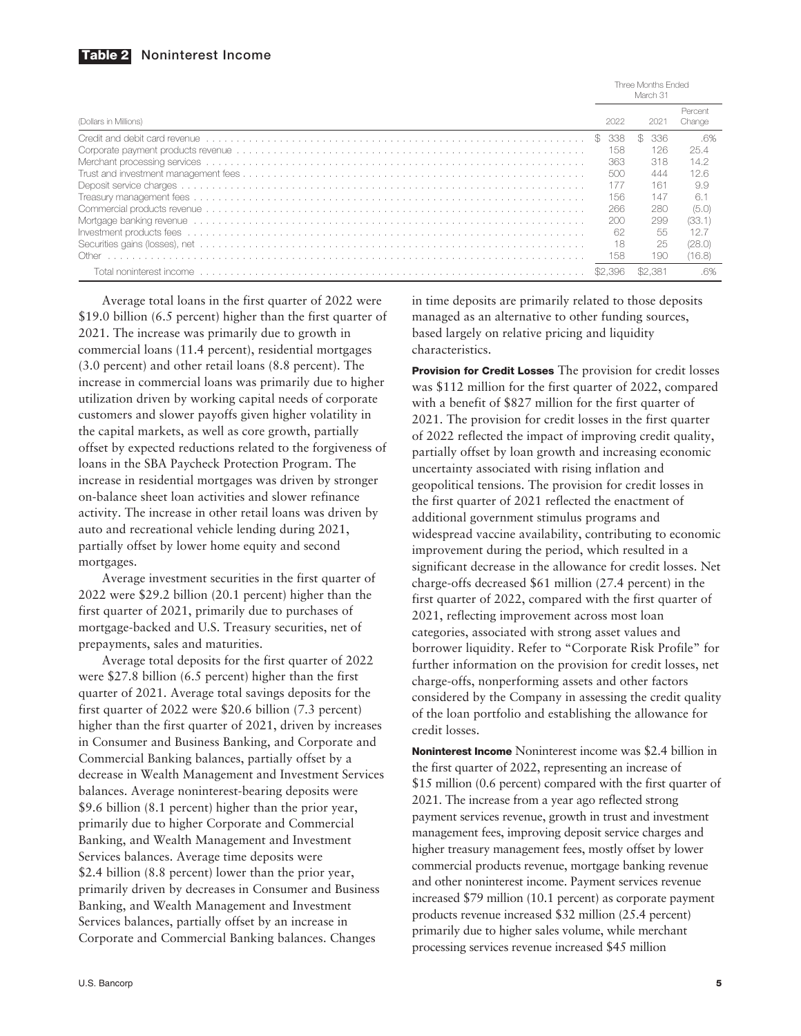**Table 2** Noninterest Income

| (Dollars in Millions) | Three Months Ended March 31 2022 | 2021 | Percent Change |
|---|---|---|---|
| Credit and debit card revenue | $ 338 | $ 336 | .6% |
| Corporate payment products revenue | 158 | 126 | 25.4 |
| Merchant processing services | 363 | 318 | 14.2 |
| Trust and investment management fees | 500 | 444 | 12.6 |
| Deposit service charges | 177 | 161 | 9.9 |
| Treasury management fees | 156 | 147 | 6.1 |
| Commercial products revenue | 266 | 280 | (5.0) |
| Mortgage banking revenue | 200 | 299 | (33.1) |
| Investment products fees | 62 | 55 | 12.7 |
| Securities gains (losses), net | 18 | 25 | (28.0) |
| Other | 158 | 190 | (16.8) |
| Total noninterest income | $2,396 | $2,381 | .6% |

Average total loans in the first quarter of 2022 were $19.0 billion (6.5 percent) higher than the first quarter of 2021. The increase was primarily due to growth in commercial loans (11.4 percent), residential mortgages (3.0 percent) and other retail loans (8.8 percent). The increase in commercial loans was primarily due to higher utilization driven by working capital needs of corporate customers and slower payoffs given higher volatility in the capital markets, as well as core growth, partially offset by expected reductions related to the forgiveness of loans in the SBA Paycheck Protection Program. The increase in residential mortgages was driven by stronger on-balance sheet loan activities and slower refinance activity. The increase in other retail loans was driven by auto and recreational vehicle lending during 2021, partially offset by lower home equity and second mortgages.

Average investment securities in the first quarter of 2022 were $29.2 billion (20.1 percent) higher than the first quarter of 2021, primarily due to purchases of mortgage-backed and U.S. Treasury securities, net of prepayments, sales and maturities.

Average total deposits for the first quarter of 2022 were $27.8 billion (6.5 percent) higher than the first quarter of 2021. Average total savings deposits for the first quarter of 2022 were $20.6 billion (7.3 percent) higher than the first quarter of 2021, driven by increases in Consumer and Business Banking, and Corporate and Commercial Banking balances, partially offset by a decrease in Wealth Management and Investment Services balances. Average noninterest-bearing deposits were $9.6 billion (8.1 percent) higher than the prior year, primarily due to higher Corporate and Commercial Banking, and Wealth Management and Investment Services balances. Average time deposits were $2.4 billion (8.8 percent) lower than the prior year, primarily driven by decreases in Consumer and Business Banking, and Wealth Management and Investment Services balances, partially offset by an increase in Corporate and Commercial Banking balances. Changes in time deposits are primarily related to those deposits managed as an alternative to other funding sources, based largely on relative pricing and liquidity characteristics.

**Provision for Credit Losses** The provision for credit losses was $112 million for the first quarter of 2022, compared with a benefit of $827 million for the first quarter of 2021. The provision for credit losses in the first quarter of 2022 reflected the impact of improving credit quality, partially offset by loan growth and increasing economic uncertainty associated with rising inflation and geopolitical tensions. The provision for credit losses in the first quarter of 2021 reflected the enactment of additional government stimulus programs and widespread vaccine availability, contributing to economic improvement during the period, which resulted in a significant decrease in the allowance for credit losses. Net charge-offs decreased $61 million (27.4 percent) in the first quarter of 2022, compared with the first quarter of 2021, reflecting improvement across most loan categories, associated with strong asset values and borrower liquidity. Refer to "Corporate Risk Profile" for further information on the provision for credit losses, net charge-offs, nonperforming assets and other factors considered by the Company in assessing the credit quality of the loan portfolio and establishing the allowance for credit losses.

**Noninterest Income** Noninterest income was $2.4 billion in the first quarter of 2022, representing an increase of $15 million (0.6 percent) compared with the first quarter of 2021. The increase from a year ago reflected strong payment services revenue, growth in trust and investment management fees, improving deposit service charges and higher treasury management fees, mostly offset by lower commercial products revenue, mortgage banking revenue and other noninterest income. Payment services revenue increased $79 million (10.1 percent) as corporate payment products revenue increased $32 million (25.4 percent) primarily due to higher sales volume, while merchant processing services revenue increased $45 million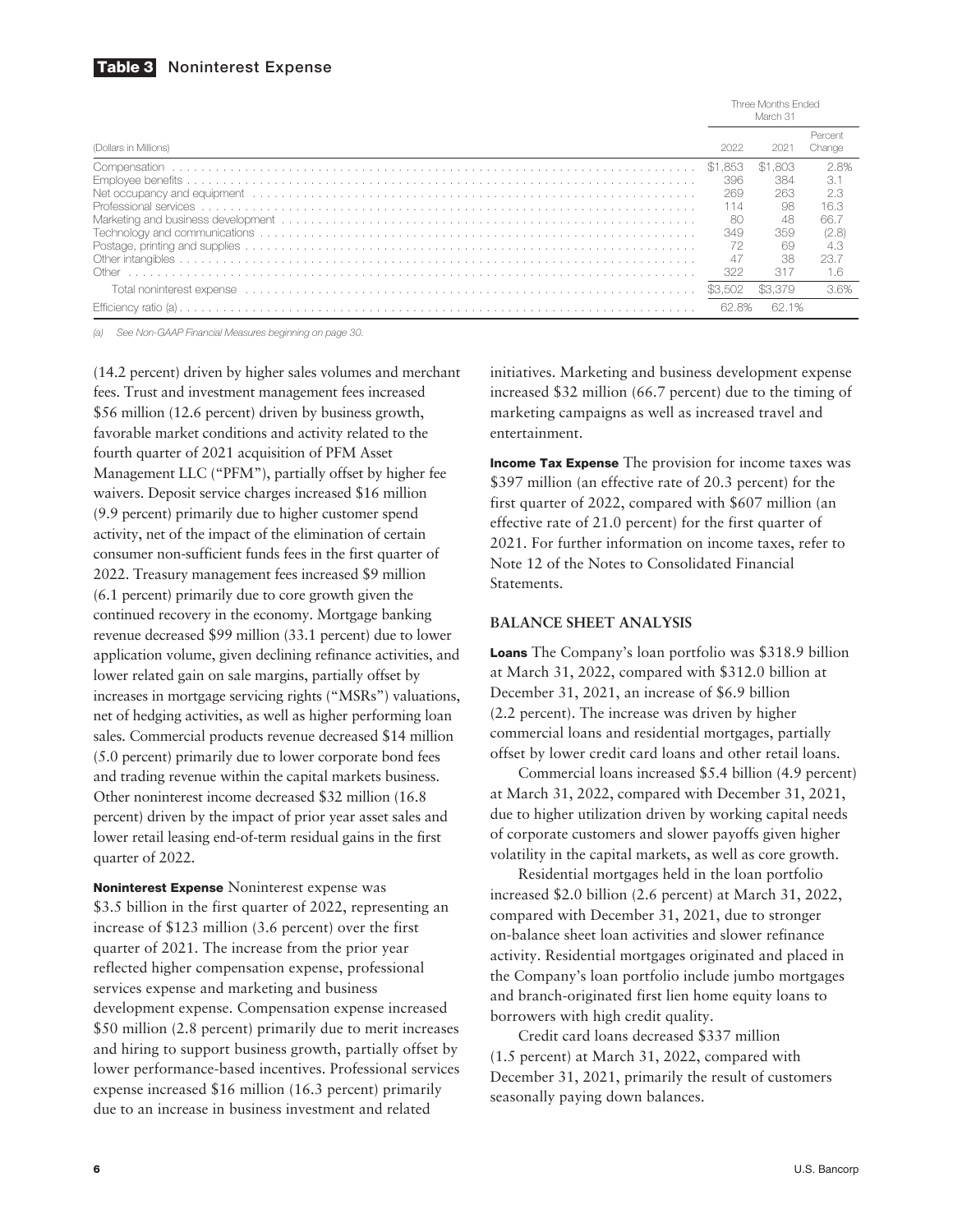## Table 3 Noninterest Expense

| (Dollars in Millions) | Three Months Ended March 31 | | |
|---|---|---|---|
| | 2022 | 2021 | Percent Change |
| Compensation | $1,853 | $1,803 | 2.8% |
| Employee benefits | 396 | 384 | 3.1 |
| Net occupancy and equipment | 269 | 263 | 2.3 |
| Professional services | 114 | 98 | 16.3 |
| Marketing and business development | 80 | 48 | 66.7 |
| Technology and communications | 349 | 359 | (2.8) |
| Postage, printing and supplies | 72 | 69 | 4.3 |
| Other intangibles | 47 | 38 | 23.7 |
| Other | 322 | 317 | 1.6 |
| Total noninterest expense | $3,502 | $3,379 | 3.6% |
| Efficiency ratio (a) | 62.8% | 62.1% | |

*(a) See Non-GAAP Financial Measures beginning on page 30.*

(14.2 percent) driven by higher sales volumes and merchant fees. Trust and investment management fees increased $56 million (12.6 percent) driven by business growth, favorable market conditions and activity related to the fourth quarter of 2021 acquisition of PFM Asset Management LLC ("PFM"), partially offset by higher fee waivers. Deposit service charges increased $16 million (9.9 percent) primarily due to higher customer spend activity, net of the impact of the elimination of certain consumer non-sufficient funds fees in the first quarter of 2022. Treasury management fees increased $9 million (6.1 percent) primarily due to core growth given the continued recovery in the economy. Mortgage banking revenue decreased $99 million (33.1 percent) due to lower application volume, given declining refinance activities, and lower related gain on sale margins, partially offset by increases in mortgage servicing rights ("MSRs") valuations, net of hedging activities, as well as higher performing loan sales. Commercial products revenue decreased $14 million (5.0 percent) primarily due to lower corporate bond fees and trading revenue within the capital markets business. Other noninterest income decreased $32 million (16.8 percent) driven by the impact of prior year asset sales and lower retail leasing end-of-term residual gains in the first quarter of 2022.

**Noninterest Expense** Noninterest expense was $3.5 billion in the first quarter of 2022, representing an increase of $123 million (3.6 percent) over the first quarter of 2021. The increase from the prior year reflected higher compensation expense, professional services expense and marketing and business development expense. Compensation expense increased $50 million (2.8 percent) primarily due to merit increases and hiring to support business growth, partially offset by lower performance-based incentives. Professional services expense increased $16 million (16.3 percent) primarily due to an increase in business investment and related initiatives. Marketing and business development expense increased $32 million (66.7 percent) due to the timing of marketing campaigns as well as increased travel and entertainment.

**Income Tax Expense** The provision for income taxes was $397 million (an effective rate of 20.3 percent) for the first quarter of 2022, compared with $607 million (an effective rate of 21.0 percent) for the first quarter of 2021. For further information on income taxes, refer to Note 12 of the Notes to Consolidated Financial Statements.

## BALANCE SHEET ANALYSIS

**Loans** The Company's loan portfolio was $318.9 billion at March 31, 2022, compared with $312.0 billion at December 31, 2021, an increase of $6.9 billion (2.2 percent). The increase was driven by higher commercial loans and residential mortgages, partially offset by lower credit card loans and other retail loans.

Commercial loans increased $5.4 billion (4.9 percent) at March 31, 2022, compared with December 31, 2021, due to higher utilization driven by working capital needs of corporate customers and slower payoffs given higher volatility in the capital markets, as well as core growth.

Residential mortgages held in the loan portfolio increased $2.0 billion (2.6 percent) at March 31, 2022, compared with December 31, 2021, due to stronger on-balance sheet loan activities and slower refinance activity. Residential mortgages originated and placed in the Company's loan portfolio include jumbo mortgages and branch-originated first lien home equity loans to borrowers with high credit quality.

Credit card loans decreased $337 million (1.5 percent) at March 31, 2022, compared with December 31, 2021, primarily the result of customers seasonally paying down balances.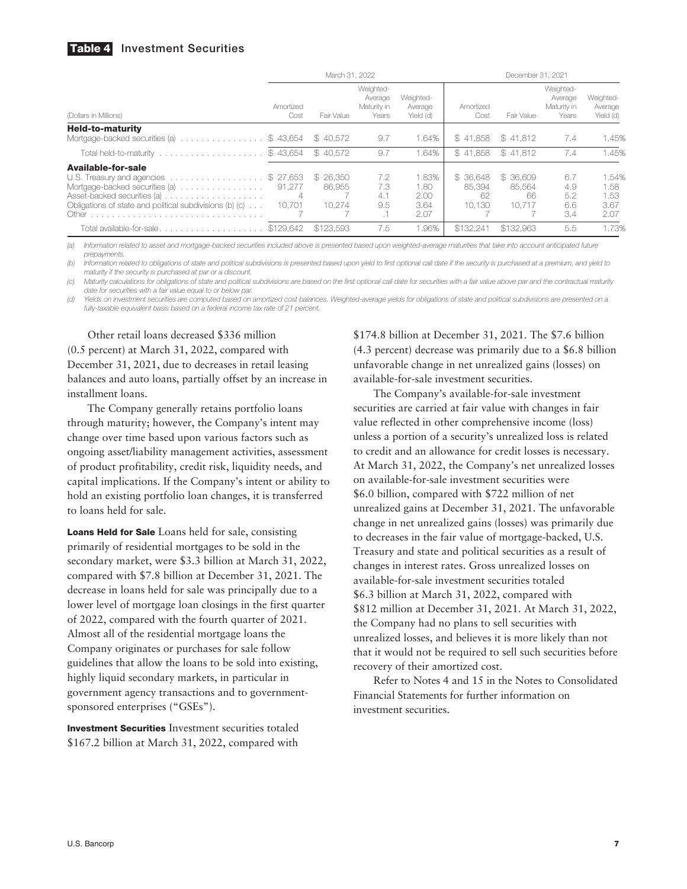## Table 4 Investment Securities

| (Dollars in Millions) | March 31, 2022 | | | | December 31, 2021 | | | |
|---|---|---|---|---|---|---|---|---|
| | Amortized Cost | Fair Value | Weighted-Average Maturity in Years | Weighted-Average Yield (d) | Amortized Cost | Fair Value | Weighted-Average Maturity in Years | Weighted-Average Yield (d) |
| **Held-to-maturity** | | | | | | | | |
| Mortgage-backed securities (a) | $ 43,654 | $ 40,572 | 9.7 | 1.64% | $ 41,858 | $ 41,812 | 7.4 | 1.45% |
| Total held-to-maturity | $ 43,654 | $ 40,572 | 9.7 | 1.64% | $ 41,858 | $ 41,812 | 7.4 | 1.45% |
| **Available-for-sale** | | | | | | | | |
| U.S. Treasury and agencies | $ 27,653 | $ 26,350 | 7.2 | 1.83% | $ 36,648 | $ 36,609 | 6.7 | 1.54% |
| Mortgage-backed securities (a) | 91,277 | 86,955 | 7.3 | 1.80 | 85,394 | 85,564 | 4.9 | 1.58 |
| Asset-backed securities (a) | 4 | 7 | 4.1 | 2.00 | 62 | 66 | 5.2 | 1.53 |
| Obligations of state and political subdivisions (b) (c) | 10,701 | 10,274 | 9.5 | 3.64 | 10,130 | 10,717 | 6.6 | 3.67 |
| Other | 7 | 7 | .1 | 2.07 | 7 | 7 | 3.4 | 2.07 |
| Total available-for-sale | $129,642 | $123,593 | 7.5 | 1.96% | $132,241 | $132,963 | 5.5 | 1.73% |

*(a) Information related to asset and mortgage-backed securities included above is presented based upon weighted-average maturities that take into account anticipated future prepayments.*

*(b) Information related to obligations of state and political subdivisions is presented based upon yield to first optional call date if the security is purchased at a premium, and yield to maturity if the security is purchased at par or a discount.*

*(c) Maturity calculations for obligations of state and political subdivisions are based on the first optional call date for securities with a fair value above par and the contractual maturity date for securities with a fair value equal to or below par.*

*(d) Yields on investment securities are computed based on amortized cost balances. Weighted-average yields for obligations of state and political subdivisions are presented on a fully-taxable equivalent basis based on a federal income tax rate of 21 percent.*

Other retail loans decreased $336 million (0.5 percent) at March 31, 2022, compared with December 31, 2021, due to decreases in retail leasing balances and auto loans, partially offset by an increase in installment loans.

The Company generally retains portfolio loans through maturity; however, the Company's intent may change over time based upon various factors such as ongoing asset/liability management activities, assessment of product profitability, credit risk, liquidity needs, and capital implications. If the Company's intent or ability to hold an existing portfolio loan changes, it is transferred to loans held for sale.

**Loans Held for Sale** Loans held for sale, consisting primarily of residential mortgages to be sold in the secondary market, were $3.3 billion at March 31, 2022, compared with $7.8 billion at December 31, 2021. The decrease in loans held for sale was principally due to a lower level of mortgage loan closings in the first quarter of 2022, compared with the fourth quarter of 2021. Almost all of the residential mortgage loans the Company originates or purchases for sale follow guidelines that allow the loans to be sold into existing, highly liquid secondary markets, in particular in government agency transactions and to government-sponsored enterprises ("GSEs").

**Investment Securities** Investment securities totaled $167.2 billion at March 31, 2022, compared with $174.8 billion at December 31, 2021. The $7.6 billion (4.3 percent) decrease was primarily due to a $6.8 billion unfavorable change in net unrealized gains (losses) on available-for-sale investment securities.

The Company's available-for-sale investment securities are carried at fair value with changes in fair value reflected in other comprehensive income (loss) unless a portion of a security's unrealized loss is related to credit and an allowance for credit losses is necessary. At March 31, 2022, the Company's net unrealized losses on available-for-sale investment securities were $6.0 billion, compared with $722 million of net unrealized gains at December 31, 2021. The unfavorable change in net unrealized gains (losses) was primarily due to decreases in the fair value of mortgage-backed, U.S. Treasury and state and political securities as a result of changes in interest rates. Gross unrealized losses on available-for-sale investment securities totaled $6.3 billion at March 31, 2022, compared with $812 million at December 31, 2021. At March 31, 2022, the Company had no plans to sell securities with unrealized losses, and believes it is more likely than not that it would not be required to sell such securities before recovery of their amortized cost.

Refer to Notes 4 and 15 in the Notes to Consolidated Financial Statements for further information on investment securities.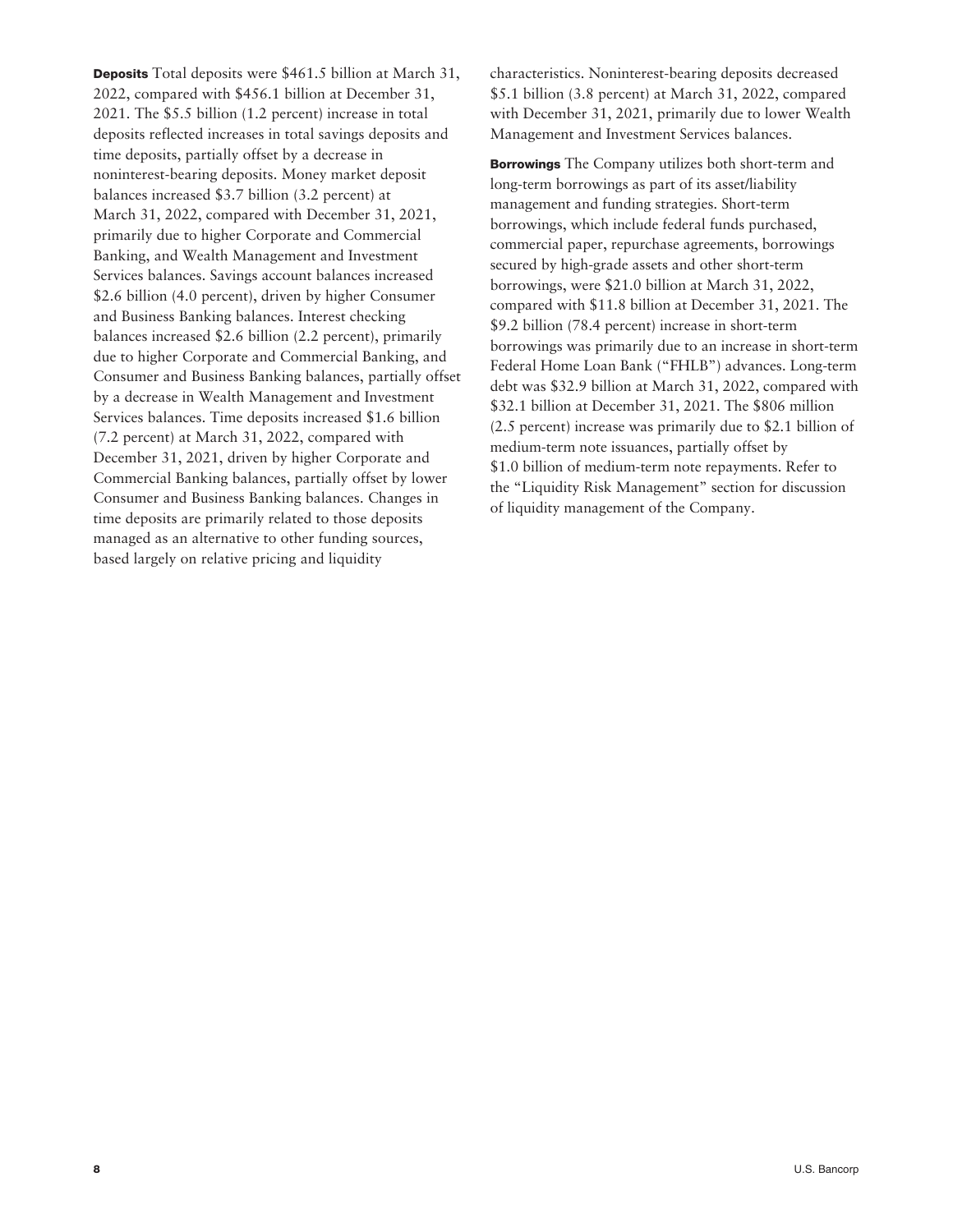**Deposits** Total deposits were $461.5 billion at March 31, 2022, compared with $456.1 billion at December 31, 2021. The $5.5 billion (1.2 percent) increase in total deposits reflected increases in total savings deposits and time deposits, partially offset by a decrease in noninterest-bearing deposits. Money market deposit balances increased $3.7 billion (3.2 percent) at March 31, 2022, compared with December 31, 2021, primarily due to higher Corporate and Commercial Banking, and Wealth Management and Investment Services balances. Savings account balances increased $2.6 billion (4.0 percent), driven by higher Consumer and Business Banking balances. Interest checking balances increased $2.6 billion (2.2 percent), primarily due to higher Corporate and Commercial Banking, and Consumer and Business Banking balances, partially offset by a decrease in Wealth Management and Investment Services balances. Time deposits increased $1.6 billion (7.2 percent) at March 31, 2022, compared with December 31, 2021, driven by higher Corporate and Commercial Banking balances, partially offset by lower Consumer and Business Banking balances. Changes in time deposits are primarily related to those deposits managed as an alternative to other funding sources, based largely on relative pricing and liquidity characteristics. Noninterest-bearing deposits decreased $5.1 billion (3.8 percent) at March 31, 2022, compared with December 31, 2021, primarily due to lower Wealth Management and Investment Services balances.

**Borrowings** The Company utilizes both short-term and long-term borrowings as part of its asset/liability management and funding strategies. Short-term borrowings, which include federal funds purchased, commercial paper, repurchase agreements, borrowings secured by high-grade assets and other short-term borrowings, were $21.0 billion at March 31, 2022, compared with $11.8 billion at December 31, 2021. The $9.2 billion (78.4 percent) increase in short-term borrowings was primarily due to an increase in short-term Federal Home Loan Bank ("FHLB") advances. Long-term debt was $32.9 billion at March 31, 2022, compared with $32.1 billion at December 31, 2021. The $806 million (2.5 percent) increase was primarily due to $2.1 billion of medium-term note issuances, partially offset by $1.0 billion of medium-term note repayments. Refer to the "Liquidity Risk Management" section for discussion of liquidity management of the Company.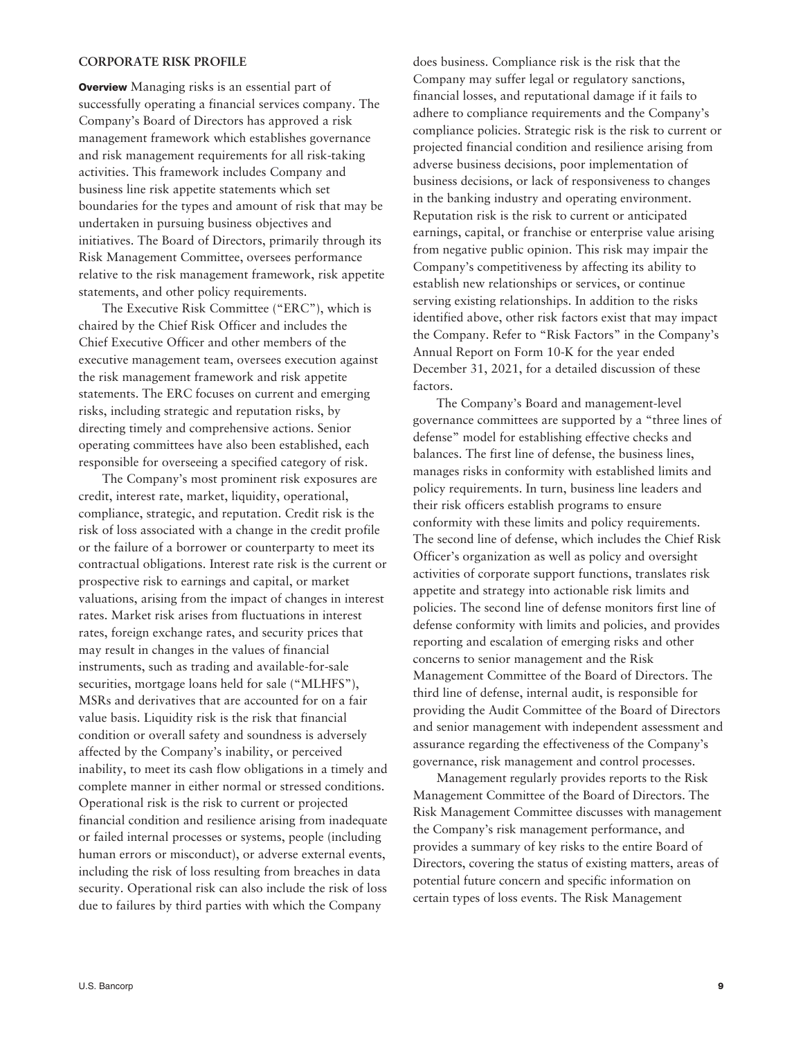### CORPORATE RISK PROFILE

**Overview** Managing risks is an essential part of successfully operating a financial services company. The Company's Board of Directors has approved a risk management framework which establishes governance and risk management requirements for all risk-taking activities. This framework includes Company and business line risk appetite statements which set boundaries for the types and amount of risk that may be undertaken in pursuing business objectives and initiatives. The Board of Directors, primarily through its Risk Management Committee, oversees performance relative to the risk management framework, risk appetite statements, and other policy requirements.

The Executive Risk Committee ("ERC"), which is chaired by the Chief Risk Officer and includes the Chief Executive Officer and other members of the executive management team, oversees execution against the risk management framework and risk appetite statements. The ERC focuses on current and emerging risks, including strategic and reputation risks, by directing timely and comprehensive actions. Senior operating committees have also been established, each responsible for overseeing a specified category of risk.

The Company's most prominent risk exposures are credit, interest rate, market, liquidity, operational, compliance, strategic, and reputation. Credit risk is the risk of loss associated with a change in the credit profile or the failure of a borrower or counterparty to meet its contractual obligations. Interest rate risk is the current or prospective risk to earnings and capital, or market valuations, arising from the impact of changes in interest rates. Market risk arises from fluctuations in interest rates, foreign exchange rates, and security prices that may result in changes in the values of financial instruments, such as trading and available-for-sale securities, mortgage loans held for sale ("MLHFS"), MSRs and derivatives that are accounted for on a fair value basis. Liquidity risk is the risk that financial condition or overall safety and soundness is adversely affected by the Company's inability, or perceived inability, to meet its cash flow obligations in a timely and complete manner in either normal or stressed conditions. Operational risk is the risk to current or projected financial condition and resilience arising from inadequate or failed internal processes or systems, people (including human errors or misconduct), or adverse external events, including the risk of loss resulting from breaches in data security. Operational risk can also include the risk of loss due to failures by third parties with which the Company does business. Compliance risk is the risk that the Company may suffer legal or regulatory sanctions, financial losses, and reputational damage if it fails to adhere to compliance requirements and the Company's compliance policies. Strategic risk is the risk to current or projected financial condition and resilience arising from adverse business decisions, poor implementation of business decisions, or lack of responsiveness to changes in the banking industry and operating environment. Reputation risk is the risk to current or anticipated earnings, capital, or franchise or enterprise value arising from negative public opinion. This risk may impair the Company's competitiveness by affecting its ability to establish new relationships or services, or continue serving existing relationships. In addition to the risks identified above, other risk factors exist that may impact the Company. Refer to "Risk Factors" in the Company's Annual Report on Form 10-K for the year ended December 31, 2021, for a detailed discussion of these factors.

The Company's Board and management-level governance committees are supported by a "three lines of defense" model for establishing effective checks and balances. The first line of defense, the business lines, manages risks in conformity with established limits and policy requirements. In turn, business line leaders and their risk officers establish programs to ensure conformity with these limits and policy requirements. The second line of defense, which includes the Chief Risk Officer's organization as well as policy and oversight activities of corporate support functions, translates risk appetite and strategy into actionable risk limits and policies. The second line of defense monitors first line of defense conformity with limits and policies, and provides reporting and escalation of emerging risks and other concerns to senior management and the Risk Management Committee of the Board of Directors. The third line of defense, internal audit, is responsible for providing the Audit Committee of the Board of Directors and senior management with independent assessment and assurance regarding the effectiveness of the Company's governance, risk management and control processes.

Management regularly provides reports to the Risk Management Committee of the Board of Directors. The Risk Management Committee discusses with management the Company's risk management performance, and provides a summary of key risks to the entire Board of Directors, covering the status of existing matters, areas of potential future concern and specific information on certain types of loss events. The Risk Management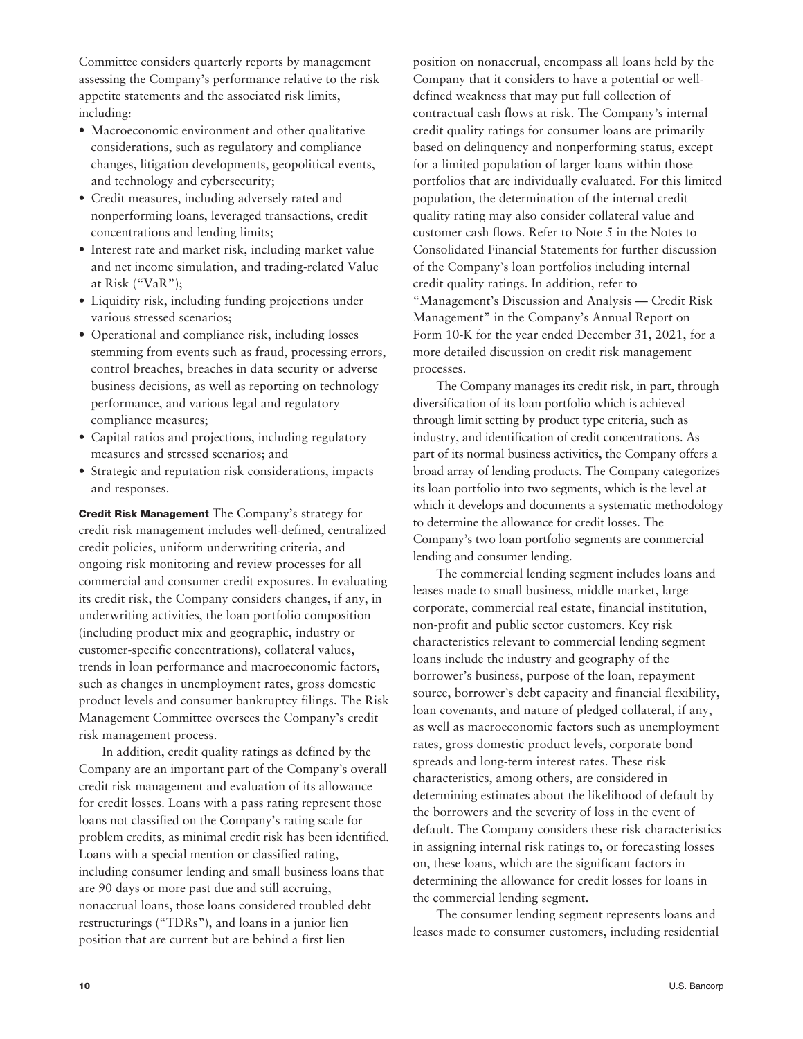Committee considers quarterly reports by management assessing the Company's performance relative to the risk appetite statements and the associated risk limits, including:

- Macroeconomic environment and other qualitative considerations, such as regulatory and compliance changes, litigation developments, geopolitical events, and technology and cybersecurity;
- Credit measures, including adversely rated and nonperforming loans, leveraged transactions, credit concentrations and lending limits;
- Interest rate and market risk, including market value and net income simulation, and trading-related Value at Risk ("VaR");
- Liquidity risk, including funding projections under various stressed scenarios;
- Operational and compliance risk, including losses stemming from events such as fraud, processing errors, control breaches, breaches in data security or adverse business decisions, as well as reporting on technology performance, and various legal and regulatory compliance measures;
- Capital ratios and projections, including regulatory measures and stressed scenarios; and
- Strategic and reputation risk considerations, impacts and responses.

**Credit Risk Management** The Company's strategy for credit risk management includes well-defined, centralized credit policies, uniform underwriting criteria, and ongoing risk monitoring and review processes for all commercial and consumer credit exposures. In evaluating its credit risk, the Company considers changes, if any, in underwriting activities, the loan portfolio composition (including product mix and geographic, industry or customer-specific concentrations), collateral values, trends in loan performance and macroeconomic factors, such as changes in unemployment rates, gross domestic product levels and consumer bankruptcy filings. The Risk Management Committee oversees the Company's credit risk management process.

In addition, credit quality ratings as defined by the Company are an important part of the Company's overall credit risk management and evaluation of its allowance for credit losses. Loans with a pass rating represent those loans not classified on the Company's rating scale for problem credits, as minimal credit risk has been identified. Loans with a special mention or classified rating, including consumer lending and small business loans that are 90 days or more past due and still accruing, nonaccrual loans, those loans considered troubled debt restructurings ("TDRs"), and loans in a junior lien position that are current but are behind a first lien position on nonaccrual, encompass all loans held by the Company that it considers to have a potential or well-defined weakness that may put full collection of contractual cash flows at risk. The Company's internal credit quality ratings for consumer loans are primarily based on delinquency and nonperforming status, except for a limited population of larger loans within those portfolios that are individually evaluated. For this limited population, the determination of the internal credit quality rating may also consider collateral value and customer cash flows. Refer to Note 5 in the Notes to Consolidated Financial Statements for further discussion of the Company's loan portfolios including internal credit quality ratings. In addition, refer to "Management's Discussion and Analysis — Credit Risk Management" in the Company's Annual Report on Form 10-K for the year ended December 31, 2021, for a more detailed discussion on credit risk management processes.

The Company manages its credit risk, in part, through diversification of its loan portfolio which is achieved through limit setting by product type criteria, such as industry, and identification of credit concentrations. As part of its normal business activities, the Company offers a broad array of lending products. The Company categorizes its loan portfolio into two segments, which is the level at which it develops and documents a systematic methodology to determine the allowance for credit losses. The Company's two loan portfolio segments are commercial lending and consumer lending.

The commercial lending segment includes loans and leases made to small business, middle market, large corporate, commercial real estate, financial institution, non-profit and public sector customers. Key risk characteristics relevant to commercial lending segment loans include the industry and geography of the borrower's business, purpose of the loan, repayment source, borrower's debt capacity and financial flexibility, loan covenants, and nature of pledged collateral, if any, as well as macroeconomic factors such as unemployment rates, gross domestic product levels, corporate bond spreads and long-term interest rates. These risk characteristics, among others, are considered in determining estimates about the likelihood of default by the borrowers and the severity of loss in the event of default. The Company considers these risk characteristics in assigning internal risk ratings to, or forecasting losses on, these loans, which are the significant factors in determining the allowance for credit losses for loans in the commercial lending segment.

The consumer lending segment represents loans and leases made to consumer customers, including residential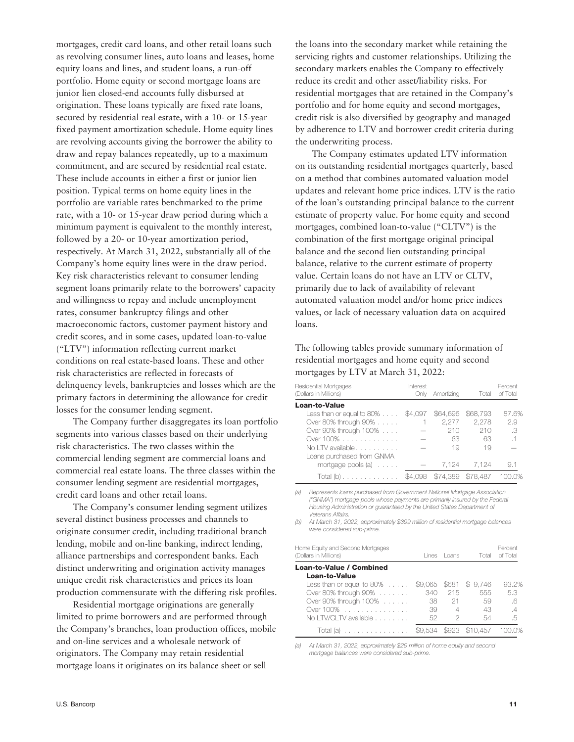mortgages, credit card loans, and other retail loans such as revolving consumer lines, auto loans and leases, home equity loans and lines, and student loans, a run-off portfolio. Home equity or second mortgage loans are junior lien closed-end accounts fully disbursed at origination. These loans typically are fixed rate loans, secured by residential real estate, with a 10- or 15-year fixed payment amortization schedule. Home equity lines are revolving accounts giving the borrower the ability to draw and repay balances repeatedly, up to a maximum commitment, and are secured by residential real estate. These include accounts in either a first or junior lien position. Typical terms on home equity lines in the portfolio are variable rates benchmarked to the prime rate, with a 10- or 15-year draw period during which a minimum payment is equivalent to the monthly interest, followed by a 20- or 10-year amortization period, respectively. At March 31, 2022, substantially all of the Company's home equity lines were in the draw period. Key risk characteristics relevant to consumer lending segment loans primarily relate to the borrowers' capacity and willingness to repay and include unemployment rates, consumer bankruptcy filings and other macroeconomic factors, customer payment history and credit scores, and in some cases, updated loan-to-value ("LTV") information reflecting current market conditions on real estate-based loans. These and other risk characteristics are reflected in forecasts of delinquency levels, bankruptcies and losses which are the primary factors in determining the allowance for credit losses for the consumer lending segment.

The Company further disaggregates its loan portfolio segments into various classes based on their underlying risk characteristics. The two classes within the commercial lending segment are commercial loans and commercial real estate loans. The three classes within the consumer lending segment are residential mortgages, credit card loans and other retail loans.

The Company's consumer lending segment utilizes several distinct business processes and channels to originate consumer credit, including traditional branch lending, mobile and on-line banking, indirect lending, alliance partnerships and correspondent banks. Each distinct underwriting and origination activity manages unique credit risk characteristics and prices its loan production commensurate with the differing risk profiles.

Residential mortgage originations are generally limited to prime borrowers and are performed through the Company's branches, loan production offices, mobile and on-line services and a wholesale network of originators. The Company may retain residential mortgage loans it originates on its balance sheet or sell the loans into the secondary market while retaining the servicing rights and customer relationships. Utilizing the secondary markets enables the Company to effectively reduce its credit and other asset/liability risks. For residential mortgages that are retained in the Company's portfolio and for home equity and second mortgages, credit risk is also diversified by geography and managed by adherence to LTV and borrower credit criteria during the underwriting process.

The Company estimates updated LTV information on its outstanding residential mortgages quarterly, based on a method that combines automated valuation model updates and relevant home price indices. LTV is the ratio of the loan's outstanding principal balance to the current estimate of property value. For home equity and second mortgages, combined loan-to-value ("CLTV") is the combination of the first mortgage original principal balance and the second lien outstanding principal balance, relative to the current estimate of property value. Certain loans do not have an LTV or CLTV, primarily due to lack of availability of relevant automated valuation model and/or home price indices values, or lack of necessary valuation data on acquired loans.

The following tables provide summary information of residential mortgages and home equity and second mortgages by LTV at March 31, 2022:

| Residential Mortgages (Dollars in Millions) | Interest Only | Amortizing | Total | Percent of Total |
|---|---|---|---|---|
| **Loan-to-Value** | | | | |
| Less than or equal to 80% | $4,097 | $64,696 | $68,793 | 87.6% |
| Over 80% through 90% | 1 | 2,277 | 2,278 | 2.9 |
| Over 90% through 100% | — | 210 | 210 | .3 |
| Over 100% | — | 63 | 63 | .1 |
| No LTV available | — | 19 | 19 | — |
| Loans purchased from GNMA mortgage pools (a) | — | 7,124 | 7,124 | 9.1 |
| Total (b) | $4,098 | $74,389 | $78,487 | 100.0% |

*(a) Represents loans purchased from Government National Mortgage Association ("GNMA") mortgage pools whose payments are primarily insured by the Federal Housing Administration or guaranteed by the United States Department of Veterans Affairs.*

*(b) At March 31, 2022, approximately $399 million of residential mortgage balances were considered sub-prime.*

| Home Equity and Second Mortgages (Dollars in Millions) | Lines | Loans | Total | Percent of Total |
|---|---|---|---|---|
| **Loan-to-Value / Combined Loan-to-Value** | | | | |
| Less than or equal to 80% | $9,065 | $681 | $ 9,746 | 93.2% |
| Over 80% through 90% | 340 | 215 | 555 | 5.3 |
| Over 90% through 100% | 38 | 21 | 59 | .6 |
| Over 100% | 39 | 4 | 43 | .4 |
| No LTV/CLTV available | 52 | 2 | 54 | .5 |
| Total (a) | $9,534 | $923 | $10,457 | 100.0% |

*(a) At March 31, 2022, approximately $29 million of home equity and second mortgage balances were considered sub-prime.*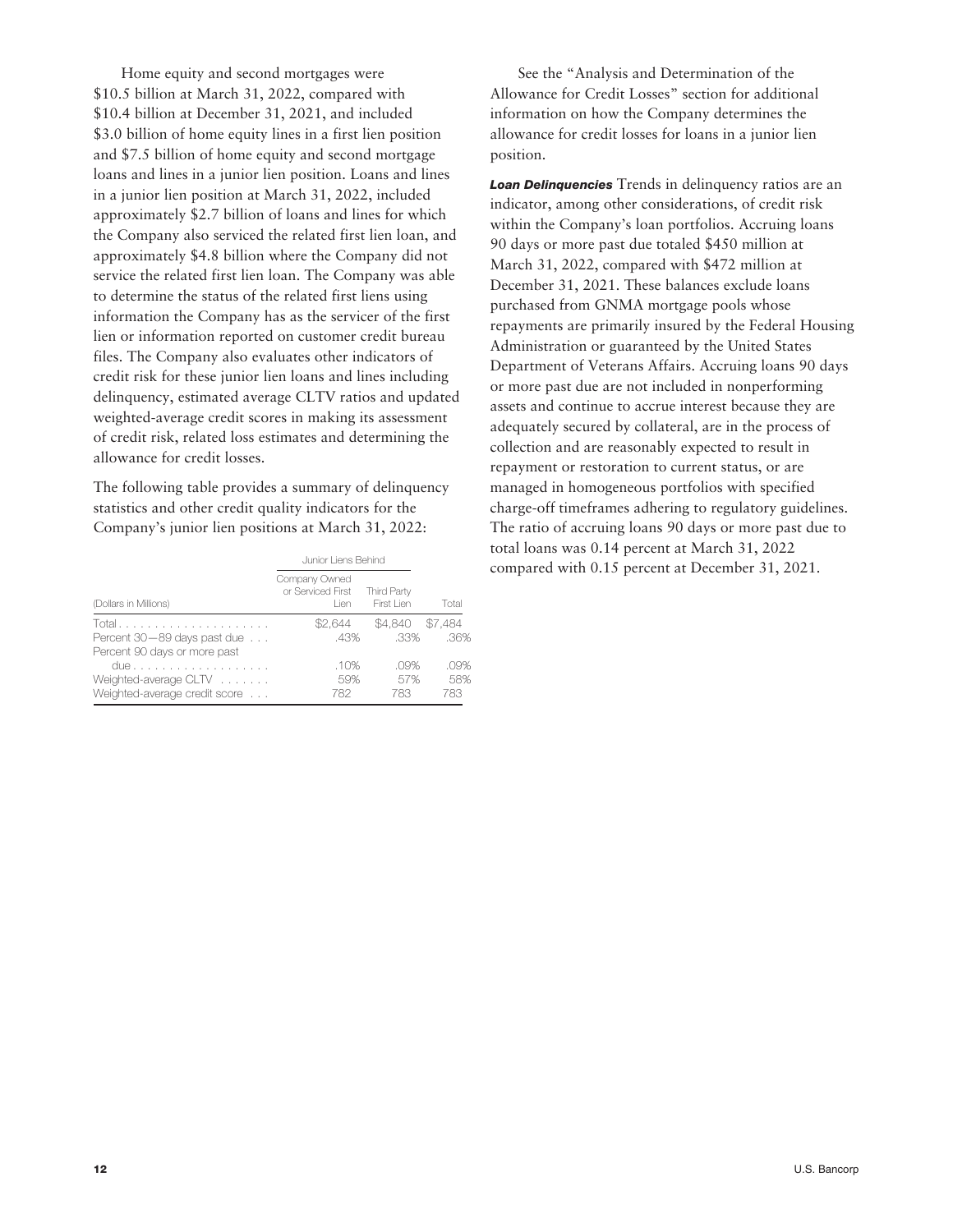Home equity and second mortgages were $10.5 billion at March 31, 2022, compared with $10.4 billion at December 31, 2021, and included $3.0 billion of home equity lines in a first lien position and $7.5 billion of home equity and second mortgage loans and lines in a junior lien position. Loans and lines in a junior lien position at March 31, 2022, included approximately $2.7 billion of loans and lines for which the Company also serviced the related first lien loan, and approximately $4.8 billion where the Company did not service the related first lien loan. The Company was able to determine the status of the related first liens using information the Company has as the servicer of the first lien or information reported on customer credit bureau files. The Company also evaluates other indicators of credit risk for these junior lien loans and lines including delinquency, estimated average CLTV ratios and updated weighted-average credit scores in making its assessment of credit risk, related loss estimates and determining the allowance for credit losses.

The following table provides a summary of delinquency statistics and other credit quality indicators for the Company's junior lien positions at March 31, 2022:

| | Junior Liens Behind | | |
|---|---|---|---|
| (Dollars in Millions) | Company Owned or Serviced First Lien | Third Party First Lien | Total |
| Total | $2,644 | $4,840 | $7,484 |
| Percent 30—89 days past due | .43% | .33% | .36% |
| Percent 90 days or more past due | .10% | .09% | .09% |
| Weighted-average CLTV | 59% | 57% | 58% |
| Weighted-average credit score | 782 | 783 | 783 |

See the "Analysis and Determination of the Allowance for Credit Losses" section for additional information on how the Company determines the allowance for credit losses for loans in a junior lien position.

***Loan Delinquencies*** Trends in delinquency ratios are an indicator, among other considerations, of credit risk within the Company's loan portfolios. Accruing loans 90 days or more past due totaled $450 million at March 31, 2022, compared with $472 million at December 31, 2021. These balances exclude loans purchased from GNMA mortgage pools whose repayments are primarily insured by the Federal Housing Administration or guaranteed by the United States Department of Veterans Affairs. Accruing loans 90 days or more past due are not included in nonperforming assets and continue to accrue interest because they are adequately secured by collateral, are in the process of collection and are reasonably expected to result in repayment or restoration to current status, or are managed in homogeneous portfolios with specified charge-off timeframes adhering to regulatory guidelines. The ratio of accruing loans 90 days or more past due to total loans was 0.14 percent at March 31, 2022 compared with 0.15 percent at December 31, 2021.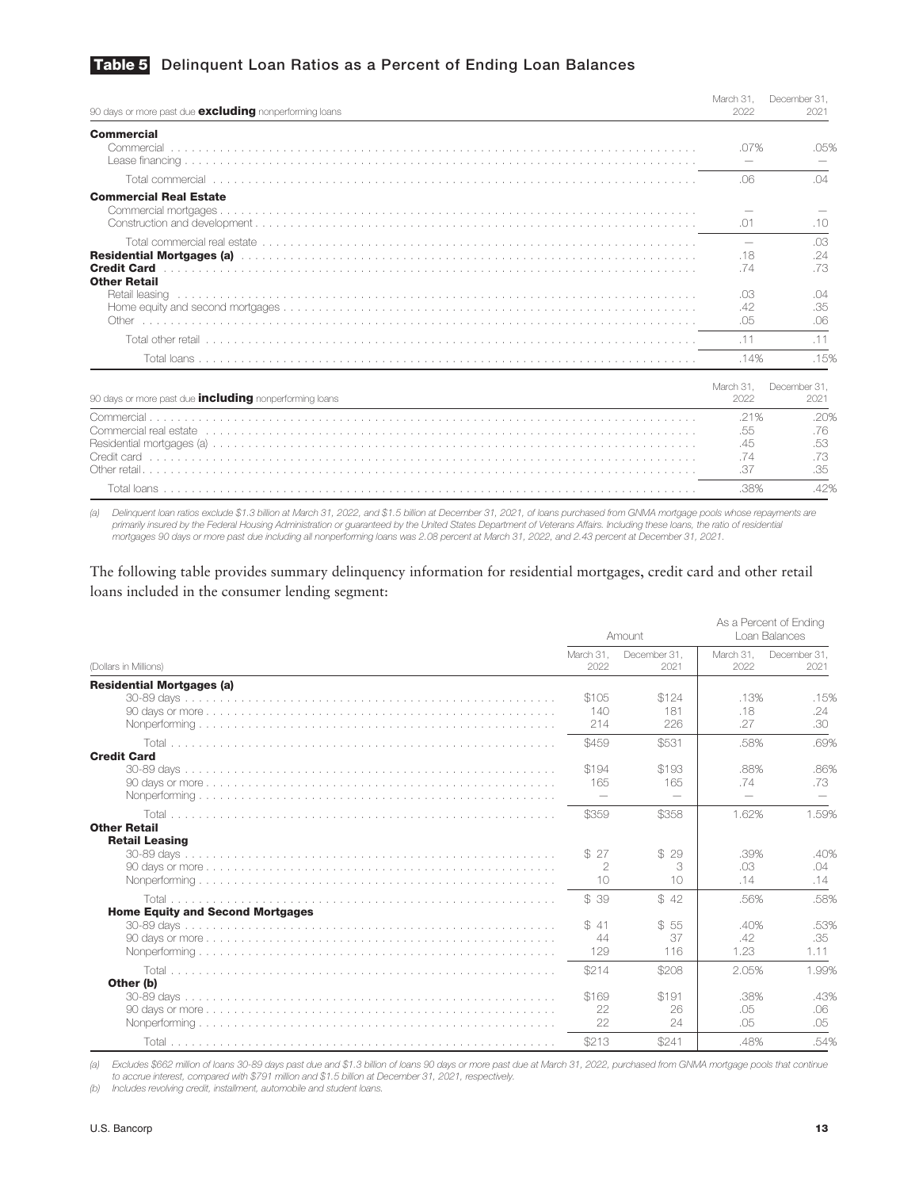## Table 5 Delinquent Loan Ratios as a Percent of Ending Loan Balances

| 90 days or more past due **excluding** nonperforming loans | March 31, 2022 | December 31, 2021 |
|---|---|---|
| **Commercial** | | |
| Commercial | .07% | .05% |
| Lease financing | — | — |
| Total commercial | .06 | .04 |
| **Commercial Real Estate** | | |
| Commercial mortgages | — | — |
| Construction and development | .01 | .10 |
| Total commercial real estate | — | .03 |
| **Residential Mortgages (a)** | .18 | .24 |
| **Credit Card** | .74 | .73 |
| **Other Retail** | | |
| Retail leasing | .03 | .04 |
| Home equity and second mortgages | .42 | .35 |
| Other | .05 | .06 |
| Total other retail | .11 | .11 |
| Total loans | .14% | .15% |

| 90 days or more past due **including** nonperforming loans | March 31, 2022 | December 31, 2021 |
|---|---|---|
| Commercial | .21% | .20% |
| Commercial real estate | .55 | .76 |
| Residential mortgages (a) | .45 | .53 |
| Credit card | .74 | .73 |
| Other retail | .37 | .35 |
| Total loans | .38% | .42% |

*(a) Delinquent loan ratios exclude $1.3 billion at March 31, 2022, and $1.5 billion at December 31, 2021, of loans purchased from GNMA mortgage pools whose repayments are primarily insured by the Federal Housing Administration or guaranteed by the United States Department of Veterans Affairs. Including these loans, the ratio of residential mortgages 90 days or more past due including all nonperforming loans was 2.08 percent at March 31, 2022, and 2.43 percent at December 31, 2021.*

The following table provides summary delinquency information for residential mortgages, credit card and other retail loans included in the consumer lending segment:

| | Amount | | As a Percent of Ending Loan Balances | |
|---|---|---|---|---|
| (Dollars in Millions) | March 31, 2022 | December 31, 2021 | March 31, 2022 | December 31, 2021 |
| **Residential Mortgages (a)** | | | | |
| 30-89 days | $105 | $124 | .13% | .15% |
| 90 days or more | 140 | 181 | .18 | .24 |
| Nonperforming | 214 | 226 | .27 | .30 |
| Total | $459 | $531 | .58% | .69% |
| **Credit Card** | | | | |
| 30-89 days | $194 | $193 | .88% | .86% |
| 90 days or more | 165 | 165 | .74 | .73 |
| Nonperforming | — | — | — | — |
| Total | $359 | $358 | 1.62% | 1.59% |
| **Other Retail** | | | | |
| **Retail Leasing** | | | | |
| 30-89 days | $ 27 | $ 29 | .39% | .40% |
| 90 days or more | 2 | 3 | .03 | .04 |
| Nonperforming | 10 | 10 | .14 | .14 |
| Total | $ 39 | $ 42 | .56% | .58% |
| **Home Equity and Second Mortgages** | | | | |
| 30-89 days | $ 41 | $ 55 | .40% | .53% |
| 90 days or more | 44 | 37 | .42 | .35 |
| Nonperforming | 129 | 116 | 1.23 | 1.11 |
| Total | $214 | $208 | 2.05% | 1.99% |
| **Other (b)** | | | | |
| 30-89 days | $169 | $191 | .38% | .43% |
| 90 days or more | 22 | 26 | .05 | .06 |
| Nonperforming | 22 | 24 | .05 | .05 |
| Total | $213 | $241 | .48% | .54% |

*(a) Excludes $662 million of loans 30-89 days past due and $1.3 billion of loans 90 days or more past due at March 31, 2022, purchased from GNMA mortgage pools that continue to accrue interest, compared with $791 million and $1.5 billion at December 31, 2021, respectively.*

*(b) Includes revolving credit, installment, automobile and student loans.*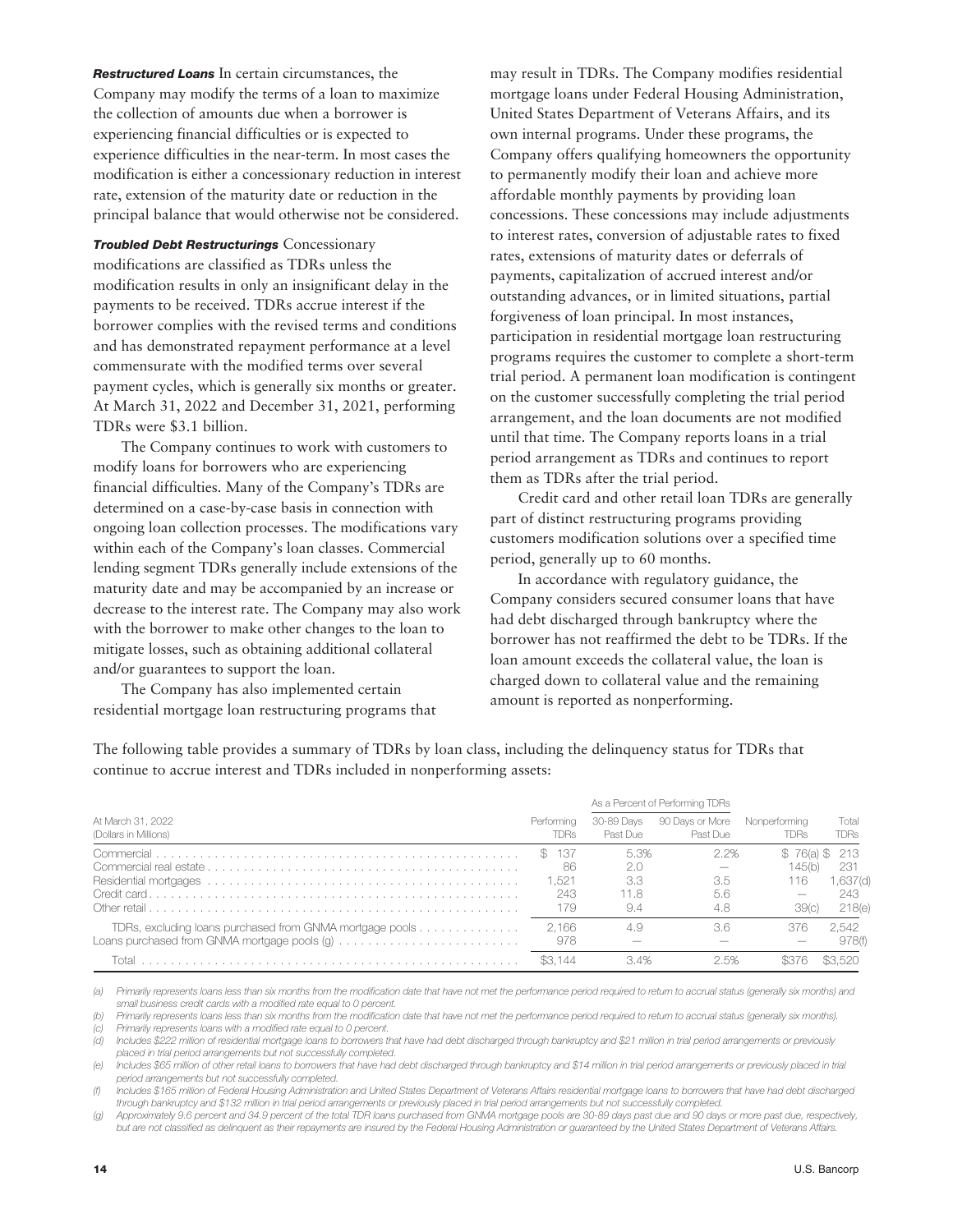***Restructured Loans*** In certain circumstances, the Company may modify the terms of a loan to maximize the collection of amounts due when a borrower is experiencing financial difficulties or is expected to experience difficulties in the near-term. In most cases the modification is either a concessionary reduction in interest rate, extension of the maturity date or reduction in the principal balance that would otherwise not be considered.

***Troubled Debt Restructurings*** Concessionary modifications are classified as TDRs unless the modification results in only an insignificant delay in the payments to be received. TDRs accrue interest if the borrower complies with the revised terms and conditions and has demonstrated repayment performance at a level commensurate with the modified terms over several payment cycles, which is generally six months or greater. At March 31, 2022 and December 31, 2021, performing TDRs were $3.1 billion.

The Company continues to work with customers to modify loans for borrowers who are experiencing financial difficulties. Many of the Company's TDRs are determined on a case-by-case basis in connection with ongoing loan collection processes. The modifications vary within each of the Company's loan classes. Commercial lending segment TDRs generally include extensions of the maturity date and may be accompanied by an increase or decrease to the interest rate. The Company may also work with the borrower to make other changes to the loan to mitigate losses, such as obtaining additional collateral and/or guarantees to support the loan.

The Company has also implemented certain residential mortgage loan restructuring programs that may result in TDRs. The Company modifies residential mortgage loans under Federal Housing Administration, United States Department of Veterans Affairs, and its own internal programs. Under these programs, the Company offers qualifying homeowners the opportunity to permanently modify their loan and achieve more affordable monthly payments by providing loan concessions. These concessions may include adjustments to interest rates, conversion of adjustable rates to fixed rates, extensions of maturity dates or deferrals of payments, capitalization of accrued interest and/or outstanding advances, or in limited situations, partial forgiveness of loan principal. In most instances, participation in residential mortgage loan restructuring programs requires the customer to complete a short-term trial period. A permanent loan modification is contingent on the customer successfully completing the trial period arrangement, and the loan documents are not modified until that time. The Company reports loans in a trial period arrangement as TDRs and continues to report them as TDRs after the trial period.

Credit card and other retail loan TDRs are generally part of distinct restructuring programs providing customers modification solutions over a specified time period, generally up to 60 months.

In accordance with regulatory guidance, the Company considers secured consumer loans that have had debt discharged through bankruptcy where the borrower has not reaffirmed the debt to be TDRs. If the loan amount exceeds the collateral value, the loan is charged down to collateral value and the remaining amount is reported as nonperforming.

The following table provides a summary of TDRs by loan class, including the delinquency status for TDRs that continue to accrue interest and TDRs included in nonperforming assets:

| At March 31, 2022 (Dollars in Millions) | Performing TDRs | As a Percent of Performing TDRs: 30-89 Days Past Due | As a Percent of Performing TDRs: 90 Days or More Past Due | Nonperforming TDRs | Total TDRs |
|---|---|---|---|---|---|
| Commercial | $ 137 | 5.3% | 2.2% | $ 76(a) | $ 213 |
| Commercial real estate | 86 | 2.0 | — | 145(b) | 231 |
| Residential mortgages | 1,521 | 3.3 | 3.5 | 116 | 1,637(d) |
| Credit card | 243 | 11.8 | 5.6 | — | 243 |
| Other retail | 179 | 9.4 | 4.8 | 39(c) | 218(e) |
| TDRs, excluding loans purchased from GNMA mortgage pools | 2,166 | 4.9 | 3.6 | 376 | 2,542 |
| Loans purchased from GNMA mortgage pools (g) | 978 | — | — | — | 978(f) |
| Total | $3,144 | 3.4% | 2.5% | $376 | $3,520 |

*(a) Primarily represents loans less than six months from the modification date that have not met the performance period required to return to accrual status (generally six months) and small business credit cards with a modified rate equal to 0 percent.*

*(b) Primarily represents loans less than six months from the modification date that have not met the performance period required to return to accrual status (generally six months).*

*(c) Primarily represents loans with a modified rate equal to 0 percent.*

*(d) Includes $222 million of residential mortgage loans to borrowers that have had debt discharged through bankruptcy and $21 million in trial period arrangements or previously placed in trial period arrangements but not successfully completed.*

*(e) Includes $65 million of other retail loans to borrowers that have had debt discharged through bankruptcy and $14 million in trial period arrangements or previously placed in trial period arrangements but not successfully completed.*

*(f) Includes $165 million of Federal Housing Administration and United States Department of Veterans Affairs residential mortgage loans to borrowers that have had debt discharged through bankruptcy and $132 million in trial period arrangements or previously placed in trial period arrangements but not successfully completed.*

*(g) Approximately 9.6 percent and 34.9 percent of the total TDR loans purchased from GNMA mortgage pools are 30-89 days past due and 90 days or more past due, respectively, but are not classified as delinquent as their repayments are insured by the Federal Housing Administration or guaranteed by the United States Department of Veterans Affairs.*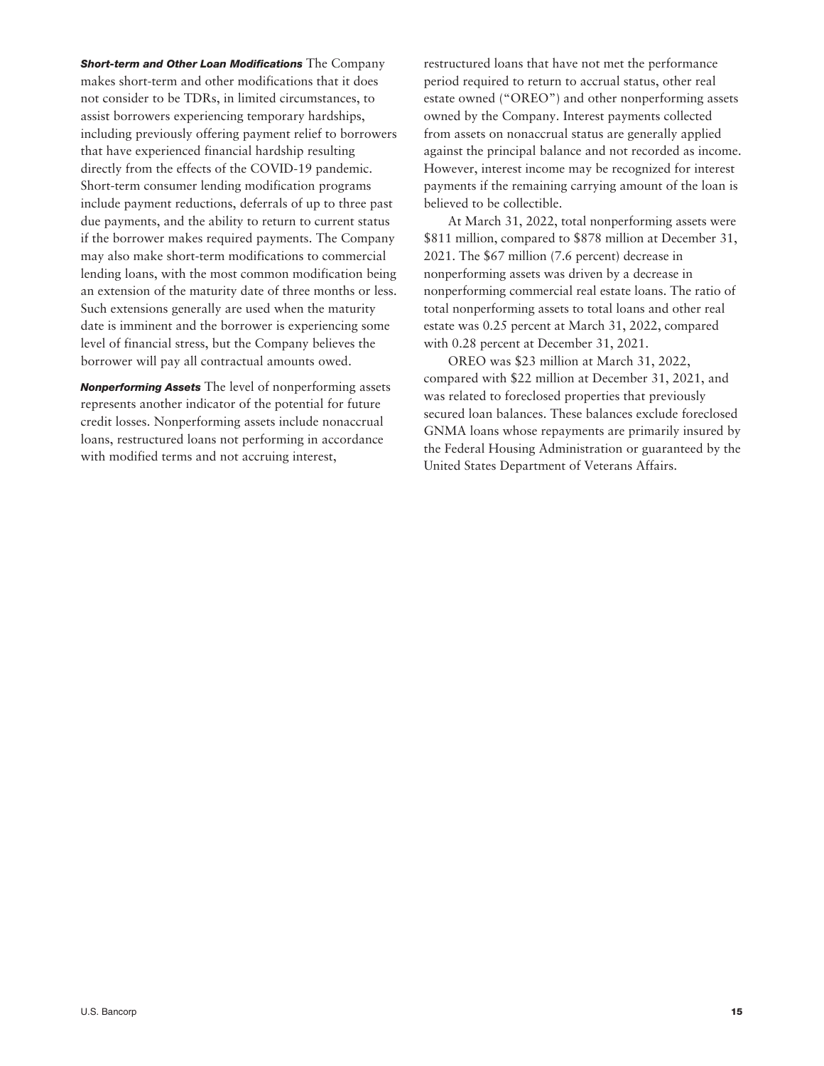***Short-term and Other Loan Modifications*** The Company makes short-term and other modifications that it does not consider to be TDRs, in limited circumstances, to assist borrowers experiencing temporary hardships, including previously offering payment relief to borrowers that have experienced financial hardship resulting directly from the effects of the COVID-19 pandemic. Short-term consumer lending modification programs include payment reductions, deferrals of up to three past due payments, and the ability to return to current status if the borrower makes required payments. The Company may also make short-term modifications to commercial lending loans, with the most common modification being an extension of the maturity date of three months or less. Such extensions generally are used when the maturity date is imminent and the borrower is experiencing some level of financial stress, but the Company believes the borrower will pay all contractual amounts owed.

***Nonperforming Assets*** The level of nonperforming assets represents another indicator of the potential for future credit losses. Nonperforming assets include nonaccrual loans, restructured loans not performing in accordance with modified terms and not accruing interest, restructured loans that have not met the performance period required to return to accrual status, other real estate owned ("OREO") and other nonperforming assets owned by the Company. Interest payments collected from assets on nonaccrual status are generally applied against the principal balance and not recorded as income. However, interest income may be recognized for interest payments if the remaining carrying amount of the loan is believed to be collectible.

At March 31, 2022, total nonperforming assets were \$811 million, compared to \$878 million at December 31, 2021. The \$67 million (7.6 percent) decrease in nonperforming assets was driven by a decrease in nonperforming commercial real estate loans. The ratio of total nonperforming assets to total loans and other real estate was 0.25 percent at March 31, 2022, compared with 0.28 percent at December 31, 2021.

OREO was \$23 million at March 31, 2022, compared with \$22 million at December 31, 2021, and was related to foreclosed properties that previously secured loan balances. These balances exclude foreclosed GNMA loans whose repayments are primarily insured by the Federal Housing Administration or guaranteed by the United States Department of Veterans Affairs.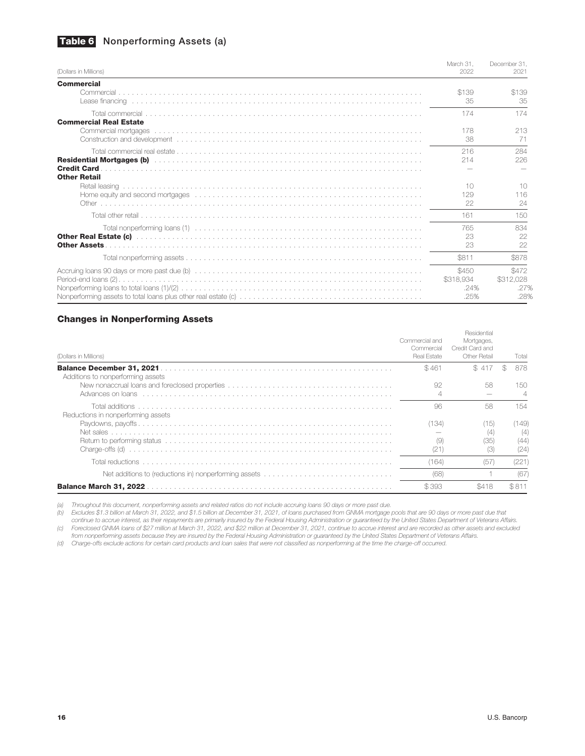## Table 6 Nonperforming Assets (a)

| (Dollars in Millions) | March 31, 2022 | December 31, 2021 |
|---|---|---|
| **Commercial** | | |
| Commercial | $139 | $139 |
| Lease financing | 35 | 35 |
| Total commercial | 174 | 174 |
| **Commercial Real Estate** | | |
| Commercial mortgages | 178 | 213 |
| Construction and development | 38 | 71 |
| Total commercial real estate | 216 | 284 |
| **Residential Mortgages (b)** | 214 | 226 |
| **Credit Card** | — | — |
| **Other Retail** | | |
| Retail leasing | 10 | 10 |
| Home equity and second mortgages | 129 | 116 |
| Other | 22 | 24 |
| Total other retail | 161 | 150 |
| Total nonperforming loans (1) | 765 | 834 |
| **Other Real Estate (c)** | 23 | 22 |
| **Other Assets** | 23 | 22 |
| Total nonperforming assets | $811 | $878 |
| Accruing loans 90 days or more past due (b) | $450 | $472 |
| Period-end loans (2) | $318,934 | $312,028 |
| Nonperforming loans to total loans (1)/(2) | .24% | .27% |
| Nonperforming assets to total loans plus other real estate (c) | .25% | .28% |

### Changes in Nonperforming Assets

| (Dollars in Millions) | Commercial and Commercial Real Estate | Residential Mortgages, Credit Card and Other Retail | Total |
|---|---|---|---|
| **Balance December 31, 2021** | $461 | $ 417 | $ 878 |
| Additions to nonperforming assets | | | |
| New nonaccrual loans and foreclosed properties | 92 | 58 | 150 |
| Advances on loans | 4 | — | 4 |
| Total additions | 96 | 58 | 154 |
| Reductions in nonperforming assets | | | |
| Paydowns, payoffs | (134) | (15) | (149) |
| Net sales | — | (4) | (4) |
| Return to performing status | (9) | (35) | (44) |
| Charge-offs (d) | (21) | (3) | (24) |
| Total reductions | (164) | (57) | (221) |
| Net additions to (reductions in) nonperforming assets | (68) | 1 | (67) |
| **Balance March 31, 2022** | $393 | $418 | $811 |

*(a) Throughout this document, nonperforming assets and related ratios do not include accruing loans 90 days or more past due.*

*(b) Excludes $1.3 billion at March 31, 2022, and $1.5 billion at December 31, 2021, of loans purchased from GNMA mortgage pools that are 90 days or more past due that continue to accrue interest, as their repayments are primarily insured by the Federal Housing Administration or guaranteed by the United States Department of Veterans Affairs.*

*(c) Foreclosed GNMA loans of $27 million at March 31, 2022, and $22 million at December 31, 2021, continue to accrue interest and are recorded as other assets and excluded from nonperforming assets because they are insured by the Federal Housing Administration or guaranteed by the United States Department of Veterans Affairs.*

*(d) Charge-offs exclude actions for certain card products and loan sales that were not classified as nonperforming at the time the charge-off occurred.*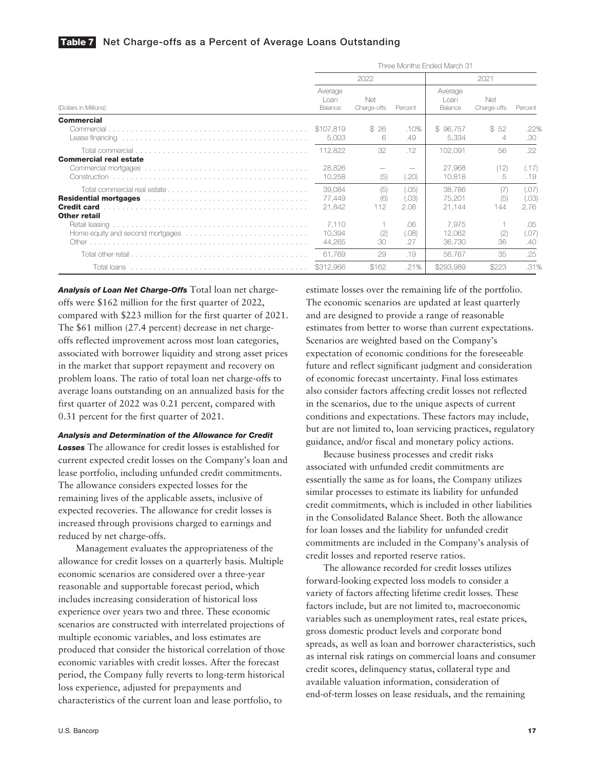## Table 7 Net Charge-offs as a Percent of Average Loans Outstanding

| (Dollars in Millions) | Three Months Ended March 31 | | | | | |
|---|---|---|---|---|---|---|
| | 2022 | | | 2021 | | |
| | Average Loan Balance | Net Charge-offs | Percent | Average Loan Balance | Net Charge-offs | Percent |
| **Commercial** | | | | | | |
| Commercial | $107,819 | $ 26 | .10% | $ 96,757 | $ 52 | .22% |
| Lease financing | 5,003 | 6 | .49 | 5,334 | 4 | .30 |
| Total commercial | 112,822 | 32 | .12 | 102,091 | 56 | .22 |
| **Commercial real estate** | | | | | | |
| Commercial mortgages | 28,826 | — | — | 27,968 | (12) | (.17) |
| Construction | 10,258 | (5) | (.20) | 10,818 | 5 | .19 |
| Total commercial real estate | 39,084 | (5) | (.05) | 38,786 | (7) | (.07) |
| **Residential mortgages** | 77,449 | (6) | (.03) | 75,201 | (5) | (.03) |
| **Credit card** | 21,842 | 112 | 2.08 | 21,144 | 144 | 2.76 |
| **Other retail** | | | | | | |
| Retail leasing | 7,110 | 1 | .06 | 7,975 | 1 | .05 |
| Home equity and second mortgages | 10,394 | (2) | (.08) | 12,062 | (2) | (.07) |
| Other | 44,265 | 30 | .27 | 36,730 | 36 | .40 |
| Total other retail | 61,769 | 29 | .19 | 56,767 | 35 | .25 |
| Total loans | $312,966 | $162 | .21% | $293,989 | $223 | .31% |

***Analysis of Loan Net Charge-Offs*** Total loan net charge-offs were $162 million for the first quarter of 2022, compared with $223 million for the first quarter of 2021. The $61 million (27.4 percent) decrease in net charge-offs reflected improvement across most loan categories, associated with borrower liquidity and strong asset prices in the market that support repayment and recovery on problem loans. The ratio of total loan net charge-offs to average loans outstanding on an annualized basis for the first quarter of 2022 was 0.21 percent, compared with 0.31 percent for the first quarter of 2021.

***Analysis and Determination of the Allowance for Credit Losses*** The allowance for credit losses is established for current expected credit losses on the Company's loan and lease portfolio, including unfunded credit commitments. The allowance considers expected losses for the remaining lives of the applicable assets, inclusive of expected recoveries. The allowance for credit losses is increased through provisions charged to earnings and reduced by net charge-offs.

Management evaluates the appropriateness of the allowance for credit losses on a quarterly basis. Multiple economic scenarios are considered over a three-year reasonable and supportable forecast period, which includes increasing consideration of historical loss experience over years two and three. These economic scenarios are constructed with interrelated projections of multiple economic variables, and loss estimates are produced that consider the historical correlation of those economic variables with credit losses. After the forecast period, the Company fully reverts to long-term historical loss experience, adjusted for prepayments and characteristics of the current loan and lease portfolio, to estimate losses over the remaining life of the portfolio. The economic scenarios are updated at least quarterly and are designed to provide a range of reasonable estimates from better to worse than current expectations. Scenarios are weighted based on the Company's expectation of economic conditions for the foreseeable future and reflect significant judgment and consideration of economic forecast uncertainty. Final loss estimates also consider factors affecting credit losses not reflected in the scenarios, due to the unique aspects of current conditions and expectations. These factors may include, but are not limited to, loan servicing practices, regulatory guidance, and/or fiscal and monetary policy actions.

Because business processes and credit risks associated with unfunded credit commitments are essentially the same as for loans, the Company utilizes similar processes to estimate its liability for unfunded credit commitments, which is included in other liabilities in the Consolidated Balance Sheet. Both the allowance for loan losses and the liability for unfunded credit commitments are included in the Company's analysis of credit losses and reported reserve ratios.

The allowance recorded for credit losses utilizes forward-looking expected loss models to consider a variety of factors affecting lifetime credit losses. These factors include, but are not limited to, macroeconomic variables such as unemployment rates, real estate prices, gross domestic product levels and corporate bond spreads, as well as loan and borrower characteristics, such as internal risk ratings on commercial loans and consumer credit scores, delinquency status, collateral type and available valuation information, consideration of end-of-term losses on lease residuals, and the remaining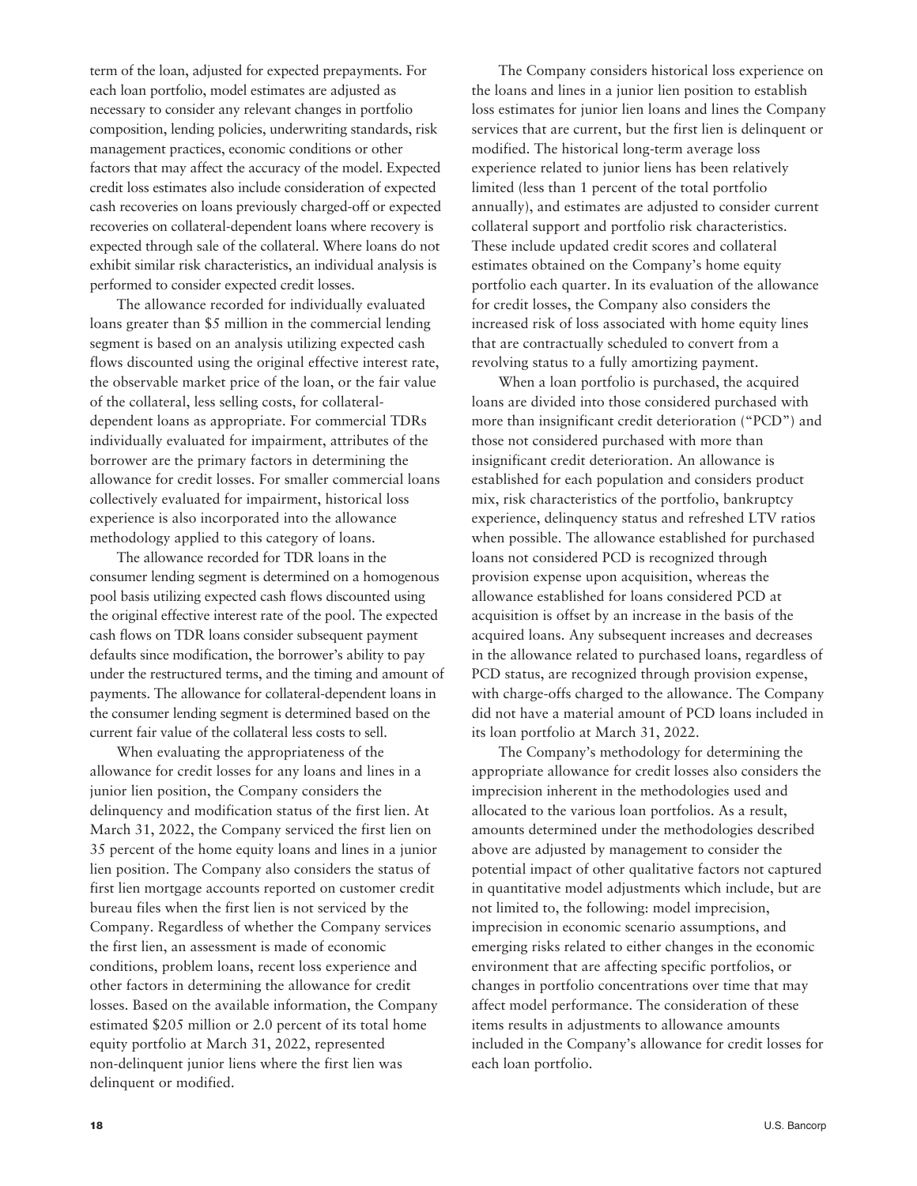term of the loan, adjusted for expected prepayments. For each loan portfolio, model estimates are adjusted as necessary to consider any relevant changes in portfolio composition, lending policies, underwriting standards, risk management practices, economic conditions or other factors that may affect the accuracy of the model. Expected credit loss estimates also include consideration of expected cash recoveries on loans previously charged-off or expected recoveries on collateral-dependent loans where recovery is expected through sale of the collateral. Where loans do not exhibit similar risk characteristics, an individual analysis is performed to consider expected credit losses.

The allowance recorded for individually evaluated loans greater than $5 million in the commercial lending segment is based on an analysis utilizing expected cash flows discounted using the original effective interest rate, the observable market price of the loan, or the fair value of the collateral, less selling costs, for collateral-dependent loans as appropriate. For commercial TDRs individually evaluated for impairment, attributes of the borrower are the primary factors in determining the allowance for credit losses. For smaller commercial loans collectively evaluated for impairment, historical loss experience is also incorporated into the allowance methodology applied to this category of loans.

The allowance recorded for TDR loans in the consumer lending segment is determined on a homogenous pool basis utilizing expected cash flows discounted using the original effective interest rate of the pool. The expected cash flows on TDR loans consider subsequent payment defaults since modification, the borrower's ability to pay under the restructured terms, and the timing and amount of payments. The allowance for collateral-dependent loans in the consumer lending segment is determined based on the current fair value of the collateral less costs to sell.

When evaluating the appropriateness of the allowance for credit losses for any loans and lines in a junior lien position, the Company considers the delinquency and modification status of the first lien. At March 31, 2022, the Company serviced the first lien on 35 percent of the home equity loans and lines in a junior lien position. The Company also considers the status of first lien mortgage accounts reported on customer credit bureau files when the first lien is not serviced by the Company. Regardless of whether the Company services the first lien, an assessment is made of economic conditions, problem loans, recent loss experience and other factors in determining the allowance for credit losses. Based on the available information, the Company estimated $205 million or 2.0 percent of its total home equity portfolio at March 31, 2022, represented non-delinquent junior liens where the first lien was delinquent or modified.

The Company considers historical loss experience on the loans and lines in a junior lien position to establish loss estimates for junior lien loans and lines the Company services that are current, but the first lien is delinquent or modified. The historical long-term average loss experience related to junior liens has been relatively limited (less than 1 percent of the total portfolio annually), and estimates are adjusted to consider current collateral support and portfolio risk characteristics. These include updated credit scores and collateral estimates obtained on the Company's home equity portfolio each quarter. In its evaluation of the allowance for credit losses, the Company also considers the increased risk of loss associated with home equity lines that are contractually scheduled to convert from a revolving status to a fully amortizing payment.

When a loan portfolio is purchased, the acquired loans are divided into those considered purchased with more than insignificant credit deterioration ("PCD") and those not considered purchased with more than insignificant credit deterioration. An allowance is established for each population and considers product mix, risk characteristics of the portfolio, bankruptcy experience, delinquency status and refreshed LTV ratios when possible. The allowance established for purchased loans not considered PCD is recognized through provision expense upon acquisition, whereas the allowance established for loans considered PCD at acquisition is offset by an increase in the basis of the acquired loans. Any subsequent increases and decreases in the allowance related to purchased loans, regardless of PCD status, are recognized through provision expense, with charge-offs charged to the allowance. The Company did not have a material amount of PCD loans included in its loan portfolio at March 31, 2022.

The Company's methodology for determining the appropriate allowance for credit losses also considers the imprecision inherent in the methodologies used and allocated to the various loan portfolios. As a result, amounts determined under the methodologies described above are adjusted by management to consider the potential impact of other qualitative factors not captured in quantitative model adjustments which include, but are not limited to, the following: model imprecision, imprecision in economic scenario assumptions, and emerging risks related to either changes in the economic environment that are affecting specific portfolios, or changes in portfolio concentrations over time that may affect model performance. The consideration of these items results in adjustments to allowance amounts included in the Company's allowance for credit losses for each loan portfolio.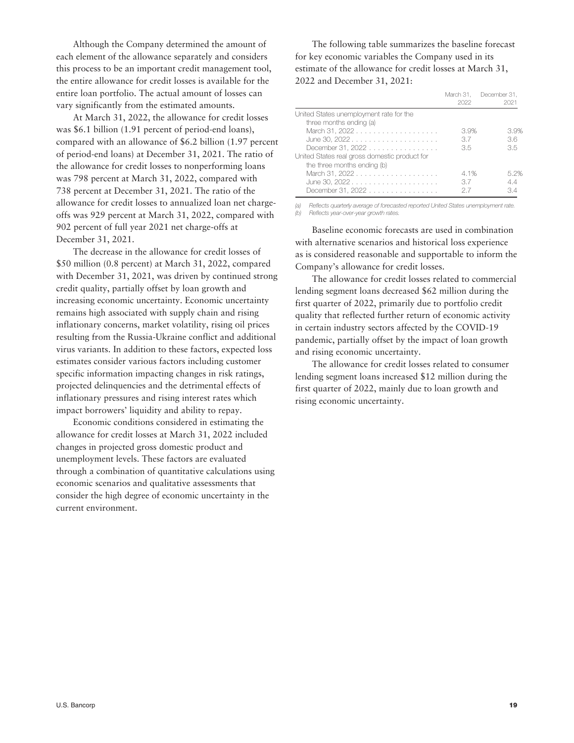Although the Company determined the amount of each element of the allowance separately and considers this process to be an important credit management tool, the entire allowance for credit losses is available for the entire loan portfolio. The actual amount of losses can vary significantly from the estimated amounts.

At March 31, 2022, the allowance for credit losses was $6.1 billion (1.91 percent of period-end loans), compared with an allowance of $6.2 billion (1.97 percent of period-end loans) at December 31, 2021. The ratio of the allowance for credit losses to nonperforming loans was 798 percent at March 31, 2022, compared with 738 percent at December 31, 2021. The ratio of the allowance for credit losses to annualized loan net charge-offs was 929 percent at March 31, 2022, compared with 902 percent of full year 2021 net charge-offs at December 31, 2021.

The decrease in the allowance for credit losses of $50 million (0.8 percent) at March 31, 2022, compared with December 31, 2021, was driven by continued strong credit quality, partially offset by loan growth and increasing economic uncertainty. Economic uncertainty remains high associated with supply chain and rising inflationary concerns, market volatility, rising oil prices resulting from the Russia-Ukraine conflict and additional virus variants. In addition to these factors, expected loss estimates consider various factors including customer specific information impacting changes in risk ratings, projected delinquencies and the detrimental effects of inflationary pressures and rising interest rates which impact borrowers' liquidity and ability to repay.

Economic conditions considered in estimating the allowance for credit losses at March 31, 2022 included changes in projected gross domestic product and unemployment levels. These factors are evaluated through a combination of quantitative calculations using economic scenarios and qualitative assessments that consider the high degree of economic uncertainty in the current environment.

The following table summarizes the baseline forecast for key economic variables the Company used in its estimate of the allowance for credit losses at March 31, 2022 and December 31, 2021:

| | March 31, 2022 | December 31, 2021 |
|---|---|---|
| United States unemployment rate for the three months ending (a) | | |
| March 31, 2022 | 3.9% | 3.9% |
| June 30, 2022 | 3.7 | 3.6 |
| December 31, 2022 | 3.5 | 3.5 |
| United States real gross domestic product for the three months ending (b) | | |
| March 31, 2022 | 4.1% | 5.2% |
| June 30, 2022 | 3.7 | 4.4 |
| December 31, 2022 | 2.7 | 3.4 |

*(a) Reflects quarterly average of forecasted reported United States unemployment rate.*
*(b) Reflects year-over-year growth rates.*

Baseline economic forecasts are used in combination with alternative scenarios and historical loss experience as is considered reasonable and supportable to inform the Company's allowance for credit losses.

The allowance for credit losses related to commercial lending segment loans decreased $62 million during the first quarter of 2022, primarily due to portfolio credit quality that reflected further return of economic activity in certain industry sectors affected by the COVID-19 pandemic, partially offset by the impact of loan growth and rising economic uncertainty.

The allowance for credit losses related to consumer lending segment loans increased $12 million during the first quarter of 2022, mainly due to loan growth and rising economic uncertainty.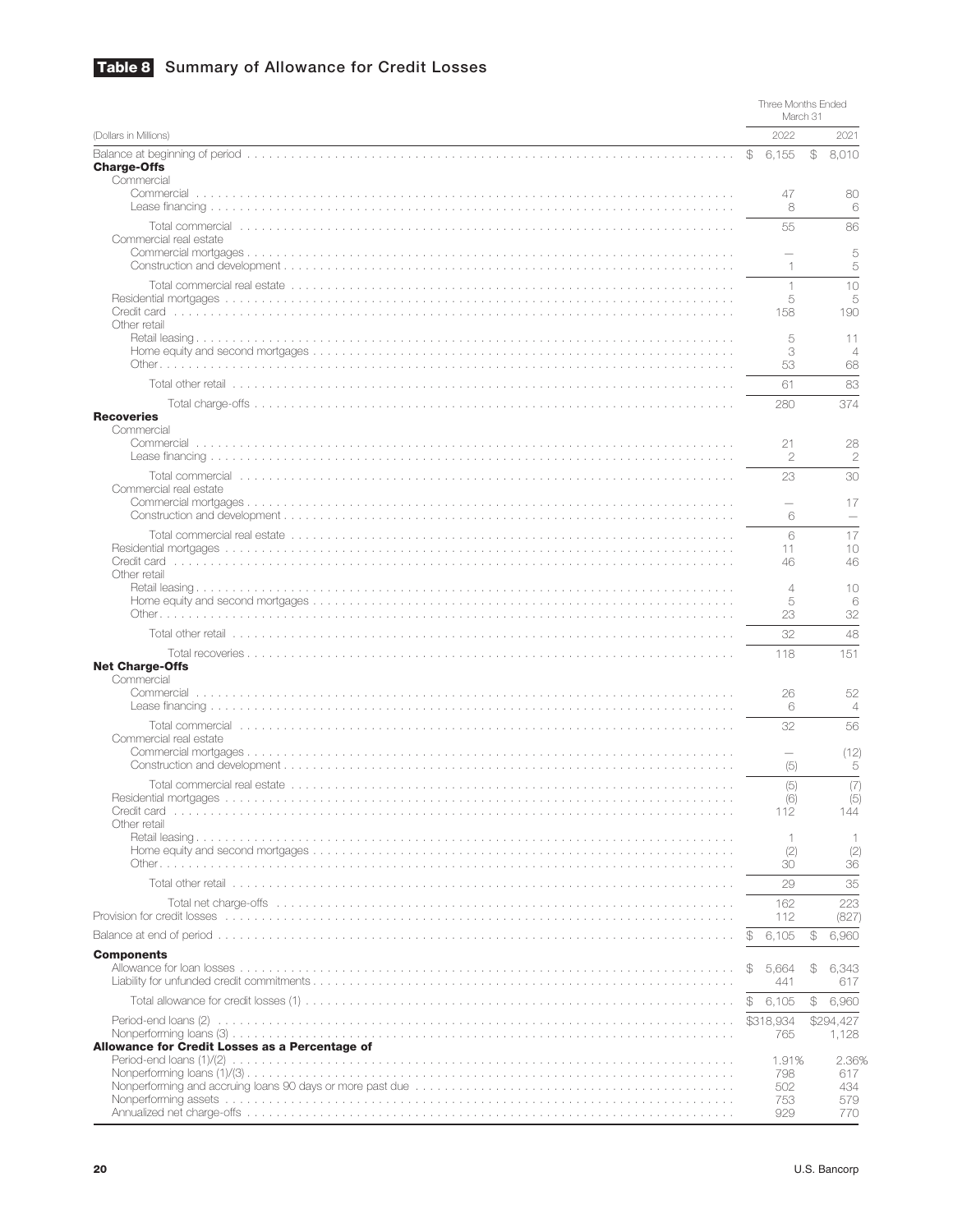## Table 8 Summary of Allowance for Credit Losses

| (Dollars in Millions) | Three Months Ended March 31 | |
|---|---|---|
| | 2022 | 2021 |
| Balance at beginning of period | $ 6,155 | $ 8,010 |
| **Charge-Offs** | | |
| Commercial | | |
| Commercial | 47 | 80 |
| Lease financing | 8 | 6 |
| Total commercial | 55 | 86 |
| Commercial real estate | | |
| Commercial mortgages | – | 5 |
| Construction and development | 1 | 5 |
| Total commercial real estate | 1 | 10 |
| Residential mortgages | 5 | 5 |
| Credit card | 158 | 190 |
| Other retail | | |
| Retail leasing | 5 | 11 |
| Home equity and second mortgages | 3 | 4 |
| Other | 53 | 68 |
| Total other retail | 61 | 83 |
| Total charge-offs | 280 | 374 |
| **Recoveries** | | |
| Commercial | | |
| Commercial | 21 | 28 |
| Lease financing | 2 | 2 |
| Total commercial | 23 | 30 |
| Commercial real estate | | |
| Commercial mortgages | – | 17 |
| Construction and development | 6 | – |
| Total commercial real estate | 6 | 17 |
| Residential mortgages | 11 | 10 |
| Credit card | 46 | 46 |
| Other retail | | |
| Retail leasing | 4 | 10 |
| Home equity and second mortgages | 5 | 6 |
| Other | 23 | 32 |
| Total other retail | 32 | 48 |
| Total recoveries | 118 | 151 |
| **Net Charge-Offs** | | |
| Commercial | | |
| Commercial | 26 | 52 |
| Lease financing | 6 | 4 |
| Total commercial | 32 | 56 |
| Commercial real estate | | |
| Commercial mortgages | – | (12) |
| Construction and development | (5) | 5 |
| Total commercial real estate | (5) | (7) |
| Residential mortgages | (6) | (5) |
| Credit card | 112 | 144 |
| Other retail | | |
| Retail leasing | 1 | 1 |
| Home equity and second mortgages | (2) | (2) |
| Other | 30 | 36 |
| Total other retail | 29 | 35 |
| Total net charge-offs | 162 | 223 |
| Provision for credit losses | 112 | (827) |
| Balance at end of period | $ 6,105 | $ 6,960 |
| **Components** | | |
| Allowance for loan losses | $ 5,664 | $ 6,343 |
| Liability for unfunded credit commitments | 441 | 617 |
| Total allowance for credit losses (1) | $ 6,105 | $ 6,960 |
| Period-end loans (2) | $318,934 | $294,427 |
| Nonperforming loans (3) | 765 | 1,128 |
| **Allowance for Credit Losses as a Percentage of** | | |
| Period-end loans (1)/(2) | 1.91% | 2.36% |
| Nonperforming loans (1)/(3) | 798 | 617 |
| Nonperforming and accruing loans 90 days or more past due | 502 | 434 |
| Nonperforming assets | 753 | 579 |
| Annualized net charge-offs | 929 | 770 |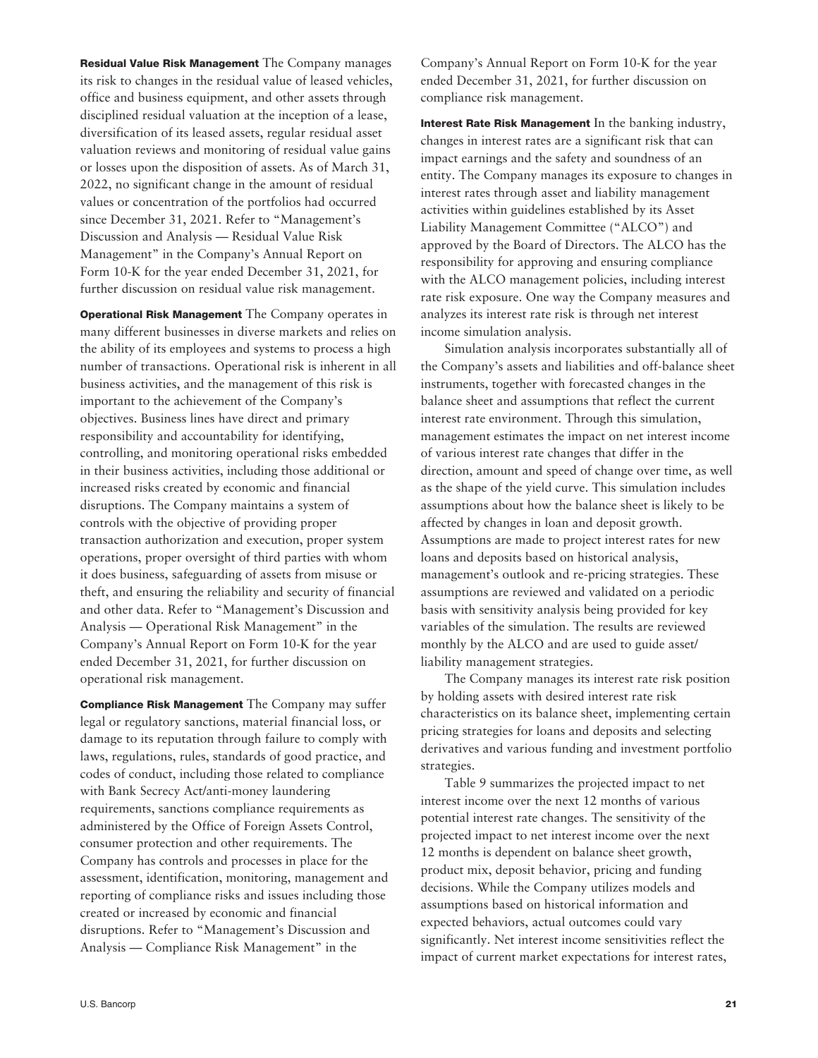**Residual Value Risk Management** The Company manages its risk to changes in the residual value of leased vehicles, office and business equipment, and other assets through disciplined residual valuation at the inception of a lease, diversification of its leased assets, regular residual asset valuation reviews and monitoring of residual value gains or losses upon the disposition of assets. As of March 31, 2022, no significant change in the amount of residual values or concentration of the portfolios had occurred since December 31, 2021. Refer to "Management's Discussion and Analysis — Residual Value Risk Management" in the Company's Annual Report on Form 10-K for the year ended December 31, 2021, for further discussion on residual value risk management.

**Operational Risk Management** The Company operates in many different businesses in diverse markets and relies on the ability of its employees and systems to process a high number of transactions. Operational risk is inherent in all business activities, and the management of this risk is important to the achievement of the Company's objectives. Business lines have direct and primary responsibility and accountability for identifying, controlling, and monitoring operational risks embedded in their business activities, including those additional or increased risks created by economic and financial disruptions. The Company maintains a system of controls with the objective of providing proper transaction authorization and execution, proper system operations, proper oversight of third parties with whom it does business, safeguarding of assets from misuse or theft, and ensuring the reliability and security of financial and other data. Refer to "Management's Discussion and Analysis — Operational Risk Management" in the Company's Annual Report on Form 10-K for the year ended December 31, 2021, for further discussion on operational risk management.

**Compliance Risk Management** The Company may suffer legal or regulatory sanctions, material financial loss, or damage to its reputation through failure to comply with laws, regulations, rules, standards of good practice, and codes of conduct, including those related to compliance with Bank Secrecy Act/anti-money laundering requirements, sanctions compliance requirements as administered by the Office of Foreign Assets Control, consumer protection and other requirements. The Company has controls and processes in place for the assessment, identification, monitoring, management and reporting of compliance risks and issues including those created or increased by economic and financial disruptions. Refer to "Management's Discussion and Analysis — Compliance Risk Management" in the Company's Annual Report on Form 10-K for the year ended December 31, 2021, for further discussion on compliance risk management.

**Interest Rate Risk Management** In the banking industry, changes in interest rates are a significant risk that can impact earnings and the safety and soundness of an entity. The Company manages its exposure to changes in interest rates through asset and liability management activities within guidelines established by its Asset Liability Management Committee ("ALCO") and approved by the Board of Directors. The ALCO has the responsibility for approving and ensuring compliance with the ALCO management policies, including interest rate risk exposure. One way the Company measures and analyzes its interest rate risk is through net interest income simulation analysis.

Simulation analysis incorporates substantially all of the Company's assets and liabilities and off-balance sheet instruments, together with forecasted changes in the balance sheet and assumptions that reflect the current interest rate environment. Through this simulation, management estimates the impact on net interest income of various interest rate changes that differ in the direction, amount and speed of change over time, as well as the shape of the yield curve. This simulation includes assumptions about how the balance sheet is likely to be affected by changes in loan and deposit growth. Assumptions are made to project interest rates for new loans and deposits based on historical analysis, management's outlook and re-pricing strategies. These assumptions are reviewed and validated on a periodic basis with sensitivity analysis being provided for key variables of the simulation. The results are reviewed monthly by the ALCO and are used to guide asset/liability management strategies.

The Company manages its interest rate risk position by holding assets with desired interest rate risk characteristics on its balance sheet, implementing certain pricing strategies for loans and deposits and selecting derivatives and various funding and investment portfolio strategies.

Table 9 summarizes the projected impact to net interest income over the next 12 months of various potential interest rate changes. The sensitivity of the projected impact to net interest income over the next 12 months is dependent on balance sheet growth, product mix, deposit behavior, pricing and funding decisions. While the Company utilizes models and assumptions based on historical information and expected behaviors, actual outcomes could vary significantly. Net interest income sensitivities reflect the impact of current market expectations for interest rates,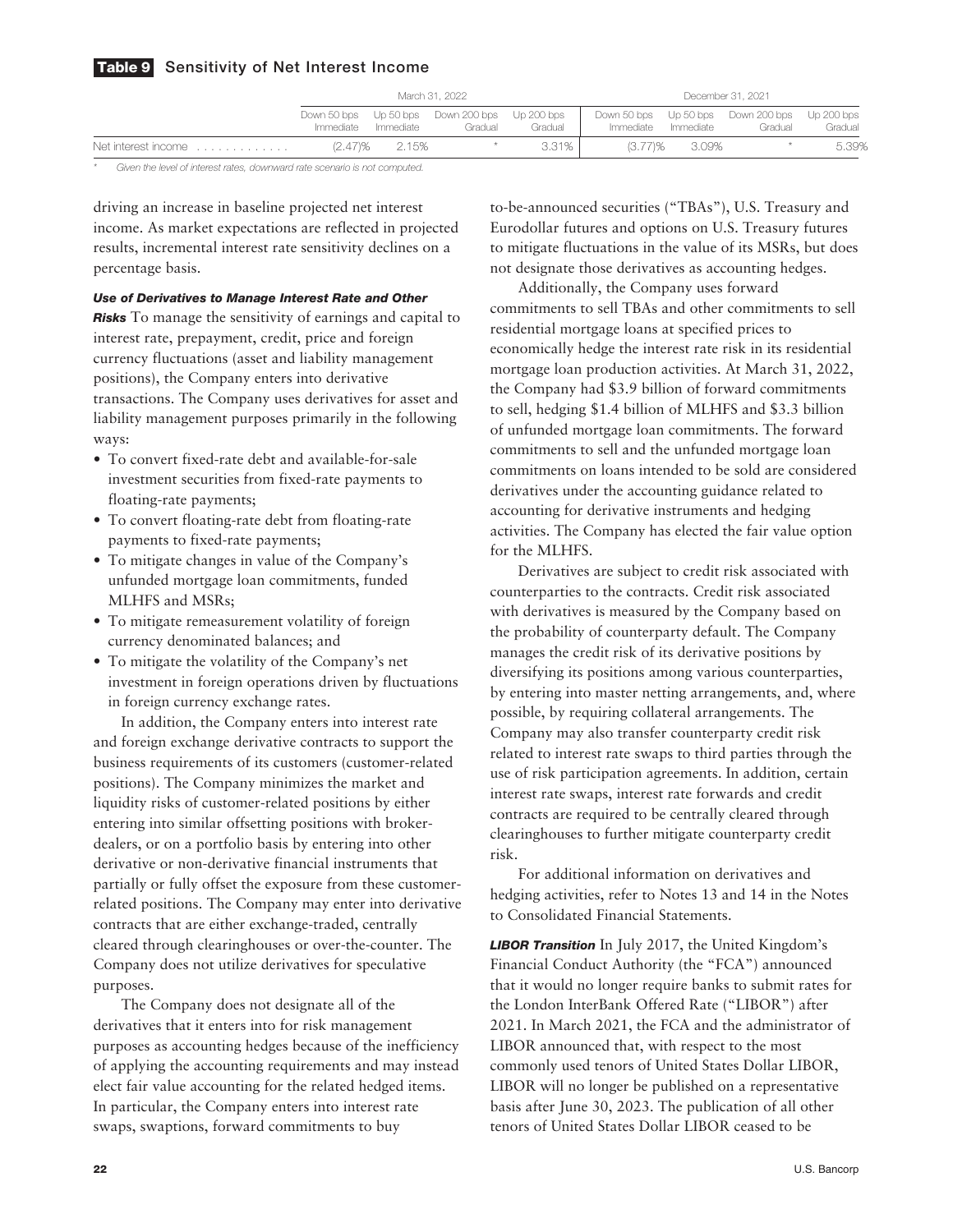**Table 9 Sensitivity of Net Interest Income**

| | March 31, 2022 | | | | December 31, 2021 | | | |
|---|---|---|---|---|---|---|---|---|
| | Down 50 bps Immediate | Up 50 bps Immediate | Down 200 bps Gradual | Up 200 bps Gradual | Down 50 bps Immediate | Up 50 bps Immediate | Down 200 bps Gradual | Up 200 bps Gradual |
| Net interest income | (2.47)% | 2.15% | * | 3.31% | (3.77)% | 3.09% | * | 5.39% |

\* Given the level of interest rates, downward rate scenario is not computed.

driving an increase in baseline projected net interest income. As market expectations are reflected in projected results, incremental interest rate sensitivity declines on a percentage basis.

***Use of Derivatives to Manage Interest Rate and Other Risks*** To manage the sensitivity of earnings and capital to interest rate, prepayment, credit, price and foreign currency fluctuations (asset and liability management positions), the Company enters into derivative transactions. The Company uses derivatives for asset and liability management purposes primarily in the following ways:

- To convert fixed-rate debt and available-for-sale investment securities from fixed-rate payments to floating-rate payments;
- To convert floating-rate debt from floating-rate payments to fixed-rate payments;
- To mitigate changes in value of the Company's unfunded mortgage loan commitments, funded MLHFS and MSRs;
- To mitigate remeasurement volatility of foreign currency denominated balances; and
- To mitigate the volatility of the Company's net investment in foreign operations driven by fluctuations in foreign currency exchange rates.

In addition, the Company enters into interest rate and foreign exchange derivative contracts to support the business requirements of its customers (customer-related positions). The Company minimizes the market and liquidity risks of customer-related positions by either entering into similar offsetting positions with broker-dealers, or on a portfolio basis by entering into other derivative or non-derivative financial instruments that partially or fully offset the exposure from these customer-related positions. The Company may enter into derivative contracts that are either exchange-traded, centrally cleared through clearinghouses or over-the-counter. The Company does not utilize derivatives for speculative purposes.

The Company does not designate all of the derivatives that it enters into for risk management purposes as accounting hedges because of the inefficiency of applying the accounting requirements and may instead elect fair value accounting for the related hedged items. In particular, the Company enters into interest rate swaps, swaptions, forward commitments to buy to-be-announced securities ("TBAs"), U.S. Treasury and Eurodollar futures and options on U.S. Treasury futures to mitigate fluctuations in the value of its MSRs, but does not designate those derivatives as accounting hedges.

Additionally, the Company uses forward commitments to sell TBAs and other commitments to sell residential mortgage loans at specified prices to economically hedge the interest rate risk in its residential mortgage loan production activities. At March 31, 2022, the Company had $3.9 billion of forward commitments to sell, hedging $1.4 billion of MLHFS and $3.3 billion of unfunded mortgage loan commitments. The forward commitments to sell and the unfunded mortgage loan commitments on loans intended to be sold are considered derivatives under the accounting guidance related to accounting for derivative instruments and hedging activities. The Company has elected the fair value option for the MLHFS.

Derivatives are subject to credit risk associated with counterparties to the contracts. Credit risk associated with derivatives is measured by the Company based on the probability of counterparty default. The Company manages the credit risk of its derivative positions by diversifying its positions among various counterparties, by entering into master netting arrangements, and, where possible, by requiring collateral arrangements. The Company may also transfer counterparty credit risk related to interest rate swaps to third parties through the use of risk participation agreements. In addition, certain interest rate swaps, interest rate forwards and credit contracts are required to be centrally cleared through clearinghouses to further mitigate counterparty credit risk.

For additional information on derivatives and hedging activities, refer to Notes 13 and 14 in the Notes to Consolidated Financial Statements.

***LIBOR Transition*** In July 2017, the United Kingdom's Financial Conduct Authority (the "FCA") announced that it would no longer require banks to submit rates for the London InterBank Offered Rate ("LIBOR") after 2021. In March 2021, the FCA and the administrator of LIBOR announced that, with respect to the most commonly used tenors of United States Dollar LIBOR, LIBOR will no longer be published on a representative basis after June 30, 2023. The publication of all other tenors of United States Dollar LIBOR ceased to be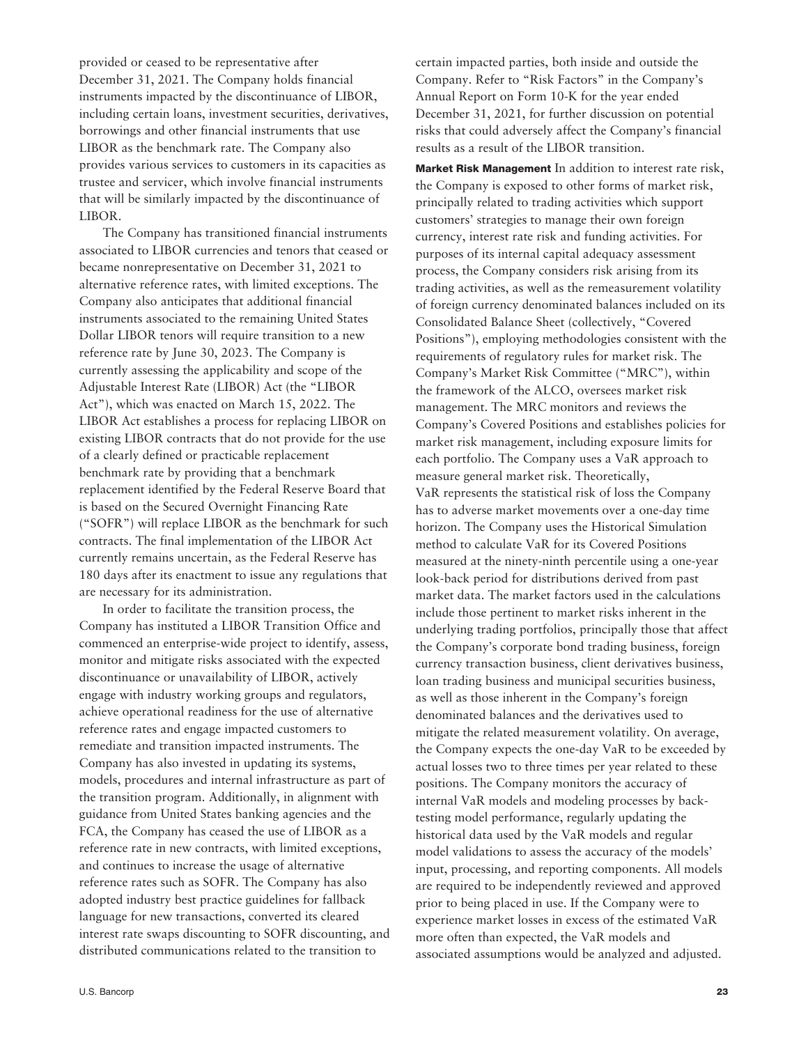provided or ceased to be representative after December 31, 2021. The Company holds financial instruments impacted by the discontinuance of LIBOR, including certain loans, investment securities, derivatives, borrowings and other financial instruments that use LIBOR as the benchmark rate. The Company also provides various services to customers in its capacities as trustee and servicer, which involve financial instruments that will be similarly impacted by the discontinuance of LIBOR.

The Company has transitioned financial instruments associated to LIBOR currencies and tenors that ceased or became nonrepresentative on December 31, 2021 to alternative reference rates, with limited exceptions. The Company also anticipates that additional financial instruments associated to the remaining United States Dollar LIBOR tenors will require transition to a new reference rate by June 30, 2023. The Company is currently assessing the applicability and scope of the Adjustable Interest Rate (LIBOR) Act (the "LIBOR Act"), which was enacted on March 15, 2022. The LIBOR Act establishes a process for replacing LIBOR on existing LIBOR contracts that do not provide for the use of a clearly defined or practicable replacement benchmark rate by providing that a benchmark replacement identified by the Federal Reserve Board that is based on the Secured Overnight Financing Rate ("SOFR") will replace LIBOR as the benchmark for such contracts. The final implementation of the LIBOR Act currently remains uncertain, as the Federal Reserve has 180 days after its enactment to issue any regulations that are necessary for its administration.

In order to facilitate the transition process, the Company has instituted a LIBOR Transition Office and commenced an enterprise-wide project to identify, assess, monitor and mitigate risks associated with the expected discontinuance or unavailability of LIBOR, actively engage with industry working groups and regulators, achieve operational readiness for the use of alternative reference rates and engage impacted customers to remediate and transition impacted instruments. The Company has also invested in updating its systems, models, procedures and internal infrastructure as part of the transition program. Additionally, in alignment with guidance from United States banking agencies and the FCA, the Company has ceased the use of LIBOR as a reference rate in new contracts, with limited exceptions, and continues to increase the usage of alternative reference rates such as SOFR. The Company has also adopted industry best practice guidelines for fallback language for new transactions, converted its cleared interest rate swaps discounting to SOFR discounting, and distributed communications related to the transition to certain impacted parties, both inside and outside the Company. Refer to "Risk Factors" in the Company's Annual Report on Form 10-K for the year ended December 31, 2021, for further discussion on potential risks that could adversely affect the Company's financial results as a result of the LIBOR transition.

**Market Risk Management** In addition to interest rate risk, the Company is exposed to other forms of market risk, principally related to trading activities which support customers' strategies to manage their own foreign currency, interest rate risk and funding activities. For purposes of its internal capital adequacy assessment process, the Company considers risk arising from its trading activities, as well as the remeasurement volatility of foreign currency denominated balances included on its Consolidated Balance Sheet (collectively, "Covered Positions"), employing methodologies consistent with the requirements of regulatory rules for market risk. The Company's Market Risk Committee ("MRC"), within the framework of the ALCO, oversees market risk management. The MRC monitors and reviews the Company's Covered Positions and establishes policies for market risk management, including exposure limits for each portfolio. The Company uses a VaR approach to measure general market risk. Theoretically, VaR represents the statistical risk of loss the Company has to adverse market movements over a one-day time horizon. The Company uses the Historical Simulation method to calculate VaR for its Covered Positions measured at the ninety-ninth percentile using a one-year look-back period for distributions derived from past market data. The market factors used in the calculations include those pertinent to market risks inherent in the underlying trading portfolios, principally those that affect the Company's corporate bond trading business, foreign currency transaction business, client derivatives business, loan trading business and municipal securities business, as well as those inherent in the Company's foreign denominated balances and the derivatives used to mitigate the related measurement volatility. On average, the Company expects the one-day VaR to be exceeded by actual losses two to three times per year related to these positions. The Company monitors the accuracy of internal VaR models and modeling processes by back-testing model performance, regularly updating the historical data used by the VaR models and regular model validations to assess the accuracy of the models' input, processing, and reporting components. All models are required to be independently reviewed and approved prior to being placed in use. If the Company were to experience market losses in excess of the estimated VaR more often than expected, the VaR models and associated assumptions would be analyzed and adjusted.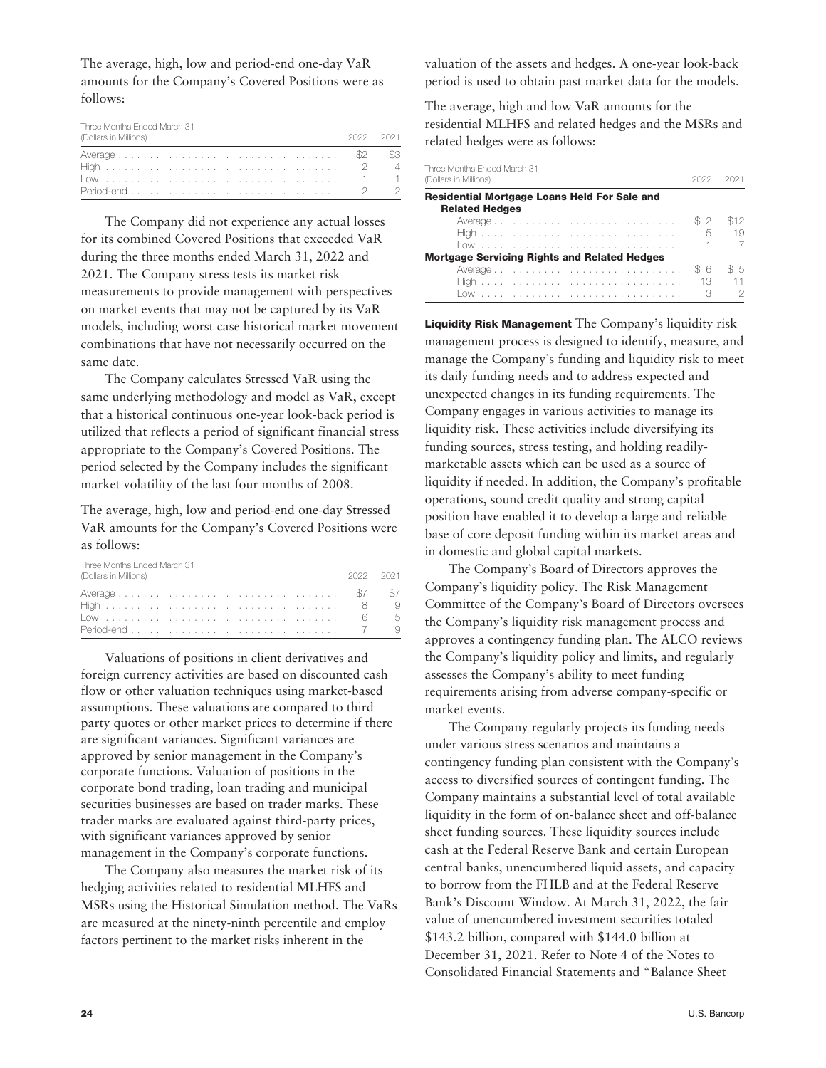The average, high, low and period-end one-day VaR amounts for the Company's Covered Positions were as follows:

| Three Months Ended March 31 (Dollars in Millions) | 2022 | 2021 |
| --- | --- | --- |
| Average | $2 | $3 |
| High | 2 | 4 |
| Low | 1 | 1 |
| Period-end | 2 | 2 |

The Company did not experience any actual losses for its combined Covered Positions that exceeded VaR during the three months ended March 31, 2022 and 2021. The Company stress tests its market risk measurements to provide management with perspectives on market events that may not be captured by its VaR models, including worst case historical market movement combinations that have not necessarily occurred on the same date.

The Company calculates Stressed VaR using the same underlying methodology and model as VaR, except that a historical continuous one-year look-back period is utilized that reflects a period of significant financial stress appropriate to the Company's Covered Positions. The period selected by the Company includes the significant market volatility of the last four months of 2008.

The average, high, low and period-end one-day Stressed VaR amounts for the Company's Covered Positions were as follows:

| Three Months Ended March 31 (Dollars in Millions) | 2022 | 2021 |
| --- | --- | --- |
| Average | $7 | $7 |
| High | 8 | 9 |
| Low | 6 | 5 |
| Period-end | 7 | 9 |

Valuations of positions in client derivatives and foreign currency activities are based on discounted cash flow or other valuation techniques using market-based assumptions. These valuations are compared to third party quotes or other market prices to determine if there are significant variances. Significant variances are approved by senior management in the Company's corporate functions. Valuation of positions in the corporate bond trading, loan trading and municipal securities businesses are based on trader marks. These trader marks are evaluated against third-party prices, with significant variances approved by senior management in the Company's corporate functions.

The Company also measures the market risk of its hedging activities related to residential MLHFS and MSRs using the Historical Simulation method. The VaRs are measured at the ninety-ninth percentile and employ factors pertinent to the market risks inherent in the valuation of the assets and hedges. A one-year look-back period is used to obtain past market data for the models.

The average, high and low VaR amounts for the residential MLHFS and related hedges and the MSRs and related hedges were as follows:

| Three Months Ended March 31 (Dollars in Millions) | 2022 | 2021 |
| --- | --- | --- |
| **Residential Mortgage Loans Held For Sale and Related Hedges** | | |
| Average | $ 2 | $12 |
| High | 5 | 19 |
| Low | 1 | 7 |
| **Mortgage Servicing Rights and Related Hedges** | | |
| Average | $ 6 | $ 5 |
| High | 13 | 11 |
| Low | 3 | 2 |

**Liquidity Risk Management** The Company's liquidity risk management process is designed to identify, measure, and manage the Company's funding and liquidity risk to meet its daily funding needs and to address expected and unexpected changes in its funding requirements. The Company engages in various activities to manage its liquidity risk. These activities include diversifying its funding sources, stress testing, and holding readily-marketable assets which can be used as a source of liquidity if needed. In addition, the Company's profitable operations, sound credit quality and strong capital position have enabled it to develop a large and reliable base of core deposit funding within its market areas and in domestic and global capital markets.

The Company's Board of Directors approves the Company's liquidity policy. The Risk Management Committee of the Company's Board of Directors oversees the Company's liquidity risk management process and approves a contingency funding plan. The ALCO reviews the Company's liquidity policy and limits, and regularly assesses the Company's ability to meet funding requirements arising from adverse company-specific or market events.

The Company regularly projects its funding needs under various stress scenarios and maintains a contingency funding plan consistent with the Company's access to diversified sources of contingent funding. The Company maintains a substantial level of total available liquidity in the form of on-balance sheet and off-balance sheet funding sources. These liquidity sources include cash at the Federal Reserve Bank and certain European central banks, unencumbered liquid assets, and capacity to borrow from the FHLB and at the Federal Reserve Bank's Discount Window. At March 31, 2022, the fair value of unencumbered investment securities totaled $143.2 billion, compared with $144.0 billion at December 31, 2021. Refer to Note 4 of the Notes to Consolidated Financial Statements and "Balance Sheet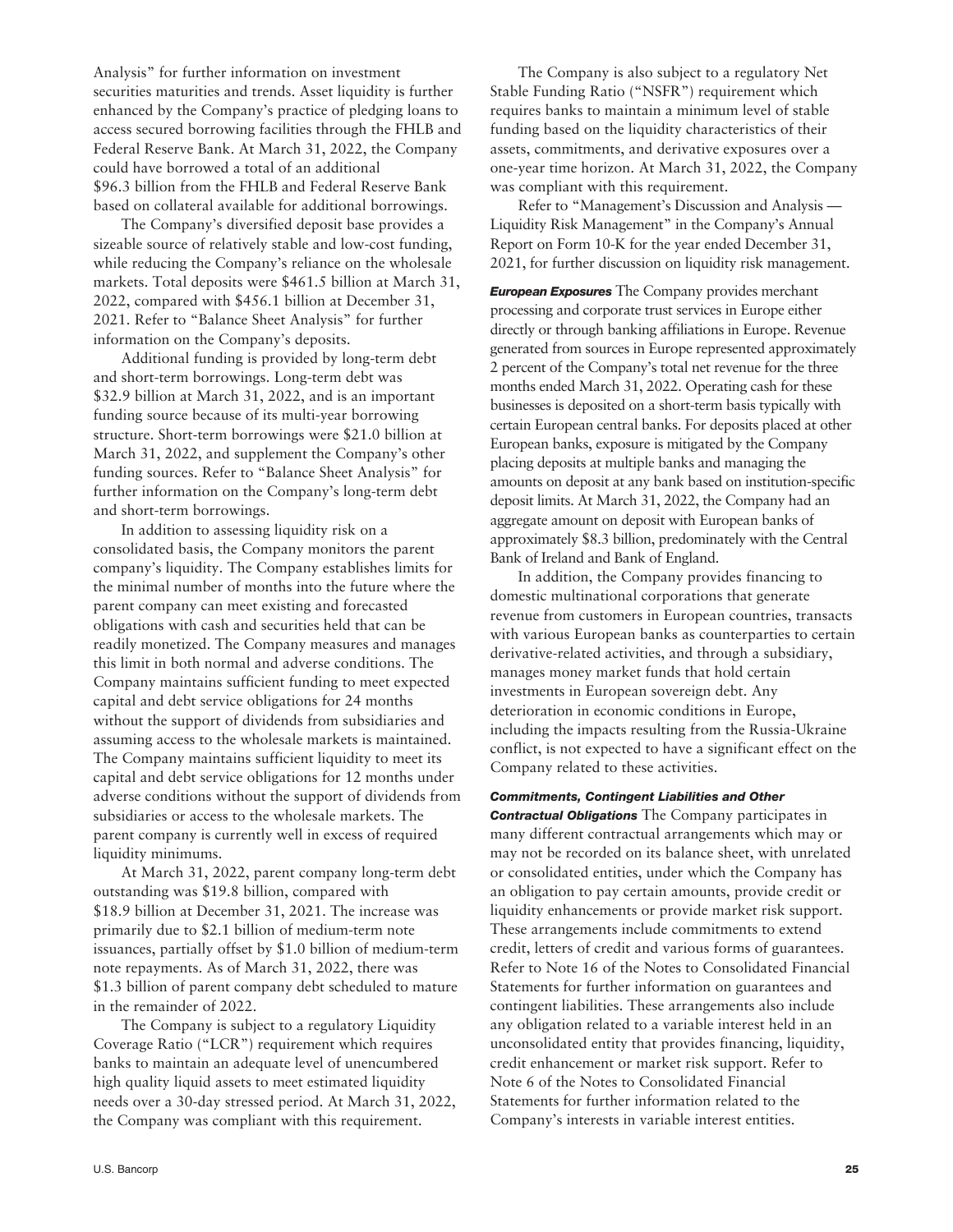Analysis" for further information on investment securities maturities and trends. Asset liquidity is further enhanced by the Company's practice of pledging loans to access secured borrowing facilities through the FHLB and Federal Reserve Bank. At March 31, 2022, the Company could have borrowed a total of an additional $96.3 billion from the FHLB and Federal Reserve Bank based on collateral available for additional borrowings.

The Company's diversified deposit base provides a sizeable source of relatively stable and low-cost funding, while reducing the Company's reliance on the wholesale markets. Total deposits were $461.5 billion at March 31, 2022, compared with $456.1 billion at December 31, 2021. Refer to "Balance Sheet Analysis" for further information on the Company's deposits.

Additional funding is provided by long-term debt and short-term borrowings. Long-term debt was $32.9 billion at March 31, 2022, and is an important funding source because of its multi-year borrowing structure. Short-term borrowings were $21.0 billion at March 31, 2022, and supplement the Company's other funding sources. Refer to "Balance Sheet Analysis" for further information on the Company's long-term debt and short-term borrowings.

In addition to assessing liquidity risk on a consolidated basis, the Company monitors the parent company's liquidity. The Company establishes limits for the minimal number of months into the future where the parent company can meet existing and forecasted obligations with cash and securities held that can be readily monetized. The Company measures and manages this limit in both normal and adverse conditions. The Company maintains sufficient funding to meet expected capital and debt service obligations for 24 months without the support of dividends from subsidiaries and assuming access to the wholesale markets is maintained. The Company maintains sufficient liquidity to meet its capital and debt service obligations for 12 months under adverse conditions without the support of dividends from subsidiaries or access to the wholesale markets. The parent company is currently well in excess of required liquidity minimums.

At March 31, 2022, parent company long-term debt outstanding was $19.8 billion, compared with $18.9 billion at December 31, 2021. The increase was primarily due to $2.1 billion of medium-term note issuances, partially offset by $1.0 billion of medium-term note repayments. As of March 31, 2022, there was $1.3 billion of parent company debt scheduled to mature in the remainder of 2022.

The Company is subject to a regulatory Liquidity Coverage Ratio ("LCR") requirement which requires banks to maintain an adequate level of unencumbered high quality liquid assets to meet estimated liquidity needs over a 30-day stressed period. At March 31, 2022, the Company was compliant with this requirement.

The Company is also subject to a regulatory Net Stable Funding Ratio ("NSFR") requirement which requires banks to maintain a minimum level of stable funding based on the liquidity characteristics of their assets, commitments, and derivative exposures over a one-year time horizon. At March 31, 2022, the Company was compliant with this requirement.

Refer to "Management's Discussion and Analysis — Liquidity Risk Management" in the Company's Annual Report on Form 10-K for the year ended December 31, 2021, for further discussion on liquidity risk management.

***European Exposures*** The Company provides merchant processing and corporate trust services in Europe either directly or through banking affiliations in Europe. Revenue generated from sources in Europe represented approximately 2 percent of the Company's total net revenue for the three months ended March 31, 2022. Operating cash for these businesses is deposited on a short-term basis typically with certain European central banks. For deposits placed at other European banks, exposure is mitigated by the Company placing deposits at multiple banks and managing the amounts on deposit at any bank based on institution-specific deposit limits. At March 31, 2022, the Company had an aggregate amount on deposit with European banks of approximately $8.3 billion, predominately with the Central Bank of Ireland and Bank of England.

In addition, the Company provides financing to domestic multinational corporations that generate revenue from customers in European countries, transacts with various European banks as counterparties to certain derivative-related activities, and through a subsidiary, manages money market funds that hold certain investments in European sovereign debt. Any deterioration in economic conditions in Europe, including the impacts resulting from the Russia-Ukraine conflict, is not expected to have a significant effect on the Company related to these activities.

***Commitments, Contingent Liabilities and Other Contractual Obligations*** The Company participates in many different contractual arrangements which may or may not be recorded on its balance sheet, with unrelated or consolidated entities, under which the Company has an obligation to pay certain amounts, provide credit or liquidity enhancements or provide market risk support. These arrangements include commitments to extend credit, letters of credit and various forms of guarantees. Refer to Note 16 of the Notes to Consolidated Financial Statements for further information on guarantees and contingent liabilities. These arrangements also include any obligation related to a variable interest held in an unconsolidated entity that provides financing, liquidity, credit enhancement or market risk support. Refer to Note 6 of the Notes to Consolidated Financial Statements for further information related to the Company's interests in variable interest entities.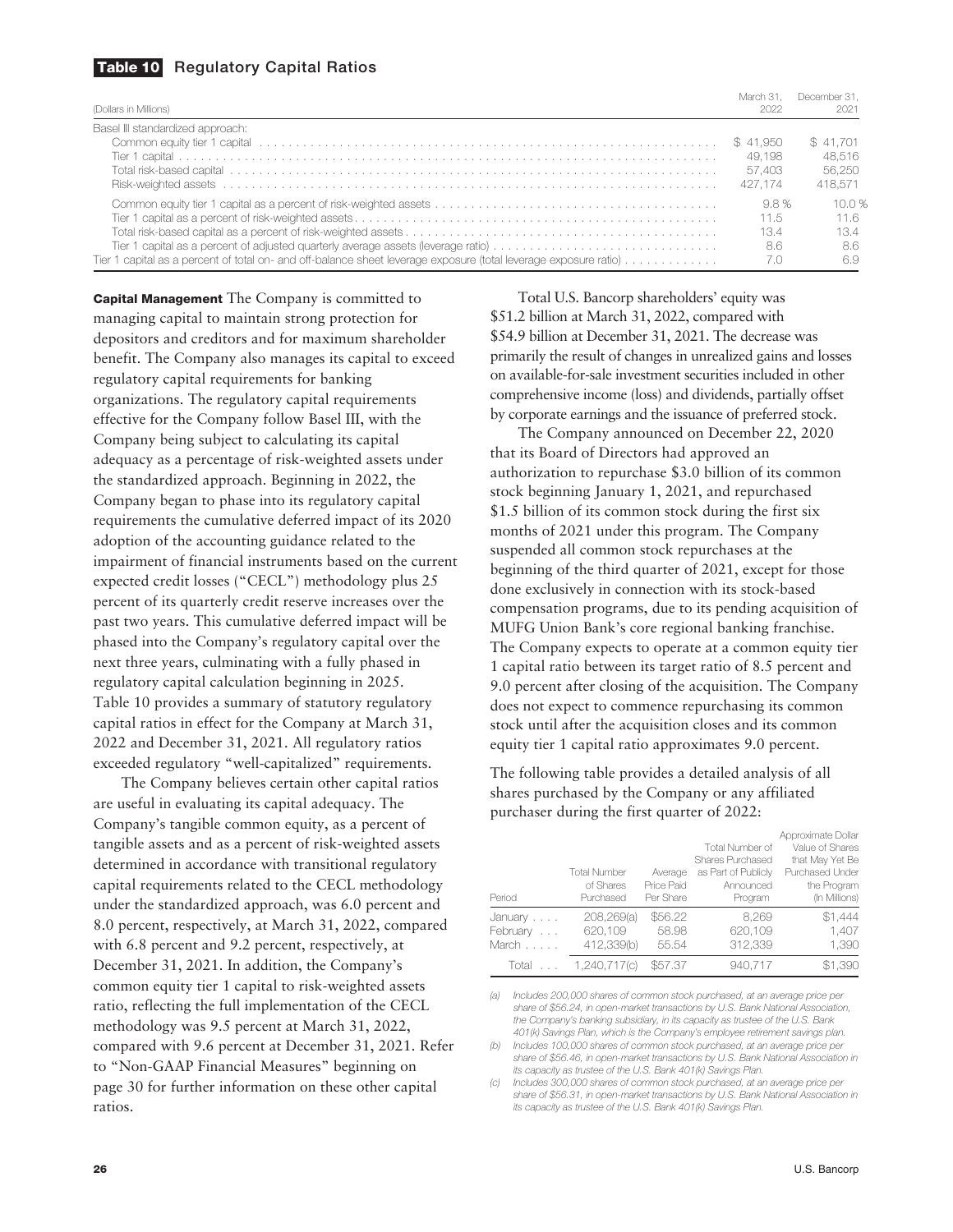## Table 10 Regulatory Capital Ratios

| (Dollars in Millions) | March 31, 2022 | December 31, 2021 |
|---|---|---|
| Basel III standardized approach: | | |
| Common equity tier 1 capital | $ 41,950 | $ 41,701 |
| Tier 1 capital | 49,198 | 48,516 |
| Total risk-based capital | 57,403 | 56,250 |
| Risk-weighted assets | 427,174 | 418,571 |
| Common equity tier 1 capital as a percent of risk-weighted assets | 9.8 % | 10.0 % |
| Tier 1 capital as a percent of risk-weighted assets | 11.5 | 11.6 |
| Total risk-based capital as a percent of risk-weighted assets | 13.4 | 13.4 |
| Tier 1 capital as a percent of adjusted quarterly average assets (leverage ratio) | 8.6 | 8.6 |
| Tier 1 capital as a percent of total on- and off-balance sheet leverage exposure (total leverage exposure ratio) | 7.0 | 6.9 |

**Capital Management** The Company is committed to managing capital to maintain strong protection for depositors and creditors and for maximum shareholder benefit. The Company also manages its capital to exceed regulatory capital requirements for banking organizations. The regulatory capital requirements effective for the Company follow Basel III, with the Company being subject to calculating its capital adequacy as a percentage of risk-weighted assets under the standardized approach. Beginning in 2022, the Company began to phase into its regulatory capital requirements the cumulative deferred impact of its 2020 adoption of the accounting guidance related to the impairment of financial instruments based on the current expected credit losses ("CECL") methodology plus 25 percent of its quarterly credit reserve increases over the past two years. This cumulative deferred impact will be phased into the Company's regulatory capital over the next three years, culminating with a fully phased in regulatory capital calculation beginning in 2025. Table 10 provides a summary of statutory regulatory capital ratios in effect for the Company at March 31, 2022 and December 31, 2021. All regulatory ratios exceeded regulatory "well-capitalized" requirements.

The Company believes certain other capital ratios are useful in evaluating its capital adequacy. The Company's tangible common equity, as a percent of tangible assets and as a percent of risk-weighted assets determined in accordance with transitional regulatory capital requirements related to the CECL methodology under the standardized approach, was 6.0 percent and 8.0 percent, respectively, at March 31, 2022, compared with 6.8 percent and 9.2 percent, respectively, at December 31, 2021. In addition, the Company's common equity tier 1 capital to risk-weighted assets ratio, reflecting the full implementation of the CECL methodology was 9.5 percent at March 31, 2022, compared with 9.6 percent at December 31, 2021. Refer to "Non-GAAP Financial Measures" beginning on page 30 for further information on these other capital ratios.

Total U.S. Bancorp shareholders' equity was $51.2 billion at March 31, 2022, compared with $54.9 billion at December 31, 2021. The decrease was primarily the result of changes in unrealized gains and losses on available-for-sale investment securities included in other comprehensive income (loss) and dividends, partially offset by corporate earnings and the issuance of preferred stock.

The Company announced on December 22, 2020 that its Board of Directors had approved an authorization to repurchase $3.0 billion of its common stock beginning January 1, 2021, and repurchased $1.5 billion of its common stock during the first six months of 2021 under this program. The Company suspended all common stock repurchases at the beginning of the third quarter of 2021, except for those done exclusively in connection with its stock-based compensation programs, due to its pending acquisition of MUFG Union Bank's core regional banking franchise. The Company expects to operate at a common equity tier 1 capital ratio between its target ratio of 8.5 percent and 9.0 percent after closing of the acquisition. The Company does not expect to commence repurchasing its common stock until after the acquisition closes and its common equity tier 1 capital ratio approximates 9.0 percent.

The following table provides a detailed analysis of all shares purchased by the Company or any affiliated purchaser during the first quarter of 2022:

| Period | Total Number of Shares Purchased | Average Price Paid Per Share | Total Number of Shares Purchased as Part of Publicly Announced Program | Approximate Dollar Value of Shares that May Yet Be Purchased Under the Program (In Millions) |
|---|---|---|---|---|
| January | 208,269(a) | $56.22 | 8,269 | $1,444 |
| February | 620,109 | 58.98 | 620,109 | 1,407 |
| March | 412,339(b) | 55.54 | 312,339 | 1,390 |
| Total | 1,240,717(c) | $57.37 | 940,717 | $1,390 |

*(a) Includes 200,000 shares of common stock purchased, at an average price per share of $56.24, in open-market transactions by U.S. Bank National Association, the Company's banking subsidiary, in its capacity as trustee of the U.S. Bank 401(k) Savings Plan, which is the Company's employee retirement savings plan.*

*(b) Includes 100,000 shares of common stock purchased, at an average price per share of $56.46, in open-market transactions by U.S. Bank National Association in its capacity as trustee of the U.S. Bank 401(k) Savings Plan.*

*(c) Includes 300,000 shares of common stock purchased, at an average price per share of $56.31, in open-market transactions by U.S. Bank National Association in its capacity as trustee of the U.S. Bank 401(k) Savings Plan.*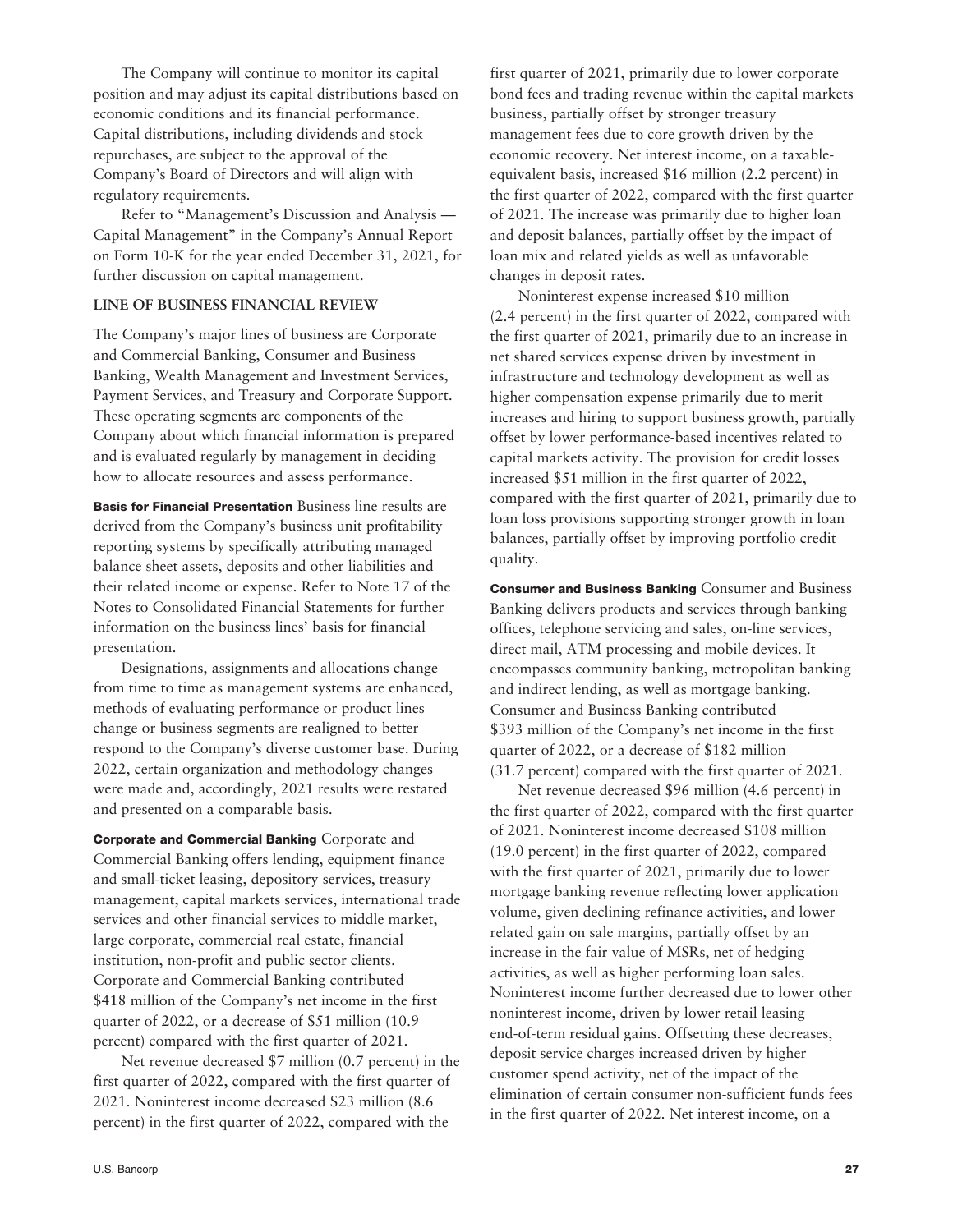The Company will continue to monitor its capital position and may adjust its capital distributions based on economic conditions and its financial performance. Capital distributions, including dividends and stock repurchases, are subject to the approval of the Company's Board of Directors and will align with regulatory requirements.

Refer to "Management's Discussion and Analysis — Capital Management" in the Company's Annual Report on Form 10-K for the year ended December 31, 2021, for further discussion on capital management.

## LINE OF BUSINESS FINANCIAL REVIEW

The Company's major lines of business are Corporate and Commercial Banking, Consumer and Business Banking, Wealth Management and Investment Services, Payment Services, and Treasury and Corporate Support. These operating segments are components of the Company about which financial information is prepared and is evaluated regularly by management in deciding how to allocate resources and assess performance.

**Basis for Financial Presentation** Business line results are derived from the Company's business unit profitability reporting systems by specifically attributing managed balance sheet assets, deposits and other liabilities and their related income or expense. Refer to Note 17 of the Notes to Consolidated Financial Statements for further information on the business lines' basis for financial presentation.

Designations, assignments and allocations change from time to time as management systems are enhanced, methods of evaluating performance or product lines change or business segments are realigned to better respond to the Company's diverse customer base. During 2022, certain organization and methodology changes were made and, accordingly, 2021 results were restated and presented on a comparable basis.

**Corporate and Commercial Banking** Corporate and Commercial Banking offers lending, equipment finance and small-ticket leasing, depository services, treasury management, capital markets services, international trade services and other financial services to middle market, large corporate, commercial real estate, financial institution, non-profit and public sector clients. Corporate and Commercial Banking contributed $418 million of the Company's net income in the first quarter of 2022, or a decrease of $51 million (10.9 percent) compared with the first quarter of 2021.

Net revenue decreased $7 million (0.7 percent) in the first quarter of 2022, compared with the first quarter of 2021. Noninterest income decreased $23 million (8.6 percent) in the first quarter of 2022, compared with the first quarter of 2021, primarily due to lower corporate bond fees and trading revenue within the capital markets business, partially offset by stronger treasury management fees due to core growth driven by the economic recovery. Net interest income, on a taxable-equivalent basis, increased $16 million (2.2 percent) in the first quarter of 2022, compared with the first quarter of 2021. The increase was primarily due to higher loan and deposit balances, partially offset by the impact of loan mix and related yields as well as unfavorable changes in deposit rates.

Noninterest expense increased $10 million (2.4 percent) in the first quarter of 2022, compared with the first quarter of 2021, primarily due to an increase in net shared services expense driven by investment in infrastructure and technology development as well as higher compensation expense primarily due to merit increases and hiring to support business growth, partially offset by lower performance-based incentives related to capital markets activity. The provision for credit losses increased $51 million in the first quarter of 2022, compared with the first quarter of 2021, primarily due to loan loss provisions supporting stronger growth in loan balances, partially offset by improving portfolio credit quality.

**Consumer and Business Banking** Consumer and Business Banking delivers products and services through banking offices, telephone servicing and sales, on-line services, direct mail, ATM processing and mobile devices. It encompasses community banking, metropolitan banking and indirect lending, as well as mortgage banking. Consumer and Business Banking contributed $393 million of the Company's net income in the first quarter of 2022, or a decrease of $182 million (31.7 percent) compared with the first quarter of 2021.

Net revenue decreased $96 million (4.6 percent) in the first quarter of 2022, compared with the first quarter of 2021. Noninterest income decreased $108 million (19.0 percent) in the first quarter of 2022, compared with the first quarter of 2021, primarily due to lower mortgage banking revenue reflecting lower application volume, given declining refinance activities, and lower related gain on sale margins, partially offset by an increase in the fair value of MSRs, net of hedging activities, as well as higher performing loan sales. Noninterest income further decreased due to lower other noninterest income, driven by lower retail leasing end-of-term residual gains. Offsetting these decreases, deposit service charges increased driven by higher customer spend activity, net of the impact of the elimination of certain consumer non-sufficient funds fees in the first quarter of 2022. Net interest income, on a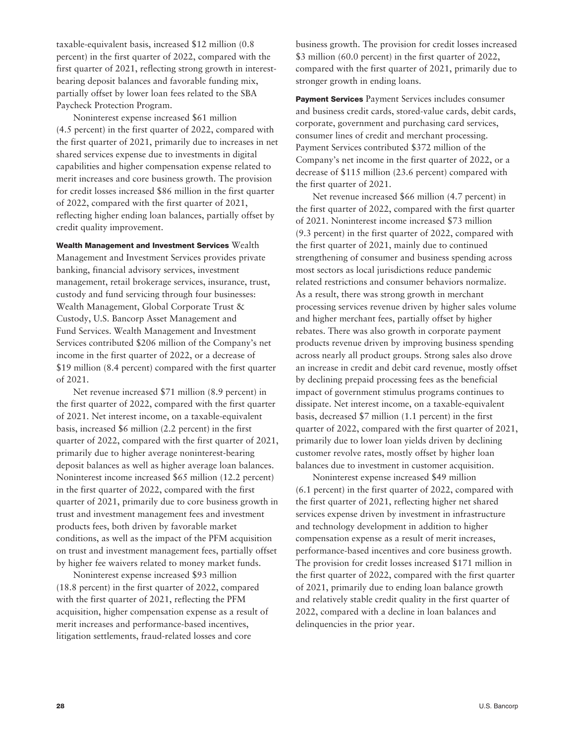taxable-equivalent basis, increased $12 million (0.8 percent) in the first quarter of 2022, compared with the first quarter of 2021, reflecting strong growth in interest-bearing deposit balances and favorable funding mix, partially offset by lower loan fees related to the SBA Paycheck Protection Program.

Noninterest expense increased $61 million (4.5 percent) in the first quarter of 2022, compared with the first quarter of 2021, primarily due to increases in net shared services expense due to investments in digital capabilities and higher compensation expense related to merit increases and core business growth. The provision for credit losses increased $86 million in the first quarter of 2022, compared with the first quarter of 2021, reflecting higher ending loan balances, partially offset by credit quality improvement.

**Wealth Management and Investment Services** Wealth Management and Investment Services provides private banking, financial advisory services, investment management, retail brokerage services, insurance, trust, custody and fund servicing through four businesses: Wealth Management, Global Corporate Trust & Custody, U.S. Bancorp Asset Management and Fund Services. Wealth Management and Investment Services contributed $206 million of the Company's net income in the first quarter of 2022, or a decrease of $19 million (8.4 percent) compared with the first quarter of 2021.

Net revenue increased $71 million (8.9 percent) in the first quarter of 2022, compared with the first quarter of 2021. Net interest income, on a taxable-equivalent basis, increased $6 million (2.2 percent) in the first quarter of 2022, compared with the first quarter of 2021, primarily due to higher average noninterest-bearing deposit balances as well as higher average loan balances. Noninterest income increased $65 million (12.2 percent) in the first quarter of 2022, compared with the first quarter of 2021, primarily due to core business growth in trust and investment management fees and investment products fees, both driven by favorable market conditions, as well as the impact of the PFM acquisition on trust and investment management fees, partially offset by higher fee waivers related to money market funds.

Noninterest expense increased $93 million (18.8 percent) in the first quarter of 2022, compared with the first quarter of 2021, reflecting the PFM acquisition, higher compensation expense as a result of merit increases and performance-based incentives, litigation settlements, fraud-related losses and core business growth. The provision for credit losses increased $3 million (60.0 percent) in the first quarter of 2022, compared with the first quarter of 2021, primarily due to stronger growth in ending loans.

**Payment Services** Payment Services includes consumer and business credit cards, stored-value cards, debit cards, corporate, government and purchasing card services, consumer lines of credit and merchant processing. Payment Services contributed $372 million of the Company's net income in the first quarter of 2022, or a decrease of $115 million (23.6 percent) compared with the first quarter of 2021.

Net revenue increased $66 million (4.7 percent) in the first quarter of 2022, compared with the first quarter of 2021. Noninterest income increased $73 million (9.3 percent) in the first quarter of 2022, compared with the first quarter of 2021, mainly due to continued strengthening of consumer and business spending across most sectors as local jurisdictions reduce pandemic related restrictions and consumer behaviors normalize. As a result, there was strong growth in merchant processing services revenue driven by higher sales volume and higher merchant fees, partially offset by higher rebates. There was also growth in corporate payment products revenue driven by improving business spending across nearly all product groups. Strong sales also drove an increase in credit and debit card revenue, mostly offset by declining prepaid processing fees as the beneficial impact of government stimulus programs continues to dissipate. Net interest income, on a taxable-equivalent basis, decreased $7 million (1.1 percent) in the first quarter of 2022, compared with the first quarter of 2021, primarily due to lower loan yields driven by declining customer revolve rates, mostly offset by higher loan balances due to investment in customer acquisition.

Noninterest expense increased $49 million (6.1 percent) in the first quarter of 2022, compared with the first quarter of 2021, reflecting higher net shared services expense driven by investment in infrastructure and technology development in addition to higher compensation expense as a result of merit increases, performance-based incentives and core business growth. The provision for credit losses increased $171 million in the first quarter of 2022, compared with the first quarter of 2021, primarily due to ending loan balance growth and relatively stable credit quality in the first quarter of 2022, compared with a decline in loan balances and delinquencies in the prior year.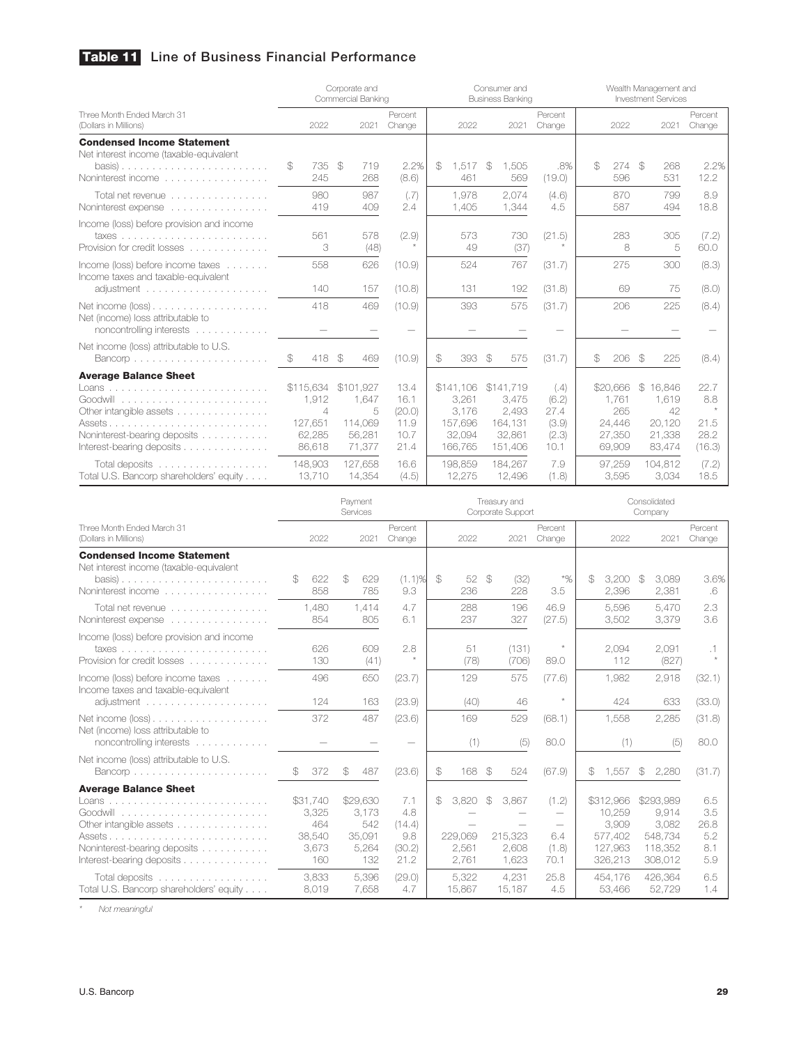## Table 11 Line of Business Financial Performance

| Three Month Ended March 31 (Dollars in Millions) | Corporate and Commercial Banking | | | Consumer and Business Banking | | | Wealth Management and Investment Services | | |
|---|---|---|---|---|---|---|---|---|---|
| | 2022 | 2021 | Percent Change | 2022 | 2021 | Percent Change | 2022 | 2021 | Percent Change |
| **Condensed Income Statement** | | | | | | | | | |
| Net interest income (taxable-equivalent basis) | $ 735 | $ 719 | 2.2% | $ 1,517 | $ 1,505 | .8% | $ 274 | $ 268 | 2.2% |
| Noninterest income | 245 | 268 | (8.6) | 461 | 569 | (19.0) | 596 | 531 | 12.2 |
| Total net revenue | 980 | 987 | (.7) | 1,978 | 2,074 | (4.6) | 870 | 799 | 8.9 |
| Noninterest expense | 419 | 409 | 2.4 | 1,405 | 1,344 | 4.5 | 587 | 494 | 18.8 |
| Income (loss) before provision and income taxes | 561 | 578 | (2.9) | 573 | 730 | (21.5) | 283 | 305 | (7.2) |
| Provision for credit losses | 3 | (48) | * | 49 | (37) | * | 8 | 5 | 60.0 |
| Income (loss) before income taxes | 558 | 626 | (10.9) | 524 | 767 | (31.7) | 275 | 300 | (8.3) |
| Income taxes and taxable-equivalent adjustment | 140 | 157 | (10.8) | 131 | 192 | (31.8) | 69 | 75 | (8.0) |
| Net income (loss) | 418 | 469 | (10.9) | 393 | 575 | (31.7) | 206 | 225 | (8.4) |
| Net (income) loss attributable to noncontrolling interests | — | — | — | — | — | — | — | — | — |
| Net income (loss) attributable to U.S. Bancorp | $ 418 | $ 469 | (10.9) | $ 393 | $ 575 | (31.7) | $ 206 | $ 225 | (8.4) |
| **Average Balance Sheet** | | | | | | | | | |
| Loans | $115,634 | $101,927 | 13.4 | $141,106 | $141,719 | (.4) | $20,666 | $ 16,846 | 22.7 |
| Goodwill | 1,912 | 1,647 | 16.1 | 3,261 | 3,475 | (6.2) | 1,761 | 1,619 | 8.8 |
| Other intangible assets | 4 | 5 | (20.0) | 3,176 | 2,493 | 27.4 | 265 | 42 | * |
| Assets | 127,651 | 114,069 | 11.9 | 157,696 | 164,131 | (3.9) | 24,446 | 20,120 | 21.5 |
| Noninterest-bearing deposits | 62,285 | 56,281 | 10.7 | 32,094 | 32,861 | (2.3) | 27,350 | 21,338 | 28.2 |
| Interest-bearing deposits | 86,618 | 71,377 | 21.4 | 166,765 | 151,406 | 10.1 | 69,909 | 83,474 | (16.3) |
| Total deposits | 148,903 | 127,658 | 16.6 | 198,859 | 184,267 | 7.9 | 97,259 | 104,812 | (7.2) |
| Total U.S. Bancorp shareholders' equity | 13,710 | 14,354 | (4.5) | 12,275 | 12,496 | (1.8) | 3,595 | 3,034 | 18.5 |

| Three Month Ended March 31 (Dollars in Millions) | Payment Services | | | Treasury and Corporate Support | | | Consolidated Company | | |
|---|---|---|---|---|---|---|---|---|---|
| | 2022 | 2021 | Percent Change | 2022 | 2021 | Percent Change | 2022 | 2021 | Percent Change |
| **Condensed Income Statement** | | | | | | | | | |
| Net interest income (taxable-equivalent basis) | $ 622 | $ 629 | (1.1)% | $ 52 | $ (32) | *% | $ 3,200 | $ 3,089 | 3.6% |
| Noninterest income | 858 | 785 | 9.3 | 236 | 228 | 3.5 | 2,396 | 2,381 | .6 |
| Total net revenue | 1,480 | 1,414 | 4.7 | 288 | 196 | 46.9 | 5,596 | 5,470 | 2.3 |
| Noninterest expense | 854 | 805 | 6.1 | 237 | 327 | (27.5) | 3,502 | 3,379 | 3.6 |
| Income (loss) before provision and income taxes | 626 | 609 | 2.8 | 51 | (131) | * | 2,094 | 2,091 | .1 |
| Provision for credit losses | 130 | (41) | * | (78) | (706) | 89.0 | 112 | (827) | * |
| Income (loss) before income taxes | 496 | 650 | (23.7) | 129 | 575 | (77.6) | 1,982 | 2,918 | (32.1) |
| Income taxes and taxable-equivalent adjustment | 124 | 163 | (23.9) | (40) | 46 | * | 424 | 633 | (33.0) |
| Net income (loss) | 372 | 487 | (23.6) | 169 | 529 | (68.1) | 1,558 | 2,285 | (31.8) |
| Net (income) loss attributable to noncontrolling interests | — | — | — | (1) | (5) | 80.0 | (1) | (5) | 80.0 |
| Net income (loss) attributable to U.S. Bancorp | $ 372 | $ 487 | (23.6) | $ 168 | $ 524 | (67.9) | $ 1,557 | $ 2,280 | (31.7) |
| **Average Balance Sheet** | | | | | | | | | |
| Loans | $31,740 | $29,630 | 7.1 | $ 3,820 | $ 3,867 | (1.2) | $312,966 | $293,989 | 6.5 |
| Goodwill | 3,325 | 3,173 | 4.8 | — | — | — | 10,259 | 9,914 | 3.5 |
| Other intangible assets | 464 | 542 | (14.4) | — | — | — | 3,909 | 3,082 | 26.8 |
| Assets | 38,540 | 35,091 | 9.8 | 229,069 | 215,323 | 6.4 | 577,402 | 548,734 | 5.2 |
| Noninterest-bearing deposits | 3,673 | 5,264 | (30.2) | 2,561 | 2,608 | (1.8) | 127,963 | 118,352 | 8.1 |
| Interest-bearing deposits | 160 | 132 | 21.2 | 2,761 | 1,623 | 70.1 | 326,213 | 308,012 | 5.9 |
| Total deposits | 3,833 | 5,396 | (29.0) | 5,322 | 4,231 | 25.8 | 454,176 | 426,364 | 6.5 |
| Total U.S. Bancorp shareholders' equity | 8,019 | 7,658 | 4.7 | 15,867 | 15,187 | 4.5 | 53,466 | 52,729 | 1.4 |

\* *Not meaningful*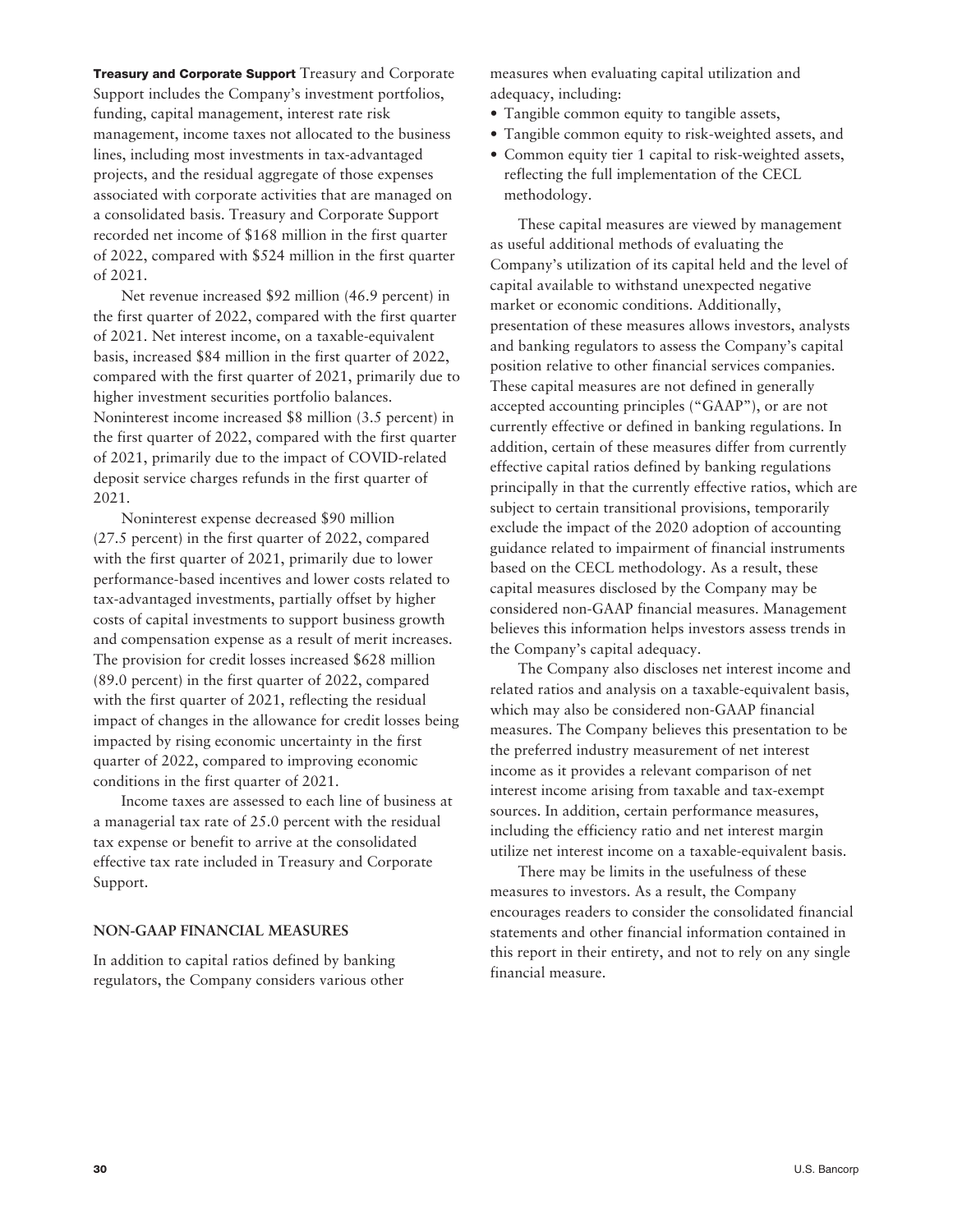**Treasury and Corporate Support** Treasury and Corporate Support includes the Company's investment portfolios, funding, capital management, interest rate risk management, income taxes not allocated to the business lines, including most investments in tax-advantaged projects, and the residual aggregate of those expenses associated with corporate activities that are managed on a consolidated basis. Treasury and Corporate Support recorded net income of $168 million in the first quarter of 2022, compared with $524 million in the first quarter of 2021.

Net revenue increased $92 million (46.9 percent) in the first quarter of 2022, compared with the first quarter of 2021. Net interest income, on a taxable-equivalent basis, increased $84 million in the first quarter of 2022, compared with the first quarter of 2021, primarily due to higher investment securities portfolio balances. Noninterest income increased $8 million (3.5 percent) in the first quarter of 2022, compared with the first quarter of 2021, primarily due to the impact of COVID-related deposit service charges refunds in the first quarter of 2021.

Noninterest expense decreased $90 million (27.5 percent) in the first quarter of 2022, compared with the first quarter of 2021, primarily due to lower performance-based incentives and lower costs related to tax-advantaged investments, partially offset by higher costs of capital investments to support business growth and compensation expense as a result of merit increases. The provision for credit losses increased $628 million (89.0 percent) in the first quarter of 2022, compared with the first quarter of 2021, reflecting the residual impact of changes in the allowance for credit losses being impacted by rising economic uncertainty in the first quarter of 2022, compared to improving economic conditions in the first quarter of 2021.

Income taxes are assessed to each line of business at a managerial tax rate of 25.0 percent with the residual tax expense or benefit to arrive at the consolidated effective tax rate included in Treasury and Corporate Support.

## NON-GAAP FINANCIAL MEASURES

In addition to capital ratios defined by banking regulators, the Company considers various other measures when evaluating capital utilization and adequacy, including:

- Tangible common equity to tangible assets,
- Tangible common equity to risk-weighted assets, and
- Common equity tier 1 capital to risk-weighted assets, reflecting the full implementation of the CECL methodology.

These capital measures are viewed by management as useful additional methods of evaluating the Company's utilization of its capital held and the level of capital available to withstand unexpected negative market or economic conditions. Additionally, presentation of these measures allows investors, analysts and banking regulators to assess the Company's capital position relative to other financial services companies. These capital measures are not defined in generally accepted accounting principles ("GAAP"), or are not currently effective or defined in banking regulations. In addition, certain of these measures differ from currently effective capital ratios defined by banking regulations principally in that the currently effective ratios, which are subject to certain transitional provisions, temporarily exclude the impact of the 2020 adoption of accounting guidance related to impairment of financial instruments based on the CECL methodology. As a result, these capital measures disclosed by the Company may be considered non-GAAP financial measures. Management believes this information helps investors assess trends in the Company's capital adequacy.

The Company also discloses net interest income and related ratios and analysis on a taxable-equivalent basis, which may also be considered non-GAAP financial measures. The Company believes this presentation to be the preferred industry measurement of net interest income as it provides a relevant comparison of net interest income arising from taxable and tax-exempt sources. In addition, certain performance measures, including the efficiency ratio and net interest margin utilize net interest income on a taxable-equivalent basis.

There may be limits in the usefulness of these measures to investors. As a result, the Company encourages readers to consider the consolidated financial statements and other financial information contained in this report in their entirety, and not to rely on any single financial measure.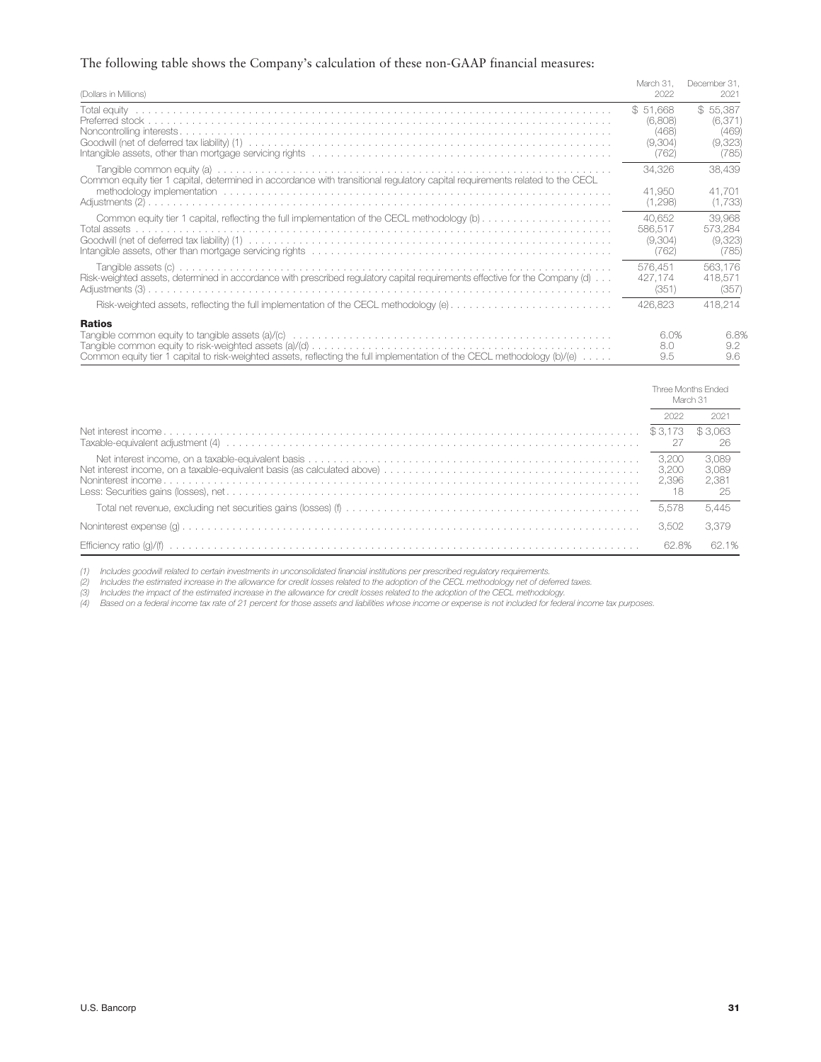The following table shows the Company's calculation of these non-GAAP financial measures:

| (Dollars in Millions) | March 31, 2022 | December 31, 2021 |
|---|---|---|
| Total equity | $ 51,668 | $ 55,387 |
| Preferred stock | (6,808) | (6,371) |
| Noncontrolling interests | (468) | (469) |
| Goodwill (net of deferred tax liability) (1) | (9,304) | (9,323) |
| Intangible assets, other than mortgage servicing rights | (762) | (785) |
| Tangible common equity (a) | 34,326 | 38,439 |
| Common equity tier 1 capital, determined in accordance with transitional regulatory capital requirements related to the CECL methodology implementation | 41,950 | 41,701 |
| Adjustments (2) | (1,298) | (1,733) |
| Common equity tier 1 capital, reflecting the full implementation of the CECL methodology (b) | 40,652 | 39,968 |
| Total assets | 586,517 | 573,284 |
| Goodwill (net of deferred tax liability) (1) | (9,304) | (9,323) |
| Intangible assets, other than mortgage servicing rights | (762) | (785) |
| Tangible assets (c) | 576,451 | 563,176 |
| Risk-weighted assets, determined in accordance with prescribed regulatory capital requirements effective for the Company (d) | 427,174 | 418,571 |
| Adjustments (3) | (351) | (357) |
| Risk-weighted assets, reflecting the full implementation of the CECL methodology (e) | 426,823 | 418,214 |
| **Ratios** | | |
| Tangible common equity to tangible assets (a)/(c) | 6.0% | 6.8% |
| Tangible common equity to risk-weighted assets (a)/(d) | 8.0 | 9.2 |
| Common equity tier 1 capital to risk-weighted assets, reflecting the full implementation of the CECL methodology (b)/(e) | 9.5 | 9.6 |

| | Three Months Ended March 31 | |
|---|---|---|
| | 2022 | 2021 |
| Net interest income | $3,173 | $3,063 |
| Taxable-equivalent adjustment (4) | 27 | 26 |
| Net interest income, on a taxable-equivalent basis | 3,200 | 3,089 |
| Net interest income, on a taxable-equivalent basis (as calculated above) | 3,200 | 3,089 |
| Noninterest income | 2,396 | 2,381 |
| Less: Securities gains (losses), net | 18 | 25 |
| Total net revenue, excluding net securities gains (losses) (f) | 5,578 | 5,445 |
| Noninterest expense (g) | 3,502 | 3,379 |
| Efficiency ratio (g)/(f) | 62.8% | 62.1% |

*(1) Includes goodwill related to certain investments in unconsolidated financial institutions per prescribed regulatory requirements.*

*(2) Includes the estimated increase in the allowance for credit losses related to the adoption of the CECL methodology net of deferred taxes.*

*(3) Includes the impact of the estimated increase in the allowance for credit losses related to the adoption of the CECL methodology.*

*(4) Based on a federal income tax rate of 21 percent for those assets and liabilities whose income or expense is not included for federal income tax purposes.*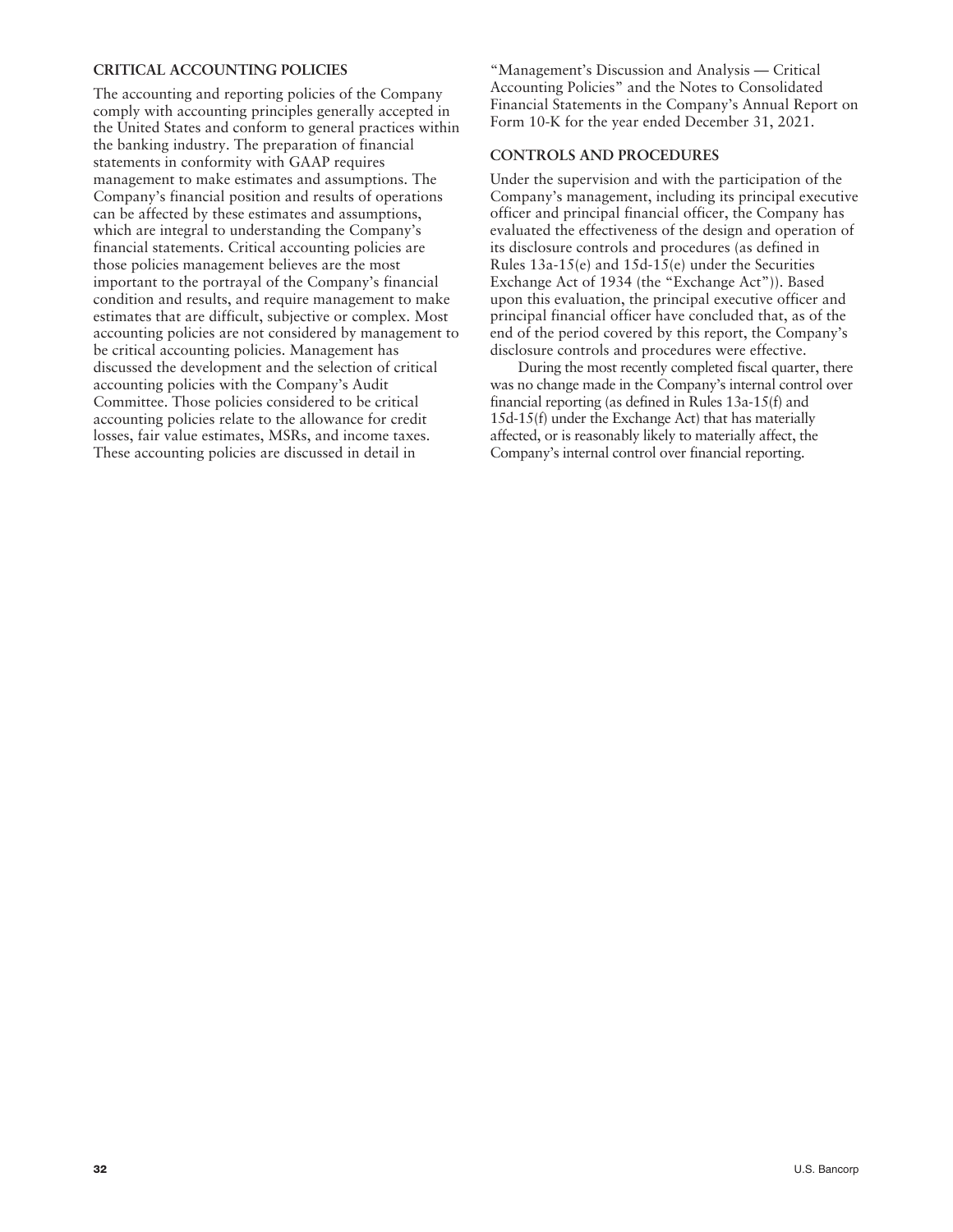## CRITICAL ACCOUNTING POLICIES

The accounting and reporting policies of the Company comply with accounting principles generally accepted in the United States and conform to general practices within the banking industry. The preparation of financial statements in conformity with GAAP requires management to make estimates and assumptions. The Company's financial position and results of operations can be affected by these estimates and assumptions, which are integral to understanding the Company's financial statements. Critical accounting policies are those policies management believes are the most important to the portrayal of the Company's financial condition and results, and require management to make estimates that are difficult, subjective or complex. Most accounting policies are not considered by management to be critical accounting policies. Management has discussed the development and the selection of critical accounting policies with the Company's Audit Committee. Those policies considered to be critical accounting policies relate to the allowance for credit losses, fair value estimates, MSRs, and income taxes. These accounting policies are discussed in detail in "Management's Discussion and Analysis — Critical Accounting Policies" and the Notes to Consolidated Financial Statements in the Company's Annual Report on Form 10-K for the year ended December 31, 2021.

## CONTROLS AND PROCEDURES

Under the supervision and with the participation of the Company's management, including its principal executive officer and principal financial officer, the Company has evaluated the effectiveness of the design and operation of its disclosure controls and procedures (as defined in Rules 13a-15(e) and 15d-15(e) under the Securities Exchange Act of 1934 (the "Exchange Act")). Based upon this evaluation, the principal executive officer and principal financial officer have concluded that, as of the end of the period covered by this report, the Company's disclosure controls and procedures were effective.

During the most recently completed fiscal quarter, there was no change made in the Company's internal control over financial reporting (as defined in Rules 13a-15(f) and 15d-15(f) under the Exchange Act) that has materially affected, or is reasonably likely to materially affect, the Company's internal control over financial reporting.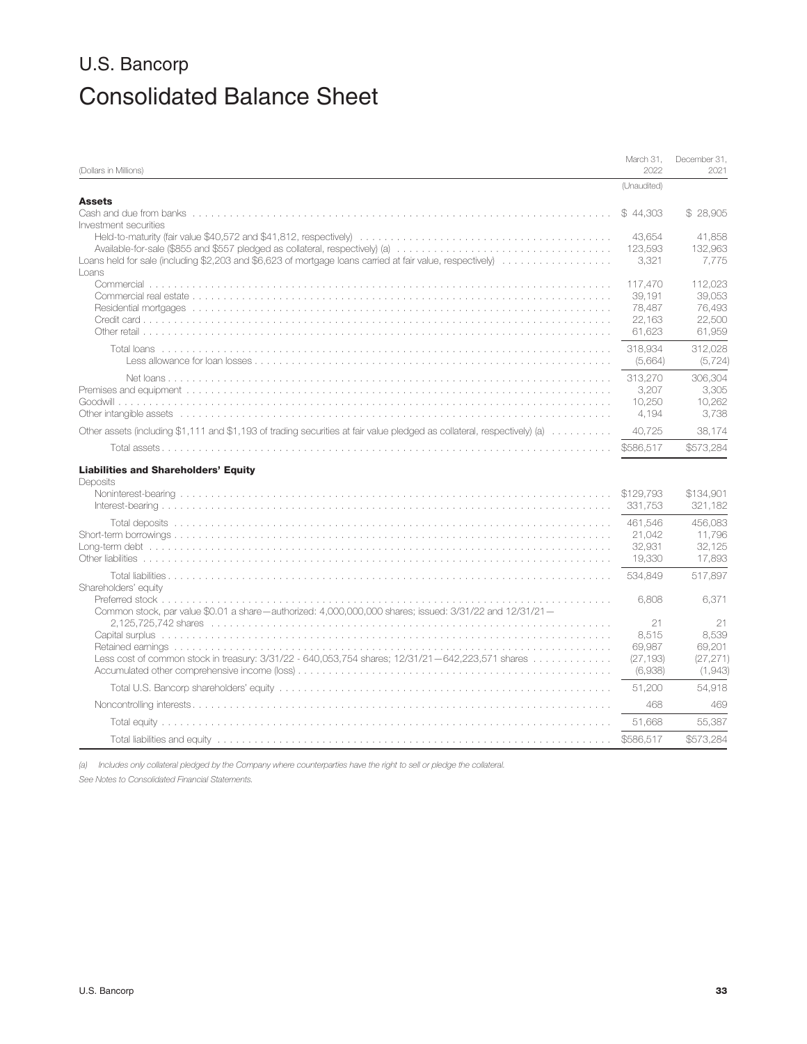# U.S. Bancorp

## Consolidated Balance Sheet

| (Dollars in Millions) | March 31, 2022 | December 31, 2021 |
|---|---|---|
| | (Unaudited) | |
| **Assets** | | |
| Cash and due from banks | $ 44,303 | $ 28,905 |
| Investment securities | | |
| Held-to-maturity (fair value $40,572 and $41,812, respectively) | 43,654 | 41,858 |
| Available-for-sale ($855 and $557 pledged as collateral, respectively) (a) | 123,593 | 132,963 |
| Loans held for sale (including $2,203 and $6,623 of mortgage loans carried at fair value, respectively) | 3,321 | 7,775 |
| Loans | | |
| Commercial | 117,470 | 112,023 |
| Commercial real estate | 39,191 | 39,053 |
| Residential mortgages | 78,487 | 76,493 |
| Credit card | 22,163 | 22,500 |
| Other retail | 61,623 | 61,959 |
| Total loans | 318,934 | 312,028 |
| Less allowance for loan losses | (5,664) | (5,724) |
| Net loans | 313,270 | 306,304 |
| Premises and equipment | 3,207 | 3,305 |
| Goodwill | 10,250 | 10,262 |
| Other intangible assets | 4,194 | 3,738 |
| Other assets (including $1,111 and $1,193 of trading securities at fair value pledged as collateral, respectively) (a) | 40,725 | 38,174 |
| Total assets | $586,517 | $573,284 |
| **Liabilities and Shareholders' Equity** | | |
| Deposits | | |
| Noninterest-bearing | $129,793 | $134,901 |
| Interest-bearing | 331,753 | 321,182 |
| Total deposits | 461,546 | 456,083 |
| Short-term borrowings | 21,042 | 11,796 |
| Long-term debt | 32,931 | 32,125 |
| Other liabilities | 19,330 | 17,893 |
| Total liabilities | 534,849 | 517,897 |
| Shareholders' equity | | |
| Preferred stock | 6,808 | 6,371 |
| Common stock, par value $0.01 a share—authorized: 4,000,000,000 shares; issued: 3/31/22 and 12/31/21—2,125,725,742 shares | 21 | 21 |
| Capital surplus | 8,515 | 8,539 |
| Retained earnings | 69,987 | 69,201 |
| Less cost of common stock in treasury: 3/31/22 - 640,053,754 shares; 12/31/21—642,223,571 shares | (27,193) | (27,271) |
| Accumulated other comprehensive income (loss) | (6,938) | (1,943) |
| Total U.S. Bancorp shareholders' equity | 51,200 | 54,918 |
| Noncontrolling interests | 468 | 469 |
| Total equity | 51,668 | 55,387 |
| Total liabilities and equity | $586,517 | $573,284 |

*(a) Includes only collateral pledged by the Company where counterparties have the right to sell or pledge the collateral.*

*See Notes to Consolidated Financial Statements.*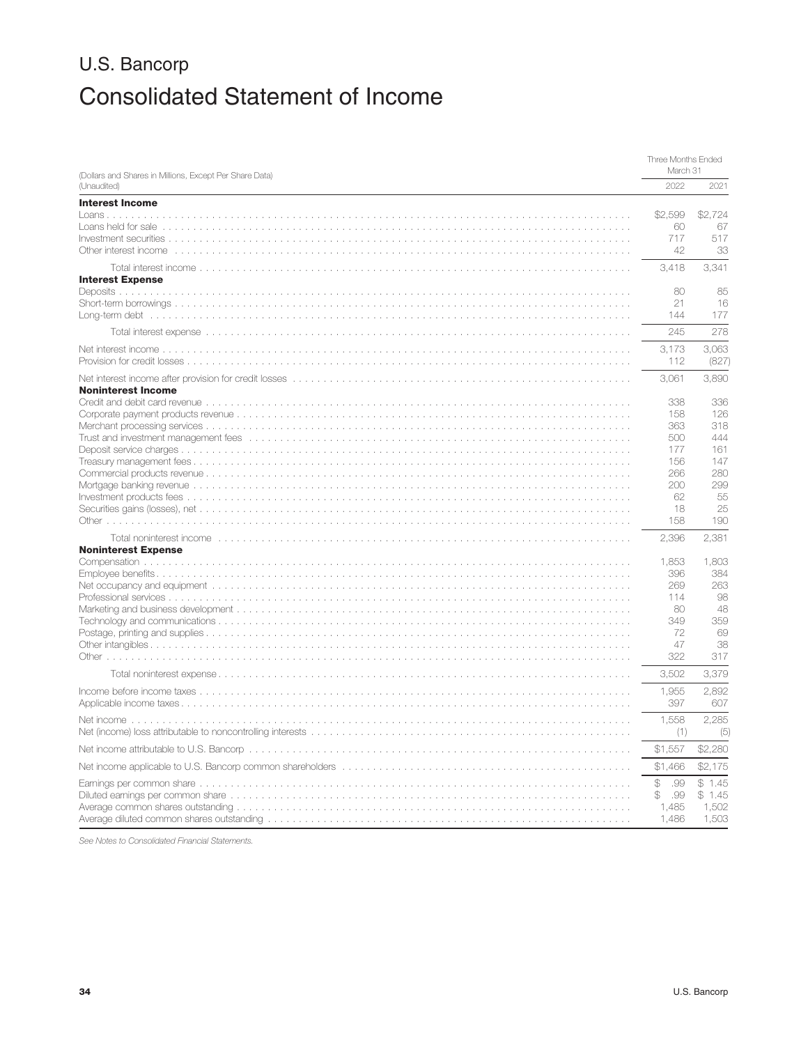# U.S. Bancorp

## Consolidated Statement of Income

| (Dollars and Shares in Millions, Except Per Share Data) (Unaudited) | Three Months Ended March 31 | |
|---|---|---|
| | 2022 | 2021 |
| **Interest Income** | | |
| Loans | $2,599 | $2,724 |
| Loans held for sale | 60 | 67 |
| Investment securities | 717 | 517 |
| Other interest income | 42 | 33 |
| Total interest income | 3,418 | 3,341 |
| **Interest Expense** | | |
| Deposits | 80 | 85 |
| Short-term borrowings | 21 | 16 |
| Long-term debt | 144 | 177 |
| Total interest expense | 245 | 278 |
| Net interest income | 3,173 | 3,063 |
| Provision for credit losses | 112 | (827) |
| Net interest income after provision for credit losses | 3,061 | 3,890 |
| **Noninterest Income** | | |
| Credit and debit card revenue | 338 | 336 |
| Corporate payment products revenue | 158 | 126 |
| Merchant processing services | 363 | 318 |
| Trust and investment management fees | 500 | 444 |
| Deposit service charges | 177 | 161 |
| Treasury management fees | 156 | 147 |
| Commercial products revenue | 266 | 280 |
| Mortgage banking revenue | 200 | 299 |
| Investment products fees | 62 | 55 |
| Securities gains (losses), net | 18 | 25 |
| Other | 158 | 190 |
| Total noninterest income | 2,396 | 2,381 |
| **Noninterest Expense** | | |
| Compensation | 1,853 | 1,803 |
| Employee benefits | 396 | 384 |
| Net occupancy and equipment | 269 | 263 |
| Professional services | 114 | 98 |
| Marketing and business development | 80 | 48 |
| Technology and communications | 349 | 359 |
| Postage, printing and supplies | 72 | 69 |
| Other intangibles | 47 | 38 |
| Other | 322 | 317 |
| Total noninterest expense | 3,502 | 3,379 |
| Income before income taxes | 1,955 | 2,892 |
| Applicable income taxes | 397 | 607 |
| Net income | 1,558 | 2,285 |
| Net (income) loss attributable to noncontrolling interests | (1) | (5) |
| Net income attributable to U.S. Bancorp | $1,557 | $2,280 |
| Net income applicable to U.S. Bancorp common shareholders | $1,466 | $2,175 |
| Earnings per common share | $ .99 | $ 1.45 |
| Diluted earnings per common share | $ .99 | $ 1.45 |
| Average common shares outstanding | 1,485 | 1,502 |
| Average diluted common shares outstanding | 1,486 | 1,503 |

*See Notes to Consolidated Financial Statements.*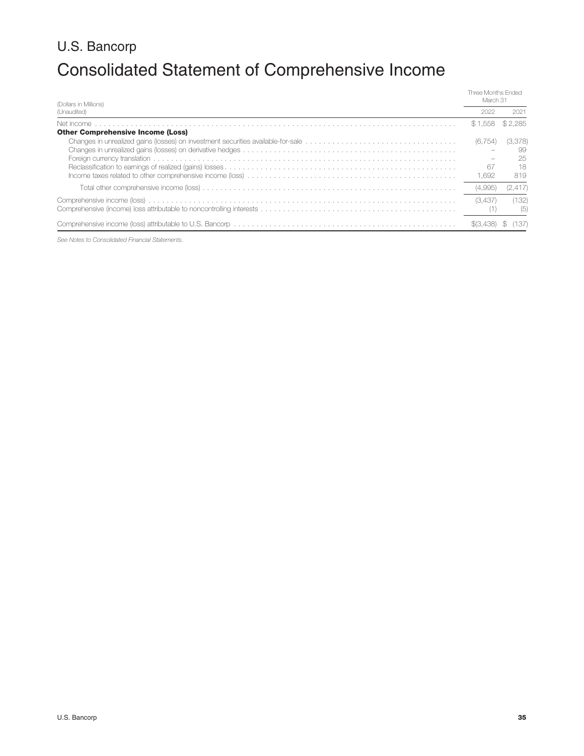# U.S. Bancorp

## Consolidated Statement of Comprehensive Income

| (Dollars in Millions) (Unaudited) | Three Months Ended March 31 | |
|---|---|---|
| | 2022 | 2021 |
| Net income | $ 1,558 | $ 2,285 |
| **Other Comprehensive Income (Loss)** | | |
| Changes in unrealized gains (losses) on investment securities available-for-sale | (6,754) | (3,378) |
| Changes in unrealized gains (losses) on derivative hedges | – | 99 |
| Foreign currency translation | – | 25 |
| Reclassification to earnings of realized (gains) losses | 67 | 18 |
| Income taxes related to other comprehensive income (loss) | 1,692 | 819 |
| Total other comprehensive income (loss) | (4,995) | (2,417) |
| Comprehensive income (loss) | (3,437) | (132) |
| Comprehensive (income) loss attributable to noncontrolling interests | (1) | (5) |
| Comprehensive income (loss) attributable to U.S. Bancorp | $(3,438) | $ (137) |

*See Notes to Consolidated Financial Statements.*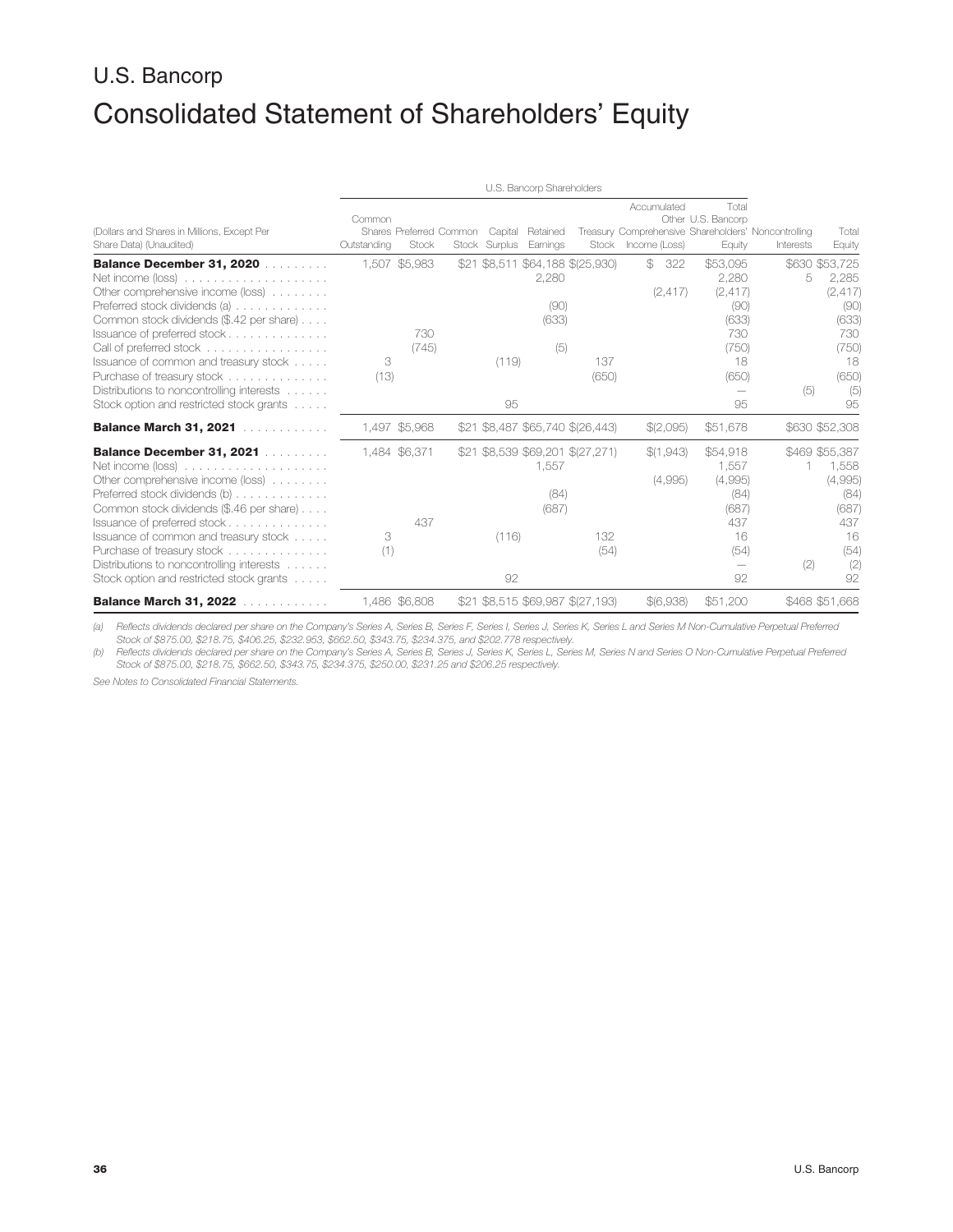# U.S. Bancorp

# Consolidated Statement of Shareholders' Equity

| (Dollars and Shares in Millions, Except Per Share Data) (Unaudited) | U.S. Bancorp Shareholders | | | | | | | | | |
|---|---|---|---|---|---|---|---|---|---|---|
| | Common Shares Outstanding | Preferred Stock | Common Stock | Capital Surplus | Retained Earnings | Treasury Stock | Accumulated Other Comprehensive Income (Loss) | Total U.S. Bancorp Shareholders' Equity | Noncontrolling Interests | Total Equity |
| **Balance December 31, 2020** | 1,507 | $5,983 | $21 | $8,511 | $64,188 | $(25,930) | $ 322 | $53,095 | $630 | $53,725 |
| Net income (loss) | | | | | 2,280 | | | 2,280 | 5 | 2,285 |
| Other comprehensive income (loss) | | | | | | | (2,417) | (2,417) | | (2,417) |
| Preferred stock dividends (a) | | | | | (90) | | | (90) | | (90) |
| Common stock dividends ($.42 per share) | | | | | (633) | | | (633) | | (633) |
| Issuance of preferred stock | | 730 | | | | | | 730 | | 730 |
| Call of preferred stock | | (745) | | | (5) | | | (750) | | (750) |
| Issuance of common and treasury stock | 3 | | | (119) | | 137 | | 18 | | 18 |
| Purchase of treasury stock | (13) | | | | | (650) | | (650) | | (650) |
| Distributions to noncontrolling interests | | | | | | | | — | (5) | (5) |
| Stock option and restricted stock grants | | | | 95 | | | | 95 | | 95 |
| **Balance March 31, 2021** | 1,497 | $5,968 | $21 | $8,487 | $65,740 | $(26,443) | $(2,095) | $51,678 | $630 | $52,308 |
| **Balance December 31, 2021** | 1,484 | $6,371 | $21 | $8,539 | $69,201 | $(27,271) | $(1,943) | $54,918 | $469 | $55,387 |
| Net income (loss) | | | | | 1,557 | | | 1,557 | 1 | 1,558 |
| Other comprehensive income (loss) | | | | | | | (4,995) | (4,995) | | (4,995) |
| Preferred stock dividends (b) | | | | | (84) | | | (84) | | (84) |
| Common stock dividends ($.46 per share) | | | | | (687) | | | (687) | | (687) |
| Issuance of preferred stock | | 437 | | | | | | 437 | | 437 |
| Issuance of common and treasury stock | 3 | | | (116) | | 132 | | 16 | | 16 |
| Purchase of treasury stock | (1) | | | | | (54) | | (54) | | (54) |
| Distributions to noncontrolling interests | | | | | | | | — | (2) | (2) |
| Stock option and restricted stock grants | | | | 92 | | | | 92 | | 92 |
| **Balance March 31, 2022** | 1,486 | $6,808 | $21 | $8,515 | $69,987 | $(27,193) | $(6,938) | $51,200 | $468 | $51,668 |

*(a) Reflects dividends declared per share on the Company's Series A, Series B, Series F, Series I, Series J, Series K, Series L and Series M Non-Cumulative Perpetual Preferred Stock of $875.00, $218.75, $406.25, $232.953, $662.50, $343.75, $234.375, and $202.778 respectively.*

*(b) Reflects dividends declared per share on the Company's Series A, Series B, Series J, Series K, Series L, Series M, Series N and Series O Non-Cumulative Perpetual Preferred Stock of $875.00, $218.75, $662.50, $343.75, $234.375, $250.00, $231.25 and $206.25 respectively.*

*See Notes to Consolidated Financial Statements.*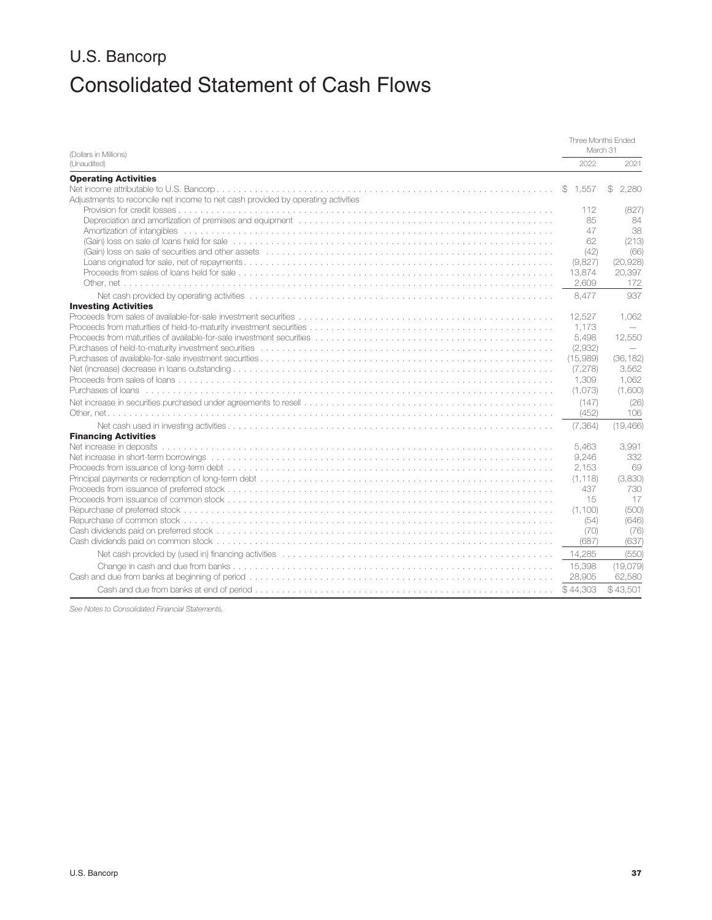# U.S. Bancorp

# Consolidated Statement of Cash Flows

| (Dollars in Millions) (Unaudited) | Three Months Ended March 31 | |
|---|---|---|
| | 2022 | 2021 |
| **Operating Activities** | | |
| Net income attributable to U.S. Bancorp | $ 1,557 | $ 2,280 |
| Adjustments to reconcile net income to net cash provided by operating activities | | |
| Provision for credit losses | 112 | (827) |
| Depreciation and amortization of premises and equipment | 85 | 84 |
| Amortization of intangibles | 47 | 38 |
| (Gain) loss on sale of loans held for sale | 62 | (213) |
| (Gain) loss on sale of securities and other assets | (42) | (66) |
| Loans originated for sale, net of repayments | (9,827) | (20,928) |
| Proceeds from sales of loans held for sale | 13,874 | 20,397 |
| Other, net | 2,609 | 172 |
| Net cash provided by operating activities | 8,477 | 937 |
| **Investing Activities** | | |
| Proceeds from sales of available-for-sale investment securities | 12,527 | 1,062 |
| Proceeds from maturities of held-to-maturity investment securities | 1,173 | — |
| Proceeds from maturities of available-for-sale investment securities | 5,498 | 12,550 |
| Purchases of held-to-maturity investment securities | (2,932) | — |
| Purchases of available-for-sale investment securities | (15,989) | (36,182) |
| Net (increase) decrease in loans outstanding | (7,278) | 3,562 |
| Proceeds from sales of loans | 1,309 | 1,062 |
| Purchases of loans | (1,073) | (1,600) |
| Net increase in securities purchased under agreements to resell | (147) | (26) |
| Other, net | (452) | 106 |
| Net cash used in investing activities | (7,364) | (19,466) |
| **Financing Activities** | | |
| Net increase in deposits | 5,463 | 3,991 |
| Net increase in short-term borrowings | 9,246 | 332 |
| Proceeds from issuance of long-term debt | 2,153 | 69 |
| Principal payments or redemption of long-term debt | (1,118) | (3,830) |
| Proceeds from issuance of preferred stock | 437 | 730 |
| Proceeds from issuance of common stock | 15 | 17 |
| Repurchase of preferred stock | (1,100) | (500) |
| Repurchase of common stock | (54) | (646) |
| Cash dividends paid on preferred stock | (70) | (76) |
| Cash dividends paid on common stock | (687) | (637) |
| Net cash provided by (used in) financing activities | 14,285 | (550) |
| Change in cash and due from banks | 15,398 | (19,079) |
| Cash and due from banks at beginning of period | 28,905 | 62,580 |
| Cash and due from banks at end of period | $ 44,303 | $ 43,501 |

*See Notes to Consolidated Financial Statements.*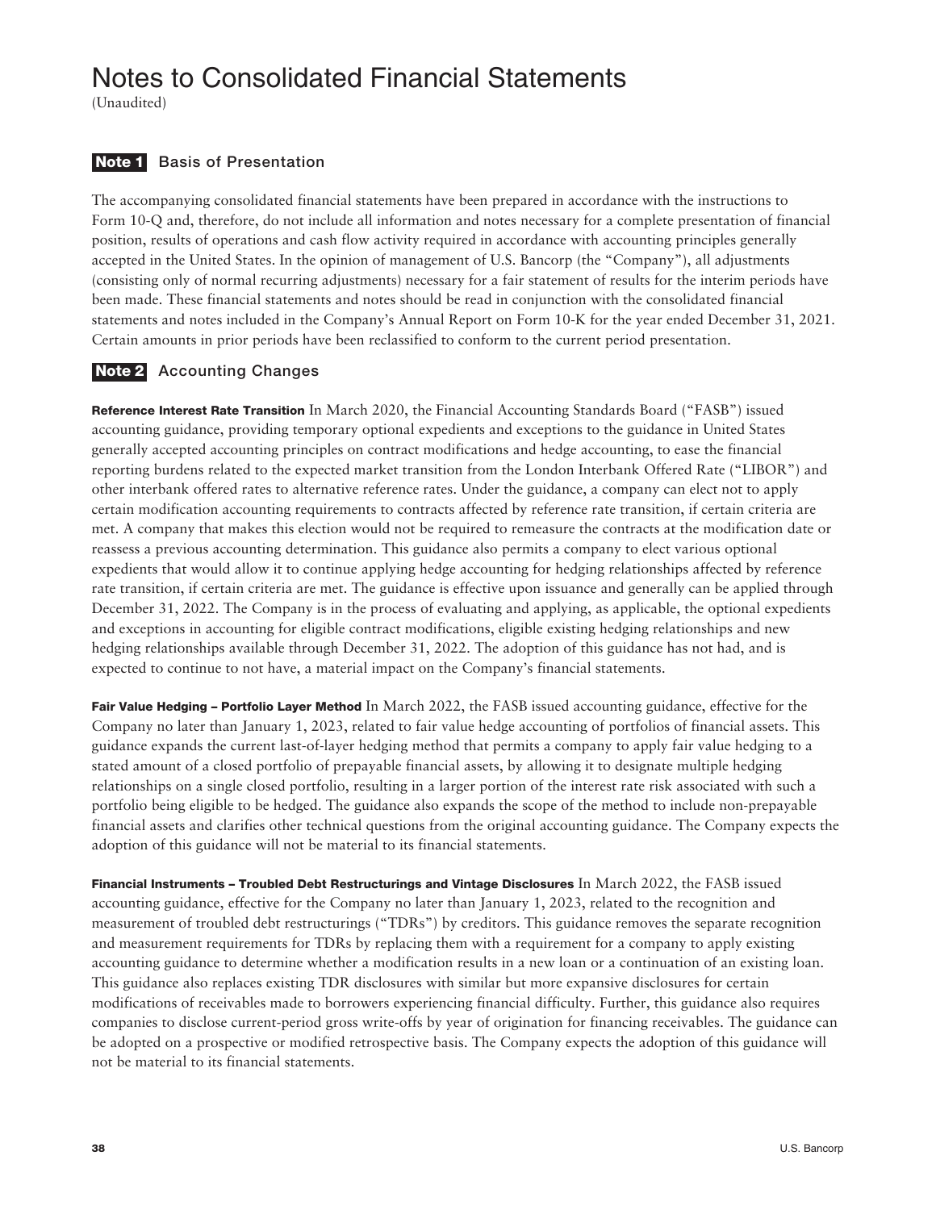# Notes to Consolidated Financial Statements

(Unaudited)

## Note 1 Basis of Presentation

The accompanying consolidated financial statements have been prepared in accordance with the instructions to Form 10-Q and, therefore, do not include all information and notes necessary for a complete presentation of financial position, results of operations and cash flow activity required in accordance with accounting principles generally accepted in the United States. In the opinion of management of U.S. Bancorp (the "Company"), all adjustments (consisting only of normal recurring adjustments) necessary for a fair statement of results for the interim periods have been made. These financial statements and notes should be read in conjunction with the consolidated financial statements and notes included in the Company's Annual Report on Form 10-K for the year ended December 31, 2021. Certain amounts in prior periods have been reclassified to conform to the current period presentation.

## Note 2 Accounting Changes

**Reference Interest Rate Transition** In March 2020, the Financial Accounting Standards Board ("FASB") issued accounting guidance, providing temporary optional expedients and exceptions to the guidance in United States generally accepted accounting principles on contract modifications and hedge accounting, to ease the financial reporting burdens related to the expected market transition from the London Interbank Offered Rate ("LIBOR") and other interbank offered rates to alternative reference rates. Under the guidance, a company can elect not to apply certain modification accounting requirements to contracts affected by reference rate transition, if certain criteria are met. A company that makes this election would not be required to remeasure the contracts at the modification date or reassess a previous accounting determination. This guidance also permits a company to elect various optional expedients that would allow it to continue applying hedge accounting for hedging relationships affected by reference rate transition, if certain criteria are met. The guidance is effective upon issuance and generally can be applied through December 31, 2022. The Company is in the process of evaluating and applying, as applicable, the optional expedients and exceptions in accounting for eligible contract modifications, eligible existing hedging relationships and new hedging relationships available through December 31, 2022. The adoption of this guidance has not had, and is expected to continue to not have, a material impact on the Company's financial statements.

**Fair Value Hedging – Portfolio Layer Method** In March 2022, the FASB issued accounting guidance, effective for the Company no later than January 1, 2023, related to fair value hedge accounting of portfolios of financial assets. This guidance expands the current last-of-layer hedging method that permits a company to apply fair value hedging to a stated amount of a closed portfolio of prepayable financial assets, by allowing it to designate multiple hedging relationships on a single closed portfolio, resulting in a larger portion of the interest rate risk associated with such a portfolio being eligible to be hedged. The guidance also expands the scope of the method to include non-prepayable financial assets and clarifies other technical questions from the original accounting guidance. The Company expects the adoption of this guidance will not be material to its financial statements.

**Financial Instruments – Troubled Debt Restructurings and Vintage Disclosures** In March 2022, the FASB issued accounting guidance, effective for the Company no later than January 1, 2023, related to the recognition and measurement of troubled debt restructurings ("TDRs") by creditors. This guidance removes the separate recognition and measurement requirements for TDRs by replacing them with a requirement for a company to apply existing accounting guidance to determine whether a modification results in a new loan or a continuation of an existing loan. This guidance also replaces existing TDR disclosures with similar but more expansive disclosures for certain modifications of receivables made to borrowers experiencing financial difficulty. Further, this guidance also requires companies to disclose current-period gross write-offs by year of origination for financing receivables. The guidance can be adopted on a prospective or modified retrospective basis. The Company expects the adoption of this guidance will not be material to its financial statements.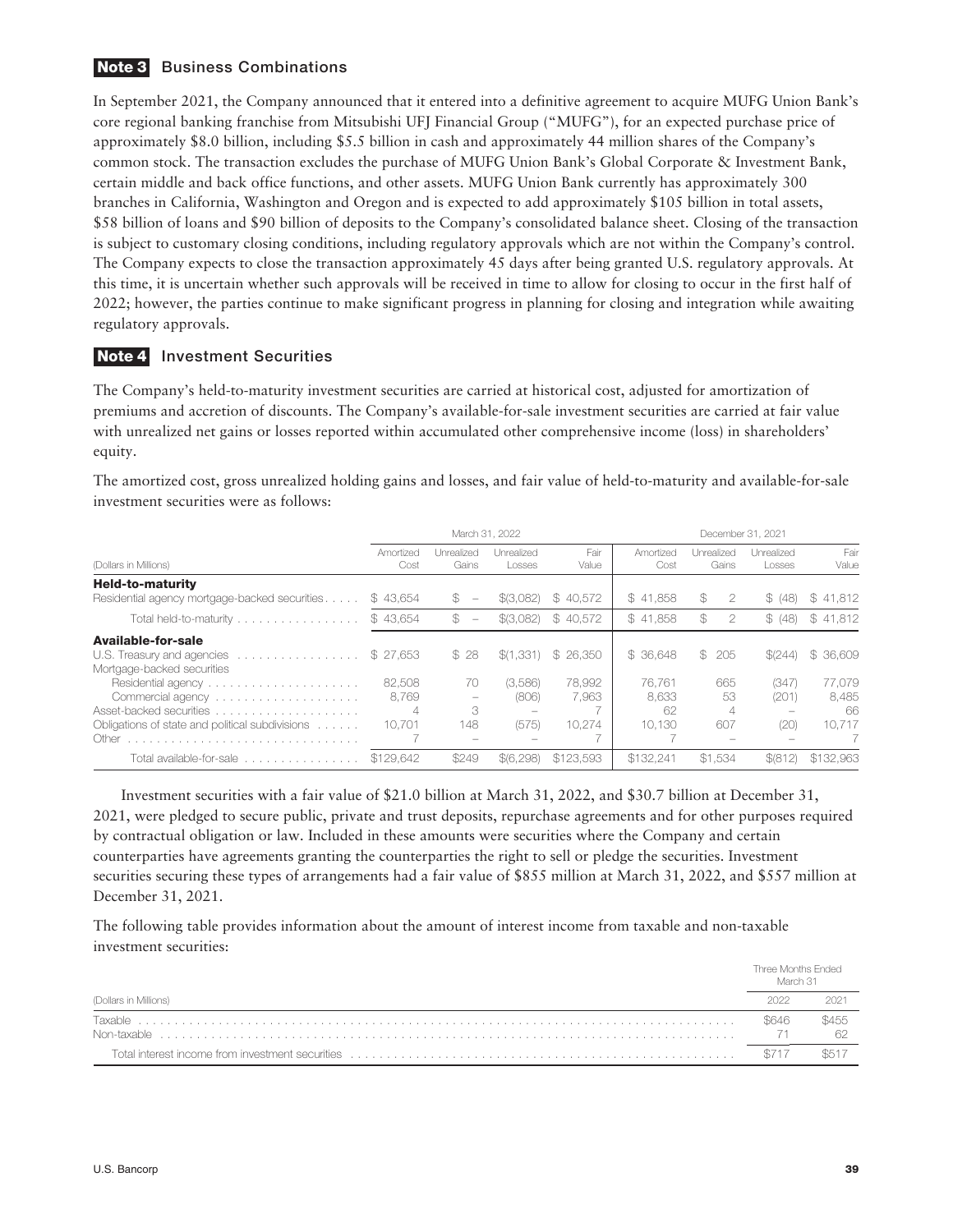## Note 3 Business Combinations

In September 2021, the Company announced that it entered into a definitive agreement to acquire MUFG Union Bank's core regional banking franchise from Mitsubishi UFJ Financial Group ("MUFG"), for an expected purchase price of approximately $8.0 billion, including $5.5 billion in cash and approximately 44 million shares of the Company's common stock. The transaction excludes the purchase of MUFG Union Bank's Global Corporate & Investment Bank, certain middle and back office functions, and other assets. MUFG Union Bank currently has approximately 300 branches in California, Washington and Oregon and is expected to add approximately $105 billion in total assets, $58 billion of loans and $90 billion of deposits to the Company's consolidated balance sheet. Closing of the transaction is subject to customary closing conditions, including regulatory approvals which are not within the Company's control. The Company expects to close the transaction approximately 45 days after being granted U.S. regulatory approvals. At this time, it is uncertain whether such approvals will be received in time to allow for closing to occur in the first half of 2022; however, the parties continue to make significant progress in planning for closing and integration while awaiting regulatory approvals.

## Note 4 Investment Securities

The Company's held-to-maturity investment securities are carried at historical cost, adjusted for amortization of premiums and accretion of discounts. The Company's available-for-sale investment securities are carried at fair value with unrealized net gains or losses reported within accumulated other comprehensive income (loss) in shareholders' equity.

The amortized cost, gross unrealized holding gains and losses, and fair value of held-to-maturity and available-for-sale investment securities were as follows:

| | March 31, 2022 | | | | December 31, 2021 | | | |
|---|---|---|---|---|---|---|---|---|
| (Dollars in Millions) | Amortized Cost | Unrealized Gains | Unrealized Losses | Fair Value | Amortized Cost | Unrealized Gains | Unrealized Losses | Fair Value |
| **Held-to-maturity** | | | | | | | | |
| Residential agency mortgage-backed securities | $ 43,654 | $ – | $(3,082) | $ 40,572 | $ 41,858 | $ 2 | $ (48) | $ 41,812 |
| Total held-to-maturity | $ 43,654 | $ – | $(3,082) | $ 40,572 | $ 41,858 | $ 2 | $ (48) | $ 41,812 |
| **Available-for-sale** | | | | | | | | |
| U.S. Treasury and agencies | $ 27,653 | $ 28 | $(1,331) | $ 26,350 | $ 36,648 | $ 205 | $(244) | $ 36,609 |
| Mortgage-backed securities | | | | | | | | |
| Residential agency | 82,508 | 70 | (3,586) | 78,992 | 76,761 | 665 | (347) | 77,079 |
| Commercial agency | 8,769 | – | (806) | 7,963 | 8,633 | 53 | (201) | 8,485 |
| Asset-backed securities | 4 | 3 | – | 7 | 62 | 4 | – | 66 |
| Obligations of state and political subdivisions | 10,701 | 148 | (575) | 10,274 | 10,130 | 607 | (20) | 10,717 |
| Other | 7 | – | – | 7 | 7 | – | – | 7 |
| Total available-for-sale | $129,642 | $249 | $(6,298) | $123,593 | $132,241 | $1,534 | $(812) | $132,963 |

Investment securities with a fair value of $21.0 billion at March 31, 2022, and $30.7 billion at December 31, 2021, were pledged to secure public, private and trust deposits, repurchase agreements and for other purposes required by contractual obligation or law. Included in these amounts were securities where the Company and certain counterparties have agreements granting the counterparties the right to sell or pledge the securities. Investment securities securing these types of arrangements had a fair value of $855 million at March 31, 2022, and $557 million at December 31, 2021.

The following table provides information about the amount of interest income from taxable and non-taxable investment securities:

| | Three Months Ended March 31 | |
|---|---|---|
| (Dollars in Millions) | 2022 | 2021 |
| Taxable | $646 | $455 |
| Non-taxable | 71 | 62 |
| Total interest income from investment securities | $717 | $517 |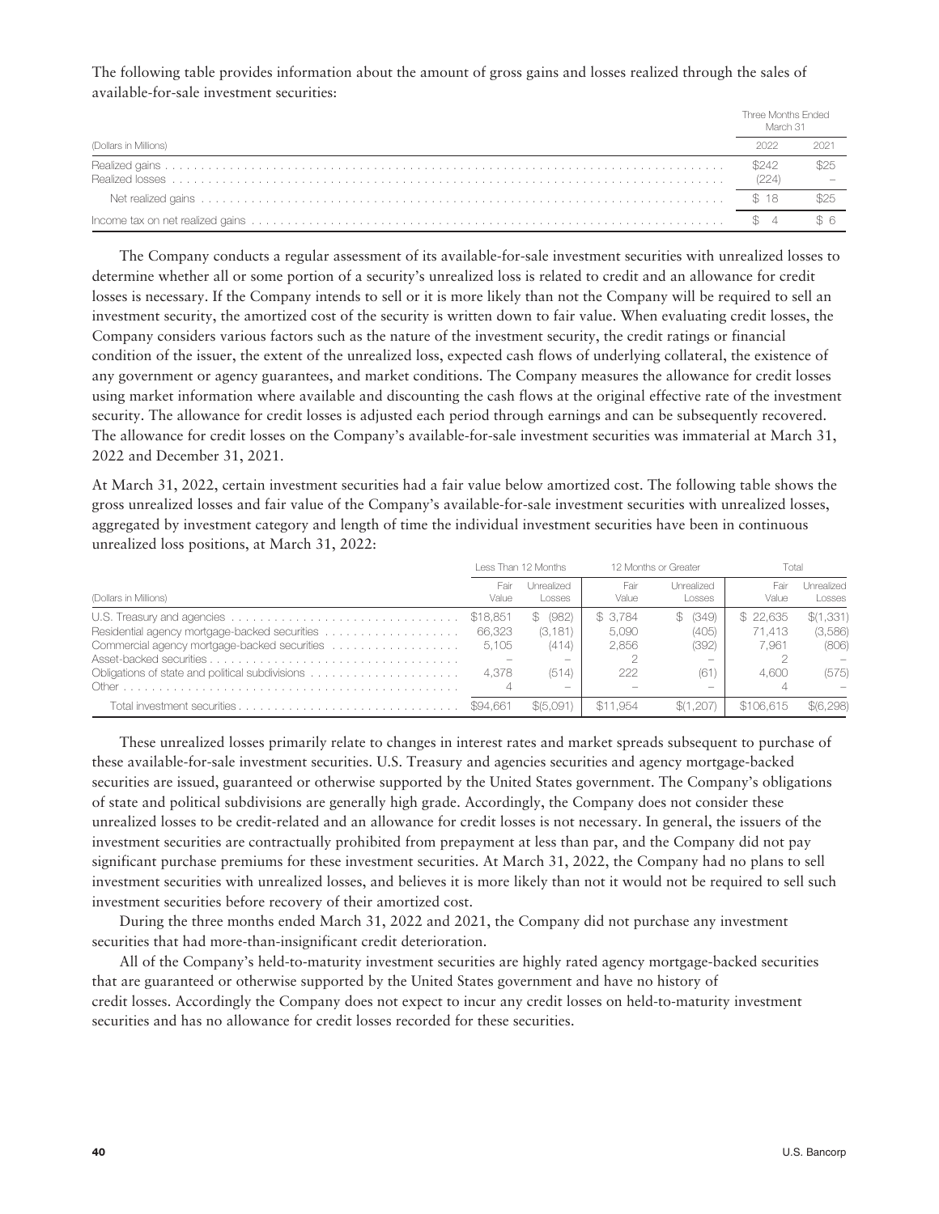The following table provides information about the amount of gross gains and losses realized through the sales of available-for-sale investment securities:

| (Dollars in Millions) | Three Months Ended March 31 | |
|---|---|---|
| | 2022 | 2021 |
| Realized gains | $242 | $25 |
| Realized losses | (224) | – |
| Net realized gains | $ 18 | $25 |
| Income tax on net realized gains | $ 4 | $ 6 |

The Company conducts a regular assessment of its available-for-sale investment securities with unrealized losses to determine whether all or some portion of a security's unrealized loss is related to credit and an allowance for credit losses is necessary. If the Company intends to sell or it is more likely than not the Company will be required to sell an investment security, the amortized cost of the security is written down to fair value. When evaluating credit losses, the Company considers various factors such as the nature of the investment security, the credit ratings or financial condition of the issuer, the extent of the unrealized loss, expected cash flows of underlying collateral, the existence of any government or agency guarantees, and market conditions. The Company measures the allowance for credit losses using market information where available and discounting the cash flows at the original effective rate of the investment security. The allowance for credit losses is adjusted each period through earnings and can be subsequently recovered. The allowance for credit losses on the Company's available-for-sale investment securities was immaterial at March 31, 2022 and December 31, 2021.

At March 31, 2022, certain investment securities had a fair value below amortized cost. The following table shows the gross unrealized losses and fair value of the Company's available-for-sale investment securities with unrealized losses, aggregated by investment category and length of time the individual investment securities have been in continuous unrealized loss positions, at March 31, 2022:

| (Dollars in Millions) | Less Than 12 Months | | 12 Months or Greater | | Total | |
|---|---|---|---|---|---|---|
| | Fair Value | Unrealized Losses | Fair Value | Unrealized Losses | Fair Value | Unrealized Losses |
| U.S. Treasury and agencies | $18,851 | $ (982) | $ 3,784 | $ (349) | $ 22,635 | $(1,331) |
| Residential agency mortgage-backed securities | 66,323 | (3,181) | 5,090 | (405) | 71,413 | (3,586) |
| Commercial agency mortgage-backed securities | 5,105 | (414) | 2,856 | (392) | 7,961 | (806) |
| Asset-backed securities | – | – | 2 | – | 2 | – |
| Obligations of state and political subdivisions | 4,378 | (514) | 222 | (61) | 4,600 | (575) |
| Other | 4 | – | – | – | 4 | – |
| Total investment securities | $94,661 | $(5,091) | $11,954 | $(1,207) | $106,615 | $(6,298) |

These unrealized losses primarily relate to changes in interest rates and market spreads subsequent to purchase of these available-for-sale investment securities. U.S. Treasury and agencies securities and agency mortgage-backed securities are issued, guaranteed or otherwise supported by the United States government. The Company's obligations of state and political subdivisions are generally high grade. Accordingly, the Company does not consider these unrealized losses to be credit-related and an allowance for credit losses is not necessary. In general, the issuers of the investment securities are contractually prohibited from prepayment at less than par, and the Company did not pay significant purchase premiums for these investment securities. At March 31, 2022, the Company had no plans to sell investment securities with unrealized losses, and believes it is more likely than not it would not be required to sell such investment securities before recovery of their amortized cost.

During the three months ended March 31, 2022 and 2021, the Company did not purchase any investment securities that had more-than-insignificant credit deterioration.

All of the Company's held-to-maturity investment securities are highly rated agency mortgage-backed securities that are guaranteed or otherwise supported by the United States government and have no history of credit losses. Accordingly the Company does not expect to incur any credit losses on held-to-maturity investment securities and has no allowance for credit losses recorded for these securities.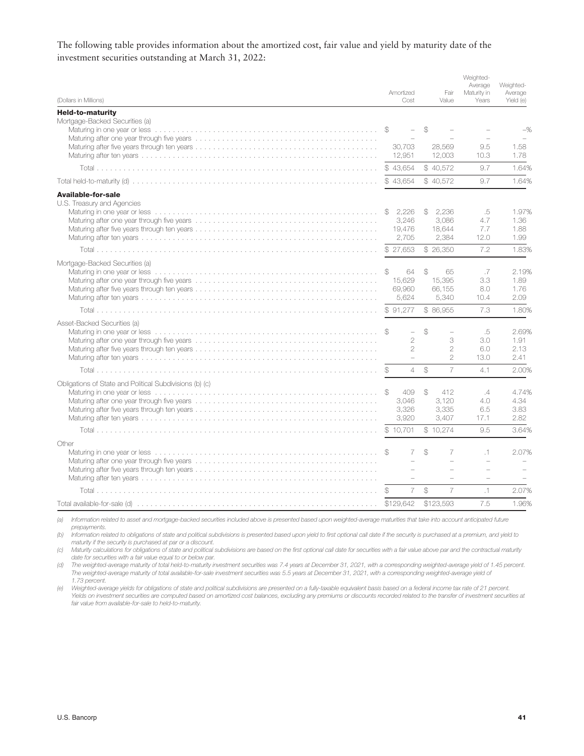The following table provides information about the amortized cost, fair value and yield by maturity date of the investment securities outstanding at March 31, 2022:

| (Dollars in Millions) | Amortized Cost | Fair Value | Weighted-Average Maturity in Years | Weighted-Average Yield (e) |
|---|---|---|---|---|
| **Held-to-maturity** | | | | |
| Mortgage-Backed Securities (a) | | | | |
| Maturing in one year or less | $ – | $ – | – | –% |
| Maturing after one year through five years | – | – | – | – |
| Maturing after five years through ten years | 30,703 | 28,569 | 9.5 | 1.58 |
| Maturing after ten years | 12,951 | 12,003 | 10.3 | 1.78 |
| Total | $ 43,654 | $ 40,572 | 9.7 | 1.64% |
| Total held-to-maturity (d) | $ 43,654 | $ 40,572 | 9.7 | 1.64% |
| **Available-for-sale** | | | | |
| U.S. Treasury and Agencies | | | | |
| Maturing in one year or less | $ 2,226 | $ 2,236 | .5 | 1.97% |
| Maturing after one year through five years | 3,246 | 3,086 | 4.7 | 1.36 |
| Maturing after five years through ten years | 19,476 | 18,644 | 7.7 | 1.88 |
| Maturing after ten years | 2,705 | 2,384 | 12.0 | 1.99 |
| Total | $ 27,653 | $ 26,350 | 7.2 | 1.83% |
| Mortgage-Backed Securities (a) | | | | |
| Maturing in one year or less | $ 64 | $ 65 | .7 | 2.19% |
| Maturing after one year through five years | 15,629 | 15,395 | 3.3 | 1.89 |
| Maturing after five years through ten years | 69,960 | 66,155 | 8.0 | 1.76 |
| Maturing after ten years | 5,624 | 5,340 | 10.4 | 2.09 |
| Total | $ 91,277 | $ 86,955 | 7.3 | 1.80% |
| Asset-Backed Securities (a) | | | | |
| Maturing in one year or less | $ – | $ – | .5 | 2.69% |
| Maturing after one year through five years | 2 | 3 | 3.0 | 1.91 |
| Maturing after five years through ten years | 2 | 2 | 6.0 | 2.13 |
| Maturing after ten years | – | 2 | 13.0 | 2.41 |
| Total | $ 4 | $ 7 | 4.1 | 2.00% |
| Obligations of State and Political Subdivisions (b) (c) | | | | |
| Maturing in one year or less | $ 409 | $ 412 | .4 | 4.74% |
| Maturing after one year through five years | 3,046 | 3,120 | 4.0 | 4.34 |
| Maturing after five years through ten years | 3,326 | 3,335 | 6.5 | 3.83 |
| Maturing after ten years | 3,920 | 3,407 | 17.1 | 2.82 |
| Total | $ 10,701 | $ 10,274 | 9.5 | 3.64% |
| Other | | | | |
| Maturing in one year or less | $ 7 | $ 7 | .1 | 2.07% |
| Maturing after one year through five years | – | – | – | – |
| Maturing after five years through ten years | – | – | – | – |
| Maturing after ten years | – | – | – | – |
| Total | $ 7 | $ 7 | .1 | 2.07% |
| Total available-for-sale (d) | $129,642 | $123,593 | 7.5 | 1.96% |

*(a) Information related to asset and mortgage-backed securities included above is presented based upon weighted-average maturities that take into account anticipated future prepayments.*

*(b) Information related to obligations of state and political subdivisions is presented based upon yield to first optional call date if the security is purchased at a premium, and yield to maturity if the security is purchased at par or a discount.*

*(c) Maturity calculations for obligations of state and political subdivisions are based on the first optional call date for securities with a fair value above par and the contractual maturity date for securities with a fair value equal to or below par.*

*(d) The weighted-average maturity of total held-to-maturity investment securities was 7.4 years at December 31, 2021, with a corresponding weighted-average yield of 1.45 percent. The weighted-average maturity of total available-for-sale investment securities was 5.5 years at December 31, 2021, with a corresponding weighted-average yield of 1.73 percent.*

*(e) Weighted-average yields for obligations of state and political subdivisions are presented on a fully-taxable equivalent basis based on a federal income tax rate of 21 percent. Yields on investment securities are computed based on amortized cost balances, excluding any premiums or discounts recorded related to the transfer of investment securities at fair value from available-for-sale to held-to-maturity.*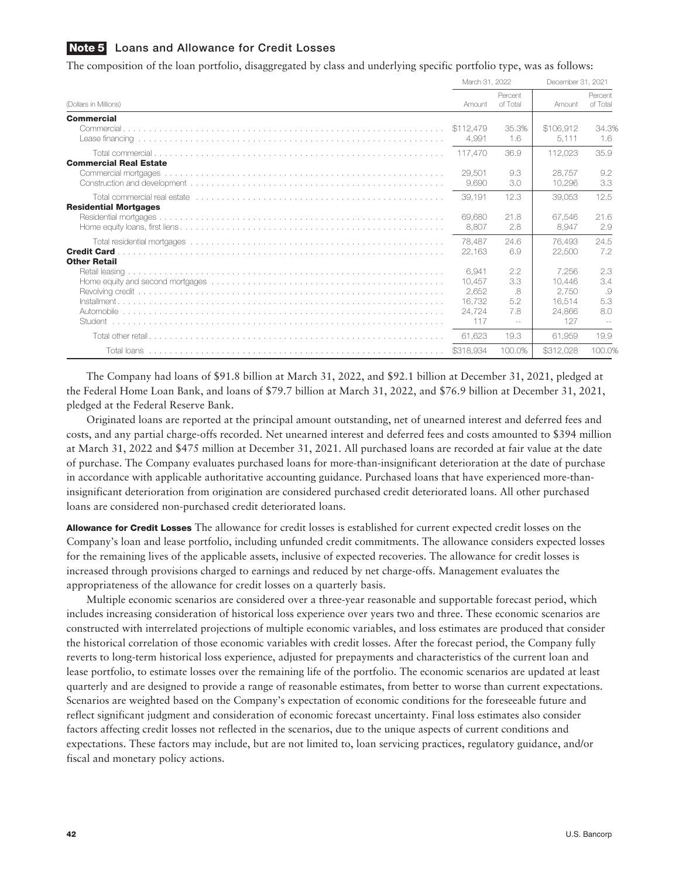## Note 5 Loans and Allowance for Credit Losses

The composition of the loan portfolio, disaggregated by class and underlying specific portfolio type, was as follows:

| | March 31, 2022 | | December 31, 2021 | |
|---|---|---|---|---|
| (Dollars in Millions) | Amount | Percent of Total | Amount | Percent of Total |
| **Commercial** | | | | |
| Commercial | $112,479 | 35.3% | $106,912 | 34.3% |
| Lease financing | 4,991 | 1.6 | 5,111 | 1.6 |
| Total commercial | 117,470 | 36.9 | 112,023 | 35.9 |
| **Commercial Real Estate** | | | | |
| Commercial mortgages | 29,501 | 9.3 | 28,757 | 9.2 |
| Construction and development | 9,690 | 3.0 | 10,296 | 3.3 |
| Total commercial real estate | 39,191 | 12.3 | 39,053 | 12.5 |
| **Residential Mortgages** | | | | |
| Residential mortgages | 69,680 | 21.8 | 67,546 | 21.6 |
| Home equity loans, first liens | 8,807 | 2.8 | 8,947 | 2.9 |
| Total residential mortgages | 78,487 | 24.6 | 76,493 | 24.5 |
| **Credit Card** | 22,163 | 6.9 | 22,500 | 7.2 |
| **Other Retail** | | | | |
| Retail leasing | 6,941 | 2.2 | 7,256 | 2.3 |
| Home equity and second mortgages | 10,457 | 3.3 | 10,446 | 3.4 |
| Revolving credit | 2,652 | .8 | 2,750 | .9 |
| Installment | 16,732 | 5.2 | 16,514 | 5.3 |
| Automobile | 24,724 | 7.8 | 24,866 | 8.0 |
| Student | 117 | -- | 127 | -- |
| Total other retail | 61,623 | 19.3 | 61,959 | 19.9 |
| Total loans | $318,934 | 100.0% | $312,028 | 100.0% |

The Company had loans of $91.8 billion at March 31, 2022, and $92.1 billion at December 31, 2021, pledged at the Federal Home Loan Bank, and loans of $79.7 billion at March 31, 2022, and $76.9 billion at December 31, 2021, pledged at the Federal Reserve Bank.

Originated loans are reported at the principal amount outstanding, net of unearned interest and deferred fees and costs, and any partial charge-offs recorded. Net unearned interest and deferred fees and costs amounted to $394 million at March 31, 2022 and $475 million at December 31, 2021. All purchased loans are recorded at fair value at the date of purchase. The Company evaluates purchased loans for more-than-insignificant deterioration at the date of purchase in accordance with applicable authoritative accounting guidance. Purchased loans that have experienced more-than-insignificant deterioration from origination are considered purchased credit deteriorated loans. All other purchased loans are considered non-purchased credit deteriorated loans.

**Allowance for Credit Losses** The allowance for credit losses is established for current expected credit losses on the Company's loan and lease portfolio, including unfunded credit commitments. The allowance considers expected losses for the remaining lives of the applicable assets, inclusive of expected recoveries. The allowance for credit losses is increased through provisions charged to earnings and reduced by net charge-offs. Management evaluates the appropriateness of the allowance for credit losses on a quarterly basis.

Multiple economic scenarios are considered over a three-year reasonable and supportable forecast period, which includes increasing consideration of historical loss experience over years two and three. These economic scenarios are constructed with interrelated projections of multiple economic variables, and loss estimates are produced that consider the historical correlation of those economic variables with credit losses. After the forecast period, the Company fully reverts to long-term historical loss experience, adjusted for prepayments and characteristics of the current loan and lease portfolio, to estimate losses over the remaining life of the portfolio. The economic scenarios are updated at least quarterly and are designed to provide a range of reasonable estimates, from better to worse than current expectations. Scenarios are weighted based on the Company's expectation of economic conditions for the foreseeable future and reflect significant judgment and consideration of economic forecast uncertainty. Final loss estimates also consider factors affecting credit losses not reflected in the scenarios, due to the unique aspects of current conditions and expectations. These factors may include, but are not limited to, loan servicing practices, regulatory guidance, and/or fiscal and monetary policy actions.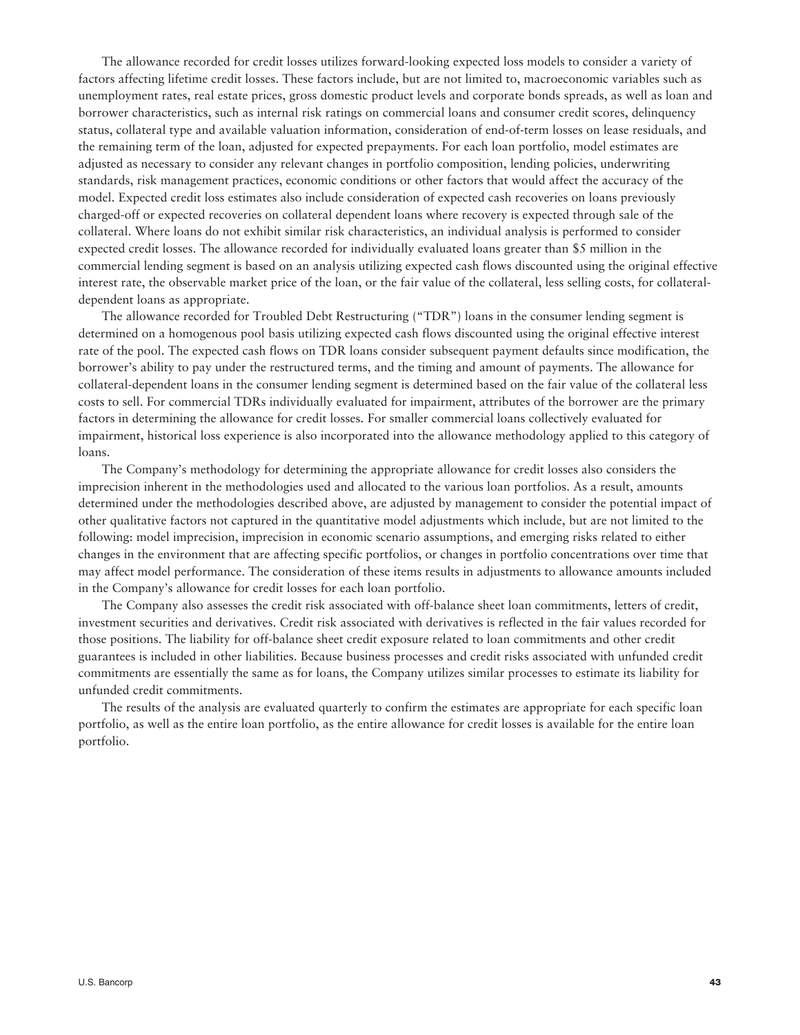The allowance recorded for credit losses utilizes forward-looking expected loss models to consider a variety of factors affecting lifetime credit losses. These factors include, but are not limited to, macroeconomic variables such as unemployment rates, real estate prices, gross domestic product levels and corporate bonds spreads, as well as loan and borrower characteristics, such as internal risk ratings on commercial loans and consumer credit scores, delinquency status, collateral type and available valuation information, consideration of end-of-term losses on lease residuals, and the remaining term of the loan, adjusted for expected prepayments. For each loan portfolio, model estimates are adjusted as necessary to consider any relevant changes in portfolio composition, lending policies, underwriting standards, risk management practices, economic conditions or other factors that would affect the accuracy of the model. Expected credit loss estimates also include consideration of expected cash recoveries on loans previously charged-off or expected recoveries on collateral dependent loans where recovery is expected through sale of the collateral. Where loans do not exhibit similar risk characteristics, an individual analysis is performed to consider expected credit losses. The allowance recorded for individually evaluated loans greater than $5 million in the commercial lending segment is based on an analysis utilizing expected cash flows discounted using the original effective interest rate, the observable market price of the loan, or the fair value of the collateral, less selling costs, for collateral-dependent loans as appropriate.

The allowance recorded for Troubled Debt Restructuring ("TDR") loans in the consumer lending segment is determined on a homogenous pool basis utilizing expected cash flows discounted using the original effective interest rate of the pool. The expected cash flows on TDR loans consider subsequent payment defaults since modification, the borrower's ability to pay under the restructured terms, and the timing and amount of payments. The allowance for collateral-dependent loans in the consumer lending segment is determined based on the fair value of the collateral less costs to sell. For commercial TDRs individually evaluated for impairment, attributes of the borrower are the primary factors in determining the allowance for credit losses. For smaller commercial loans collectively evaluated for impairment, historical loss experience is also incorporated into the allowance methodology applied to this category of loans.

The Company's methodology for determining the appropriate allowance for credit losses also considers the imprecision inherent in the methodologies used and allocated to the various loan portfolios. As a result, amounts determined under the methodologies described above, are adjusted by management to consider the potential impact of other qualitative factors not captured in the quantitative model adjustments which include, but are not limited to the following: model imprecision, imprecision in economic scenario assumptions, and emerging risks related to either changes in the environment that are affecting specific portfolios, or changes in portfolio concentrations over time that may affect model performance. The consideration of these items results in adjustments to allowance amounts included in the Company's allowance for credit losses for each loan portfolio.

The Company also assesses the credit risk associated with off-balance sheet loan commitments, letters of credit, investment securities and derivatives. Credit risk associated with derivatives is reflected in the fair values recorded for those positions. The liability for off-balance sheet credit exposure related to loan commitments and other credit guarantees is included in other liabilities. Because business processes and credit risks associated with unfunded credit commitments are essentially the same as for loans, the Company utilizes similar processes to estimate its liability for unfunded credit commitments.

The results of the analysis are evaluated quarterly to confirm the estimates are appropriate for each specific loan portfolio, as well as the entire loan portfolio, as the entire allowance for credit losses is available for the entire loan portfolio.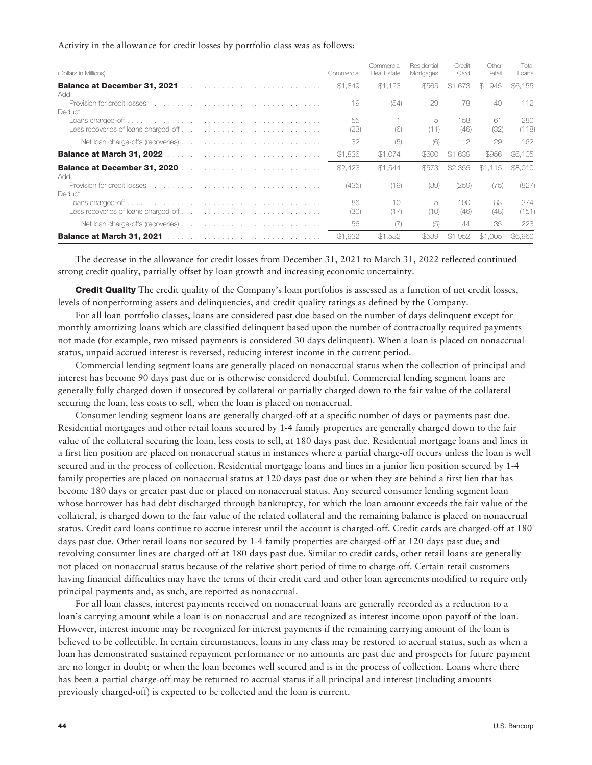Activity in the allowance for credit losses by portfolio class was as follows:

| (Dollars in Millions) | Commercial | Commercial Real Estate | Residential Mortgages | Credit Card | Other Retail | Total Loans |
|---|---|---|---|---|---|---|
| **Balance at December 31, 2021** | $1,849 | $1,123 | $565 | $1,673 | $ 945 | $6,155 |
| Add | | | | | | |
| Provision for credit losses | 19 | (54) | 29 | 78 | 40 | 112 |
| Deduct | | | | | | |
| Loans charged-off | 55 | 1 | 5 | 158 | 61 | 280 |
| Less recoveries of loans charged-off | (23) | (6) | (11) | (46) | (32) | (118) |
| Net loan charge-offs (recoveries) | 32 | (5) | (6) | 112 | 29 | 162 |
| **Balance at March 31, 2022** | $1,836 | $1,074 | $600 | $1,639 | $956 | $6,105 |
| **Balance at December 31, 2020** | $2,423 | $1,544 | $573 | $2,355 | $1,115 | $8,010 |
| Add | | | | | | |
| Provision for credit losses | (435) | (19) | (39) | (259) | (75) | (827) |
| Deduct | | | | | | |
| Loans charged-off | 86 | 10 | 5 | 190 | 83 | 374 |
| Less recoveries of loans charged-off | (30) | (17) | (10) | (46) | (48) | (151) |
| Net loan charge-offs (recoveries) | 56 | (7) | (5) | 144 | 35 | 223 |
| **Balance at March 31, 2021** | $1,932 | $1,532 | $539 | $1,952 | $1,005 | $6,960 |

The decrease in the allowance for credit losses from December 31, 2021 to March 31, 2022 reflected continued strong credit quality, partially offset by loan growth and increasing economic uncertainty.

**Credit Quality** The credit quality of the Company's loan portfolios is assessed as a function of net credit losses, levels of nonperforming assets and delinquencies, and credit quality ratings as defined by the Company.

For all loan portfolio classes, loans are considered past due based on the number of days delinquent except for monthly amortizing loans which are classified delinquent based upon the number of contractually required payments not made (for example, two missed payments is considered 30 days delinquent). When a loan is placed on nonaccrual status, unpaid accrued interest is reversed, reducing interest income in the current period.

Commercial lending segment loans are generally placed on nonaccrual status when the collection of principal and interest has become 90 days past due or is otherwise considered doubtful. Commercial lending segment loans are generally fully charged down if unsecured by collateral or partially charged down to the fair value of the collateral securing the loan, less costs to sell, when the loan is placed on nonaccrual.

Consumer lending segment loans are generally charged-off at a specific number of days or payments past due. Residential mortgages and other retail loans secured by 1-4 family properties are generally charged down to the fair value of the collateral securing the loan, less costs to sell, at 180 days past due. Residential mortgage loans and lines in a first lien position are placed on nonaccrual status in instances where a partial charge-off occurs unless the loan is well secured and in the process of collection. Residential mortgage loans and lines in a junior lien position secured by 1-4 family properties are placed on nonaccrual status at 120 days past due or when they are behind a first lien that has become 180 days or greater past due or placed on nonaccrual status. Any secured consumer lending segment loan whose borrower has had debt discharged through bankruptcy, for which the loan amount exceeds the fair value of the collateral, is charged down to the fair value of the related collateral and the remaining balance is placed on nonaccrual status. Credit card loans continue to accrue interest until the account is charged-off. Credit cards are charged-off at 180 days past due. Other retail loans not secured by 1-4 family properties are charged-off at 120 days past due; and revolving consumer lines are charged-off at 180 days past due. Similar to credit cards, other retail loans are generally not placed on nonaccrual status because of the relative short period of time to charge-off. Certain retail customers having financial difficulties may have the terms of their credit card and other loan agreements modified to require only principal payments and, as such, are reported as nonaccrual.

For all loan classes, interest payments received on nonaccrual loans are generally recorded as a reduction to a loan's carrying amount while a loan is on nonaccrual and are recognized as interest income upon payoff of the loan. However, interest income may be recognized for interest payments if the remaining carrying amount of the loan is believed to be collectible. In certain circumstances, loans in any class may be restored to accrual status, such as when a loan has demonstrated sustained repayment performance or no amounts are past due and prospects for future payment are no longer in doubt; or when the loan becomes well secured and is in the process of collection. Loans where there has been a partial charge-off may be returned to accrual status if all principal and interest (including amounts previously charged-off) is expected to be collected and the loan is current.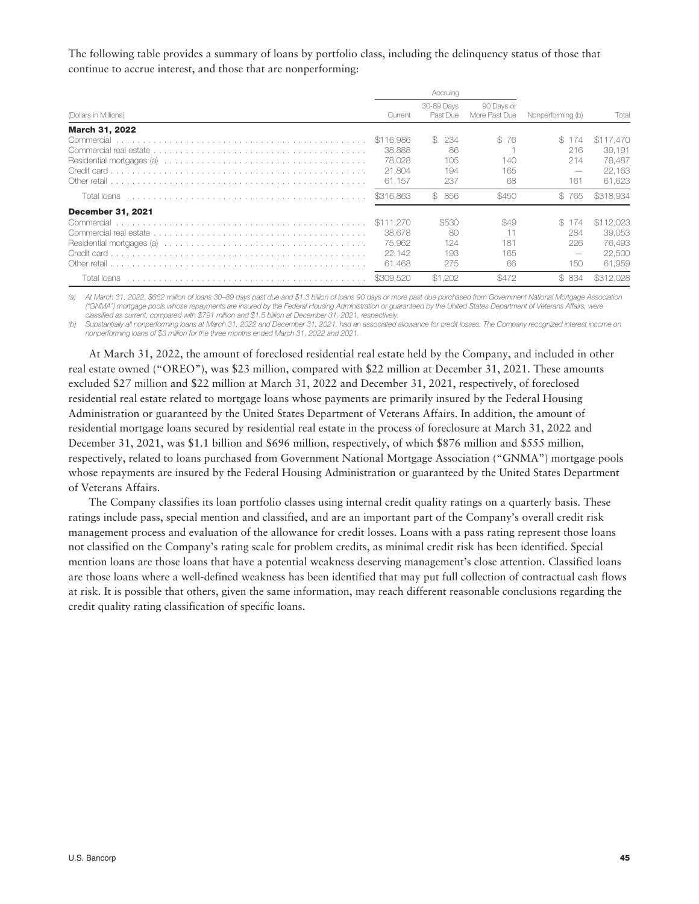The following table provides a summary of loans by portfolio class, including the delinquency status of those that continue to accrue interest, and those that are nonperforming:

| (Dollars in Millions) | Accruing | | | | |
|---|---|---|---|---|---|
| | Current | 30-89 Days Past Due | 90 Days or More Past Due | Nonperforming (b) | Total |
| **March 31, 2022** | | | | | |
| Commercial | $116,986 | $ 234 | $ 76 | $ 174 | $117,470 |
| Commercial real estate | 38,888 | 86 | 1 | 216 | 39,191 |
| Residential mortgages (a) | 78,028 | 105 | 140 | 214 | 78,487 |
| Credit card | 21,804 | 194 | 165 | — | 22,163 |
| Other retail | 61,157 | 237 | 68 | 161 | 61,623 |
| Total loans | $316,863 | $ 856 | $450 | $ 765 | $318,934 |
| **December 31, 2021** | | | | | |
| Commercial | $111,270 | $530 | $49 | $ 174 | $112,023 |
| Commercial real estate | 38,678 | 80 | 11 | 284 | 39,053 |
| Residential mortgages (a) | 75,962 | 124 | 181 | 226 | 76,493 |
| Credit card | 22,142 | 193 | 165 | — | 22,500 |
| Other retail | 61,468 | 275 | 66 | 150 | 61,959 |
| Total loans | $309,520 | $1,202 | $472 | $ 834 | $312,028 |

*(a) At March 31, 2022, $662 million of loans 30–89 days past due and $1.3 billion of loans 90 days or more past due purchased from Government National Mortgage Association ("GNMA") mortgage pools whose repayments are insured by the Federal Housing Administration or guaranteed by the United States Department of Veterans Affairs, were classified as current, compared with $791 million and $1.5 billion at December 31, 2021, respectively.*

*(b) Substantially all nonperforming loans at March 31, 2022 and December 31, 2021, had an associated allowance for credit losses. The Company recognized interest income on nonperforming loans of $3 million for the three months ended March 31, 2022 and 2021.*

At March 31, 2022, the amount of foreclosed residential real estate held by the Company, and included in other real estate owned ("OREO"), was $23 million, compared with $22 million at December 31, 2021. These amounts excluded $27 million and $22 million at March 31, 2022 and December 31, 2021, respectively, of foreclosed residential real estate related to mortgage loans whose payments are primarily insured by the Federal Housing Administration or guaranteed by the United States Department of Veterans Affairs. In addition, the amount of residential mortgage loans secured by residential real estate in the process of foreclosure at March 31, 2022 and December 31, 2021, was $1.1 billion and $696 million, respectively, of which $876 million and $555 million, respectively, related to loans purchased from Government National Mortgage Association ("GNMA") mortgage pools whose repayments are insured by the Federal Housing Administration or guaranteed by the United States Department of Veterans Affairs.

The Company classifies its loan portfolio classes using internal credit quality ratings on a quarterly basis. These ratings include pass, special mention and classified, and are an important part of the Company's overall credit risk management process and evaluation of the allowance for credit losses. Loans with a pass rating represent those loans not classified on the Company's rating scale for problem credits, as minimal credit risk has been identified. Special mention loans are those loans that have a potential weakness deserving management's close attention. Classified loans are those loans where a well-defined weakness has been identified that may put full collection of contractual cash flows at risk. It is possible that others, given the same information, may reach different reasonable conclusions regarding the credit quality rating classification of specific loans.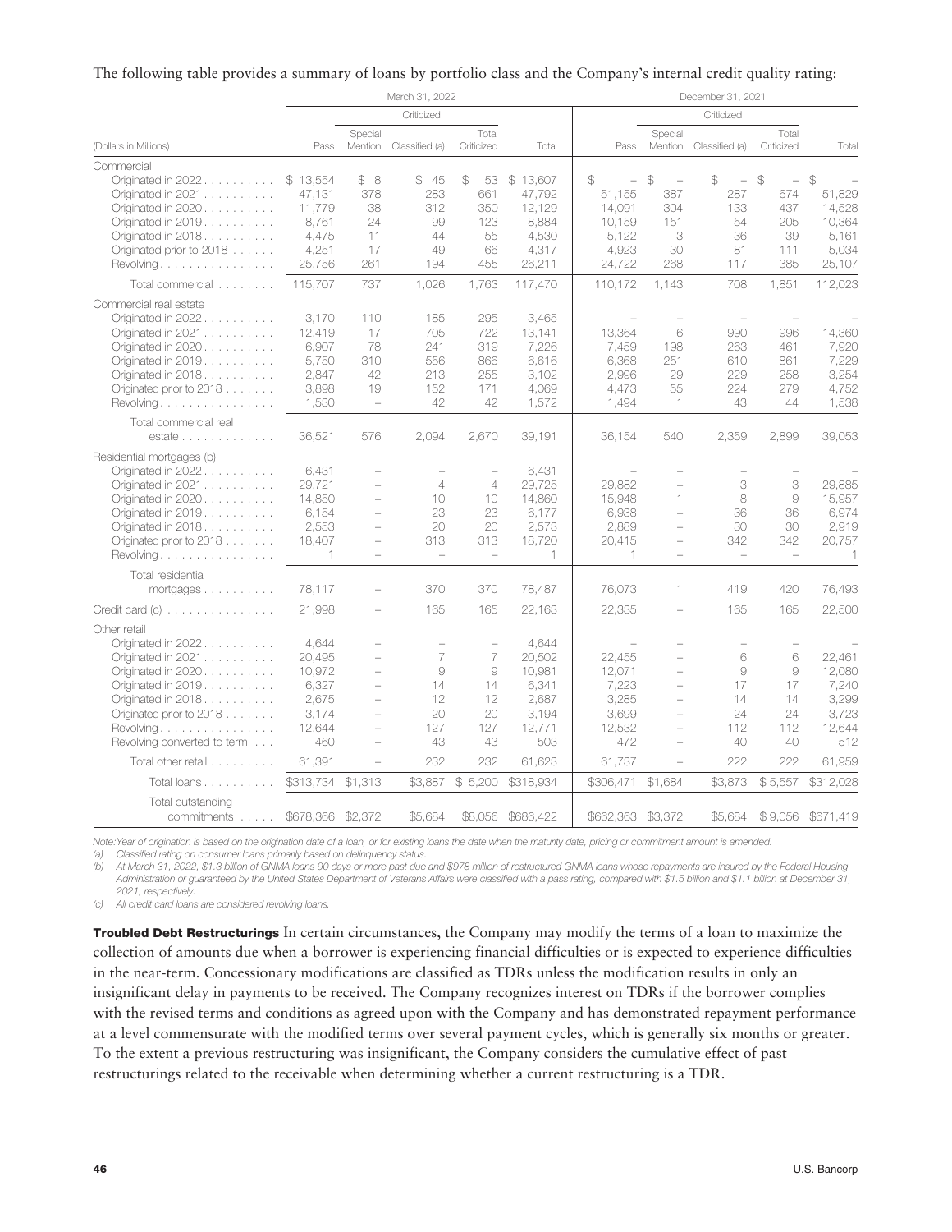The following table provides a summary of loans by portfolio class and the Company's internal credit quality rating:

| (Dollars in Millions) | March 31, 2022 | | | | | December 31, 2021 | | | | |
|---|---|---|---|---|---|---|---|---|---|---|
| | | Criticized | | | | | Criticized | | | |
| | Pass | Special Mention | Classified (a) | Total Criticized | Total | Pass | Special Mention | Classified (a) | Total Criticized | Total |
| **Commercial** | | | | | | | | | | |
| Originated in 2022 | $ 13,554 | $ 8 | $ 45 | $ 53 | $ 13,607 | $ – | $ – | $ – | $ – | $ – |
| Originated in 2021 | 47,131 | 378 | 283 | 661 | 47,792 | 51,155 | 387 | 287 | 674 | 51,829 |
| Originated in 2020 | 11,779 | 38 | 312 | 350 | 12,129 | 14,091 | 304 | 133 | 437 | 14,528 |
| Originated in 2019 | 8,761 | 24 | 99 | 123 | 8,884 | 10,159 | 151 | 54 | 205 | 10,364 |
| Originated in 2018 | 4,475 | 11 | 44 | 55 | 4,530 | 5,122 | 3 | 36 | 39 | 5,161 |
| Originated prior to 2018 | 4,251 | 17 | 49 | 66 | 4,317 | 4,923 | 30 | 81 | 111 | 5,034 |
| Revolving | 25,756 | 261 | 194 | 455 | 26,211 | 24,722 | 268 | 117 | 385 | 25,107 |
| Total commercial | 115,707 | 737 | 1,026 | 1,763 | 117,470 | 110,172 | 1,143 | 708 | 1,851 | 112,023 |
| **Commercial real estate** | | | | | | | | | | |
| Originated in 2022 | 3,170 | 110 | 185 | 295 | 3,465 | – | – | – | – | – |
| Originated in 2021 | 12,419 | 17 | 705 | 722 | 13,141 | 13,364 | 6 | 990 | 996 | 14,360 |
| Originated in 2020 | 6,907 | 78 | 241 | 319 | 7,226 | 7,459 | 198 | 263 | 461 | 7,920 |
| Originated in 2019 | 5,750 | 310 | 556 | 866 | 6,616 | 6,368 | 251 | 610 | 861 | 7,229 |
| Originated in 2018 | 2,847 | 42 | 213 | 255 | 3,102 | 2,996 | 29 | 229 | 258 | 3,254 |
| Originated prior to 2018 | 3,898 | 19 | 152 | 171 | 4,069 | 4,473 | 55 | 224 | 279 | 4,752 |
| Revolving | 1,530 | – | 42 | 42 | 1,572 | 1,494 | 1 | 43 | 44 | 1,538 |
| Total commercial real estate | 36,521 | 576 | 2,094 | 2,670 | 39,191 | 36,154 | 540 | 2,359 | 2,899 | 39,053 |
| **Residential mortgages (b)** | | | | | | | | | | |
| Originated in 2022 | 6,431 | – | – | – | 6,431 | – | – | – | – | – |
| Originated in 2021 | 29,721 | – | 4 | 4 | 29,725 | 29,882 | – | 3 | 3 | 29,885 |
| Originated in 2020 | 14,850 | – | 10 | 10 | 14,860 | 15,948 | 1 | 8 | 9 | 15,957 |
| Originated in 2019 | 6,154 | – | 23 | 23 | 6,177 | 6,938 | – | 36 | 36 | 6,974 |
| Originated in 2018 | 2,553 | – | 20 | 20 | 2,573 | 2,889 | – | 30 | 30 | 2,919 |
| Originated prior to 2018 | 18,407 | – | 313 | 313 | 18,720 | 20,415 | – | 342 | 342 | 20,757 |
| Revolving | 1 | – | – | – | 1 | 1 | – | – | – | 1 |
| Total residential mortgages | 78,117 | – | 370 | 370 | 78,487 | 76,073 | 1 | 419 | 420 | 76,493 |
| Credit card (c) | 21,998 | – | 165 | 165 | 22,163 | 22,335 | – | 165 | 165 | 22,500 |
| **Other retail** | | | | | | | | | | |
| Originated in 2022 | 4,644 | – | – | – | 4,644 | – | – | – | – | – |
| Originated in 2021 | 20,495 | – | 7 | 7 | 20,502 | 22,455 | – | 6 | 6 | 22,461 |
| Originated in 2020 | 10,972 | – | 9 | 9 | 10,981 | 12,071 | – | 9 | 9 | 12,080 |
| Originated in 2019 | 6,327 | – | 14 | 14 | 6,341 | 7,223 | – | 17 | 17 | 7,240 |
| Originated in 2018 | 2,675 | – | 12 | 12 | 2,687 | 3,285 | – | 14 | 14 | 3,299 |
| Originated prior to 2018 | 3,174 | – | 20 | 20 | 3,194 | 3,699 | – | 24 | 24 | 3,723 |
| Revolving | 12,644 | – | 127 | 127 | 12,771 | 12,532 | – | 112 | 112 | 12,644 |
| Revolving converted to term | 460 | – | 43 | 43 | 503 | 472 | – | 40 | 40 | 512 |
| Total other retail | 61,391 | – | 232 | 232 | 61,623 | 61,737 | – | 222 | 222 | 61,959 |
| Total loans | $313,734 | $1,313 | $3,887 | $ 5,200 | $318,934 | $306,471 | $1,684 | $3,873 | $ 5,557 | $312,028 |
| Total outstanding commitments | $678,366 | $2,372 | $5,684 | $8,056 | $686,422 | $662,363 | $3,372 | $5,684 | $ 9,056 | $671,419 |

*Note: Year of origination is based on the origination date of a loan, or for existing loans the date when the maturity date, pricing or commitment amount is amended.*

(a) *Classified rating on consumer loans primarily based on delinquency status.*

(b) *At March 31, 2022, $1.3 billion of GNMA loans 90 days or more past due and $978 million of restructured GNMA loans whose repayments are insured by the Federal Housing Administration or guaranteed by the United States Department of Veterans Affairs were classified with a pass rating, compared with $1.5 billion and $1.1 billion at December 31, 2021, respectively.*

(c) *All credit card loans are considered revolving loans.*

**Troubled Debt Restructurings** In certain circumstances, the Company may modify the terms of a loan to maximize the collection of amounts due when a borrower is experiencing financial difficulties or is expected to experience difficulties in the near-term. Concessionary modifications are classified as TDRs unless the modification results in only an insignificant delay in payments to be received. The Company recognizes interest on TDRs if the borrower complies with the revised terms and conditions as agreed upon with the Company and has demonstrated repayment performance at a level commensurate with the modified terms over several payment cycles, which is generally six months or greater. To the extent a previous restructuring was insignificant, the Company considers the cumulative effect of past restructurings related to the receivable when determining whether a current restructuring is a TDR.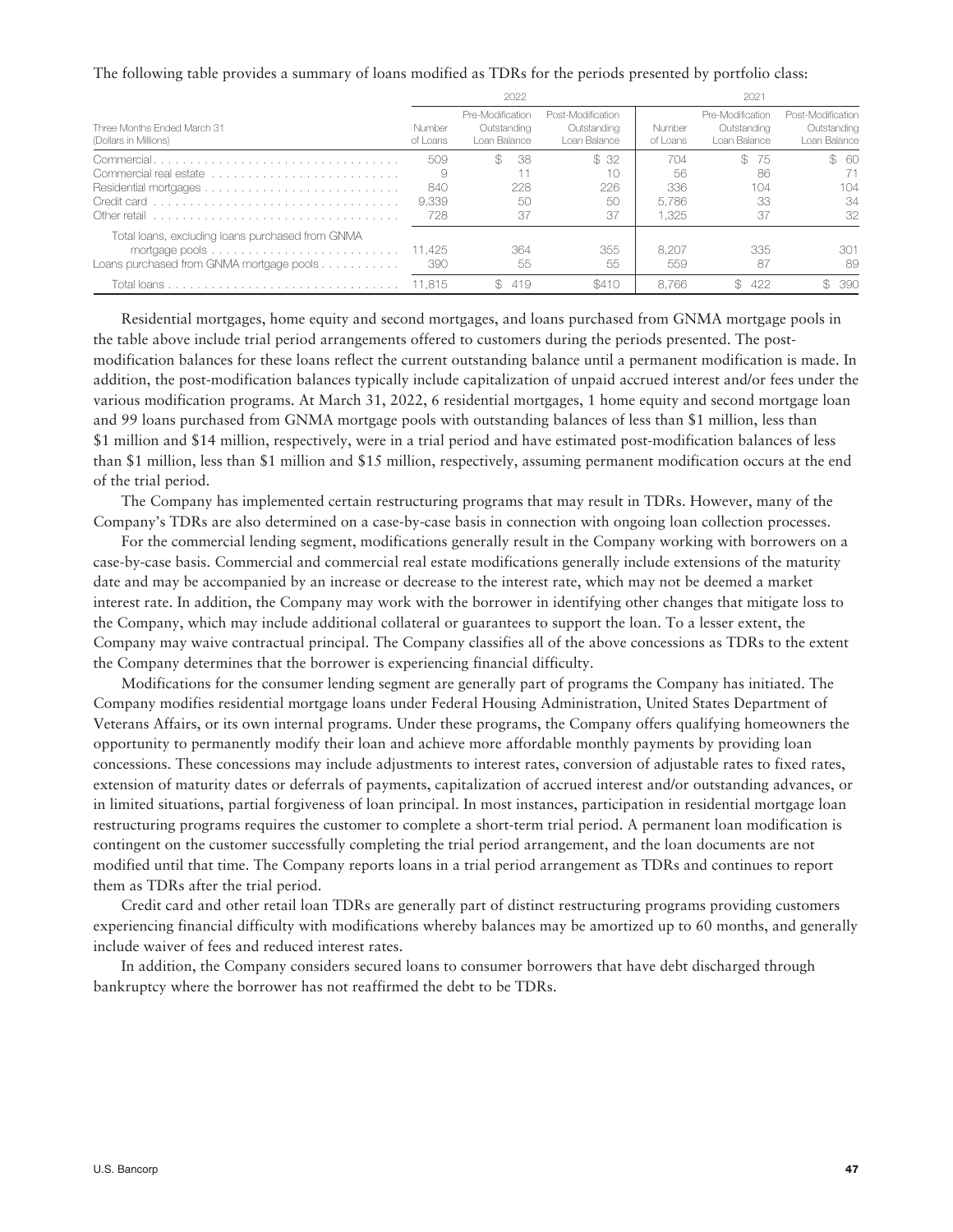The following table provides a summary of loans modified as TDRs for the periods presented by portfolio class:

| Three Months Ended March 31 (Dollars in Millions) | 2022 | | | 2021 | | |
|---|---|---|---|---|---|---|
| | Number of Loans | Pre-Modification Outstanding Loan Balance | Post-Modification Outstanding Loan Balance | Number of Loans | Pre-Modification Outstanding Loan Balance | Post-Modification Outstanding Loan Balance |
| Commercial | 509 | $ 38 | $ 32 | 704 | $ 75 | $ 60 |
| Commercial real estate | 9 | 11 | 10 | 56 | 86 | 71 |
| Residential mortgages | 840 | 228 | 226 | 336 | 104 | 104 |
| Credit card | 9,339 | 50 | 50 | 5,786 | 33 | 34 |
| Other retail | 728 | 37 | 37 | 1,325 | 37 | 32 |
| Total loans, excluding loans purchased from GNMA mortgage pools | 11,425 | 364 | 355 | 8,207 | 335 | 301 |
| Loans purchased from GNMA mortgage pools | 390 | 55 | 55 | 559 | 87 | 89 |
| Total loans | 11,815 | $ 419 | $410 | 8,766 | $ 422 | $ 390 |

Residential mortgages, home equity and second mortgages, and loans purchased from GNMA mortgage pools in the table above include trial period arrangements offered to customers during the periods presented. The post-modification balances for these loans reflect the current outstanding balance until a permanent modification is made. In addition, the post-modification balances typically include capitalization of unpaid accrued interest and/or fees under the various modification programs. At March 31, 2022, 6 residential mortgages, 1 home equity and second mortgage loan and 99 loans purchased from GNMA mortgage pools with outstanding balances of less than $1 million, less than $1 million and $14 million, respectively, were in a trial period and have estimated post-modification balances of less than $1 million, less than $1 million and $15 million, respectively, assuming permanent modification occurs at the end of the trial period.

The Company has implemented certain restructuring programs that may result in TDRs. However, many of the Company's TDRs are also determined on a case-by-case basis in connection with ongoing loan collection processes.

For the commercial lending segment, modifications generally result in the Company working with borrowers on a case-by-case basis. Commercial and commercial real estate modifications generally include extensions of the maturity date and may be accompanied by an increase or decrease to the interest rate, which may not be deemed a market interest rate. In addition, the Company may work with the borrower in identifying other changes that mitigate loss to the Company, which may include additional collateral or guarantees to support the loan. To a lesser extent, the Company may waive contractual principal. The Company classifies all of the above concessions as TDRs to the extent the Company determines that the borrower is experiencing financial difficulty.

Modifications for the consumer lending segment are generally part of programs the Company has initiated. The Company modifies residential mortgage loans under Federal Housing Administration, United States Department of Veterans Affairs, or its own internal programs. Under these programs, the Company offers qualifying homeowners the opportunity to permanently modify their loan and achieve more affordable monthly payments by providing loan concessions. These concessions may include adjustments to interest rates, conversion of adjustable rates to fixed rates, extension of maturity dates or deferrals of payments, capitalization of accrued interest and/or outstanding advances, or in limited situations, partial forgiveness of loan principal. In most instances, participation in residential mortgage loan restructuring programs requires the customer to complete a short-term trial period. A permanent loan modification is contingent on the customer successfully completing the trial period arrangement, and the loan documents are not modified until that time. The Company reports loans in a trial period arrangement as TDRs and continues to report them as TDRs after the trial period.

Credit card and other retail loan TDRs are generally part of distinct restructuring programs providing customers experiencing financial difficulty with modifications whereby balances may be amortized up to 60 months, and generally include waiver of fees and reduced interest rates.

In addition, the Company considers secured loans to consumer borrowers that have debt discharged through bankruptcy where the borrower has not reaffirmed the debt to be TDRs.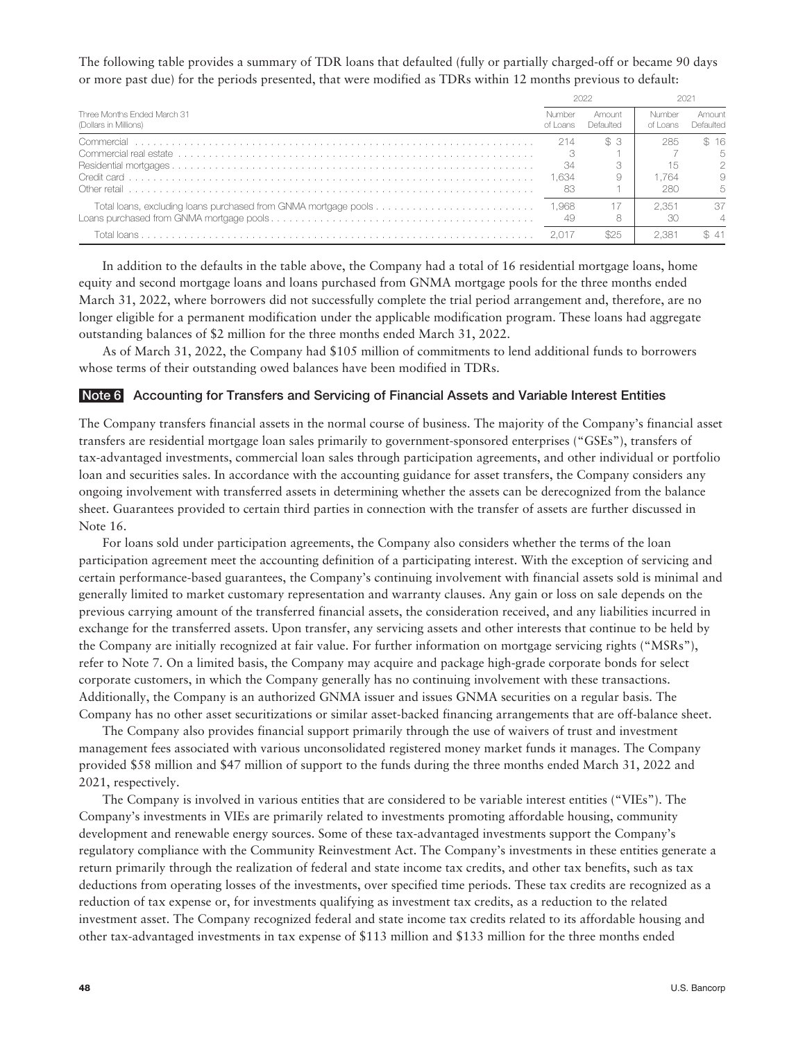The following table provides a summary of TDR loans that defaulted (fully or partially charged-off or became 90 days or more past due) for the periods presented, that were modified as TDRs within 12 months previous to default:

| Three Months Ended March 31 (Dollars in Millions) | 2022 | | 2021 | |
|---|---|---|---|---|
| | Number of Loans | Amount Defaulted | Number of Loans | Amount Defaulted |
| Commercial | 214 | $ 3 | 285 | $ 16 |
| Commercial real estate | 3 | 1 | 7 | 5 |
| Residential mortgages | 34 | 3 | 15 | 2 |
| Credit card | 1,634 | 9 | 1,764 | 9 |
| Other retail | 83 | 1 | 280 | 5 |
| Total loans, excluding loans purchased from GNMA mortgage pools | 1,968 | 17 | 2,351 | 37 |
| Loans purchased from GNMA mortgage pools | 49 | 8 | 30 | 4 |
| Total loans | 2,017 | $25 | 2,381 | $ 41 |

In addition to the defaults in the table above, the Company had a total of 16 residential mortgage loans, home equity and second mortgage loans and loans purchased from GNMA mortgage pools for the three months ended March 31, 2022, where borrowers did not successfully complete the trial period arrangement and, therefore, are no longer eligible for a permanent modification under the applicable modification program. These loans had aggregate outstanding balances of $2 million for the three months ended March 31, 2022.

As of March 31, 2022, the Company had $105 million of commitments to lend additional funds to borrowers whose terms of their outstanding owed balances have been modified in TDRs.

## Note 6 Accounting for Transfers and Servicing of Financial Assets and Variable Interest Entities

The Company transfers financial assets in the normal course of business. The majority of the Company's financial asset transfers are residential mortgage loan sales primarily to government-sponsored enterprises ("GSEs"), transfers of tax-advantaged investments, commercial loan sales through participation agreements, and other individual or portfolio loan and securities sales. In accordance with the accounting guidance for asset transfers, the Company considers any ongoing involvement with transferred assets in determining whether the assets can be derecognized from the balance sheet. Guarantees provided to certain third parties in connection with the transfer of assets are further discussed in Note 16.

For loans sold under participation agreements, the Company also considers whether the terms of the loan participation agreement meet the accounting definition of a participating interest. With the exception of servicing and certain performance-based guarantees, the Company's continuing involvement with financial assets sold is minimal and generally limited to market customary representation and warranty clauses. Any gain or loss on sale depends on the previous carrying amount of the transferred financial assets, the consideration received, and any liabilities incurred in exchange for the transferred assets. Upon transfer, any servicing assets and other interests that continue to be held by the Company are initially recognized at fair value. For further information on mortgage servicing rights ("MSRs"), refer to Note 7. On a limited basis, the Company may acquire and package high-grade corporate bonds for select corporate customers, in which the Company generally has no continuing involvement with these transactions. Additionally, the Company is an authorized GNMA issuer and issues GNMA securities on a regular basis. The Company has no other asset securitizations or similar asset-backed financing arrangements that are off-balance sheet.

The Company also provides financial support primarily through the use of waivers of trust and investment management fees associated with various unconsolidated registered money market funds it manages. The Company provided $58 million and $47 million of support to the funds during the three months ended March 31, 2022 and 2021, respectively.

The Company is involved in various entities that are considered to be variable interest entities ("VIEs"). The Company's investments in VIEs are primarily related to investments promoting affordable housing, community development and renewable energy sources. Some of these tax-advantaged investments support the Company's regulatory compliance with the Community Reinvestment Act. The Company's investments in these entities generate a return primarily through the realization of federal and state income tax credits, and other tax benefits, such as tax deductions from operating losses of the investments, over specified time periods. These tax credits are recognized as a reduction of tax expense or, for investments qualifying as investment tax credits, as a reduction to the related investment asset. The Company recognized federal and state income tax credits related to its affordable housing and other tax-advantaged investments in tax expense of $113 million and $133 million for the three months ended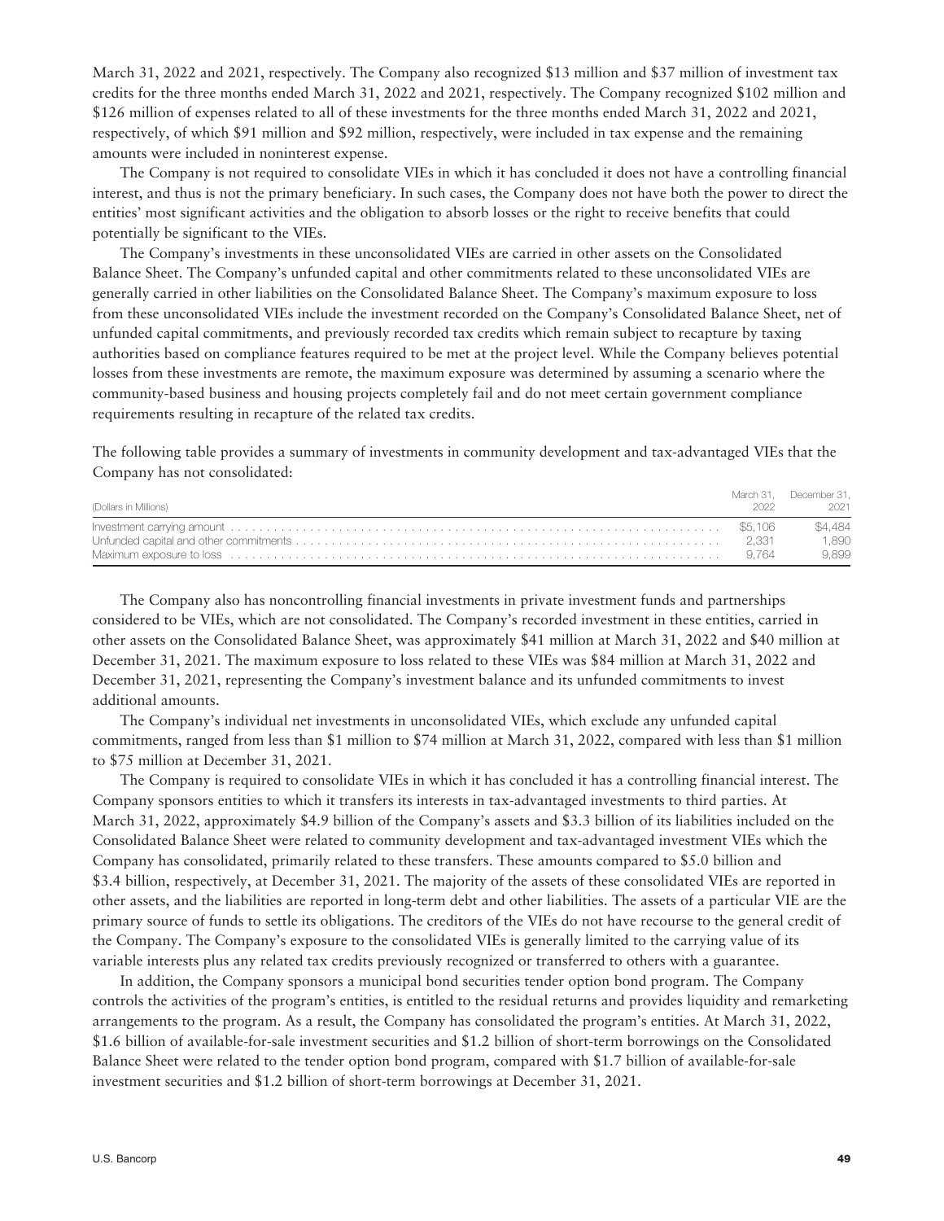March 31, 2022 and 2021, respectively. The Company also recognized $13 million and $37 million of investment tax credits for the three months ended March 31, 2022 and 2021, respectively. The Company recognized $102 million and $126 million of expenses related to all of these investments for the three months ended March 31, 2022 and 2021, respectively, of which $91 million and $92 million, respectively, were included in tax expense and the remaining amounts were included in noninterest expense.

The Company is not required to consolidate VIEs in which it has concluded it does not have a controlling financial interest, and thus is not the primary beneficiary. In such cases, the Company does not have both the power to direct the entities' most significant activities and the obligation to absorb losses or the right to receive benefits that could potentially be significant to the VIEs.

The Company's investments in these unconsolidated VIEs are carried in other assets on the Consolidated Balance Sheet. The Company's unfunded capital and other commitments related to these unconsolidated VIEs are generally carried in other liabilities on the Consolidated Balance Sheet. The Company's maximum exposure to loss from these unconsolidated VIEs include the investment recorded on the Company's Consolidated Balance Sheet, net of unfunded capital commitments, and previously recorded tax credits which remain subject to recapture by taxing authorities based on compliance features required to be met at the project level. While the Company believes potential losses from these investments are remote, the maximum exposure was determined by assuming a scenario where the community-based business and housing projects completely fail and do not meet certain government compliance requirements resulting in recapture of the related tax credits.

The following table provides a summary of investments in community development and tax-advantaged VIEs that the Company has not consolidated:

| (Dollars in Millions) | March 31, 2022 | December 31, 2021 |
|---|---|---|
| Investment carrying amount | $5,106 | $4,484 |
| Unfunded capital and other commitments | 2,331 | 1,890 |
| Maximum exposure to loss | 9,764 | 9,899 |

The Company also has noncontrolling financial investments in private investment funds and partnerships considered to be VIEs, which are not consolidated. The Company's recorded investment in these entities, carried in other assets on the Consolidated Balance Sheet, was approximately $41 million at March 31, 2022 and $40 million at December 31, 2021. The maximum exposure to loss related to these VIEs was $84 million at March 31, 2022 and December 31, 2021, representing the Company's investment balance and its unfunded commitments to invest additional amounts.

The Company's individual net investments in unconsolidated VIEs, which exclude any unfunded capital commitments, ranged from less than $1 million to $74 million at March 31, 2022, compared with less than $1 million to $75 million at December 31, 2021.

The Company is required to consolidate VIEs in which it has concluded it has a controlling financial interest. The Company sponsors entities to which it transfers its interests in tax-advantaged investments to third parties. At March 31, 2022, approximately $4.9 billion of the Company's assets and $3.3 billion of its liabilities included on the Consolidated Balance Sheet were related to community development and tax-advantaged investment VIEs which the Company has consolidated, primarily related to these transfers. These amounts compared to $5.0 billion and $3.4 billion, respectively, at December 31, 2021. The majority of the assets of these consolidated VIEs are reported in other assets, and the liabilities are reported in long-term debt and other liabilities. The assets of a particular VIE are the primary source of funds to settle its obligations. The creditors of the VIEs do not have recourse to the general credit of the Company. The Company's exposure to the consolidated VIEs is generally limited to the carrying value of its variable interests plus any related tax credits previously recognized or transferred to others with a guarantee.

In addition, the Company sponsors a municipal bond securities tender option bond program. The Company controls the activities of the program's entities, is entitled to the residual returns and provides liquidity and remarketing arrangements to the program. As a result, the Company has consolidated the program's entities. At March 31, 2022, $1.6 billion of available-for-sale investment securities and $1.2 billion of short-term borrowings on the Consolidated Balance Sheet were related to the tender option bond program, compared with $1.7 billion of available-for-sale investment securities and $1.2 billion of short-term borrowings at December 31, 2021.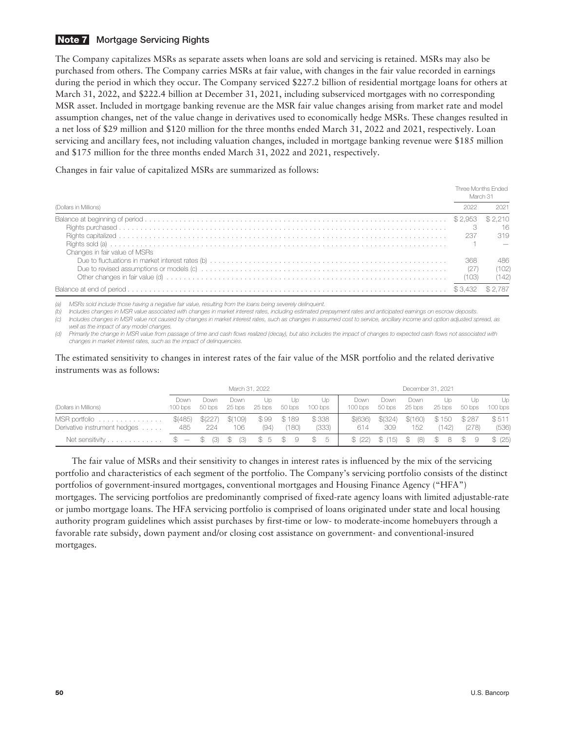## Note 7 Mortgage Servicing Rights

The Company capitalizes MSRs as separate assets when loans are sold and servicing is retained. MSRs may also be purchased from others. The Company carries MSRs at fair value, with changes in the fair value recorded in earnings during the period in which they occur. The Company serviced $227.2 billion of residential mortgage loans for others at March 31, 2022, and $222.4 billion at December 31, 2021, including subserviced mortgages with no corresponding MSR asset. Included in mortgage banking revenue are the MSR fair value changes arising from market rate and model assumption changes, net of the value change in derivatives used to economically hedge MSRs. These changes resulted in a net loss of $29 million and $120 million for the three months ended March 31, 2022 and 2021, respectively. Loan servicing and ancillary fees, not including valuation changes, included in mortgage banking revenue were $185 million and $175 million for the three months ended March 31, 2022 and 2021, respectively.

Changes in fair value of capitalized MSRs are summarized as follows:

| (Dollars in Millions) | Three Months Ended March 31 | |
|---|---|---|
| | 2022 | 2021 |
| Balance at beginning of period | $2,953 | $2,210 |
| Rights purchased | 3 | 16 |
| Rights capitalized | 237 | 319 |
| Rights sold (a) | 1 | — |
| Changes in fair value of MSRs | | |
| Due to fluctuations in market interest rates (b) | 368 | 486 |
| Due to revised assumptions or models (c) | (27) | (102) |
| Other changes in fair value (d) | (103) | (142) |
| Balance at end of period | $3,432 | $2,787 |

(a) MSRs sold include those having a negative fair value, resulting from the loans being severely delinquent.

(b) Includes changes in MSR value associated with changes in market interest rates, including estimated prepayment rates and anticipated earnings on escrow deposits.

(c) Includes changes in MSR value not caused by changes in market interest rates, such as changes in assumed cost to service, ancillary income and option adjusted spread, as well as the impact of any model changes.

(d) Primarily the change in MSR value from passage of time and cash flows realized (decay), but also includes the impact of changes to expected cash flows not associated with changes in market interest rates, such as the impact of delinquencies.

The estimated sensitivity to changes in interest rates of the fair value of the MSR portfolio and the related derivative instruments was as follows:

| (Dollars in Millions) | March 31, 2022 | | | | | | December 31, 2021 | | | | | |
|---|---|---|---|---|---|---|---|---|---|---|---|---|
| | Down 100 bps | Down 50 bps | Down 25 bps | Up 25 bps | Up 50 bps | Up 100 bps | Down 100 bps | Down 50 bps | Down 25 bps | Up 25 bps | Up 50 bps | Up 100 bps |
| MSR portfolio | $(485) | $(227) | $(109) | $99 | $189 | $338 | $(636) | $(324) | $(160) | $150 | $287 | $511 |
| Derivative instrument hedges | 485 | 224 | 106 | (94) | (180) | (333) | 614 | 309 | 152 | (142) | (278) | (536) |
| Net sensitivity | $ — | $ (3) | $ (3) | $ 5 | $ 9 | $ 5 | $ (22) | $ (15) | $ (8) | $ 8 | $ 9 | $ (25) |

The fair value of MSRs and their sensitivity to changes in interest rates is influenced by the mix of the servicing portfolio and characteristics of each segment of the portfolio. The Company's servicing portfolio consists of the distinct portfolios of government-insured mortgages, conventional mortgages and Housing Finance Agency ("HFA") mortgages. The servicing portfolios are predominantly comprised of fixed-rate agency loans with limited adjustable-rate or jumbo mortgage loans. The HFA servicing portfolio is comprised of loans originated under state and local housing authority program guidelines which assist purchases by first-time or low- to moderate-income homebuyers through a favorable rate subsidy, down payment and/or closing cost assistance on government- and conventional-insured mortgages.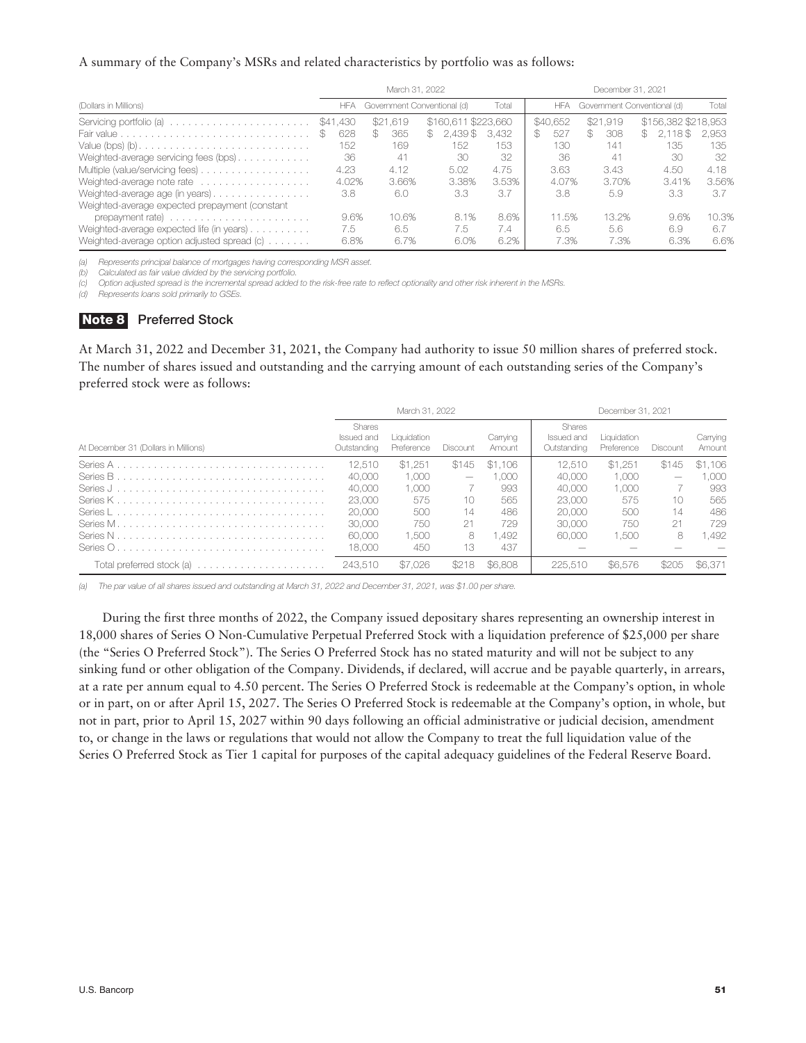A summary of the Company's MSRs and related characteristics by portfolio was as follows:

| (Dollars in Millions) | March 31, 2022 | | | | December 31, 2021 | | | |
|---|---|---|---|---|---|---|---|---|
| | HFA | Government | Conventional (d) | Total | HFA | Government | Conventional (d) | Total |
| Servicing portfolio (a) | $41,430 | $21,619 | $160,611 | $223,660 | $40,652 | $21,919 | $156,382 | $218,953 |
| Fair value | $ 628 | $ 365 | $ 2,439 | $ 3,432 | $ 527 | $ 308 | $ 2,118 | $ 2,953 |
| Value (bps) (b) | 152 | 169 | 152 | 153 | 130 | 141 | 135 | 135 |
| Weighted-average servicing fees (bps) | 36 | 41 | 30 | 32 | 36 | 41 | 30 | 32 |
| Multiple (value/servicing fees) | 4.23 | 4.12 | 5.02 | 4.75 | 3.63 | 3.43 | 4.50 | 4.18 |
| Weighted-average note rate | 4.02% | 3.66% | 3.38% | 3.53% | 4.07% | 3.70% | 3.41% | 3.56% |
| Weighted-average age (in years) | 3.8 | 6.0 | 3.3 | 3.7 | 3.8 | 5.9 | 3.3 | 3.7 |
| Weighted-average expected prepayment (constant prepayment rate) | 9.6% | 10.6% | 8.1% | 8.6% | 11.5% | 13.2% | 9.6% | 10.3% |
| Weighted-average expected life (in years) | 7.5 | 6.5 | 7.5 | 7.4 | 6.5 | 5.6 | 6.9 | 6.7 |
| Weighted-average option adjusted spread (c) | 6.8% | 6.7% | 6.0% | 6.2% | 7.3% | 7.3% | 6.3% | 6.6% |

*(a) Represents principal balance of mortgages having corresponding MSR asset.*
*(b) Calculated as fair value divided by the servicing portfolio.*
*(c) Option adjusted spread is the incremental spread added to the risk-free rate to reflect optionality and other risk inherent in the MSRs.*
*(d) Represents loans sold primarily to GSEs.*

## Note 8 Preferred Stock

At March 31, 2022 and December 31, 2021, the Company had authority to issue 50 million shares of preferred stock. The number of shares issued and outstanding and the carrying amount of each outstanding series of the Company's preferred stock were as follows:

| At December 31 (Dollars in Millions) | March 31, 2022 | | | | December 31, 2021 | | | |
|---|---|---|---|---|---|---|---|---|
| | Shares Issued and Outstanding | Liquidation Preference | Discount | Carrying Amount | Shares Issued and Outstanding | Liquidation Preference | Discount | Carrying Amount |
| Series A | 12,510 | $1,251 | $145 | $1,106 | 12,510 | $1,251 | $145 | $1,106 |
| Series B | 40,000 | 1,000 | — | 1,000 | 40,000 | 1,000 | — | 1,000 |
| Series J | 40,000 | 1,000 | 7 | 993 | 40,000 | 1,000 | 7 | 993 |
| Series K | 23,000 | 575 | 10 | 565 | 23,000 | 575 | 10 | 565 |
| Series L | 20,000 | 500 | 14 | 486 | 20,000 | 500 | 14 | 486 |
| Series M | 30,000 | 750 | 21 | 729 | 30,000 | 750 | 21 | 729 |
| Series N | 60,000 | 1,500 | 8 | 1,492 | 60,000 | 1,500 | 8 | 1,492 |
| Series O | 18,000 | 450 | 13 | 437 | — | — | — | — |
| Total preferred stock (a) | 243,510 | $7,026 | $218 | $6,808 | 225,510 | $6,576 | $205 | $6,371 |

*(a) The par value of all shares issued and outstanding at March 31, 2022 and December 31, 2021, was $1.00 per share.*

During the first three months of 2022, the Company issued depositary shares representing an ownership interest in 18,000 shares of Series O Non-Cumulative Perpetual Preferred Stock with a liquidation preference of $25,000 per share (the "Series O Preferred Stock"). The Series O Preferred Stock has no stated maturity and will not be subject to any sinking fund or other obligation of the Company. Dividends, if declared, will accrue and be payable quarterly, in arrears, at a rate per annum equal to 4.50 percent. The Series O Preferred Stock is redeemable at the Company's option, in whole or in part, on or after April 15, 2027. The Series O Preferred Stock is redeemable at the Company's option, in whole, but not in part, prior to April 15, 2027 within 90 days following an official administrative or judicial decision, amendment to, or change in the laws or regulations that would not allow the Company to treat the full liquidation value of the Series O Preferred Stock as Tier 1 capital for purposes of the capital adequacy guidelines of the Federal Reserve Board.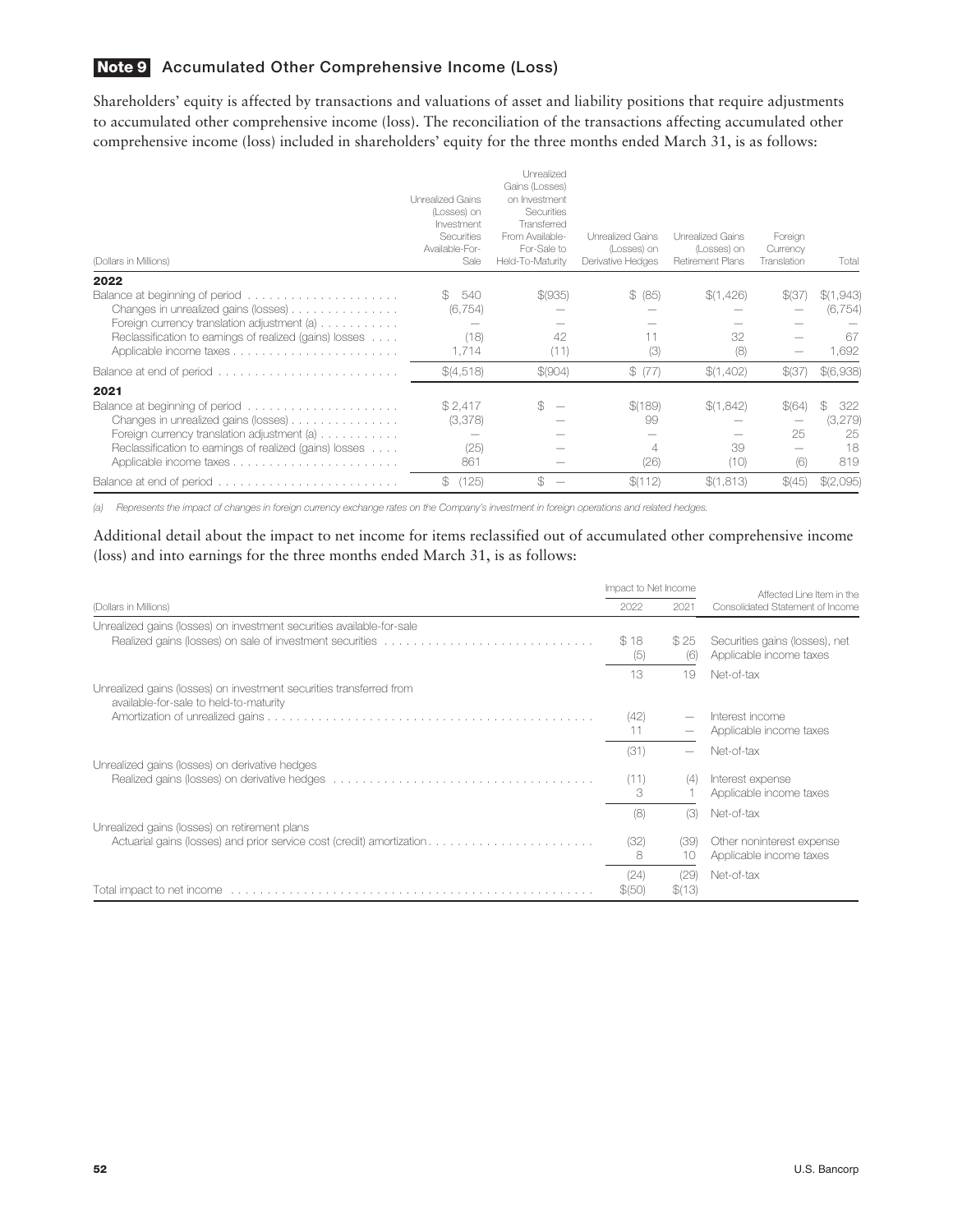## Note 9 Accumulated Other Comprehensive Income (Loss)

Shareholders' equity is affected by transactions and valuations of asset and liability positions that require adjustments to accumulated other comprehensive income (loss). The reconciliation of the transactions affecting accumulated other comprehensive income (loss) included in shareholders' equity for the three months ended March 31, is as follows:

| (Dollars in Millions) | Unrealized Gains (Losses) on Investment Securities Available-For-Sale | Unrealized Gains (Losses) on Investment Securities Transferred From Available-For-Sale to Held-To-Maturity | Unrealized Gains (Losses) on Derivative Hedges | Unrealized Gains (Losses) on Retirement Plans | Foreign Currency Translation | Total |
|---|---|---|---|---|---|---|
| **2022** | | | | | | |
| Balance at beginning of period | $ 540 | $(935) | $ (85) | $(1,426) | $(37) | $(1,943) |
| Changes in unrealized gains (losses) | (6,754) | — | — | — | — | (6,754) |
| Foreign currency translation adjustment (a) | — | — | — | — | — | — |
| Reclassification to earnings of realized (gains) losses | (18) | 42 | 11 | 32 | — | 67 |
| Applicable income taxes | 1,714 | (11) | (3) | (8) | — | 1,692 |
| Balance at end of period | $(4,518) | $(904) | $ (77) | $(1,402) | $(37) | $(6,938) |
| **2021** | | | | | | |
| Balance at beginning of period | $ 2,417 | $ — | $(189) | $(1,842) | $(64) | $ 322 |
| Changes in unrealized gains (losses) | (3,378) | — | 99 | — | — | (3,279) |
| Foreign currency translation adjustment (a) | — | — | — | — | 25 | 25 |
| Reclassification to earnings of realized (gains) losses | (25) | — | 4 | 39 | — | 18 |
| Applicable income taxes | 861 | — | (26) | (10) | (6) | 819 |
| Balance at end of period | $ (125) | $ — | $(112) | $(1,813) | $(45) | $(2,095) |

*(a) Represents the impact of changes in foreign currency exchange rates on the Company's investment in foreign operations and related hedges.*

Additional detail about the impact to net income for items reclassified out of accumulated other comprehensive income (loss) and into earnings for the three months ended March 31, is as follows:

| (Dollars in Millions) | Impact to Net Income 2022 | Impact to Net Income 2021 | Affected Line Item in the Consolidated Statement of Income |
|---|---|---|---|
| Unrealized gains (losses) on investment securities available-for-sale | | | |
| Realized gains (losses) on sale of investment securities | $ 18 | $ 25 | Securities gains (losses), net |
| | (5) | (6) | Applicable income taxes |
| | 13 | 19 | Net-of-tax |
| Unrealized gains (losses) on investment securities transferred from available-for-sale to held-to-maturity | | | |
| Amortization of unrealized gains | (42) | — | Interest income |
| | 11 | — | Applicable income taxes |
| | (31) | — | Net-of-tax |
| Unrealized gains (losses) on derivative hedges | | | |
| Realized gains (losses) on derivative hedges | (11) | (4) | Interest expense |
| | 3 | 1 | Applicable income taxes |
| | (8) | (3) | Net-of-tax |
| Unrealized gains (losses) on retirement plans | | | |
| Actuarial gains (losses) and prior service cost (credit) amortization | (32) | (39) | Other noninterest expense |
| | 8 | 10 | Applicable income taxes |
| | (24) | (29) | Net-of-tax |
| Total impact to net income | $(50) | $(13) | |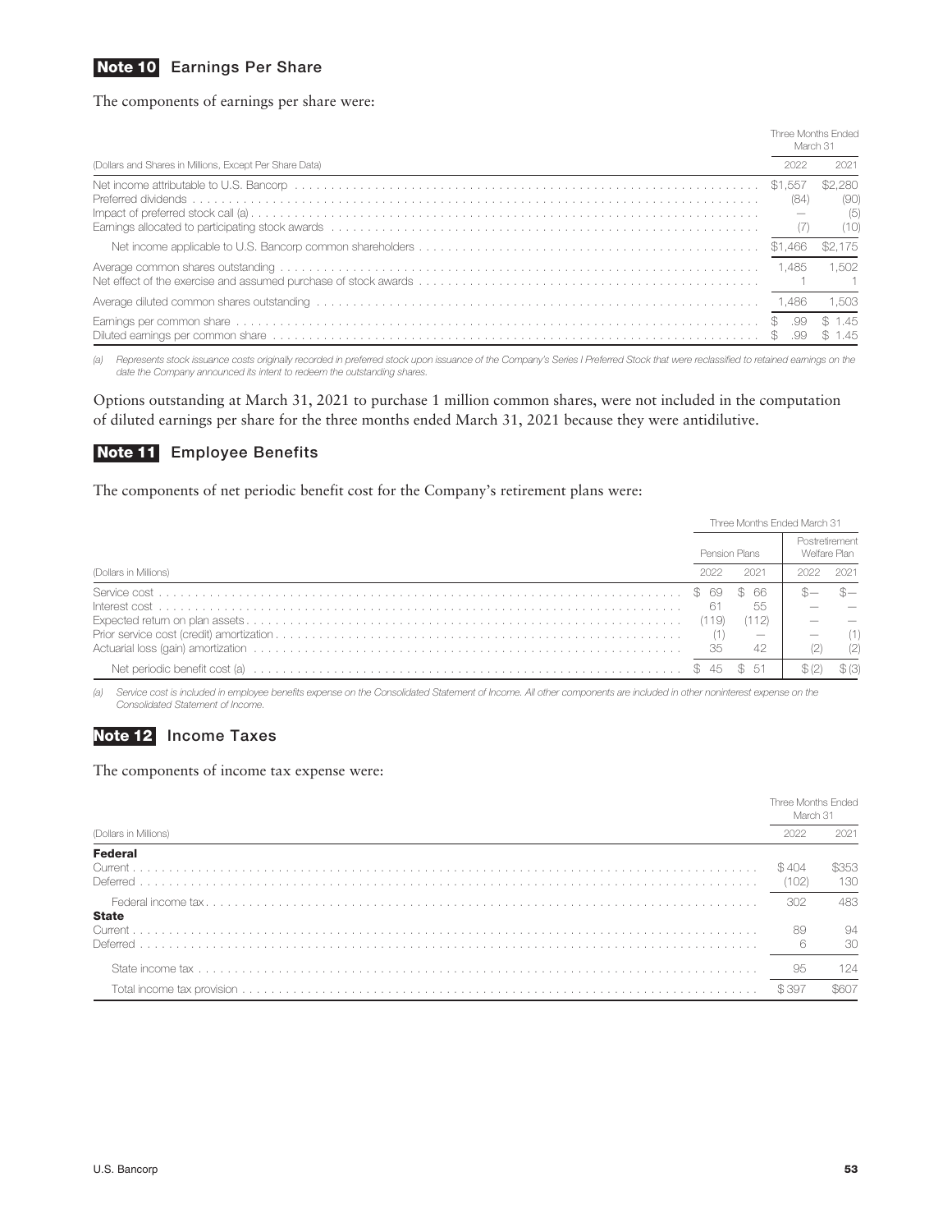## Note 10 Earnings Per Share

The components of earnings per share were:

| (Dollars and Shares in Millions, Except Per Share Data) | Three Months Ended March 31 2022 | 2021 |
|---|---|---|
| Net income attributable to U.S. Bancorp | $1,557 | $2,280 |
| Preferred dividends | (84) | (90) |
| Impact of preferred stock call (a) | — | (5) |
| Earnings allocated to participating stock awards | (7) | (10) |
| Net income applicable to U.S. Bancorp common shareholders | $1,466 | $2,175 |
| Average common shares outstanding | 1,485 | 1,502 |
| Net effect of the exercise and assumed purchase of stock awards | 1 | 1 |
| Average diluted common shares outstanding | 1,486 | 1,503 |
| Earnings per common share | $ .99 | $ 1.45 |
| Diluted earnings per common share | $ .99 | $ 1.45 |

*(a) Represents stock issuance costs originally recorded in preferred stock upon issuance of the Company's Series I Preferred Stock that were reclassified to retained earnings on the date the Company announced its intent to redeem the outstanding shares.*

Options outstanding at March 31, 2021 to purchase 1 million common shares, were not included in the computation of diluted earnings per share for the three months ended March 31, 2021 because they were antidilutive.

## Note 11 Employee Benefits

The components of net periodic benefit cost for the Company's retirement plans were:

| | Three Months Ended March 31 | | | |
|---|---|---|---|---|
| | Pension Plans | | Postretirement Welfare Plan | |
| (Dollars in Millions) | 2022 | 2021 | 2022 | 2021 |
| Service cost | $ 69 | $ 66 | $— | $— |
| Interest cost | 61 | 55 | — | — |
| Expected return on plan assets | (119) | (112) | — | — |
| Prior service cost (credit) amortization | (1) | — | — | (1) |
| Actuarial loss (gain) amortization | 35 | 42 | (2) | (2) |
| Net periodic benefit cost (a) | $ 45 | $ 51 | $ (2) | $ (3) |

*(a) Service cost is included in employee benefits expense on the Consolidated Statement of Income. All other components are included in other noninterest expense on the Consolidated Statement of Income.*

## Note 12 Income Taxes

The components of income tax expense were:

| (Dollars in Millions) | Three Months Ended March 31 2022 | 2021 |
|---|---|---|
| **Federal** | | |
| Current | $ 404 | $353 |
| Deferred | (102) | 130 |
| Federal income tax | 302 | 483 |
| **State** | | |
| Current | 89 | 94 |
| Deferred | 6 | 30 |
| State income tax | 95 | 124 |
| Total income tax provision | $ 397 | $607 |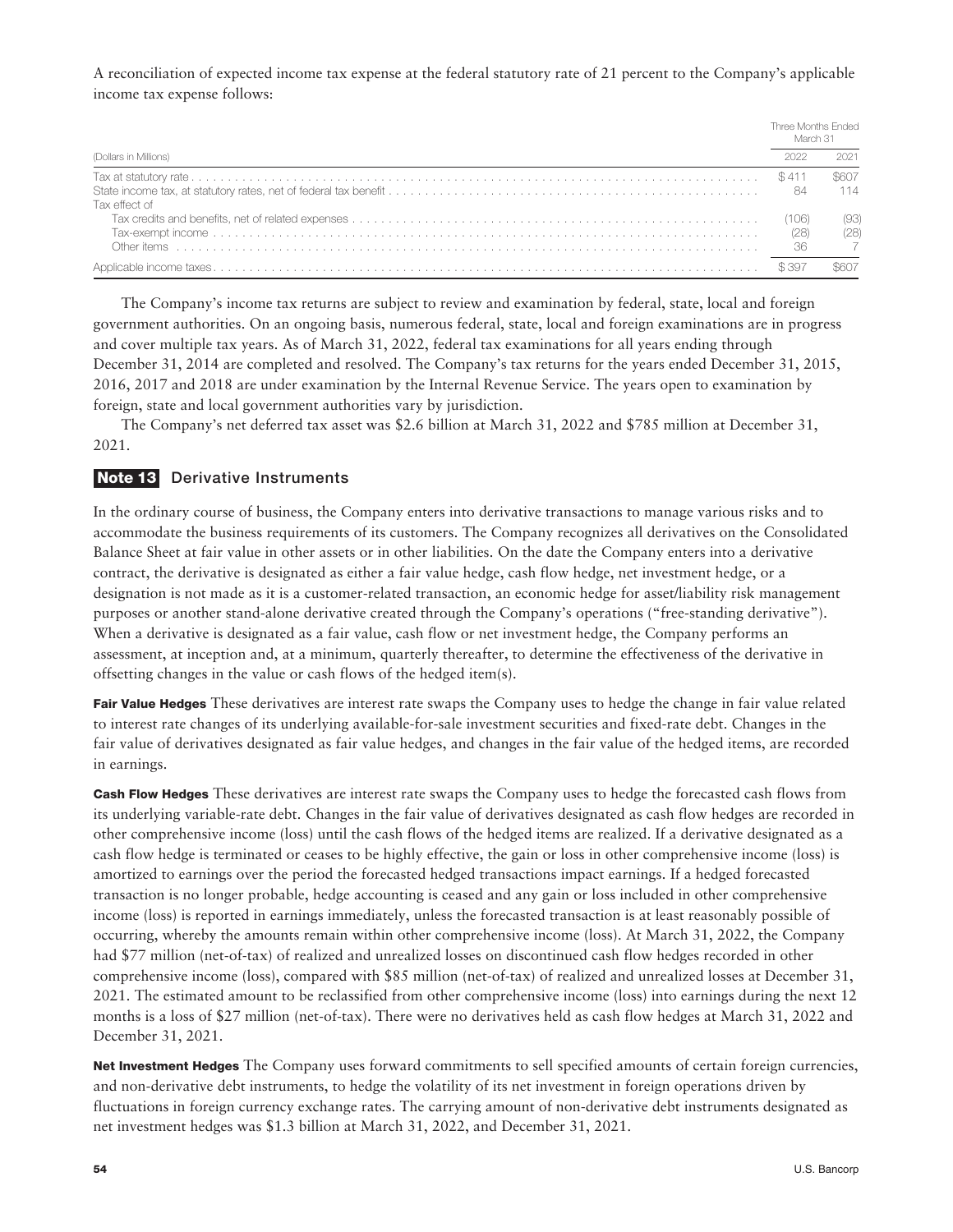A reconciliation of expected income tax expense at the federal statutory rate of 21 percent to the Company's applicable income tax expense follows:

| (Dollars in Millions) | Three Months Ended March 31 2022 | 2021 |
|---|---|---|
| Tax at statutory rate | $ 411 | $607 |
| State income tax, at statutory rates, net of federal tax benefit | 84 | 114 |
| Tax effect of | | |
| Tax credits and benefits, net of related expenses | (106) | (93) |
| Tax-exempt income | (28) | (28) |
| Other items | 36 | 7 |
| Applicable income taxes | $ 397 | $607 |

The Company's income tax returns are subject to review and examination by federal, state, local and foreign government authorities. On an ongoing basis, numerous federal, state, local and foreign examinations are in progress and cover multiple tax years. As of March 31, 2022, federal tax examinations for all years ending through December 31, 2014 are completed and resolved. The Company's tax returns for the years ended December 31, 2015, 2016, 2017 and 2018 are under examination by the Internal Revenue Service. The years open to examination by foreign, state and local government authorities vary by jurisdiction.

The Company's net deferred tax asset was $2.6 billion at March 31, 2022 and $785 million at December 31, 2021.

## Note 13 Derivative Instruments

In the ordinary course of business, the Company enters into derivative transactions to manage various risks and to accommodate the business requirements of its customers. The Company recognizes all derivatives on the Consolidated Balance Sheet at fair value in other assets or in other liabilities. On the date the Company enters into a derivative contract, the derivative is designated as either a fair value hedge, cash flow hedge, net investment hedge, or a designation is not made as it is a customer-related transaction, an economic hedge for asset/liability risk management purposes or another stand-alone derivative created through the Company's operations ("free-standing derivative"). When a derivative is designated as a fair value, cash flow or net investment hedge, the Company performs an assessment, at inception and, at a minimum, quarterly thereafter, to determine the effectiveness of the derivative in offsetting changes in the value or cash flows of the hedged item(s).

**Fair Value Hedges** These derivatives are interest rate swaps the Company uses to hedge the change in fair value related to interest rate changes of its underlying available-for-sale investment securities and fixed-rate debt. Changes in the fair value of derivatives designated as fair value hedges, and changes in the fair value of the hedged items, are recorded in earnings.

**Cash Flow Hedges** These derivatives are interest rate swaps the Company uses to hedge the forecasted cash flows from its underlying variable-rate debt. Changes in the fair value of derivatives designated as cash flow hedges are recorded in other comprehensive income (loss) until the cash flows of the hedged items are realized. If a derivative designated as a cash flow hedge is terminated or ceases to be highly effective, the gain or loss in other comprehensive income (loss) is amortized to earnings over the period the forecasted hedged transactions impact earnings. If a hedged forecasted transaction is no longer probable, hedge accounting is ceased and any gain or loss included in other comprehensive income (loss) is reported in earnings immediately, unless the forecasted transaction is at least reasonably possible of occurring, whereby the amounts remain within other comprehensive income (loss). At March 31, 2022, the Company had $77 million (net-of-tax) of realized and unrealized losses on discontinued cash flow hedges recorded in other comprehensive income (loss), compared with $85 million (net-of-tax) of realized and unrealized losses at December 31, 2021. The estimated amount to be reclassified from other comprehensive income (loss) into earnings during the next 12 months is a loss of $27 million (net-of-tax). There were no derivatives held as cash flow hedges at March 31, 2022 and December 31, 2021.

**Net Investment Hedges** The Company uses forward commitments to sell specified amounts of certain foreign currencies, and non-derivative debt instruments, to hedge the volatility of its net investment in foreign operations driven by fluctuations in foreign currency exchange rates. The carrying amount of non-derivative debt instruments designated as net investment hedges was $1.3 billion at March 31, 2022, and December 31, 2021.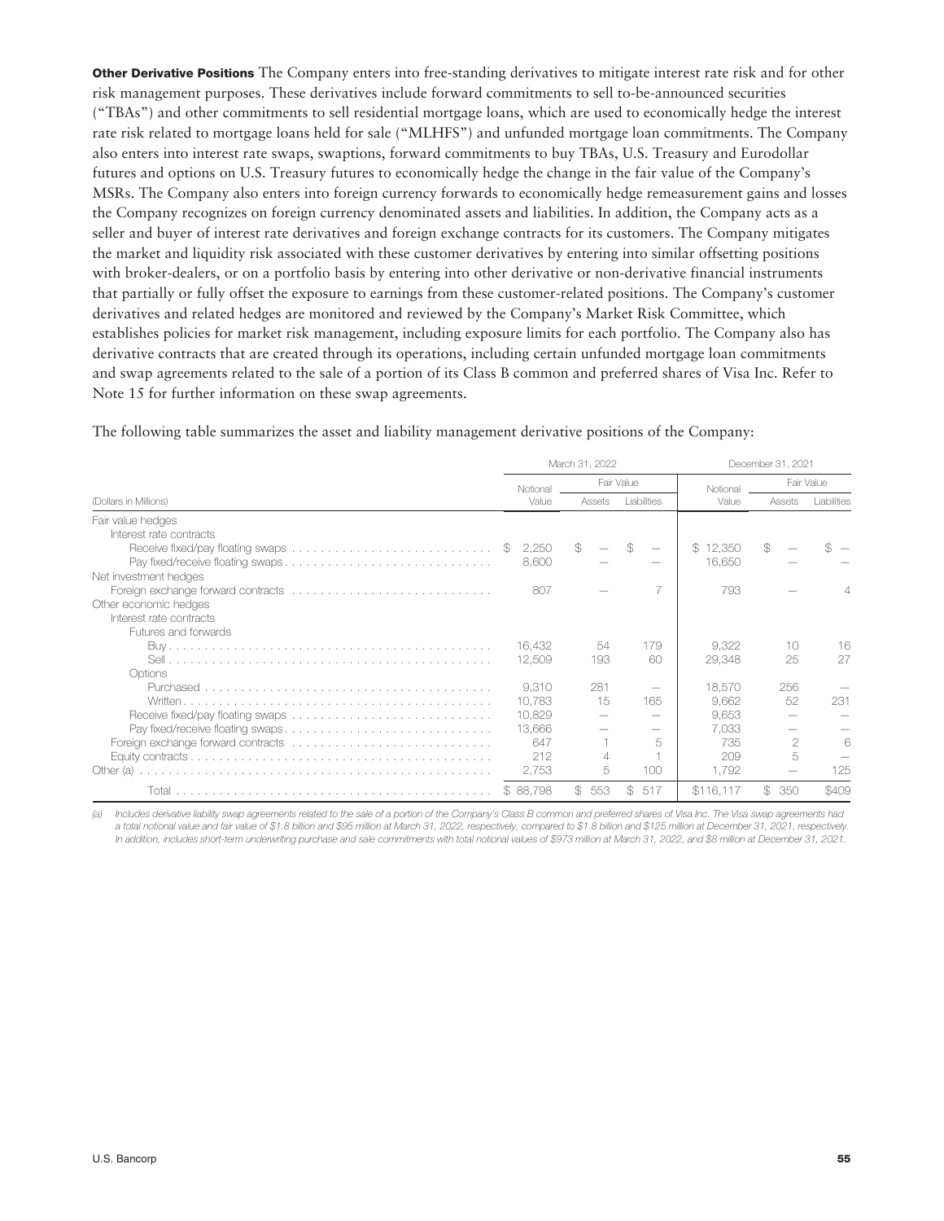**Other Derivative Positions** The Company enters into free-standing derivatives to mitigate interest rate risk and for other risk management purposes. These derivatives include forward commitments to sell to-be-announced securities ("TBAs") and other commitments to sell residential mortgage loans, which are used to economically hedge the interest rate risk related to mortgage loans held for sale ("MLHFS") and unfunded mortgage loan commitments. The Company also enters into interest rate swaps, swaptions, forward commitments to buy TBAs, U.S. Treasury and Eurodollar futures and options on U.S. Treasury futures to economically hedge the change in the fair value of the Company's MSRs. The Company also enters into foreign currency forwards to economically hedge remeasurement gains and losses the Company recognizes on foreign currency denominated assets and liabilities. In addition, the Company acts as a seller and buyer of interest rate derivatives and foreign exchange contracts for its customers. The Company mitigates the market and liquidity risk associated with these customer derivatives by entering into similar offsetting positions with broker-dealers, or on a portfolio basis by entering into other derivative or non-derivative financial instruments that partially or fully offset the exposure to earnings from these customer-related positions. The Company's customer derivatives and related hedges are monitored and reviewed by the Company's Market Risk Committee, which establishes policies for market risk management, including exposure limits for each portfolio. The Company also has derivative contracts that are created through its operations, including certain unfunded mortgage loan commitments and swap agreements related to the sale of a portion of its Class B common and preferred shares of Visa Inc. Refer to Note 15 for further information on these swap agreements.

The following table summarizes the asset and liability management derivative positions of the Company:

| | March 31, 2022 | | | December 31, 2021 | | |
|---|---|---|---|---|---|---|
| | Notional | Fair Value | | Notional | Fair Value | |
| (Dollars in Millions) | Value | Assets | Liabilities | Value | Assets | Liabilities |
| Fair value hedges | | | | | | |
| Interest rate contracts | | | | | | |
| Receive fixed/pay floating swaps | $ 2,250 | $ — | $ — | $ 12,350 | $ — | $ — |
| Pay fixed/receive floating swaps | 8,600 | — | — | 16,650 | — | — |
| Net investment hedges | | | | | | |
| Foreign exchange forward contracts | 807 | — | 7 | 793 | — | 4 |
| Other economic hedges | | | | | | |
| Interest rate contracts | | | | | | |
| Futures and forwards | | | | | | |
| Buy | 16,432 | 54 | 179 | 9,322 | 10 | 16 |
| Sell | 12,509 | 193 | 60 | 29,348 | 25 | 27 |
| Options | | | | | | |
| Purchased | 9,310 | 281 | — | 18,570 | 256 | — |
| Written | 10,783 | 15 | 165 | 9,662 | 52 | 231 |
| Receive fixed/pay floating swaps | 10,829 | — | — | 9,653 | — | — |
| Pay fixed/receive floating swaps | 13,666 | — | — | 7,033 | — | — |
| Foreign exchange forward contracts | 647 | 1 | 5 | 735 | 2 | 6 |
| Equity contracts | 212 | 4 | 1 | 209 | 5 | — |
| Other (a) | 2,753 | 5 | 100 | 1,792 | — | 125 |
| Total | $ 88,798 | $ 553 | $ 517 | $116,117 | $ 350 | $409 |

*(a) Includes derivative liability swap agreements related to the sale of a portion of the Company's Class B common and preferred shares of Visa Inc. The Visa swap agreements had a total notional value and fair value of $1.8 billion and $95 million at March 31, 2022, respectively, compared to $1.8 billion and $125 million at December 31, 2021, respectively. In addition, includes short-term underwriting purchase and sale commitments with total notional values of $973 million at March 31, 2022, and $8 million at December 31, 2021.*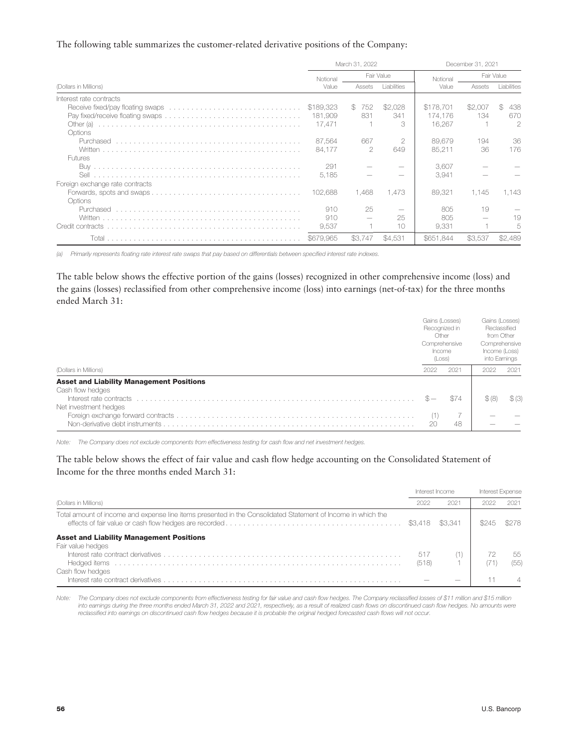The following table summarizes the customer-related derivative positions of the Company:

| (Dollars in Millions) | March 31, 2022 | | | December 31, 2021 | | |
|---|---|---|---|---|---|---|
| | Notional Value | Fair Value | | Notional Value | Fair Value | |
| | | Assets | Liabilities | | Assets | Liabilities |
| Interest rate contracts | | | | | | |
| Receive fixed/pay floating swaps | $189,323 | $ 752 | $2,028 | $178,701 | $2,007 | $ 438 |
| Pay fixed/receive floating swaps | 181,909 | 831 | 341 | 174,176 | 134 | 670 |
| Other (a) | 17,471 | 1 | 3 | 16,267 | 1 | 2 |
| Options | | | | | | |
| Purchased | 87,564 | 667 | 2 | 89,679 | 194 | 36 |
| Written | 84,177 | 2 | 649 | 85,211 | 36 | 176 |
| Futures | | | | | | |
| Buy | 291 | — | — | 3,607 | — | — |
| Sell | 5,185 | — | — | 3,941 | — | — |
| Foreign exchange rate contracts | | | | | | |
| Forwards, spots and swaps | 102,688 | 1,468 | 1,473 | 89,321 | 1,145 | 1,143 |
| Options | | | | | | |
| Purchased | 910 | 25 | — | 805 | 19 | — |
| Written | 910 | — | 25 | 805 | — | 19 |
| Credit contracts | 9,537 | 1 | 10 | 9,331 | 1 | 5 |
| Total | $679,965 | $3,747 | $4,531 | $651,844 | $3,537 | $2,489 |

*(a) Primarily represents floating rate interest rate swaps that pay based on differentials between specified interest rate indexes.*

The table below shows the effective portion of the gains (losses) recognized in other comprehensive income (loss) and the gains (losses) reclassified from other comprehensive income (loss) into earnings (net-of-tax) for the three months ended March 31:

| (Dollars in Millions) | Gains (Losses) Recognized in Other Comprehensive Income (Loss) | | Gains (Losses) Reclassified from Other Comprehensive Income (Loss) into Earnings | |
|---|---|---|---|---|
| | 2022 | 2021 | 2022 | 2021 |
| **Asset and Liability Management Positions** | | | | |
| Cash flow hedges | | | | |
| Interest rate contracts | $— | $74 | $ (8) | $ (3) |
| Net investment hedges | | | | |
| Foreign exchange forward contracts | (1) | 7 | — | — |
| Non-derivative debt instruments | 20 | 48 | — | — |

*Note: The Company does not exclude components from effectiveness testing for cash flow and net investment hedges.*

The table below shows the effect of fair value and cash flow hedge accounting on the Consolidated Statement of Income for the three months ended March 31:

| (Dollars in Millions) | Interest Income | | Interest Expense | |
|---|---|---|---|---|
| | 2022 | 2021 | 2022 | 2021 |
| Total amount of income and expense line items presented in the Consolidated Statement of Income in which the effects of fair value or cash flow hedges are recorded | $3,418 | $3,341 | $245 | $278 |
| **Asset and Liability Management Positions** | | | | |
| Fair value hedges | | | | |
| Interest rate contract derivatives | 517 | (1) | 72 | 55 |
| Hedged items | (518) | 1 | (71) | (55) |
| Cash flow hedges | | | | |
| Interest rate contract derivatives | — | — | 11 | 4 |

*Note: The Company does not exclude components from effectiveness testing for fair value and cash flow hedges. The Company reclassified losses of $11 million and $15 million into earnings during the three months ended March 31, 2022 and 2021, respectively, as a result of realized cash flows on discontinued cash flow hedges. No amounts were reclassified into earnings on discontinued cash flow hedges because it is probable the original hedged forecasted cash flows will not occur.*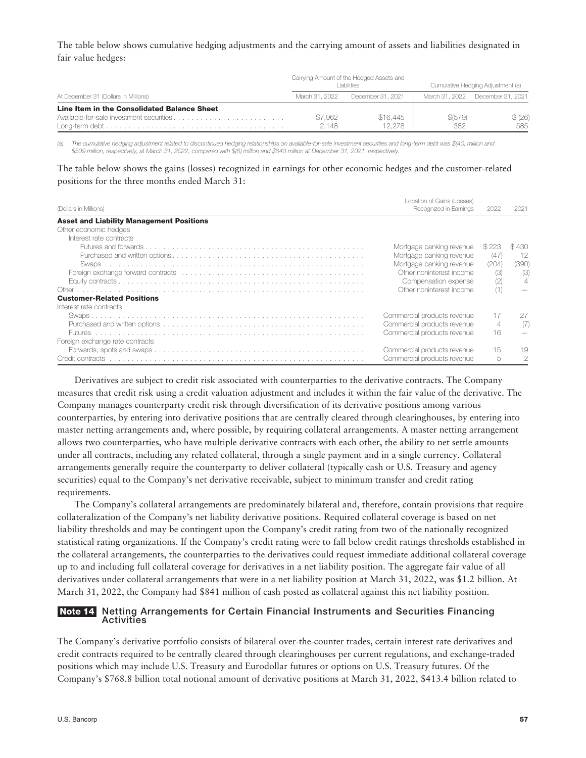The table below shows cumulative hedging adjustments and the carrying amount of assets and liabilities designated in fair value hedges:

| At December 31 (Dollars in Millions) | Carrying Amount of the Hedged Assets and Liabilities | | Cumulative Hedging Adjustment (a) | |
|---|---|---|---|---|
| | March 31, 2022 | December 31, 2021 | March 31, 2022 | December 31, 2021 |
| **Line Item in the Consolidated Balance Sheet** | | | | |
| Available-for-sale investment securities | $7,962 | $16,445 | $(579) | $ (26) |
| Long-term debt | 2,148 | 12,278 | 382 | 585 |

(a) The cumulative hedging adjustment related to discontinued hedging relationships on available-for-sale investment securities and long-term debt was $(40) million and $509 million, respectively, at March 31, 2022, compared with $(6) million and $640 million at December 31, 2021, respectively.

The table below shows the gains (losses) recognized in earnings for other economic hedges and the customer-related positions for the three months ended March 31:

| (Dollars in Millions) | Location of Gains (Losses) Recognized in Earnings | 2022 | 2021 |
|---|---|---|---|
| **Asset and Liability Management Positions** | | | |
| Other economic hedges | | | |
| Interest rate contracts | | | |
| Futures and forwards | Mortgage banking revenue | $ 223 | $ 430 |
| Purchased and written options | Mortgage banking revenue | (47) | 12 |
| Swaps | Mortgage banking revenue | (204) | (390) |
| Foreign exchange forward contracts | Other noninterest income | (3) | (3) |
| Equity contracts | Compensation expense | (2) | 4 |
| Other | Other noninterest income | (1) | — |
| **Customer-Related Positions** | | | |
| Interest rate contracts | | | |
| Swaps | Commercial products revenue | 17 | 27 |
| Purchased and written options | Commercial products revenue | 4 | (7) |
| Futures | Commercial products revenue | 16 | — |
| Foreign exchange rate contracts | | | |
| Forwards, spots and swaps | Commercial products revenue | 15 | 19 |
| Credit contracts | Commercial products revenue | 5 | 2 |

Derivatives are subject to credit risk associated with counterparties to the derivative contracts. The Company measures that credit risk using a credit valuation adjustment and includes it within the fair value of the derivative. The Company manages counterparty credit risk through diversification of its derivative positions among various counterparties, by entering into derivative positions that are centrally cleared through clearinghouses, by entering into master netting arrangements and, where possible, by requiring collateral arrangements. A master netting arrangement allows two counterparties, who have multiple derivative contracts with each other, the ability to net settle amounts under all contracts, including any related collateral, through a single payment and in a single currency. Collateral arrangements generally require the counterparty to deliver collateral (typically cash or U.S. Treasury and agency securities) equal to the Company's net derivative receivable, subject to minimum transfer and credit rating requirements.

The Company's collateral arrangements are predominately bilateral and, therefore, contain provisions that require collateralization of the Company's net liability derivative positions. Required collateral coverage is based on net liability thresholds and may be contingent upon the Company's credit rating from two of the nationally recognized statistical rating organizations. If the Company's credit rating were to fall below credit ratings thresholds established in the collateral arrangements, the counterparties to the derivatives could request immediate additional collateral coverage up to and including full collateral coverage for derivatives in a net liability position. The aggregate fair value of all derivatives under collateral arrangements that were in a net liability position at March 31, 2022, was $1.2 billion. At March 31, 2022, the Company had $841 million of cash posted as collateral against this net liability position.

## Note 14 Netting Arrangements for Certain Financial Instruments and Securities Financing Activities

The Company's derivative portfolio consists of bilateral over-the-counter trades, certain interest rate derivatives and credit contracts required to be centrally cleared through clearinghouses per current regulations, and exchange-traded positions which may include U.S. Treasury and Eurodollar futures or options on U.S. Treasury futures. Of the Company's $768.8 billion total notional amount of derivative positions at March 31, 2022, $413.4 billion related to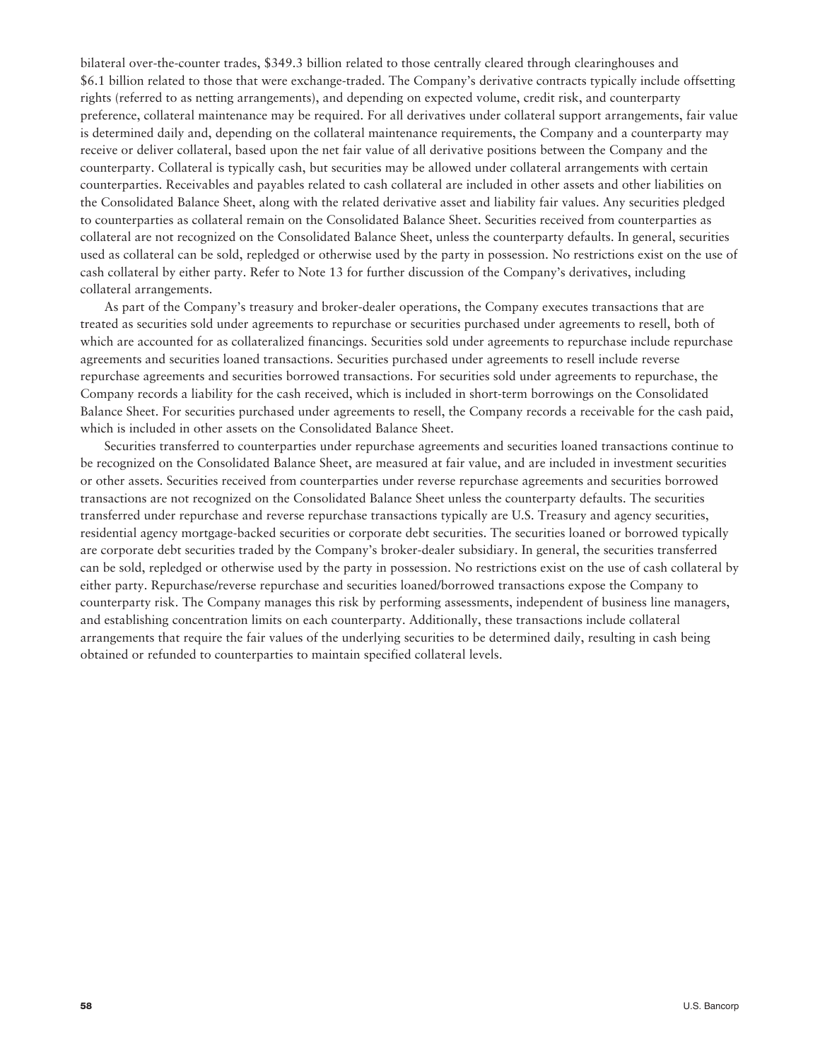bilateral over-the-counter trades, $349.3 billion related to those centrally cleared through clearinghouses and $6.1 billion related to those that were exchange-traded. The Company's derivative contracts typically include offsetting rights (referred to as netting arrangements), and depending on expected volume, credit risk, and counterparty preference, collateral maintenance may be required. For all derivatives under collateral support arrangements, fair value is determined daily and, depending on the collateral maintenance requirements, the Company and a counterparty may receive or deliver collateral, based upon the net fair value of all derivative positions between the Company and the counterparty. Collateral is typically cash, but securities may be allowed under collateral arrangements with certain counterparties. Receivables and payables related to cash collateral are included in other assets and other liabilities on the Consolidated Balance Sheet, along with the related derivative asset and liability fair values. Any securities pledged to counterparties as collateral remain on the Consolidated Balance Sheet. Securities received from counterparties as collateral are not recognized on the Consolidated Balance Sheet, unless the counterparty defaults. In general, securities used as collateral can be sold, repledged or otherwise used by the party in possession. No restrictions exist on the use of cash collateral by either party. Refer to Note 13 for further discussion of the Company's derivatives, including collateral arrangements.

As part of the Company's treasury and broker-dealer operations, the Company executes transactions that are treated as securities sold under agreements to repurchase or securities purchased under agreements to resell, both of which are accounted for as collateralized financings. Securities sold under agreements to repurchase include repurchase agreements and securities loaned transactions. Securities purchased under agreements to resell include reverse repurchase agreements and securities borrowed transactions. For securities sold under agreements to repurchase, the Company records a liability for the cash received, which is included in short-term borrowings on the Consolidated Balance Sheet. For securities purchased under agreements to resell, the Company records a receivable for the cash paid, which is included in other assets on the Consolidated Balance Sheet.

Securities transferred to counterparties under repurchase agreements and securities loaned transactions continue to be recognized on the Consolidated Balance Sheet, are measured at fair value, and are included in investment securities or other assets. Securities received from counterparties under reverse repurchase agreements and securities borrowed transactions are not recognized on the Consolidated Balance Sheet unless the counterparty defaults. The securities transferred under repurchase and reverse repurchase transactions typically are U.S. Treasury and agency securities, residential agency mortgage-backed securities or corporate debt securities. The securities loaned or borrowed typically are corporate debt securities traded by the Company's broker-dealer subsidiary. In general, the securities transferred can be sold, repledged or otherwise used by the party in possession. No restrictions exist on the use of cash collateral by either party. Repurchase/reverse repurchase and securities loaned/borrowed transactions expose the Company to counterparty risk. The Company manages this risk by performing assessments, independent of business line managers, and establishing concentration limits on each counterparty. Additionally, these transactions include collateral arrangements that require the fair values of the underlying securities to be determined daily, resulting in cash being obtained or refunded to counterparties to maintain specified collateral levels.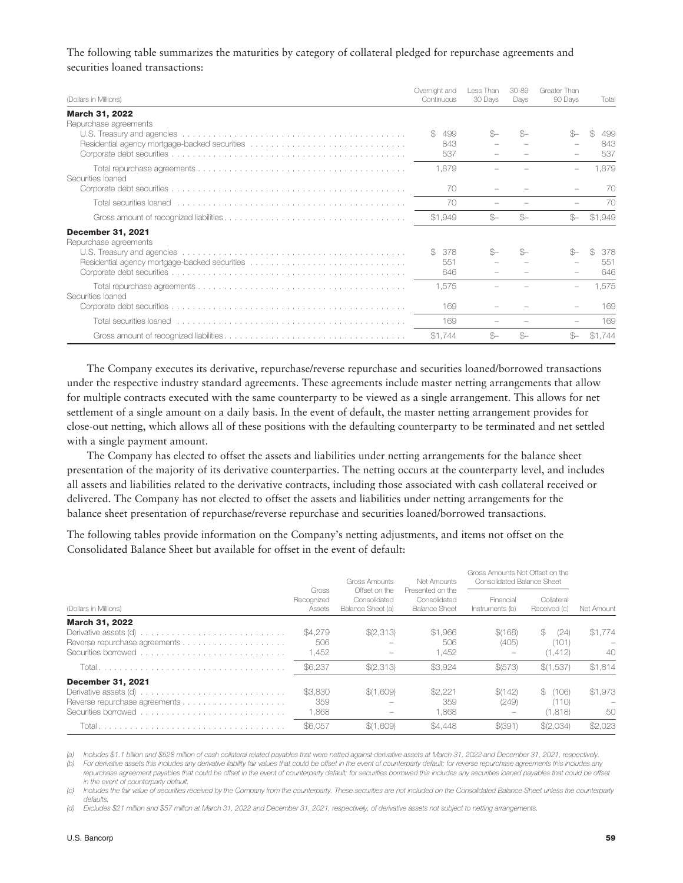The following table summarizes the maturities by category of collateral pledged for repurchase agreements and securities loaned transactions:

| (Dollars in Millions) | Overnight and Continuous | Less Than 30 Days | 30-89 Days | Greater Than 90 Days | Total |
|---|---|---|---|---|---|
| **March 31, 2022** | | | | | |
| Repurchase agreements | | | | | |
| U.S. Treasury and agencies | $ 499 | $– | $– | $– | $ 499 |
| Residential agency mortgage-backed securities | 843 | – | – | – | 843 |
| Corporate debt securities | 537 | – | – | – | 537 |
| Total repurchase agreements | 1,879 | – | – | – | 1,879 |
| Securities loaned | | | | | |
| Corporate debt securities | 70 | – | – | – | 70 |
| Total securities loaned | 70 | – | – | – | 70 |
| Gross amount of recognized liabilities | $1,949 | $– | $– | $– | $1,949 |
| **December 31, 2021** | | | | | |
| Repurchase agreements | | | | | |
| U.S. Treasury and agencies | $ 378 | $– | $– | $– | $ 378 |
| Residential agency mortgage-backed securities | 551 | – | – | – | 551 |
| Corporate debt securities | 646 | – | – | – | 646 |
| Total repurchase agreements | 1,575 | – | – | – | 1,575 |
| Securities loaned | | | | | |
| Corporate debt securities | 169 | – | – | – | 169 |
| Total securities loaned | 169 | – | – | – | 169 |
| Gross amount of recognized liabilities | $1,744 | $– | $– | $– | $1,744 |

The Company executes its derivative, repurchase/reverse repurchase and securities loaned/borrowed transactions under the respective industry standard agreements. These agreements include master netting arrangements that allow for multiple contracts executed with the same counterparty to be viewed as a single arrangement. This allows for net settlement of a single amount on a daily basis. In the event of default, the master netting arrangement provides for close-out netting, which allows all of these positions with the defaulting counterparty to be terminated and net settled with a single payment amount.

The Company has elected to offset the assets and liabilities under netting arrangements for the balance sheet presentation of the majority of its derivative counterparties. The netting occurs at the counterparty level, and includes all assets and liabilities related to the derivative contracts, including those associated with cash collateral received or delivered. The Company has not elected to offset the assets and liabilities under netting arrangements for the balance sheet presentation of repurchase/reverse repurchase and securities loaned/borrowed transactions.

The following tables provide information on the Company's netting adjustments, and items not offset on the Consolidated Balance Sheet but available for offset in the event of default:

| (Dollars in Millions) | Gross Recognized Assets | Gross Amounts Offset on the Consolidated Balance Sheet (a) | Net Amounts Presented on the Consolidated Balance Sheet | Gross Amounts Not Offset on the Consolidated Balance Sheet | | Net Amount |
|---|---|---|---|---|---|---|
| | | | | Financial Instruments (b) | Collateral Received (c) | |
| **March 31, 2022** | | | | | | |
| Derivative assets (d) | $4,279 | $(2,313) | $1,966 | $(168) | $ (24) | $1,774 |
| Reverse repurchase agreements | 506 | – | 506 | (405) | (101) | – |
| Securities borrowed | 1,452 | – | 1,452 | – | (1,412) | 40 |
| Total | $6,237 | $(2,313) | $3,924 | $(573) | $(1,537) | $1,814 |
| **December 31, 2021** | | | | | | |
| Derivative assets (d) | $3,830 | $(1,609) | $2,221 | $(142) | $ (106) | $1,973 |
| Reverse repurchase agreements | 359 | – | 359 | (249) | (110) | – |
| Securities borrowed | 1,868 | – | 1,868 | – | (1,818) | 50 |
| Total | $6,057 | $(1,609) | $4,448 | $(391) | $(2,034) | $2,023 |

*(a) Includes $1.1 billion and $528 million of cash collateral related payables that were netted against derivative assets at March 31, 2022 and December 31, 2021, respectively.*

*(b) For derivative assets this includes any derivative liability fair values that could be offset in the event of counterparty default; for reverse repurchase agreements this includes any repurchase agreement payables that could be offset in the event of counterparty default; for securities borrowed this includes any securities loaned payables that could be offset in the event of counterparty default.*

*(c) Includes the fair value of securities received by the Company from the counterparty. These securities are not included on the Consolidated Balance Sheet unless the counterparty defaults.*

*(d) Excludes $21 million and $57 million at March 31, 2022 and December 31, 2021, respectively, of derivative assets not subject to netting arrangements.*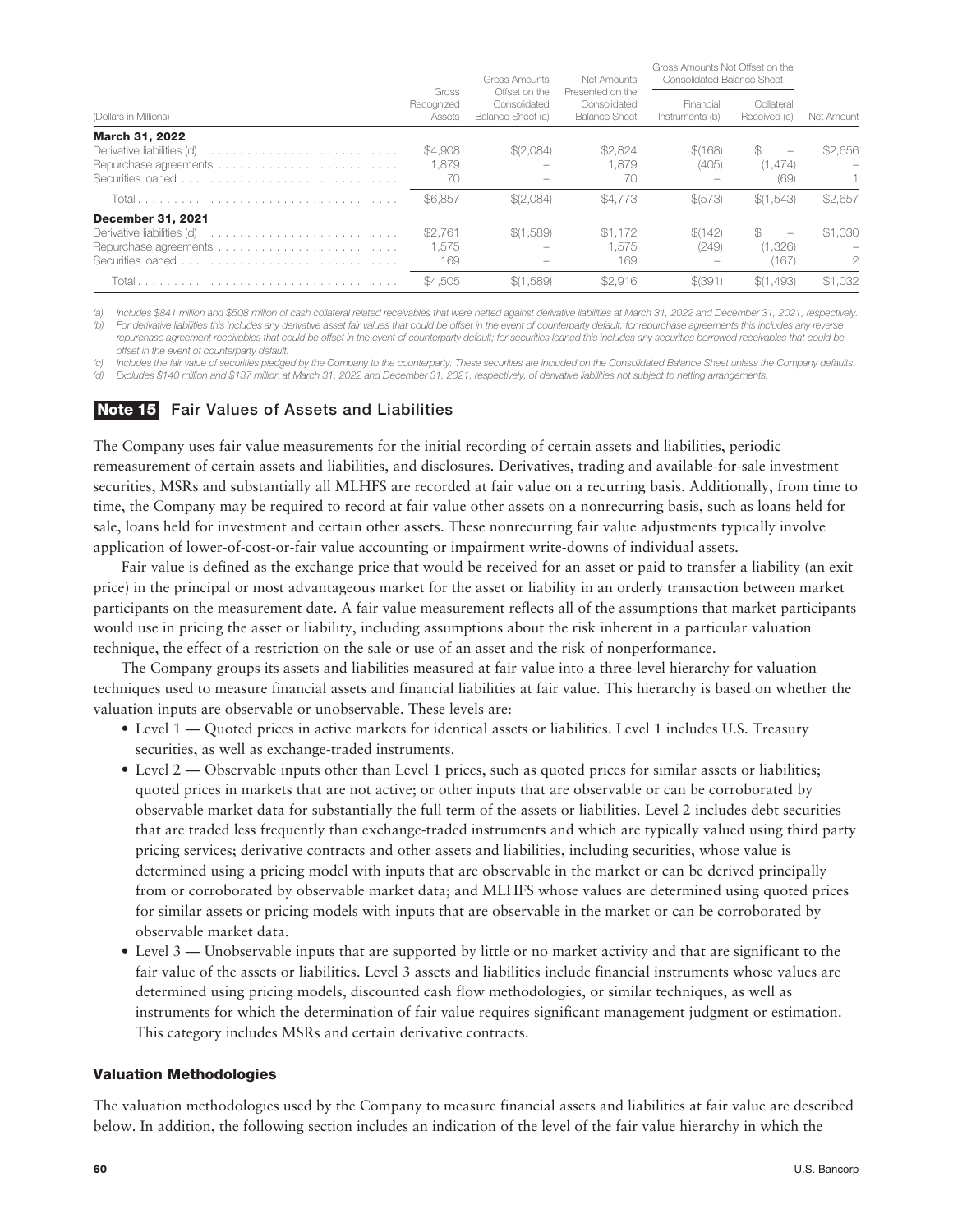| (Dollars in Millions) | Gross Recognized Assets | Gross Amounts Offset on the Consolidated Balance Sheet (a) | Net Amounts Presented on the Consolidated Balance Sheet | Gross Amounts Not Offset on the Consolidated Balance Sheet | | Net Amount |
|---|---|---|---|---|---|---|
| | | | | Financial Instruments (b) | Collateral Received (c) | |
| **March 31, 2022** | | | | | | |
| Derivative liabilities (d) | $4,908 | $(2,084) | $2,824 | $(168) | $ – | $2,656 |
| Repurchase agreements | 1,879 | – | 1,879 | (405) | (1,474) | – |
| Securities loaned | 70 | – | 70 | – | (69) | 1 |
| Total | $6,857 | $(2,084) | $4,773 | $(573) | $(1,543) | $2,657 |
| **December 31, 2021** | | | | | | |
| Derivative liabilities (d) | $2,761 | $(1,589) | $1,172 | $(142) | $ – | $1,030 |
| Repurchase agreements | 1,575 | – | 1,575 | (249) | (1,326) | – |
| Securities loaned | 169 | – | 169 | – | (167) | 2 |
| Total | $4,505 | $(1,589) | $2,916 | $(391) | $(1,493) | $1,032 |

*(a) Includes $841 million and $508 million of cash collateral related receivables that were netted against derivative liabilities at March 31, 2022 and December 31, 2021, respectively.*

*(b) For derivative liabilities this includes any derivative asset fair values that could be offset in the event of counterparty default; for repurchase agreements this includes any reverse repurchase agreement receivables that could be offset in the event of counterparty default; for securities loaned this includes any securities borrowed receivables that could be offset in the event of counterparty default.*

*(c) Includes the fair value of securities pledged by the Company to the counterparty. These securities are included on the Consolidated Balance Sheet unless the Company defaults.*

*(d) Excludes $140 million and $137 million at March 31, 2022 and December 31, 2021, respectively, of derivative liabilities not subject to netting arrangements.*

## Note 15 Fair Values of Assets and Liabilities

The Company uses fair value measurements for the initial recording of certain assets and liabilities, periodic remeasurement of certain assets and liabilities, and disclosures. Derivatives, trading and available-for-sale investment securities, MSRs and substantially all MLHFS are recorded at fair value on a recurring basis. Additionally, from time to time, the Company may be required to record at fair value other assets on a nonrecurring basis, such as loans held for sale, loans held for investment and certain other assets. These nonrecurring fair value adjustments typically involve application of lower-of-cost-or-fair value accounting or impairment write-downs of individual assets.

Fair value is defined as the exchange price that would be received for an asset or paid to transfer a liability (an exit price) in the principal or most advantageous market for the asset or liability in an orderly transaction between market participants on the measurement date. A fair value measurement reflects all of the assumptions that market participants would use in pricing the asset or liability, including assumptions about the risk inherent in a particular valuation technique, the effect of a restriction on the sale or use of an asset and the risk of nonperformance.

The Company groups its assets and liabilities measured at fair value into a three-level hierarchy for valuation techniques used to measure financial assets and financial liabilities at fair value. This hierarchy is based on whether the valuation inputs are observable or unobservable. These levels are:

- Level 1 — Quoted prices in active markets for identical assets or liabilities. Level 1 includes U.S. Treasury securities, as well as exchange-traded instruments.
- Level 2 — Observable inputs other than Level 1 prices, such as quoted prices for similar assets or liabilities; quoted prices in markets that are not active; or other inputs that are observable or can be corroborated by observable market data for substantially the full term of the assets or liabilities. Level 2 includes debt securities that are traded less frequently than exchange-traded instruments and which are typically valued using third party pricing services; derivative contracts and other assets and liabilities, including securities, whose value is determined using a pricing model with inputs that are observable in the market or can be derived principally from or corroborated by observable market data; and MLHFS whose values are determined using quoted prices for similar assets or pricing models with inputs that are observable in the market or can be corroborated by observable market data.
- Level 3 — Unobservable inputs that are supported by little or no market activity and that are significant to the fair value of the assets or liabilities. Level 3 assets and liabilities include financial instruments whose values are determined using pricing models, discounted cash flow methodologies, or similar techniques, as well as instruments for which the determination of fair value requires significant management judgment or estimation. This category includes MSRs and certain derivative contracts.

### Valuation Methodologies

The valuation methodologies used by the Company to measure financial assets and liabilities at fair value are described below. In addition, the following section includes an indication of the level of the fair value hierarchy in which the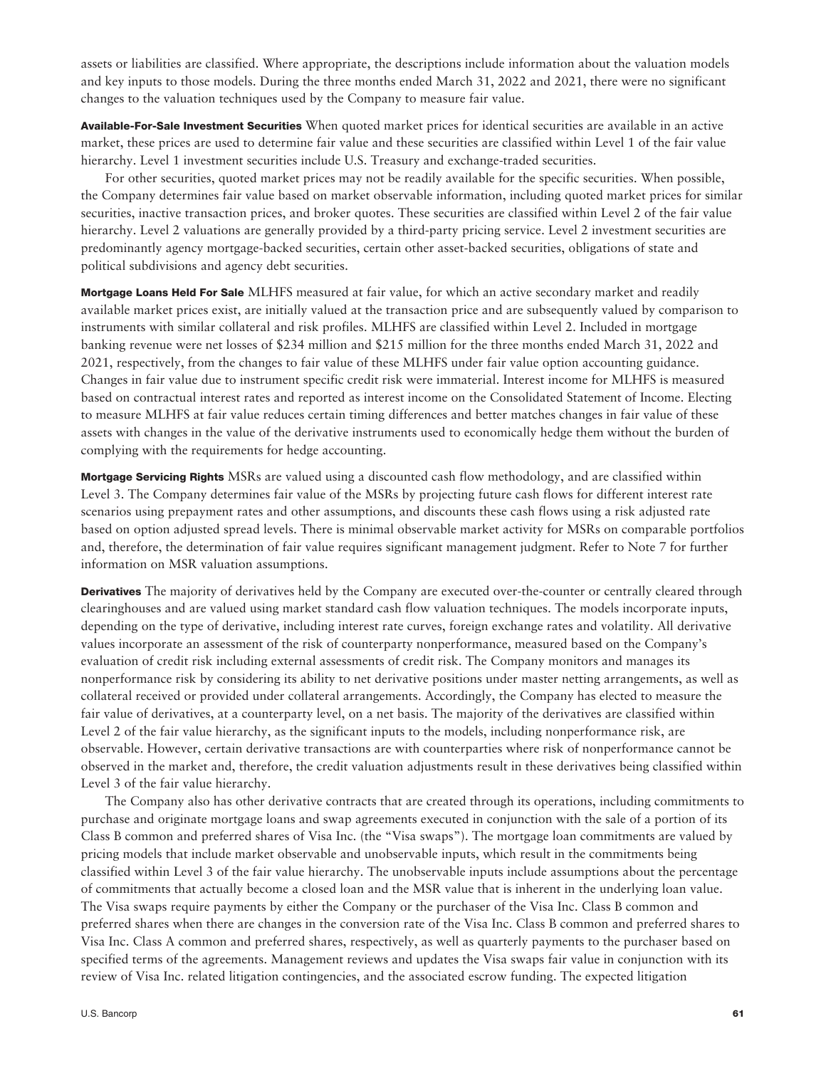assets or liabilities are classified. Where appropriate, the descriptions include information about the valuation models and key inputs to those models. During the three months ended March 31, 2022 and 2021, there were no significant changes to the valuation techniques used by the Company to measure fair value.

**Available-For-Sale Investment Securities** When quoted market prices for identical securities are available in an active market, these prices are used to determine fair value and these securities are classified within Level 1 of the fair value hierarchy. Level 1 investment securities include U.S. Treasury and exchange-traded securities.

For other securities, quoted market prices may not be readily available for the specific securities. When possible, the Company determines fair value based on market observable information, including quoted market prices for similar securities, inactive transaction prices, and broker quotes. These securities are classified within Level 2 of the fair value hierarchy. Level 2 valuations are generally provided by a third-party pricing service. Level 2 investment securities are predominantly agency mortgage-backed securities, certain other asset-backed securities, obligations of state and political subdivisions and agency debt securities.

**Mortgage Loans Held For Sale** MLHFS measured at fair value, for which an active secondary market and readily available market prices exist, are initially valued at the transaction price and are subsequently valued by comparison to instruments with similar collateral and risk profiles. MLHFS are classified within Level 2. Included in mortgage banking revenue were net losses of $234 million and $215 million for the three months ended March 31, 2022 and 2021, respectively, from the changes to fair value of these MLHFS under fair value option accounting guidance. Changes in fair value due to instrument specific credit risk were immaterial. Interest income for MLHFS is measured based on contractual interest rates and reported as interest income on the Consolidated Statement of Income. Electing to measure MLHFS at fair value reduces certain timing differences and better matches changes in fair value of these assets with changes in the value of the derivative instruments used to economically hedge them without the burden of complying with the requirements for hedge accounting.

**Mortgage Servicing Rights** MSRs are valued using a discounted cash flow methodology, and are classified within Level 3. The Company determines fair value of the MSRs by projecting future cash flows for different interest rate scenarios using prepayment rates and other assumptions, and discounts these cash flows using a risk adjusted rate based on option adjusted spread levels. There is minimal observable market activity for MSRs on comparable portfolios and, therefore, the determination of fair value requires significant management judgment. Refer to Note 7 for further information on MSR valuation assumptions.

**Derivatives** The majority of derivatives held by the Company are executed over-the-counter or centrally cleared through clearinghouses and are valued using market standard cash flow valuation techniques. The models incorporate inputs, depending on the type of derivative, including interest rate curves, foreign exchange rates and volatility. All derivative values incorporate an assessment of the risk of counterparty nonperformance, measured based on the Company's evaluation of credit risk including external assessments of credit risk. The Company monitors and manages its nonperformance risk by considering its ability to net derivative positions under master netting arrangements, as well as collateral received or provided under collateral arrangements. Accordingly, the Company has elected to measure the fair value of derivatives, at a counterparty level, on a net basis. The majority of the derivatives are classified within Level 2 of the fair value hierarchy, as the significant inputs to the models, including nonperformance risk, are observable. However, certain derivative transactions are with counterparties where risk of nonperformance cannot be observed in the market and, therefore, the credit valuation adjustments result in these derivatives being classified within Level 3 of the fair value hierarchy.

The Company also has other derivative contracts that are created through its operations, including commitments to purchase and originate mortgage loans and swap agreements executed in conjunction with the sale of a portion of its Class B common and preferred shares of Visa Inc. (the "Visa swaps"). The mortgage loan commitments are valued by pricing models that include market observable and unobservable inputs, which result in the commitments being classified within Level 3 of the fair value hierarchy. The unobservable inputs include assumptions about the percentage of commitments that actually become a closed loan and the MSR value that is inherent in the underlying loan value. The Visa swaps require payments by either the Company or the purchaser of the Visa Inc. Class B common and preferred shares when there are changes in the conversion rate of the Visa Inc. Class B common and preferred shares to Visa Inc. Class A common and preferred shares, respectively, as well as quarterly payments to the purchaser based on specified terms of the agreements. Management reviews and updates the Visa swaps fair value in conjunction with its review of Visa Inc. related litigation contingencies, and the associated escrow funding. The expected litigation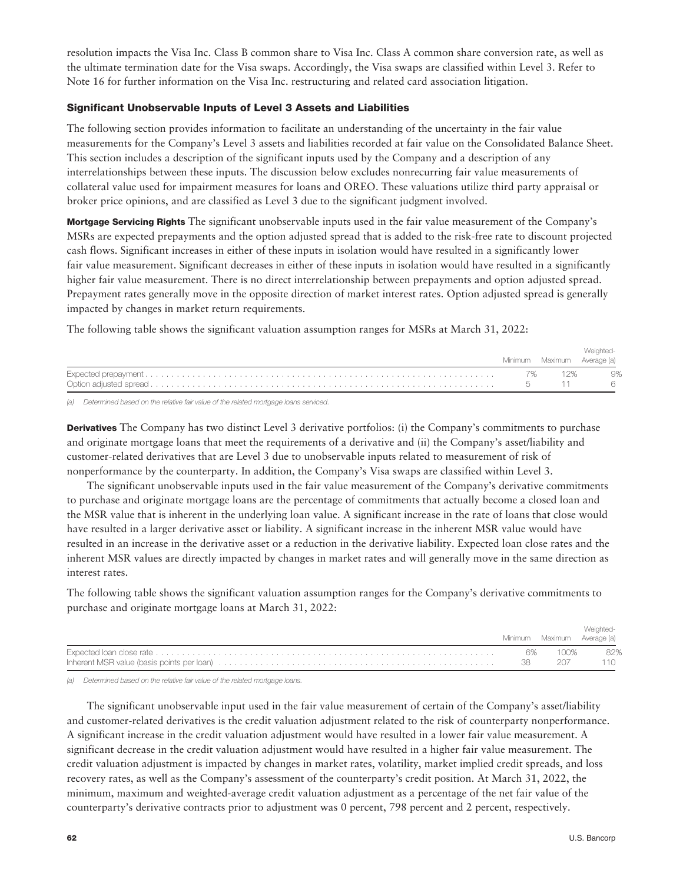resolution impacts the Visa Inc. Class B common share to Visa Inc. Class A common share conversion rate, as well as the ultimate termination date for the Visa swaps. Accordingly, the Visa swaps are classified within Level 3. Refer to Note 16 for further information on the Visa Inc. restructuring and related card association litigation.

### Significant Unobservable Inputs of Level 3 Assets and Liabilities

The following section provides information to facilitate an understanding of the uncertainty in the fair value measurements for the Company's Level 3 assets and liabilities recorded at fair value on the Consolidated Balance Sheet. This section includes a description of the significant inputs used by the Company and a description of any interrelationships between these inputs. The discussion below excludes nonrecurring fair value measurements of collateral value used for impairment measures for loans and OREO. These valuations utilize third party appraisal or broker price opinions, and are classified as Level 3 due to the significant judgment involved.

**Mortgage Servicing Rights** The significant unobservable inputs used in the fair value measurement of the Company's MSRs are expected prepayments and the option adjusted spread that is added to the risk-free rate to discount projected cash flows. Significant increases in either of these inputs in isolation would have resulted in a significantly lower fair value measurement. Significant decreases in either of these inputs in isolation would have resulted in a significantly higher fair value measurement. There is no direct interrelationship between prepayments and option adjusted spread. Prepayment rates generally move in the opposite direction of market interest rates. Option adjusted spread is generally impacted by changes in market return requirements.

The following table shows the significant valuation assumption ranges for MSRs at March 31, 2022:

| | Minimum | Maximum | Weighted-Average (a) |
|---|---|---|---|
| Expected prepayment | 7% | 12% | 9% |
| Option adjusted spread | 5 | 11 | 6 |

*(a) Determined based on the relative fair value of the related mortgage loans serviced.*

**Derivatives** The Company has two distinct Level 3 derivative portfolios: (i) the Company's commitments to purchase and originate mortgage loans that meet the requirements of a derivative and (ii) the Company's asset/liability and customer-related derivatives that are Level 3 due to unobservable inputs related to measurement of risk of nonperformance by the counterparty. In addition, the Company's Visa swaps are classified within Level 3.

The significant unobservable inputs used in the fair value measurement of the Company's derivative commitments to purchase and originate mortgage loans are the percentage of commitments that actually become a closed loan and the MSR value that is inherent in the underlying loan value. A significant increase in the rate of loans that close would have resulted in a larger derivative asset or liability. A significant increase in the inherent MSR value would have resulted in an increase in the derivative asset or a reduction in the derivative liability. Expected loan close rates and the inherent MSR values are directly impacted by changes in market rates and will generally move in the same direction as interest rates.

The following table shows the significant valuation assumption ranges for the Company's derivative commitments to purchase and originate mortgage loans at March 31, 2022:

| | Minimum | Maximum | Weighted-Average (a) |
|---|---|---|---|
| Expected loan close rate | 6% | 100% | 82% |
| Inherent MSR value (basis points per loan) | 38 | 207 | 110 |

*(a) Determined based on the relative fair value of the related mortgage loans.*

The significant unobservable input used in the fair value measurement of certain of the Company's asset/liability and customer-related derivatives is the credit valuation adjustment related to the risk of counterparty nonperformance. A significant increase in the credit valuation adjustment would have resulted in a lower fair value measurement. A significant decrease in the credit valuation adjustment would have resulted in a higher fair value measurement. The credit valuation adjustment is impacted by changes in market rates, volatility, market implied credit spreads, and loss recovery rates, as well as the Company's assessment of the counterparty's credit position. At March 31, 2022, the minimum, maximum and weighted-average credit valuation adjustment as a percentage of the net fair value of the counterparty's derivative contracts prior to adjustment was 0 percent, 798 percent and 2 percent, respectively.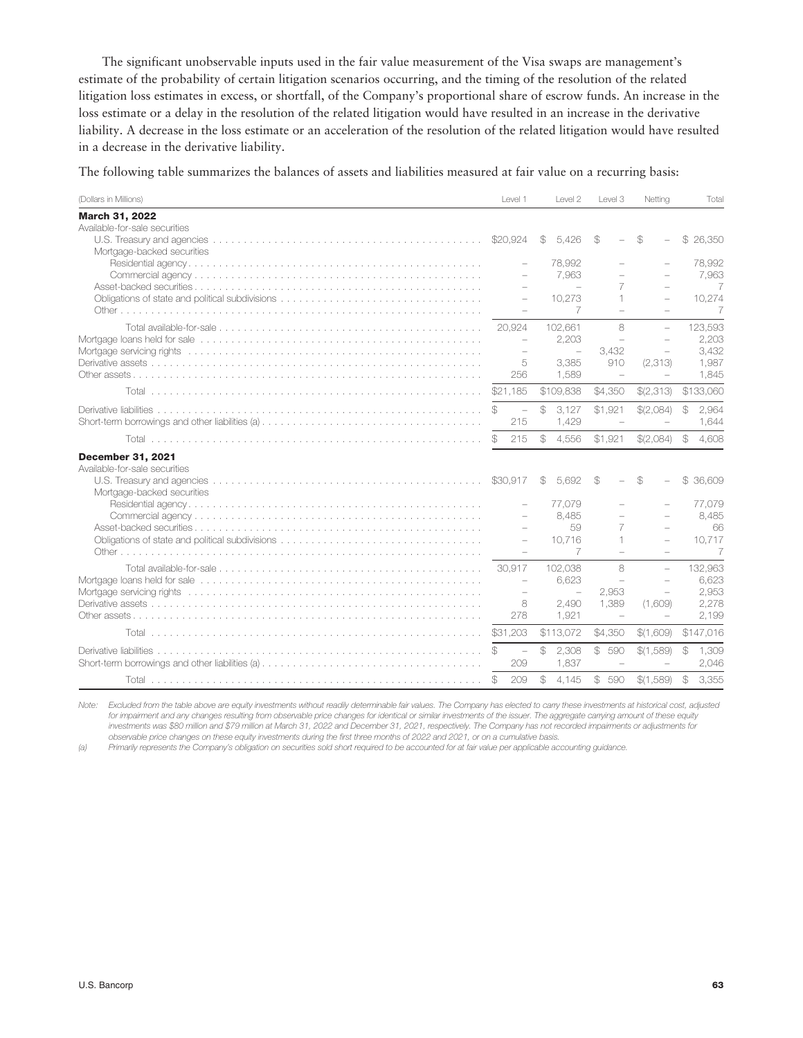The significant unobservable inputs used in the fair value measurement of the Visa swaps are management's estimate of the probability of certain litigation scenarios occurring, and the timing of the resolution of the related litigation loss estimates in excess, or shortfall, of the Company's proportional share of escrow funds. An increase in the loss estimate or a delay in the resolution of the related litigation would have resulted in an increase in the derivative liability. A decrease in the loss estimate or an acceleration of the resolution of the related litigation would have resulted in a decrease in the derivative liability.

The following table summarizes the balances of assets and liabilities measured at fair value on a recurring basis:

| (Dollars in Millions) | Level 1 | Level 2 | Level 3 | Netting | Total |
|---|---|---|---|---|---|
| **March 31, 2022** | | | | | |
| Available-for-sale securities | | | | | |
| U.S. Treasury and agencies | $20,924 | $ 5,426 | $ – | $ – | $ 26,350 |
| Mortgage-backed securities | | | | | |
| Residential agency | – | 78,992 | – | – | 78,992 |
| Commercial agency | – | 7,963 | – | – | 7,963 |
| Asset-backed securities | – | – | 7 | – | 7 |
| Obligations of state and political subdivisions | – | 10,273 | 1 | – | 10,274 |
| Other | – | 7 | – | – | 7 |
| Total available-for-sale | 20,924 | 102,661 | 8 | – | 123,593 |
| Mortgage loans held for sale | – | 2,203 | – | – | 2,203 |
| Mortgage servicing rights | – | – | 3,432 | – | 3,432 |
| Derivative assets | 5 | 3,385 | 910 | (2,313) | 1,987 |
| Other assets | 256 | 1,589 | – | – | 1,845 |
| Total | $21,185 | $109,838 | $4,350 | $(2,313) | $133,060 |
| Derivative liabilities | $ – | $ 3,127 | $1,921 | $(2,084) | $ 2,964 |
| Short-term borrowings and other liabilities (a) | 215 | 1,429 | – | – | 1,644 |
| Total | $ 215 | $ 4,556 | $1,921 | $(2,084) | $ 4,608 |
| **December 31, 2021** | | | | | |
| Available-for-sale securities | | | | | |
| U.S. Treasury and agencies | $30,917 | $ 5,692 | $ – | $ – | $ 36,609 |
| Mortgage-backed securities | | | | | |
| Residential agency | – | 77,079 | – | – | 77,079 |
| Commercial agency | – | 8,485 | – | – | 8,485 |
| Asset-backed securities | – | 59 | 7 | – | 66 |
| Obligations of state and political subdivisions | – | 10,716 | 1 | – | 10,717 |
| Other | – | 7 | – | – | 7 |
| Total available-for-sale | 30,917 | 102,038 | 8 | – | 132,963 |
| Mortgage loans held for sale | – | 6,623 | – | – | 6,623 |
| Mortgage servicing rights | – | – | 2,953 | – | 2,953 |
| Derivative assets | 8 | 2,490 | 1,389 | (1,609) | 2,278 |
| Other assets | 278 | 1,921 | – | – | 2,199 |
| Total | $31,203 | $113,072 | $4,350 | $(1,609) | $147,016 |
| Derivative liabilities | $ – | $ 2,308 | $ 590 | $(1,589) | $ 1,309 |
| Short-term borrowings and other liabilities (a) | 209 | 1,837 | – | – | 2,046 |
| Total | $ 209 | $ 4,145 | $ 590 | $(1,589) | $ 3,355 |

*Note: Excluded from the table above are equity investments without readily determinable fair values. The Company has elected to carry these investments at historical cost, adjusted for impairment and any changes resulting from observable price changes for identical or similar investments of the issuer. The aggregate carrying amount of these equity investments was $80 million and $79 million at March 31, 2022 and December 31, 2021, respectively. The Company has not recorded impairments or adjustments for observable price changes on these equity investments during the first three months of 2022 and 2021, or on a cumulative basis.*

*(a) Primarily represents the Company's obligation on securities sold short required to be accounted for at fair value per applicable accounting guidance.*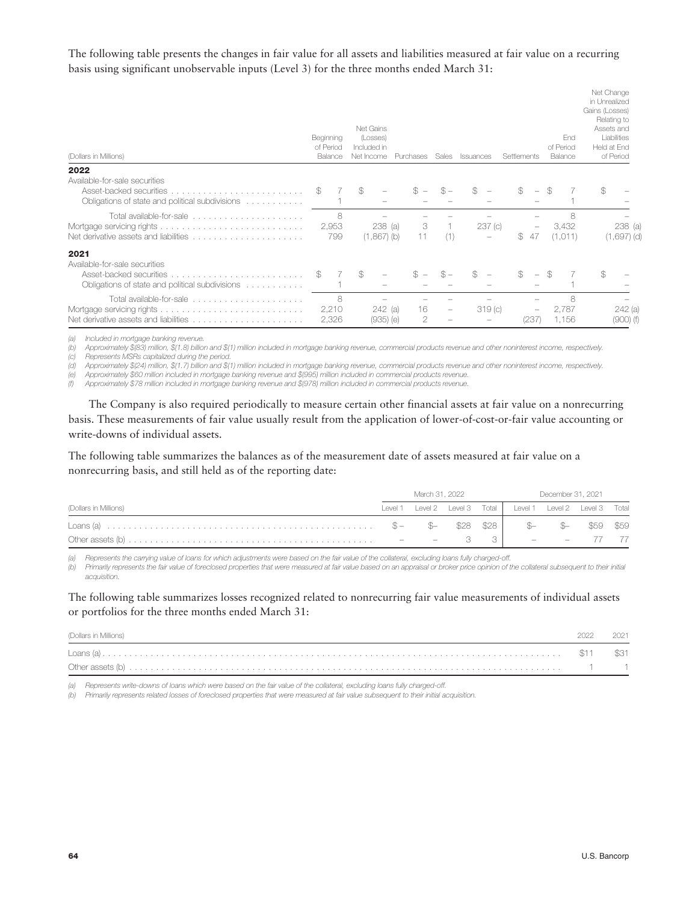The following table presents the changes in fair value for all assets and liabilities measured at fair value on a recurring basis using significant unobservable inputs (Level 3) for the three months ended March 31:

| (Dollars in Millions) | Beginning of Period Balance | Net Gains (Losses) Included in Net Income | Purchases | Sales | Issuances | Settlements | End of Period Balance | Net Change in Unrealized Gains (Losses) Relating to Assets and Liabilities Held at End of Period |
|---|---|---|---|---|---|---|---|---|
| **2022** | | | | | | | | |
| Available-for-sale securities | | | | | | | | |
| Asset-backed securities | $ 7 | $ – | $ – | $ – | $ – | $ – | $ 7 | $ – |
| Obligations of state and political subdivisions | 1 | – | – | – | – | – | 1 | – |
| Total available-for-sale | 8 | – | – | – | – | – | 8 | – |
| Mortgage servicing rights | 2,953 | 238 (a) | 3 | 1 | 237 (c) | – | 3,432 | 238 (a) |
| Net derivative assets and liabilities | 799 | (1,867) (b) | 11 | (1) | – | $ 47 | (1,011) | (1,697) (d) |
| **2021** | | | | | | | | |
| Available-for-sale securities | | | | | | | | |
| Asset-backed securities | $ 7 | $ – | $ – | $ – | $ – | $ – | $ 7 | $ – |
| Obligations of state and political subdivisions | 1 | – | – | – | – | – | 1 | – |
| Total available-for-sale | 8 | – | – | – | – | – | 8 | – |
| Mortgage servicing rights | 2,210 | 242 (a) | 16 | – | 319 (c) | – | 2,787 | 242 (a) |
| Net derivative assets and liabilities | 2,326 | (935) (e) | 2 | – | – | (237) | 1,156 | (900) (f) |

*(a) Included in mortgage banking revenue.*
*(b) Approximately $(83) million, $(1.8) billion and $(1) million included in mortgage banking revenue, commercial products revenue and other noninterest income, respectively.*
*(c) Represents MSRs capitalized during the period.*
*(d) Approximately $(24) million, $(1.7) billion and $(1) million included in mortgage banking revenue, commercial products revenue and other noninterest income, respectively.*
*(e) Approximately $60 million included in mortgage banking revenue and $(995) million included in commercial products revenue.*
*(f) Approximately $78 million included in mortgage banking revenue and $(978) million included in commercial products revenue.*

The Company is also required periodically to measure certain other financial assets at fair value on a nonrecurring basis. These measurements of fair value usually result from the application of lower-of-cost-or-fair value accounting or write-downs of individual assets.

The following table summarizes the balances as of the measurement date of assets measured at fair value on a nonrecurring basis, and still held as of the reporting date:

| | March 31, 2022 | | | | December 31, 2021 | | | |
|---|---|---|---|---|---|---|---|---|
| (Dollars in Millions) | Level 1 | Level 2 | Level 3 | Total | Level 1 | Level 2 | Level 3 | Total |
| Loans (a) | $– | $– | $28 | $28 | $– | $– | $59 | $59 |
| Other assets (b) | – | – | 3 | 3 | – | – | 77 | 77 |

*(a) Represents the carrying value of loans for which adjustments were based on the fair value of the collateral, excluding loans fully charged-off.*
*(b) Primarily represents the fair value of foreclosed properties that were measured at fair value based on an appraisal or broker price opinion of the collateral subsequent to their initial acquisition.*

The following table summarizes losses recognized related to nonrecurring fair value measurements of individual assets or portfolios for the three months ended March 31:

| (Dollars in Millions) | 2022 | 2021 |
|---|---|---|
| Loans (a) | $11 | $31 |
| Other assets (b) | 1 | 1 |

*(a) Represents write-downs of loans which were based on the fair value of the collateral, excluding loans fully charged-off.*
*(b) Primarily represents related losses of foreclosed properties that were measured at fair value subsequent to their initial acquisition.*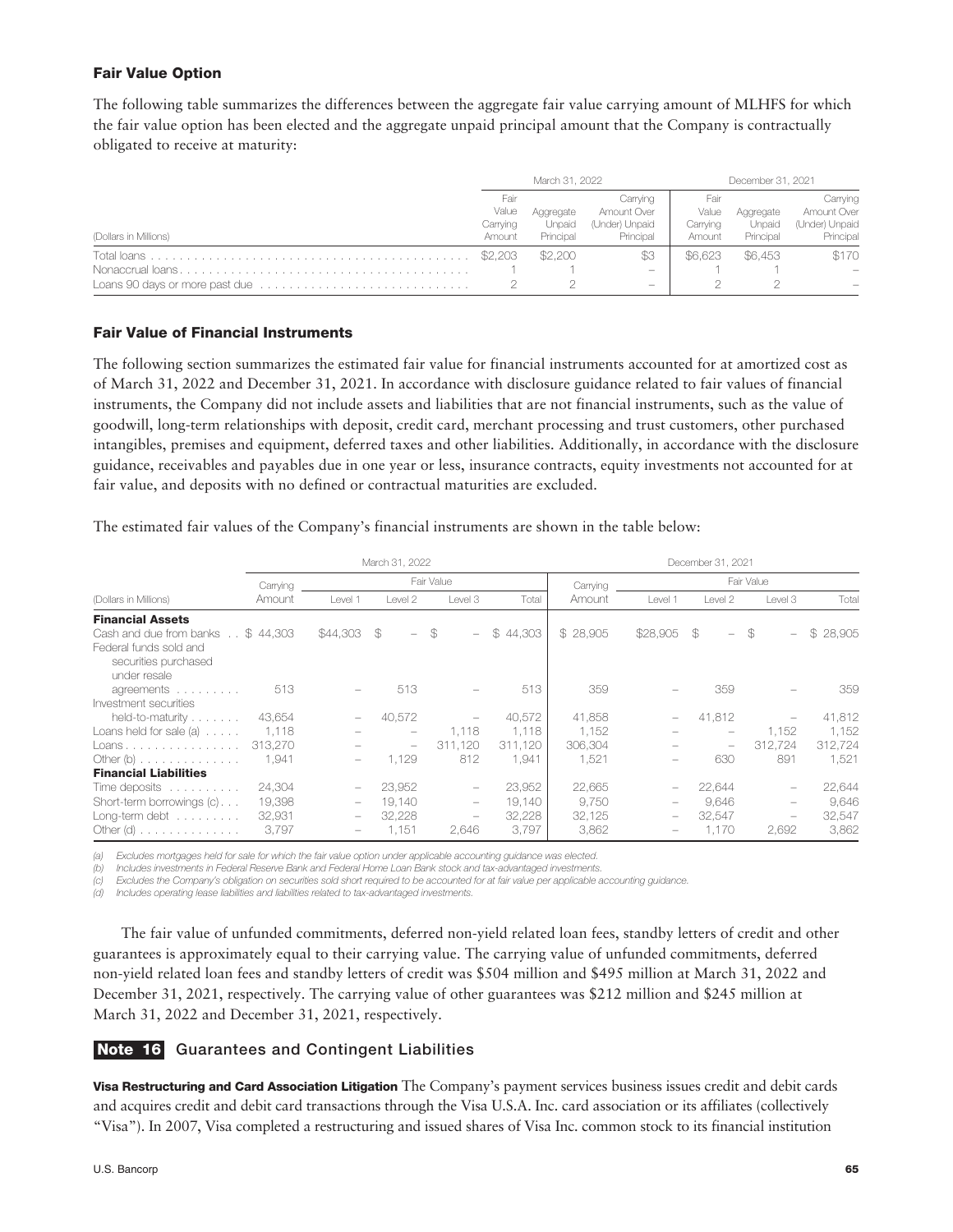### Fair Value Option

The following table summarizes the differences between the aggregate fair value carrying amount of MLHFS for which the fair value option has been elected and the aggregate unpaid principal amount that the Company is contractually obligated to receive at maturity:

| (Dollars in Millions) | March 31, 2022 | | | December 31, 2021 | | |
|---|---|---|---|---|---|---|
| | Fair Value Carrying Amount | Aggregate Unpaid Principal | Carrying Amount Over (Under) Unpaid Principal | Fair Value Carrying Amount | Aggregate Unpaid Principal | Carrying Amount Over (Under) Unpaid Principal |
| Total loans | $2,203 | $2,200 | $3 | $6,623 | $6,453 | $170 |
| Nonaccrual loans | 1 | 1 | – | 1 | 1 | – |
| Loans 90 days or more past due | 2 | 2 | – | 2 | 2 | – |

### Fair Value of Financial Instruments

The following section summarizes the estimated fair value for financial instruments accounted for at amortized cost as of March 31, 2022 and December 31, 2021. In accordance with disclosure guidance related to fair values of financial instruments, the Company did not include assets and liabilities that are not financial instruments, such as the value of goodwill, long-term relationships with deposit, credit card, merchant processing and trust customers, other purchased intangibles, premises and equipment, deferred taxes and other liabilities. Additionally, in accordance with the disclosure guidance, receivables and payables due in one year or less, insurance contracts, equity investments not accounted for at fair value, and deposits with no defined or contractual maturities are excluded.

The estimated fair values of the Company's financial instruments are shown in the table below:

| (Dollars in Millions) | March 31, 2022 | | | | | December 31, 2021 | | | | |
|---|---|---|---|---|---|---|---|---|---|---|
| | Carrying Amount | Fair Value | | | | Carrying Amount | Fair Value | | | |
| | | Level 1 | Level 2 | Level 3 | Total | | Level 1 | Level 2 | Level 3 | Total |
| **Financial Assets** | | | | | | | | | | |
| Cash and due from banks | $ 44,303 | $44,303 | $ – | $ – | $ 44,303 | $ 28,905 | $28,905 | $ – | $ – | $ 28,905 |
| Federal funds sold and securities purchased under resale agreements | 513 | – | 513 | – | 513 | 359 | – | 359 | – | 359 |
| Investment securities held-to-maturity | 43,654 | – | 40,572 | – | 40,572 | 41,858 | – | 41,812 | – | 41,812 |
| Loans held for sale (a) | 1,118 | – | – | 1,118 | 1,118 | 1,152 | – | – | 1,152 | 1,152 |
| Loans | 313,270 | – | – | 311,120 | 311,120 | 306,304 | – | – | 312,724 | 312,724 |
| Other (b) | 1,941 | – | 1,129 | 812 | 1,941 | 1,521 | – | 630 | 891 | 1,521 |
| **Financial Liabilities** | | | | | | | | | | |
| Time deposits | 24,304 | – | 23,952 | – | 23,952 | 22,665 | – | 22,644 | – | 22,644 |
| Short-term borrowings (c) | 19,398 | – | 19,140 | – | 19,140 | 9,750 | – | 9,646 | – | 9,646 |
| Long-term debt | 32,931 | – | 32,228 | – | 32,228 | 32,125 | – | 32,547 | – | 32,547 |
| Other (d) | 3,797 | – | 1,151 | 2,646 | 3,797 | 3,862 | – | 1,170 | 2,692 | 3,862 |

*(a) Excludes mortgages held for sale for which the fair value option under applicable accounting guidance was elected.*
*(b) Includes investments in Federal Reserve Bank and Federal Home Loan Bank stock and tax-advantaged investments.*
*(c) Excludes the Company's obligation on securities sold short required to be accounted for at fair value per applicable accounting guidance.*
*(d) Includes operating lease liabilities and liabilities related to tax-advantaged investments.*

The fair value of unfunded commitments, deferred non-yield related loan fees, standby letters of credit and other guarantees is approximately equal to their carrying value. The carrying value of unfunded commitments, deferred non-yield related loan fees and standby letters of credit was $504 million and $495 million at March 31, 2022 and December 31, 2021, respectively. The carrying value of other guarantees was $212 million and $245 million at March 31, 2022 and December 31, 2021, respectively.

## Note 16 Guarantees and Contingent Liabilities

**Visa Restructuring and Card Association Litigation** The Company's payment services business issues credit and debit cards and acquires credit and debit card transactions through the Visa U.S.A. Inc. card association or its affiliates (collectively "Visa"). In 2007, Visa completed a restructuring and issued shares of Visa Inc. common stock to its financial institution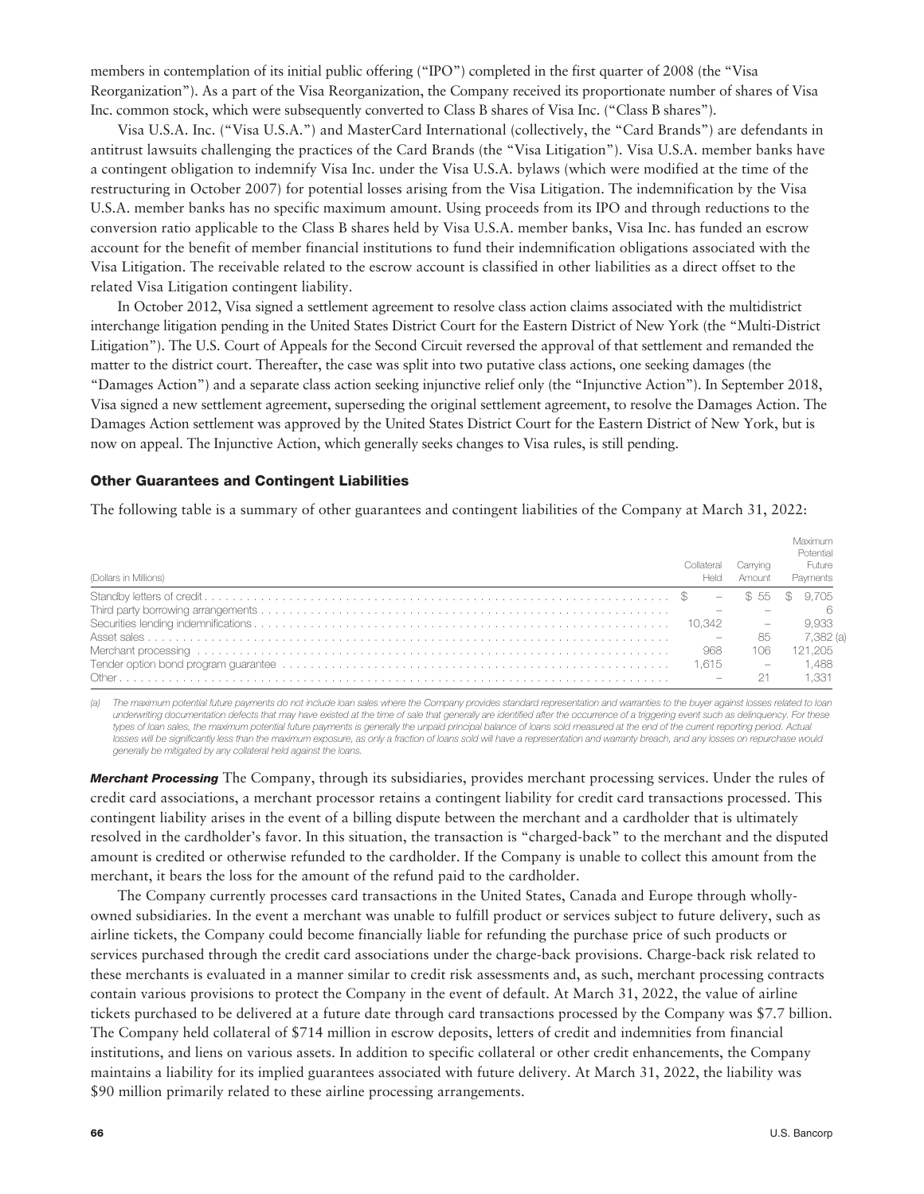members in contemplation of its initial public offering ("IPO") completed in the first quarter of 2008 (the "Visa Reorganization"). As a part of the Visa Reorganization, the Company received its proportionate number of shares of Visa Inc. common stock, which were subsequently converted to Class B shares of Visa Inc. ("Class B shares").

Visa U.S.A. Inc. ("Visa U.S.A.") and MasterCard International (collectively, the "Card Brands") are defendants in antitrust lawsuits challenging the practices of the Card Brands (the "Visa Litigation"). Visa U.S.A. member banks have a contingent obligation to indemnify Visa Inc. under the Visa U.S.A. bylaws (which were modified at the time of the restructuring in October 2007) for potential losses arising from the Visa Litigation. The indemnification by the Visa U.S.A. member banks has no specific maximum amount. Using proceeds from its IPO and through reductions to the conversion ratio applicable to the Class B shares held by Visa U.S.A. member banks, Visa Inc. has funded an escrow account for the benefit of member financial institutions to fund their indemnification obligations associated with the Visa Litigation. The receivable related to the escrow account is classified in other liabilities as a direct offset to the related Visa Litigation contingent liability.

In October 2012, Visa signed a settlement agreement to resolve class action claims associated with the multidistrict interchange litigation pending in the United States District Court for the Eastern District of New York (the "Multi-District Litigation"). The U.S. Court of Appeals for the Second Circuit reversed the approval of that settlement and remanded the matter to the district court. Thereafter, the case was split into two putative class actions, one seeking damages (the "Damages Action") and a separate class action seeking injunctive relief only (the "Injunctive Action"). In September 2018, Visa signed a new settlement agreement, superseding the original settlement agreement, to resolve the Damages Action. The Damages Action settlement was approved by the United States District Court for the Eastern District of New York, but is now on appeal. The Injunctive Action, which generally seeks changes to Visa rules, is still pending.

### Other Guarantees and Contingent Liabilities

The following table is a summary of other guarantees and contingent liabilities of the Company at March 31, 2022:

| (Dollars in Millions) | Collateral Held | Carrying Amount | Maximum Potential Future Payments |
|---|---|---|---|
| Standby letters of credit | $ – | $ 55 | $ 9,705 |
| Third party borrowing arrangements | – | – | 6 |
| Securities lending indemnifications | 10,342 | – | 9,933 |
| Asset sales | – | 85 | 7,382 (a) |
| Merchant processing | 968 | 106 | 121,205 |
| Tender option bond program guarantee | 1,615 | – | 1,488 |
| Other | – | 21 | 1,331 |

*(a) The maximum potential future payments do not include loan sales where the Company provides standard representation and warranties to the buyer against losses related to loan underwriting documentation defects that may have existed at the time of sale that generally are identified after the occurrence of a triggering event such as delinquency. For these types of loan sales, the maximum potential future payments is generally the unpaid principal balance of loans sold measured at the end of the current reporting period. Actual losses will be significantly less than the maximum exposure, as only a fraction of loans sold will have a representation and warranty breach, and any losses on repurchase would generally be mitigated by any collateral held against the loans.*

***Merchant Processing*** The Company, through its subsidiaries, provides merchant processing services. Under the rules of credit card associations, a merchant processor retains a contingent liability for credit card transactions processed. This contingent liability arises in the event of a billing dispute between the merchant and a cardholder that is ultimately resolved in the cardholder's favor. In this situation, the transaction is "charged-back" to the merchant and the disputed amount is credited or otherwise refunded to the cardholder. If the Company is unable to collect this amount from the merchant, it bears the loss for the amount of the refund paid to the cardholder.

The Company currently processes card transactions in the United States, Canada and Europe through wholly-owned subsidiaries. In the event a merchant was unable to fulfill product or services subject to future delivery, such as airline tickets, the Company could become financially liable for refunding the purchase price of such products or services purchased through the credit card associations under the charge-back provisions. Charge-back risk related to these merchants is evaluated in a manner similar to credit risk assessments and, as such, merchant processing contracts contain various provisions to protect the Company in the event of default. At March 31, 2022, the value of airline tickets purchased to be delivered at a future date through card transactions processed by the Company was $7.7 billion. The Company held collateral of $714 million in escrow deposits, letters of credit and indemnities from financial institutions, and liens on various assets. In addition to specific collateral or other credit enhancements, the Company maintains a liability for its implied guarantees associated with future delivery. At March 31, 2022, the liability was $90 million primarily related to these airline processing arrangements.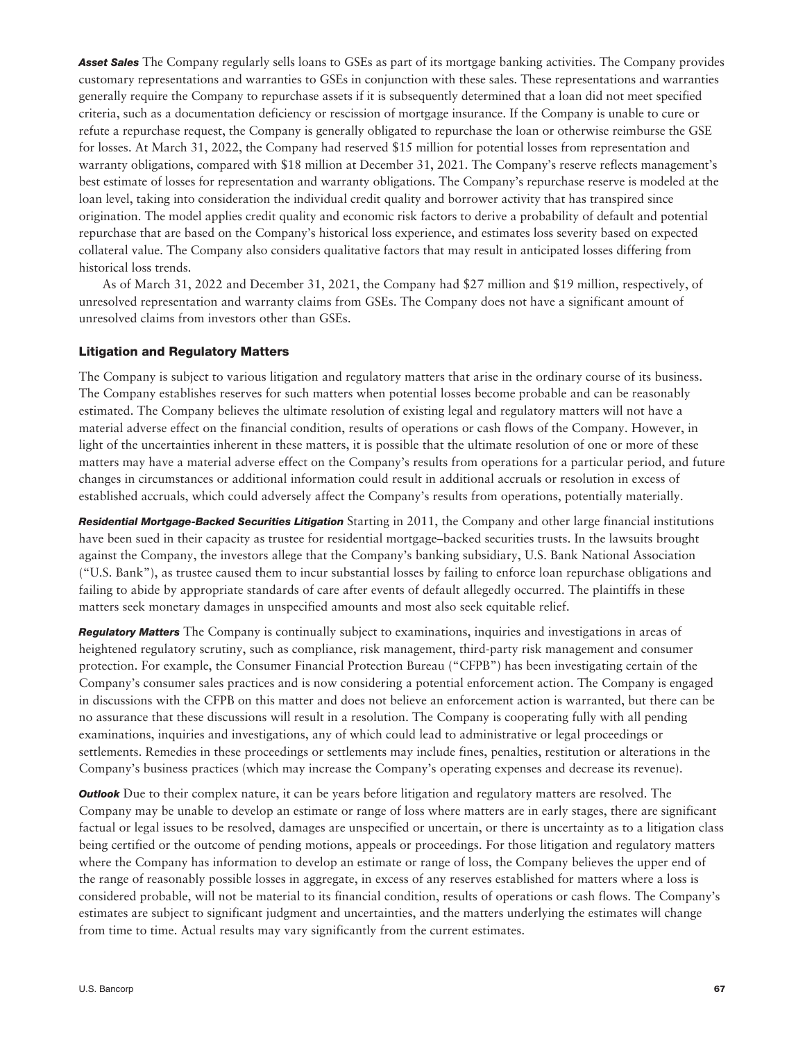***Asset Sales*** The Company regularly sells loans to GSEs as part of its mortgage banking activities. The Company provides customary representations and warranties to GSEs in conjunction with these sales. These representations and warranties generally require the Company to repurchase assets if it is subsequently determined that a loan did not meet specified criteria, such as a documentation deficiency or rescission of mortgage insurance. If the Company is unable to cure or refute a repurchase request, the Company is generally obligated to repurchase the loan or otherwise reimburse the GSE for losses. At March 31, 2022, the Company had reserved $15 million for potential losses from representation and warranty obligations, compared with $18 million at December 31, 2021. The Company's reserve reflects management's best estimate of losses for representation and warranty obligations. The Company's repurchase reserve is modeled at the loan level, taking into consideration the individual credit quality and borrower activity that has transpired since origination. The model applies credit quality and economic risk factors to derive a probability of default and potential repurchase that are based on the Company's historical loss experience, and estimates loss severity based on expected collateral value. The Company also considers qualitative factors that may result in anticipated losses differing from historical loss trends.

As of March 31, 2022 and December 31, 2021, the Company had $27 million and $19 million, respectively, of unresolved representation and warranty claims from GSEs. The Company does not have a significant amount of unresolved claims from investors other than GSEs.

### Litigation and Regulatory Matters

The Company is subject to various litigation and regulatory matters that arise in the ordinary course of its business. The Company establishes reserves for such matters when potential losses become probable and can be reasonably estimated. The Company believes the ultimate resolution of existing legal and regulatory matters will not have a material adverse effect on the financial condition, results of operations or cash flows of the Company. However, in light of the uncertainties inherent in these matters, it is possible that the ultimate resolution of one or more of these matters may have a material adverse effect on the Company's results from operations for a particular period, and future changes in circumstances or additional information could result in additional accruals or resolution in excess of established accruals, which could adversely affect the Company's results from operations, potentially materially.

***Residential Mortgage-Backed Securities Litigation*** Starting in 2011, the Company and other large financial institutions have been sued in their capacity as trustee for residential mortgage–backed securities trusts. In the lawsuits brought against the Company, the investors allege that the Company's banking subsidiary, U.S. Bank National Association ("U.S. Bank"), as trustee caused them to incur substantial losses by failing to enforce loan repurchase obligations and failing to abide by appropriate standards of care after events of default allegedly occurred. The plaintiffs in these matters seek monetary damages in unspecified amounts and most also seek equitable relief.

***Regulatory Matters*** The Company is continually subject to examinations, inquiries and investigations in areas of heightened regulatory scrutiny, such as compliance, risk management, third-party risk management and consumer protection. For example, the Consumer Financial Protection Bureau ("CFPB") has been investigating certain of the Company's consumer sales practices and is now considering a potential enforcement action. The Company is engaged in discussions with the CFPB on this matter and does not believe an enforcement action is warranted, but there can be no assurance that these discussions will result in a resolution. The Company is cooperating fully with all pending examinations, inquiries and investigations, any of which could lead to administrative or legal proceedings or settlements. Remedies in these proceedings or settlements may include fines, penalties, restitution or alterations in the Company's business practices (which may increase the Company's operating expenses and decrease its revenue).

***Outlook*** Due to their complex nature, it can be years before litigation and regulatory matters are resolved. The Company may be unable to develop an estimate or range of loss where matters are in early stages, there are significant factual or legal issues to be resolved, damages are unspecified or uncertain, or there is uncertainty as to a litigation class being certified or the outcome of pending motions, appeals or proceedings. For those litigation and regulatory matters where the Company has information to develop an estimate or range of loss, the Company believes the upper end of the range of reasonably possible losses in aggregate, in excess of any reserves established for matters where a loss is considered probable, will not be material to its financial condition, results of operations or cash flows. The Company's estimates are subject to significant judgment and uncertainties, and the matters underlying the estimates will change from time to time. Actual results may vary significantly from the current estimates.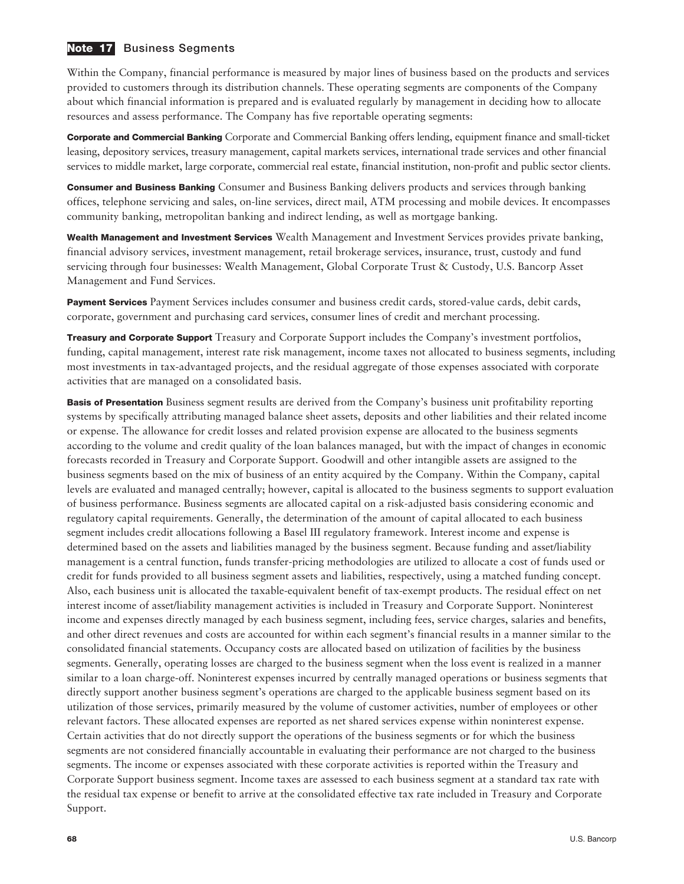## Note 17 Business Segments

Within the Company, financial performance is measured by major lines of business based on the products and services provided to customers through its distribution channels. These operating segments are components of the Company about which financial information is prepared and is evaluated regularly by management in deciding how to allocate resources and assess performance. The Company has five reportable operating segments:

**Corporate and Commercial Banking** Corporate and Commercial Banking offers lending, equipment finance and small-ticket leasing, depository services, treasury management, capital markets services, international trade services and other financial services to middle market, large corporate, commercial real estate, financial institution, non-profit and public sector clients.

**Consumer and Business Banking** Consumer and Business Banking delivers products and services through banking offices, telephone servicing and sales, on-line services, direct mail, ATM processing and mobile devices. It encompasses community banking, metropolitan banking and indirect lending, as well as mortgage banking.

**Wealth Management and Investment Services** Wealth Management and Investment Services provides private banking, financial advisory services, investment management, retail brokerage services, insurance, trust, custody and fund servicing through four businesses: Wealth Management, Global Corporate Trust & Custody, U.S. Bancorp Asset Management and Fund Services.

**Payment Services** Payment Services includes consumer and business credit cards, stored-value cards, debit cards, corporate, government and purchasing card services, consumer lines of credit and merchant processing.

**Treasury and Corporate Support** Treasury and Corporate Support includes the Company's investment portfolios, funding, capital management, interest rate risk management, income taxes not allocated to business segments, including most investments in tax-advantaged projects, and the residual aggregate of those expenses associated with corporate activities that are managed on a consolidated basis.

**Basis of Presentation** Business segment results are derived from the Company's business unit profitability reporting systems by specifically attributing managed balance sheet assets, deposits and other liabilities and their related income or expense. The allowance for credit losses and related provision expense are allocated to the business segments according to the volume and credit quality of the loan balances managed, but with the impact of changes in economic forecasts recorded in Treasury and Corporate Support. Goodwill and other intangible assets are assigned to the business segments based on the mix of business of an entity acquired by the Company. Within the Company, capital levels are evaluated and managed centrally; however, capital is allocated to the business segments to support evaluation of business performance. Business segments are allocated capital on a risk-adjusted basis considering economic and regulatory capital requirements. Generally, the determination of the amount of capital allocated to each business segment includes credit allocations following a Basel III regulatory framework. Interest income and expense is determined based on the assets and liabilities managed by the business segment. Because funding and asset/liability management is a central function, funds transfer-pricing methodologies are utilized to allocate a cost of funds used or credit for funds provided to all business segment assets and liabilities, respectively, using a matched funding concept. Also, each business unit is allocated the taxable-equivalent benefit of tax-exempt products. The residual effect on net interest income of asset/liability management activities is included in Treasury and Corporate Support. Noninterest income and expenses directly managed by each business segment, including fees, service charges, salaries and benefits, and other direct revenues and costs are accounted for within each segment's financial results in a manner similar to the consolidated financial statements. Occupancy costs are allocated based on utilization of facilities by the business segments. Generally, operating losses are charged to the business segment when the loss event is realized in a manner similar to a loan charge-off. Noninterest expenses incurred by centrally managed operations or business segments that directly support another business segment's operations are charged to the applicable business segment based on its utilization of those services, primarily measured by the volume of customer activities, number of employees or other relevant factors. These allocated expenses are reported as net shared services expense within noninterest expense. Certain activities that do not directly support the operations of the business segments or for which the business segments are not considered financially accountable in evaluating their performance are not charged to the business segments. The income or expenses associated with these corporate activities is reported within the Treasury and Corporate Support business segment. Income taxes are assessed to each business segment at a standard tax rate with the residual tax expense or benefit to arrive at the consolidated effective tax rate included in Treasury and Corporate Support.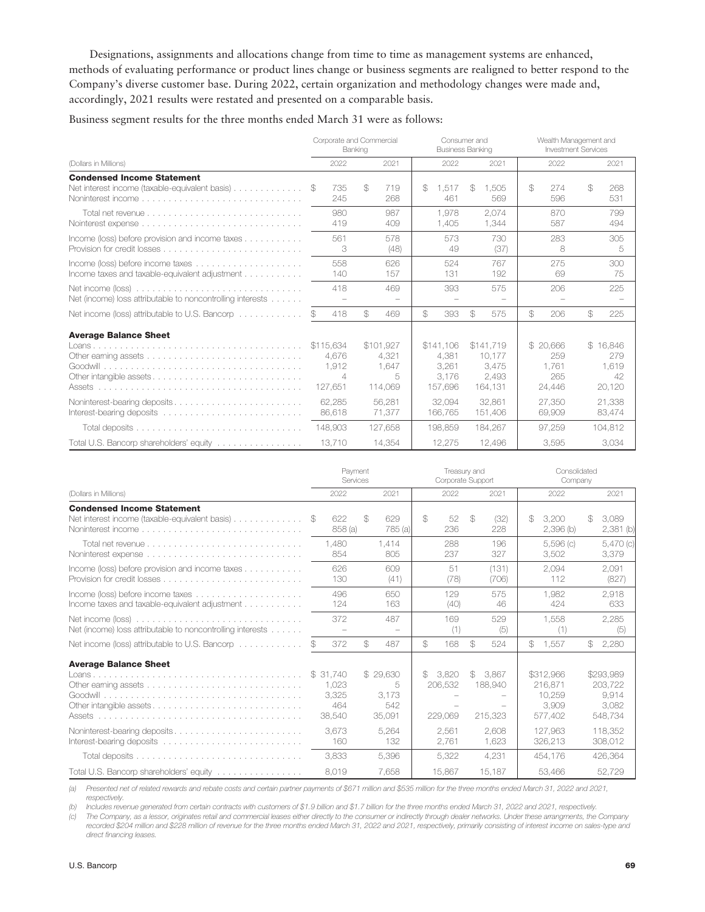Designations, assignments and allocations change from time to time as management systems are enhanced, methods of evaluating performance or product lines change or business segments are realigned to better respond to the Company's diverse customer base. During 2022, certain organization and methodology changes were made and, accordingly, 2021 results were restated and presented on a comparable basis.

Business segment results for the three months ended March 31 were as follows:

| (Dollars in Millions) | Corporate and Commercial Banking 2022 | Corporate and Commercial Banking 2021 | Consumer and Business Banking 2022 | Consumer and Business Banking 2021 | Wealth Management and Investment Services 2022 | Wealth Management and Investment Services 2021 |
|---|---|---|---|---|---|---|
| **Condensed Income Statement** | | | | | | |
| Net interest income (taxable-equivalent basis) | $ 735 | $ 719 | $ 1,517 | $ 1,505 | $ 274 | $ 268 |
| Noninterest income | 245 | 268 | 461 | 569 | 596 | 531 |
| Total net revenue | 980 | 987 | 1,978 | 2,074 | 870 | 799 |
| Noninterest expense | 419 | 409 | 1,405 | 1,344 | 587 | 494 |
| Income (loss) before provision and income taxes | 561 | 578 | 573 | 730 | 283 | 305 |
| Provision for credit losses | 3 | (48) | 49 | (37) | 8 | 5 |
| Income (loss) before income taxes | 558 | 626 | 524 | 767 | 275 | 300 |
| Income taxes and taxable-equivalent adjustment | 140 | 157 | 131 | 192 | 69 | 75 |
| Net income (loss) | 418 | 469 | 393 | 575 | 206 | 225 |
| Net (income) loss attributable to noncontrolling interests | – | – | – | – | – | – |
| Net income (loss) attributable to U.S. Bancorp | $ 418 | $ 469 | $ 393 | $ 575 | $ 206 | $ 225 |
| **Average Balance Sheet** | | | | | | |
| Loans | $115,634 | $101,927 | $141,106 | $141,719 | $ 20,666 | $ 16,846 |
| Other earning assets | 4,676 | 4,321 | 4,381 | 10,177 | 259 | 279 |
| Goodwill | 1,912 | 1,647 | 3,261 | 3,475 | 1,761 | 1,619 |
| Other intangible assets | 4 | 5 | 3,176 | 2,493 | 265 | 42 |
| Assets | 127,651 | 114,069 | 157,696 | 164,131 | 24,446 | 20,120 |
| Noninterest-bearing deposits | 62,285 | 56,281 | 32,094 | 32,861 | 27,350 | 21,338 |
| Interest-bearing deposits | 86,618 | 71,377 | 166,765 | 151,406 | 69,909 | 83,474 |
| Total deposits | 148,903 | 127,658 | 198,859 | 184,267 | 97,259 | 104,812 |
| Total U.S. Bancorp shareholders' equity | 13,710 | 14,354 | 12,275 | 12,496 | 3,595 | 3,034 |

| (Dollars in Millions) | Payment Services 2022 | Payment Services 2021 | Treasury and Corporate Support 2022 | Treasury and Corporate Support 2021 | Consolidated Company 2022 | Consolidated Company 2021 |
|---|---|---|---|---|---|---|
| **Condensed Income Statement** | | | | | | |
| Net interest income (taxable-equivalent basis) | $ 622 | $ 629 | $ 52 | $ (32) | $ 3,200 | $ 3,089 |
| Noninterest income | 858 (a) | 785 (a) | 236 | 228 | 2,396 (b) | 2,381 (b) |
| Total net revenue | 1,480 | 1,414 | 288 | 196 | 5,596 (c) | 5,470 (c) |
| Noninterest expense | 854 | 805 | 237 | 327 | 3,502 | 3,379 |
| Income (loss) before provision and income taxes | 626 | 609 | 51 | (131) | 2,094 | 2,091 |
| Provision for credit losses | 130 | (41) | (78) | (706) | 112 | (827) |
| Income (loss) before income taxes | 496 | 650 | 129 | 575 | 1,982 | 2,918 |
| Income taxes and taxable-equivalent adjustment | 124 | 163 | (40) | 46 | 424 | 633 |
| Net income (loss) | 372 | 487 | 169 | 529 | 1,558 | 2,285 |
| Net (income) loss attributable to noncontrolling interests | – | – | (1) | (5) | (1) | (5) |
| Net income (loss) attributable to U.S. Bancorp | $ 372 | $ 487 | $ 168 | $ 524 | $ 1,557 | $ 2,280 |
| **Average Balance Sheet** | | | | | | |
| Loans | $ 31,740 | $ 29,630 | $ 3,820 | $ 3,867 | $312,966 | $293,989 |
| Other earning assets | 1,023 | 5 | 206,532 | 188,940 | 216,871 | 203,722 |
| Goodwill | 3,325 | 3,173 | – | – | 10,259 | 9,914 |
| Other intangible assets | 464 | 542 | – | – | 3,909 | 3,082 |
| Assets | 38,540 | 35,091 | 229,069 | 215,323 | 577,402 | 548,734 |
| Noninterest-bearing deposits | 3,673 | 5,264 | 2,561 | 2,608 | 127,963 | 118,352 |
| Interest-bearing deposits | 160 | 132 | 2,761 | 1,623 | 326,213 | 308,012 |
| Total deposits | 3,833 | 5,396 | 5,322 | 4,231 | 454,176 | 426,364 |
| Total U.S. Bancorp shareholders' equity | 8,019 | 7,658 | 15,867 | 15,187 | 53,466 | 52,729 |

*(a) Presented net of related rewards and rebate costs and certain partner payments of $671 million and $535 million for the three months ended March 31, 2022 and 2021, respectively.*

*(b) Includes revenue generated from certain contracts with customers of $1.9 billion and $1.7 billion for the three months ended March 31, 2022 and 2021, respectively.*

*(c) The Company, as a lessor, originates retail and commercial leases either directly to the consumer or indirectly through dealer networks. Under these arrangements, the Company recorded $204 million and $228 million of revenue for the three months ended March 31, 2022 and 2021, respectively, primarily consisting of interest income on sales-type and direct financing leases.*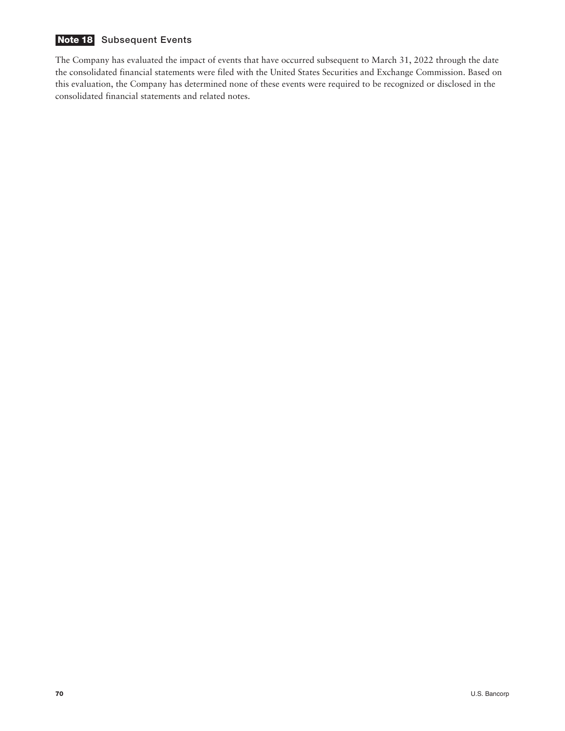## Note 18 Subsequent Events

The Company has evaluated the impact of events that have occurred subsequent to March 31, 2022 through the date the consolidated financial statements were filed with the United States Securities and Exchange Commission. Based on this evaluation, the Company has determined none of these events were required to be recognized or disclosed in the consolidated financial statements and related notes.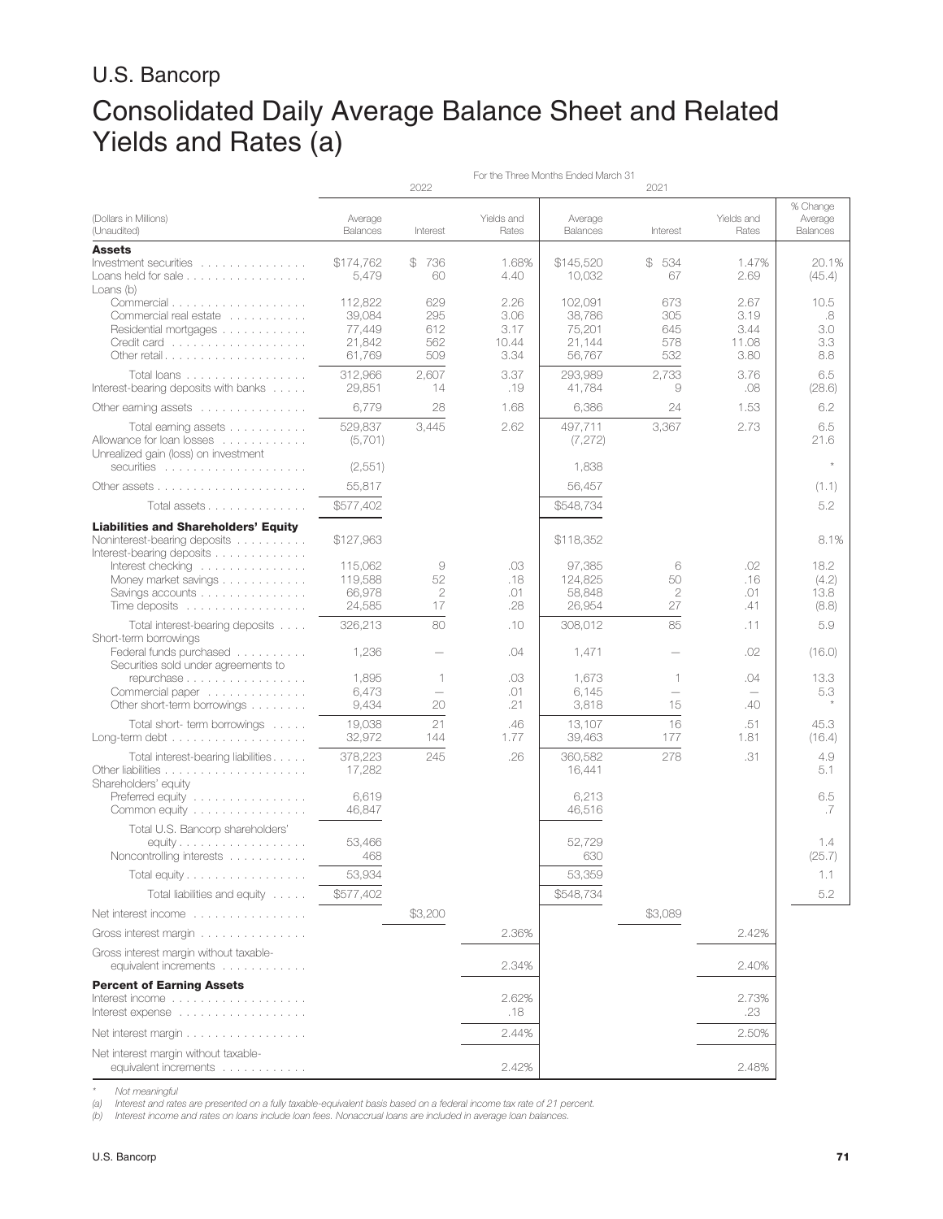# U.S. Bancorp

# Consolidated Daily Average Balance Sheet and Related Yields and Rates (a)

| (Dollars in Millions) (Unaudited) | For the Three Months Ended March 31 | | | | | | |
|---|---|---|---|---|---|---|---|
| | 2022 | | | 2021 | | | |
| | Average Balances | Interest | Yields and Rates | Average Balances | Interest | Yields and Rates | % Change Average Balances |
| **Assets** | | | | | | | |
| Investment securities | $174,762 | $ 736 | 1.68% | $145,520 | $ 534 | 1.47% | 20.1% |
| Loans held for sale | 5,479 | 60 | 4.40 | 10,032 | 67 | 2.69 | (45.4) |
| Loans (b) | | | | | | | |
| Commercial | 112,822 | 629 | 2.26 | 102,091 | 673 | 2.67 | 10.5 |
| Commercial real estate | 39,084 | 295 | 3.06 | 38,786 | 305 | 3.19 | .8 |
| Residential mortgages | 77,449 | 612 | 3.17 | 75,201 | 645 | 3.44 | 3.0 |
| Credit card | 21,842 | 562 | 10.44 | 21,144 | 578 | 11.08 | 3.3 |
| Other retail | 61,769 | 509 | 3.34 | 56,767 | 532 | 3.80 | 8.8 |
| Total loans | 312,966 | 2,607 | 3.37 | 293,989 | 2,733 | 3.76 | 6.5 |
| Interest-bearing deposits with banks | 29,851 | 14 | .19 | 41,784 | 9 | .08 | (28.6) |
| Other earning assets | 6,779 | 28 | 1.68 | 6,386 | 24 | 1.53 | 6.2 |
| Total earning assets | 529,837 | 3,445 | 2.62 | 497,711 | 3,367 | 2.73 | 6.5 |
| Allowance for loan losses | (5,701) | | | (7,272) | | | 21.6 |
| Unrealized gain (loss) on investment securities | (2,551) | | | 1,838 | | | * |
| Other assets | 55,817 | | | 56,457 | | | (1.1) |
| Total assets | $577,402 | | | $548,734 | | | 5.2 |
| **Liabilities and Shareholders' Equity** | | | | | | | |
| Noninterest-bearing deposits | $127,963 | | | $118,352 | | | 8.1% |
| Interest-bearing deposits | | | | | | | |
| Interest checking | 115,062 | 9 | .03 | 97,385 | 6 | .02 | 18.2 |
| Money market savings | 119,588 | 52 | .18 | 124,825 | 50 | .16 | (4.2) |
| Savings accounts | 66,978 | 2 | .01 | 58,848 | 2 | .01 | 13.8 |
| Time deposits | 24,585 | 17 | .28 | 26,954 | 27 | .41 | (8.8) |
| Total interest-bearing deposits | 326,213 | 80 | .10 | 308,012 | 85 | .11 | 5.9 |
| Short-term borrowings | | | | | | | |
| Federal funds purchased | 1,236 | — | .04 | 1,471 | — | .02 | (16.0) |
| Securities sold under agreements to repurchase | 1,895 | 1 | .03 | 1,673 | 1 | .04 | 13.3 |
| Commercial paper | 6,473 | — | .01 | 6,145 | — | — | 5.3 |
| Other short-term borrowings | 9,434 | 20 | .21 | 3,818 | 15 | .40 | * |
| Total short- term borrowings | 19,038 | 21 | .46 | 13,107 | 16 | .51 | 45.3 |
| Long-term debt | 32,972 | 144 | 1.77 | 39,463 | 177 | 1.81 | (16.4) |
| Total interest-bearing liabilities | 378,223 | 245 | .26 | 360,582 | 278 | .31 | 4.9 |
| Other liabilities | 17,282 | | | 16,441 | | | 5.1 |
| Shareholders' equity | | | | | | | |
| Preferred equity | 6,619 | | | 6,213 | | | 6.5 |
| Common equity | 46,847 | | | 46,516 | | | .7 |
| Total U.S. Bancorp shareholders' equity | 53,466 | | | 52,729 | | | 1.4 |
| Noncontrolling interests | 468 | | | 630 | | | (25.7) |
| Total equity | 53,934 | | | 53,359 | | | 1.1 |
| Total liabilities and equity | $577,402 | | | $548,734 | | | 5.2 |
| Net interest income | | $3,200 | | | $3,089 | | |
| Gross interest margin | | | 2.36% | | | 2.42% | |
| Gross interest margin without taxable-equivalent increments | | | 2.34% | | | 2.40% | |
| **Percent of Earning Assets** | | | | | | | |
| Interest income | | | 2.62% | | | 2.73% | |
| Interest expense | | | .18 | | | .23 | |
| Net interest margin | | | 2.44% | | | 2.50% | |
| Net interest margin without taxable-equivalent increments | | | 2.42% | | | 2.48% | |

\* *Not meaningful*

(a) *Interest and rates are presented on a fully taxable-equivalent basis based on a federal income tax rate of 21 percent.*

(b) *Interest income and rates on loans include loan fees. Nonaccrual loans are included in average loan balances.*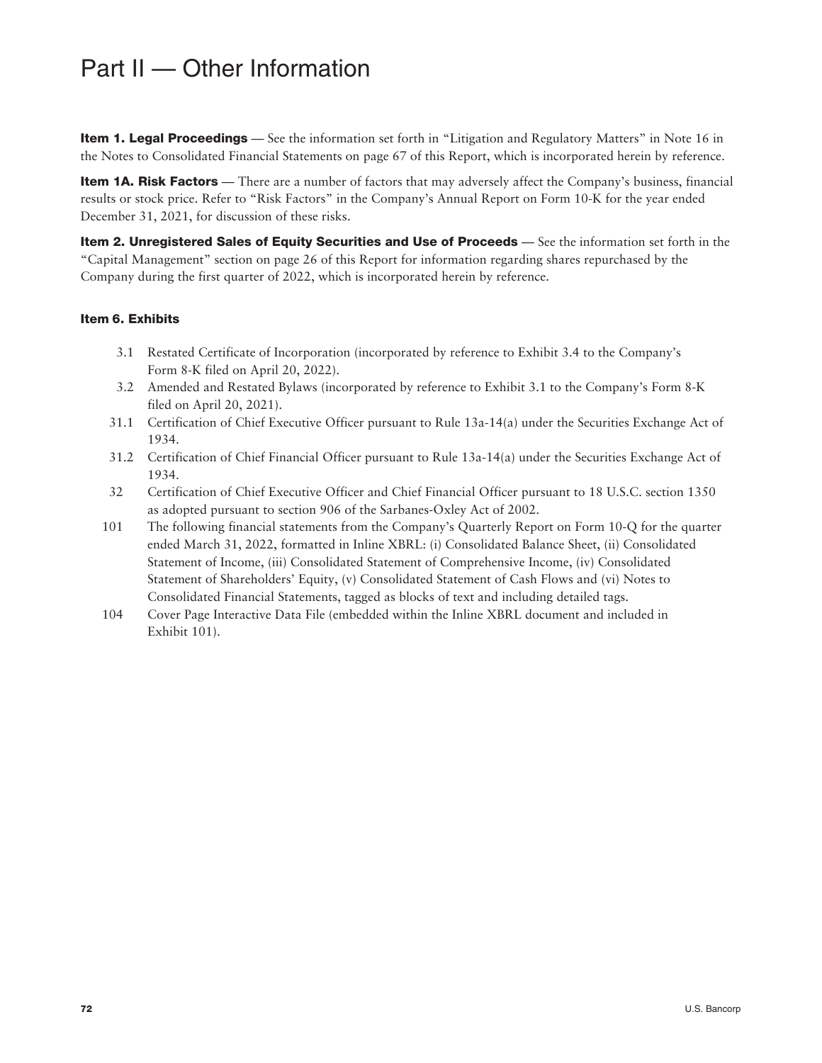# Part II — Other Information

**Item 1. Legal Proceedings** — See the information set forth in "Litigation and Regulatory Matters" in Note 16 in the Notes to Consolidated Financial Statements on page 67 of this Report, which is incorporated herein by reference.

**Item 1A. Risk Factors** — There are a number of factors that may adversely affect the Company's business, financial results or stock price. Refer to "Risk Factors" in the Company's Annual Report on Form 10-K for the year ended December 31, 2021, for discussion of these risks.

**Item 2. Unregistered Sales of Equity Securities and Use of Proceeds** — See the information set forth in the "Capital Management" section on page 26 of this Report for information regarding shares repurchased by the Company during the first quarter of 2022, which is incorporated herein by reference.

**Item 6. Exhibits**

- 3.1 Restated Certificate of Incorporation (incorporated by reference to Exhibit 3.4 to the Company's Form 8-K filed on April 20, 2022).
- 3.2 Amended and Restated Bylaws (incorporated by reference to Exhibit 3.1 to the Company's Form 8-K filed on April 20, 2021).
- 31.1 Certification of Chief Executive Officer pursuant to Rule 13a-14(a) under the Securities Exchange Act of 1934.
- 31.2 Certification of Chief Financial Officer pursuant to Rule 13a-14(a) under the Securities Exchange Act of 1934.
- 32 Certification of Chief Executive Officer and Chief Financial Officer pursuant to 18 U.S.C. section 1350 as adopted pursuant to section 906 of the Sarbanes-Oxley Act of 2002.
- 101 The following financial statements from the Company's Quarterly Report on Form 10-Q for the quarter ended March 31, 2022, formatted in Inline XBRL: (i) Consolidated Balance Sheet, (ii) Consolidated Statement of Income, (iii) Consolidated Statement of Comprehensive Income, (iv) Consolidated Statement of Shareholders' Equity, (v) Consolidated Statement of Cash Flows and (vi) Notes to Consolidated Financial Statements, tagged as blocks of text and including detailed tags.
- 104 Cover Page Interactive Data File (embedded within the Inline XBRL document and included in Exhibit 101).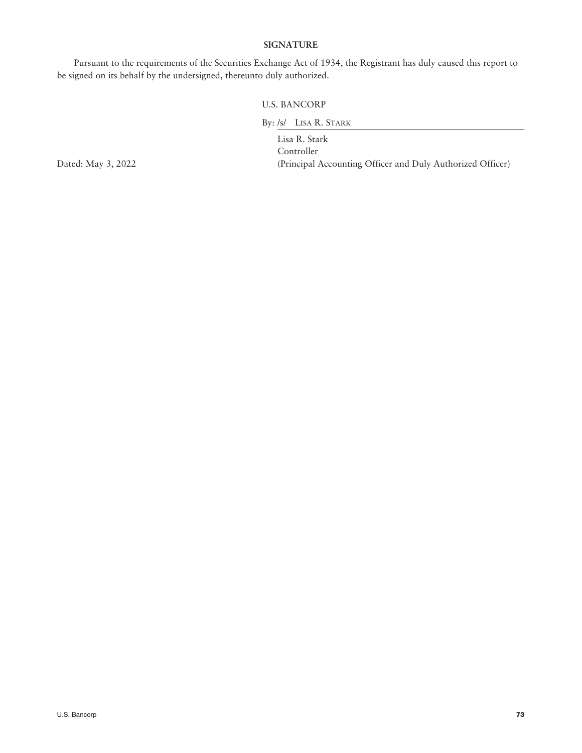## SIGNATURE

Pursuant to the requirements of the Securities Exchange Act of 1934, the Registrant has duly caused this report to be signed on its behalf by the undersigned, thereunto duly authorized.

U.S. BANCORP

By: /s/ LISA R. STARK

Lisa R. Stark
Controller
(Principal Accounting Officer and Duly Authorized Officer)

Dated: May 3, 2022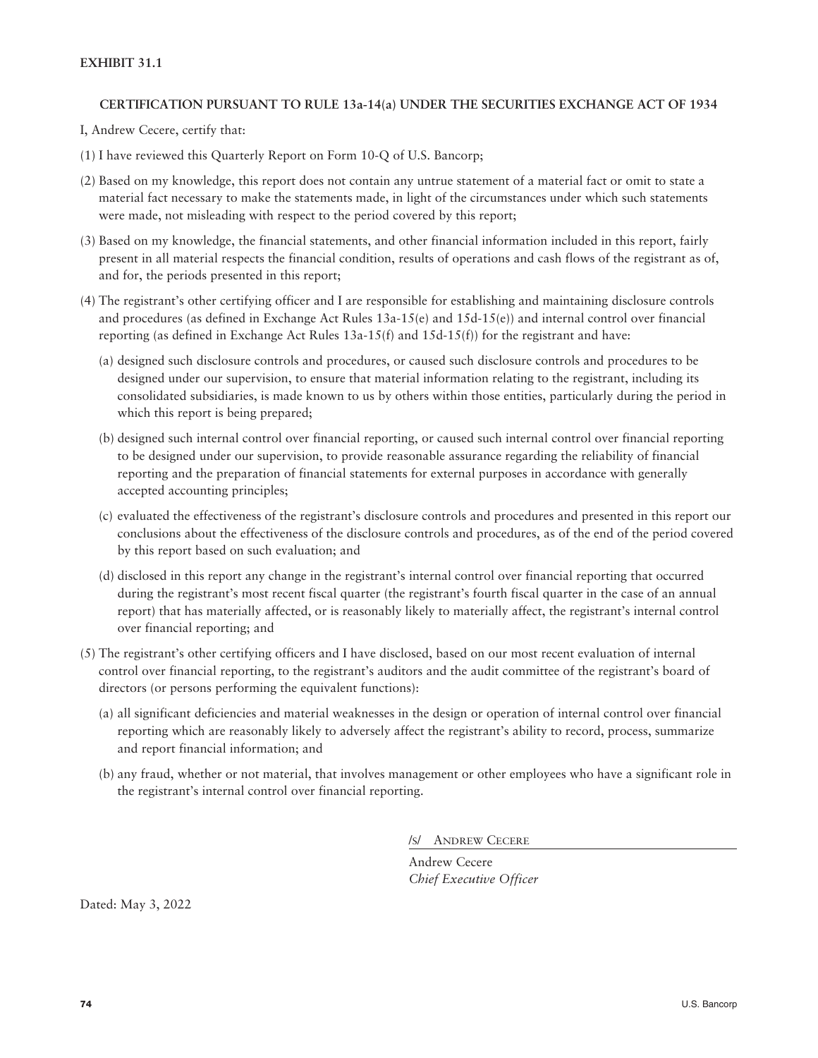**EXHIBIT 31.1**

**CERTIFICATION PURSUANT TO RULE 13a-14(a) UNDER THE SECURITIES EXCHANGE ACT OF 1934**

I, Andrew Cecere, certify that:

(1) I have reviewed this Quarterly Report on Form 10-Q of U.S. Bancorp;

(2) Based on my knowledge, this report does not contain any untrue statement of a material fact or omit to state a material fact necessary to make the statements made, in light of the circumstances under which such statements were made, not misleading with respect to the period covered by this report;

(3) Based on my knowledge, the financial statements, and other financial information included in this report, fairly present in all material respects the financial condition, results of operations and cash flows of the registrant as of, and for, the periods presented in this report;

(4) The registrant's other certifying officer and I are responsible for establishing and maintaining disclosure controls and procedures (as defined in Exchange Act Rules 13a-15(e) and 15d-15(e)) and internal control over financial reporting (as defined in Exchange Act Rules 13a-15(f) and 15d-15(f)) for the registrant and have:

(a) designed such disclosure controls and procedures, or caused such disclosure controls and procedures to be designed under our supervision, to ensure that material information relating to the registrant, including its consolidated subsidiaries, is made known to us by others within those entities, particularly during the period in which this report is being prepared;

(b) designed such internal control over financial reporting, or caused such internal control over financial reporting to be designed under our supervision, to provide reasonable assurance regarding the reliability of financial reporting and the preparation of financial statements for external purposes in accordance with generally accepted accounting principles;

(c) evaluated the effectiveness of the registrant's disclosure controls and procedures and presented in this report our conclusions about the effectiveness of the disclosure controls and procedures, as of the end of the period covered by this report based on such evaluation; and

(d) disclosed in this report any change in the registrant's internal control over financial reporting that occurred during the registrant's most recent fiscal quarter (the registrant's fourth fiscal quarter in the case of an annual report) that has materially affected, or is reasonably likely to materially affect, the registrant's internal control over financial reporting; and

(5) The registrant's other certifying officers and I have disclosed, based on our most recent evaluation of internal control over financial reporting, to the registrant's auditors and the audit committee of the registrant's board of directors (or persons performing the equivalent functions):

(a) all significant deficiencies and material weaknesses in the design or operation of internal control over financial reporting which are reasonably likely to adversely affect the registrant's ability to record, process, summarize and report financial information; and

(b) any fraud, whether or not material, that involves management or other employees who have a significant role in the registrant's internal control over financial reporting.

/s/ Andrew Cecere

Andrew Cecere
*Chief Executive Officer*

Dated: May 3, 2022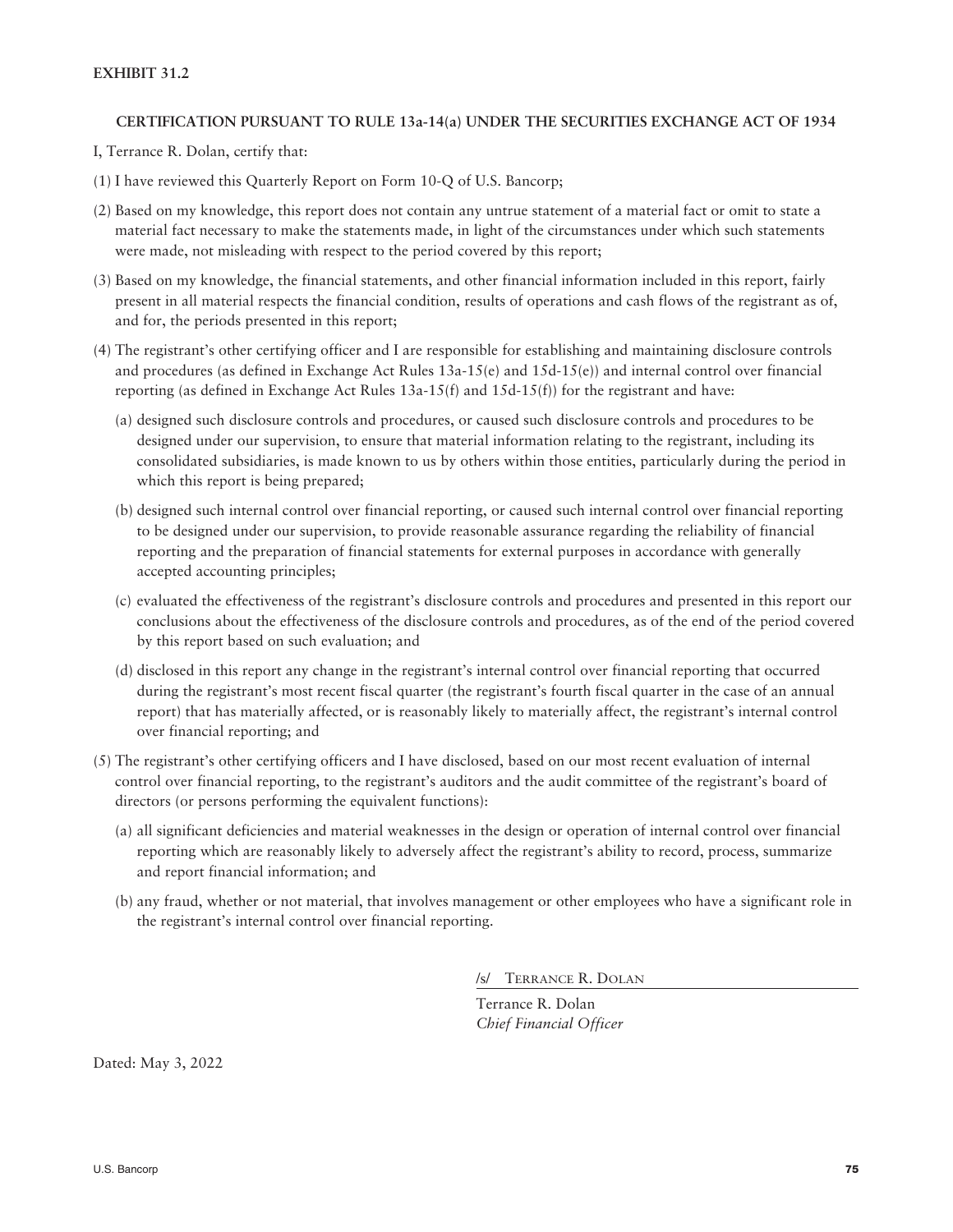**EXHIBIT 31.2**

**CERTIFICATION PURSUANT TO RULE 13a-14(a) UNDER THE SECURITIES EXCHANGE ACT OF 1934**

I, Terrance R. Dolan, certify that:

(1) I have reviewed this Quarterly Report on Form 10-Q of U.S. Bancorp;

(2) Based on my knowledge, this report does not contain any untrue statement of a material fact or omit to state a material fact necessary to make the statements made, in light of the circumstances under which such statements were made, not misleading with respect to the period covered by this report;

(3) Based on my knowledge, the financial statements, and other financial information included in this report, fairly present in all material respects the financial condition, results of operations and cash flows of the registrant as of, and for, the periods presented in this report;

(4) The registrant's other certifying officer and I are responsible for establishing and maintaining disclosure controls and procedures (as defined in Exchange Act Rules 13a-15(e) and 15d-15(e)) and internal control over financial reporting (as defined in Exchange Act Rules 13a-15(f) and 15d-15(f)) for the registrant and have:

(a) designed such disclosure controls and procedures, or caused such disclosure controls and procedures to be designed under our supervision, to ensure that material information relating to the registrant, including its consolidated subsidiaries, is made known to us by others within those entities, particularly during the period in which this report is being prepared;

(b) designed such internal control over financial reporting, or caused such internal control over financial reporting to be designed under our supervision, to provide reasonable assurance regarding the reliability of financial reporting and the preparation of financial statements for external purposes in accordance with generally accepted accounting principles;

(c) evaluated the effectiveness of the registrant's disclosure controls and procedures and presented in this report our conclusions about the effectiveness of the disclosure controls and procedures, as of the end of the period covered by this report based on such evaluation; and

(d) disclosed in this report any change in the registrant's internal control over financial reporting that occurred during the registrant's most recent fiscal quarter (the registrant's fourth fiscal quarter in the case of an annual report) that has materially affected, or is reasonably likely to materially affect, the registrant's internal control over financial reporting; and

(5) The registrant's other certifying officers and I have disclosed, based on our most recent evaluation of internal control over financial reporting, to the registrant's auditors and the audit committee of the registrant's board of directors (or persons performing the equivalent functions):

(a) all significant deficiencies and material weaknesses in the design or operation of internal control over financial reporting which are reasonably likely to adversely affect the registrant's ability to record, process, summarize and report financial information; and

(b) any fraud, whether or not material, that involves management or other employees who have a significant role in the registrant's internal control over financial reporting.

/s/ TERRANCE R. DOLAN

Terrance R. Dolan
*Chief Financial Officer*

Dated: May 3, 2022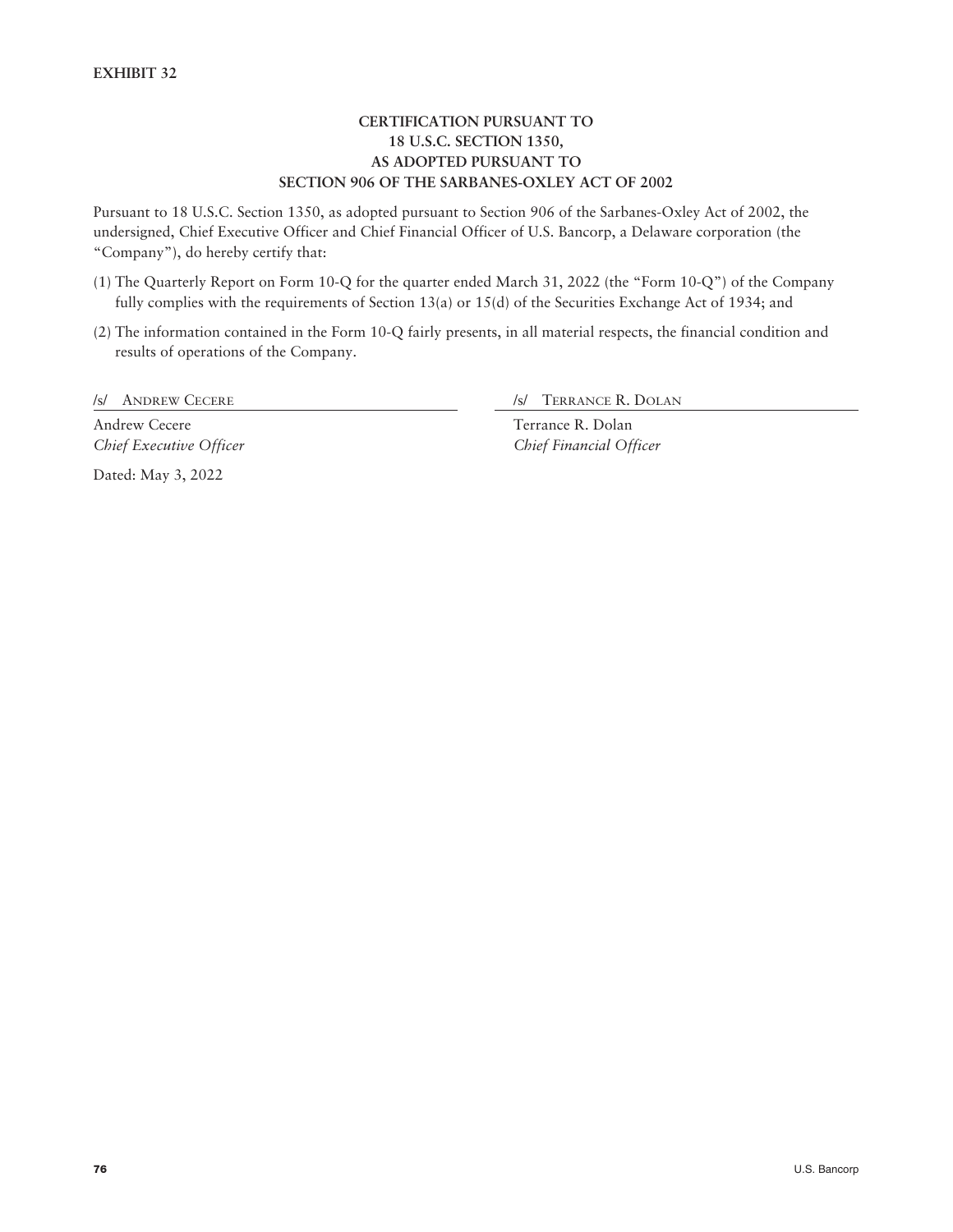**EXHIBIT 32**

**CERTIFICATION PURSUANT TO 18 U.S.C. SECTION 1350, AS ADOPTED PURSUANT TO SECTION 906 OF THE SARBANES-OXLEY ACT OF 2002**

Pursuant to 18 U.S.C. Section 1350, as adopted pursuant to Section 906 of the Sarbanes-Oxley Act of 2002, the undersigned, Chief Executive Officer and Chief Financial Officer of U.S. Bancorp, a Delaware corporation (the "Company"), do hereby certify that:

(1) The Quarterly Report on Form 10-Q for the quarter ended March 31, 2022 (the "Form 10-Q") of the Company fully complies with the requirements of Section 13(a) or 15(d) of the Securities Exchange Act of 1934; and

(2) The information contained in the Form 10-Q fairly presents, in all material respects, the financial condition and results of operations of the Company.

/s/ ANDREW CECERE

Andrew Cecere
*Chief Executive Officer*

/s/ TERRANCE R. DOLAN

Terrance R. Dolan
*Chief Financial Officer*

Dated: May 3, 2022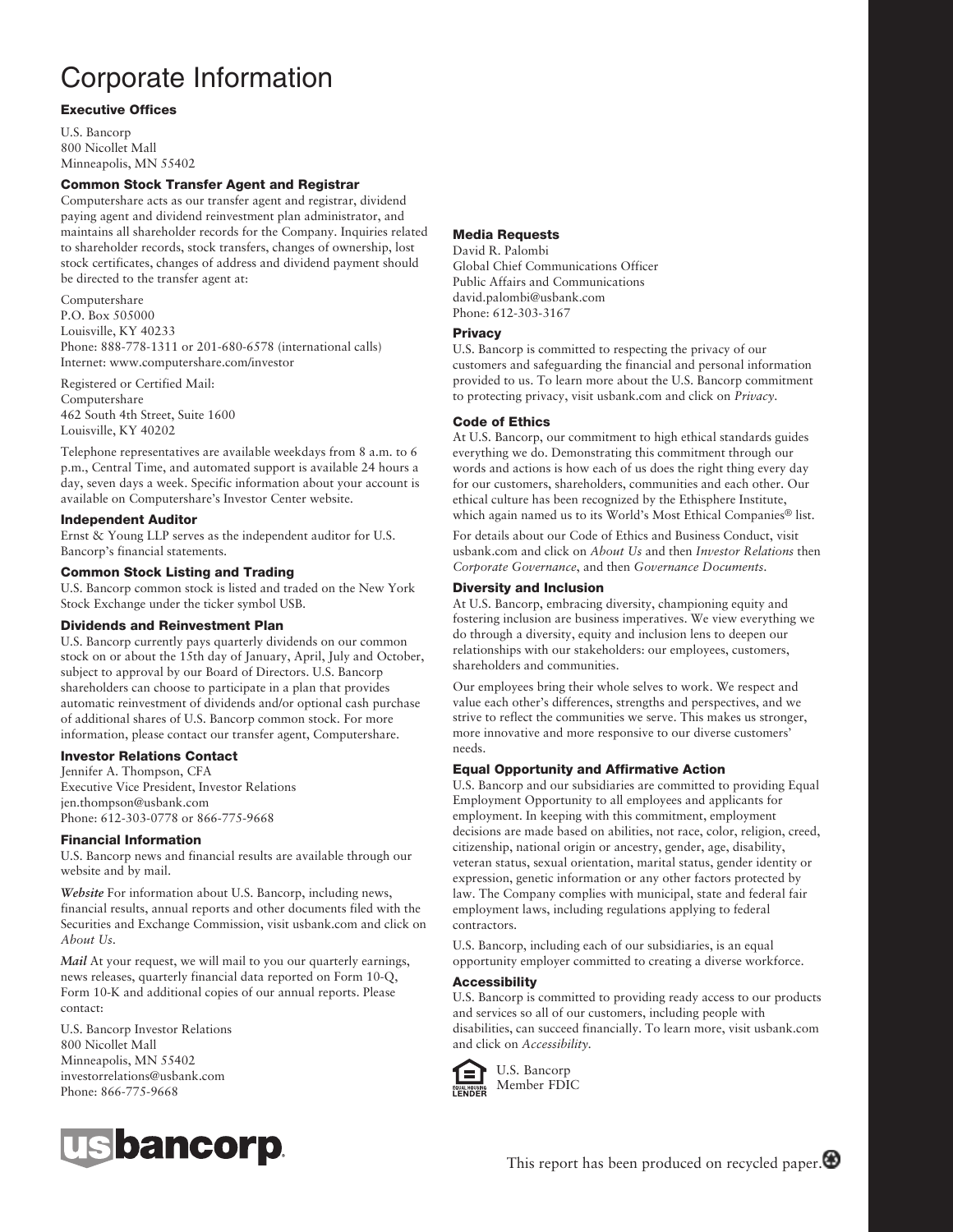# Corporate Information

### Executive Offices

U.S. Bancorp
800 Nicollet Mall
Minneapolis, MN 55402

### Common Stock Transfer Agent and Registrar

Computershare acts as our transfer agent and registrar, dividend paying agent and dividend reinvestment plan administrator, and maintains all shareholder records for the Company. Inquiries related to shareholder records, stock transfers, changes of ownership, lost stock certificates, changes of address and dividend payment should be directed to the transfer agent at:

Computershare
P.O. Box 505000
Louisville, KY 40233
Phone: 888-778-1311 or 201-680-6578 (international calls)
Internet: www.computershare.com/investor

Registered or Certified Mail:
Computershare
462 South 4th Street, Suite 1600
Louisville, KY 40202

Telephone representatives are available weekdays from 8 a.m. to 6 p.m., Central Time, and automated support is available 24 hours a day, seven days a week. Specific information about your account is available on Computershare's Investor Center website.

### Independent Auditor

Ernst & Young LLP serves as the independent auditor for U.S. Bancorp's financial statements.

### Common Stock Listing and Trading

U.S. Bancorp common stock is listed and traded on the New York Stock Exchange under the ticker symbol USB.

### Dividends and Reinvestment Plan

U.S. Bancorp currently pays quarterly dividends on our common stock on or about the 15th day of January, April, July and October, subject to approval by our Board of Directors. U.S. Bancorp shareholders can choose to participate in a plan that provides automatic reinvestment of dividends and/or optional cash purchase of additional shares of U.S. Bancorp common stock. For more information, please contact our transfer agent, Computershare.

### Investor Relations Contact

Jennifer A. Thompson, CFA
Executive Vice President, Investor Relations
jen.thompson@usbank.com
Phone: 612-303-0778 or 866-775-9668

### Financial Information

U.S. Bancorp news and financial results are available through our website and by mail.

***Website*** For information about U.S. Bancorp, including news, financial results, annual reports and other documents filed with the Securities and Exchange Commission, visit usbank.com and click on *About Us*.

***Mail*** At your request, we will mail to you our quarterly earnings, news releases, quarterly financial data reported on Form 10-Q, Form 10-K and additional copies of our annual reports. Please contact:

U.S. Bancorp Investor Relations
800 Nicollet Mall
Minneapolis, MN 55402
investorrelations@usbank.com
Phone: 866-775-9668

### Media Requests

David R. Palombi
Global Chief Communications Officer
Public Affairs and Communications
david.palombi@usbank.com
Phone: 612-303-3167

### Privacy

U.S. Bancorp is committed to respecting the privacy of our customers and safeguarding the financial and personal information provided to us. To learn more about the U.S. Bancorp commitment to protecting privacy, visit usbank.com and click on *Privacy*.

### Code of Ethics

At U.S. Bancorp, our commitment to high ethical standards guides everything we do. Demonstrating this commitment through our words and actions is how each of us does the right thing every day for our customers, shareholders, communities and each other. Our ethical culture has been recognized by the Ethisphere Institute, which again named us to its World's Most Ethical Companies® list.

For details about our Code of Ethics and Business Conduct, visit usbank.com and click on *About Us* and then *Investor Relations* then *Corporate Governance*, and then *Governance Documents*.

### Diversity and Inclusion

At U.S. Bancorp, embracing diversity, championing equity and fostering inclusion are business imperatives. We view everything we do through a diversity, equity and inclusion lens to deepen our relationships with our stakeholders: our employees, customers, shareholders and communities.

Our employees bring their whole selves to work. We respect and value each other's differences, strengths and perspectives, and we strive to reflect the communities we serve. This makes us stronger, more innovative and more responsive to our diverse customers' needs.

### Equal Opportunity and Affirmative Action

U.S. Bancorp and our subsidiaries are committed to providing Equal Employment Opportunity to all employees and applicants for employment. In keeping with this commitment, employment decisions are made based on abilities, not race, color, religion, creed, citizenship, national origin or ancestry, gender, age, disability, veteran status, sexual orientation, marital status, gender identity or expression, genetic information or any other factors protected by law. The Company complies with municipal, state and federal fair employment laws, including regulations applying to federal contractors.

U.S. Bancorp, including each of our subsidiaries, is an equal opportunity employer committed to creating a diverse workforce.

### Accessibility

U.S. Bancorp is committed to providing ready access to our products and services so all of our customers, including people with disabilities, can succeed financially. To learn more, visit usbank.com and click on *Accessibility*.

EQUAL HOUSING LENDER

U.S. Bancorp
Member FDIC

usbancorp

This report has been produced on recycled paper.